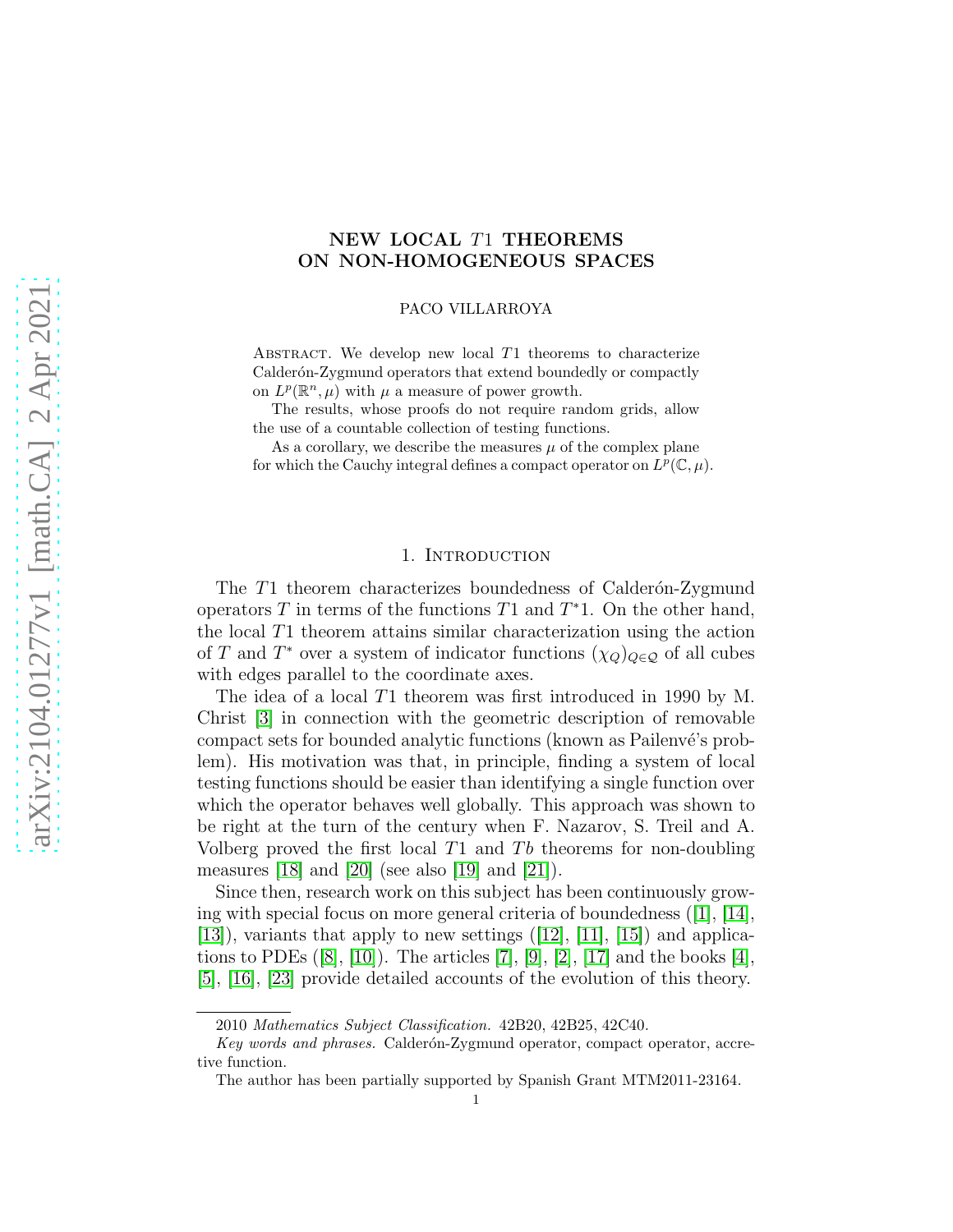# NEW LOCAL $T1$ THEOREMS ON NON-HOMOGENEOUS SPACES

PACO VILLARROYA

ABSTRACT. We develop new local $T1$ theorems to characterize Calderón-Zygmund operators that extend boundedly or compactly on $L^p(\mathbb{R}^n, \mu)$ with $\mu$ a measure of power growth.

The results, whose proofs do not require random grids, allow the use of a countable collection of testing functions.

As a corollary, we describe the measures $\mu$ of the complex plane for which the Cauchy integral defines a compact operator on $L^p(\mathbb{C}, \mu)$.

## 1. Introduction

The $T1$ theorem characterizes boundedness of Calderón-Zygmund operators $T$ in terms of the functions $T1$ and $T^*1$. On the other hand, the local $T1$ theorem attains similar characterization using the action of $T$ and $T^*$ over a system of indicator functions $(\chi_Q)_{Q\in\mathcal{Q}}$ of all cubes with edges parallel to the coordinate axes.

The idea of a local $T1$ theorem was first introduced in 1990 by M. Christ [3] in connection with the geometric description of removable compact sets for bounded analytic functions (known as Pailenvé's problem). His motivation was that, in principle, finding a system of local testing functions should be easier than identifying a single function over which the operator behaves well globally. This approach was shown to be right at the turn of the century when F. Nazarov, S. Treil and A. Volberg proved the first local $T1$ and $Tb$ theorems for non-doubling measures [18] and [20] (see also [19] and [21]).

Since then, research work on this subject has been continuously growing with special focus on more general criteria of boundedness ([1], [14], [13]), variants that apply to new settings ([12], [11], [15]) and applications to PDEs ([8], [10]). The articles [7], [9], [2], [17] and the books [4], [5], [16], [23] provide detailed accounts of the evolution of this theory.

2010 *Mathematics Subject Classification.* 42B20, 42B25, 42C40.

*Key words and phrases.* Calderón-Zygmund operator, compact operator, accretive function.

The author has been partially supported by Spanish Grant MTM2011-23164.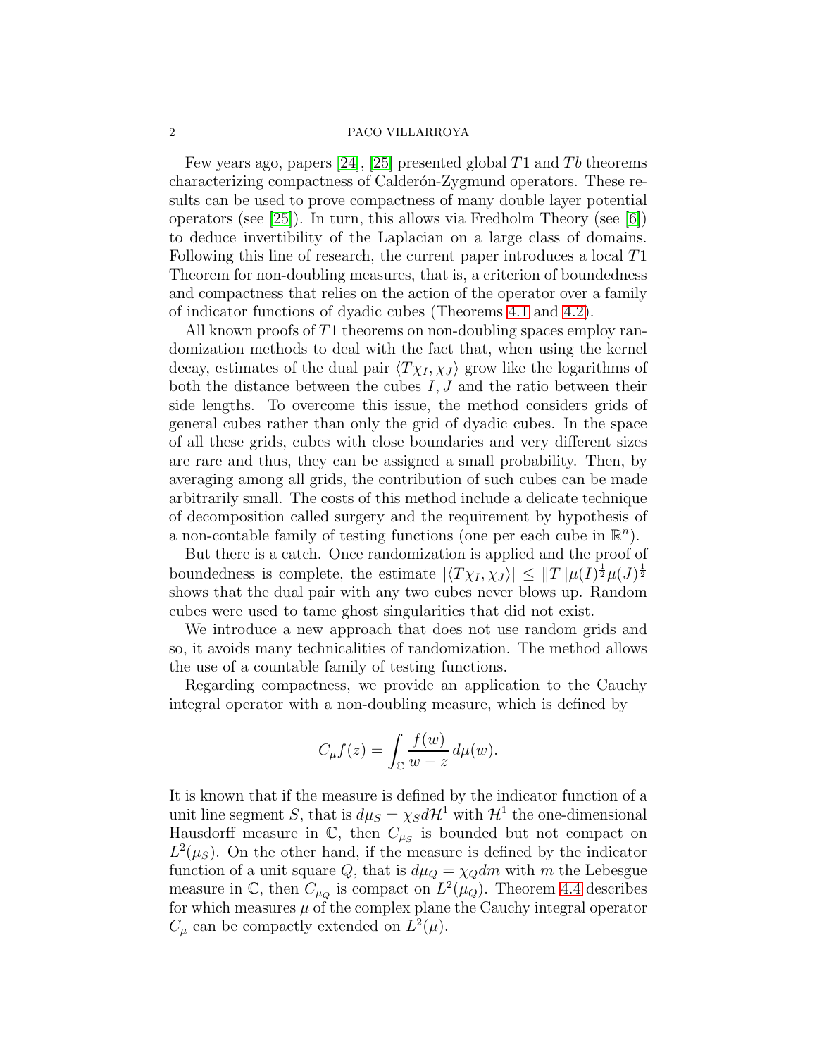Few years ago, papers [24], [25] presented global $T1$ and $Tb$ theorems characterizing compactness of Calderón-Zygmund operators. These results can be used to prove compactness of many double layer potential operators (see [25]). In turn, this allows via Fredholm Theory (see [6]) to deduce invertibility of the Laplacian on a large class of domains. Following this line of research, the current paper introduces a local $T1$ Theorem for non-doubling measures, that is, a criterion of boundedness and compactness that relies on the action of the operator over a family of indicator functions of dyadic cubes (Theorems 4.1 and 4.2).

All known proofs of $T1$ theorems on non-doubling spaces employ randomization methods to deal with the fact that, when using the kernel decay, estimates of the dual pair $\langle T\chi_I, \chi_J\rangle$ grow like the logarithms of both the distance between the cubes $I, J$ and the ratio between their side lengths. To overcome this issue, the method considers grids of general cubes rather than only the grid of dyadic cubes. In the space of all these grids, cubes with close boundaries and very different sizes are rare and thus, they can be assigned a small probability. Then, by averaging among all grids, the contribution of such cubes can be made arbitrarily small. The costs of this method include a delicate technique of decomposition called surgery and the requirement by hypothesis of a non-contable family of testing functions (one per each cube in $\mathbb{R}^n$).

But there is a catch. Once randomization is applied and the proof of boundedness is complete, the estimate $|\langle T\chi_I, \chi_J\rangle| \leq \|T\|\mu(I)^{\frac{1}{2}}\mu(J)^{\frac{1}{2}}$ shows that the dual pair with any two cubes never blows up. Random cubes were used to tame ghost singularities that did not exist.

We introduce a new approach that does not use random grids and so, it avoids many technicalities of randomization. The method allows the use of a countable family of testing functions.

Regarding compactness, we provide an application to the Cauchy integral operator with a non-doubling measure, which is defined by

$$C_\mu f(z) = \int_{\mathbb{C}} \frac{f(w)}{w - z}\, d\mu(w).$$

It is known that if the measure is defined by the indicator function of a unit line segment $S$, that is $d\mu_S = \chi_S d\mathcal{H}^1$ with $\mathcal{H}^1$ the one-dimensional Hausdorff measure in $\mathbb{C}$, then $C_{\mu_S}$ is bounded but not compact on $L^2(\mu_S)$. On the other hand, if the measure is defined by the indicator function of a unit square $Q$, that is $d\mu_Q = \chi_Q dm$ with $m$ the Lebesgue measure in $\mathbb{C}$, then $C_{\mu_Q}$ is compact on $L^2(\mu_Q)$. Theorem 4.4 describes for which measures $\mu$ of the complex plane the Cauchy integral operator $C_\mu$ can be compactly extended on $L^2(\mu)$.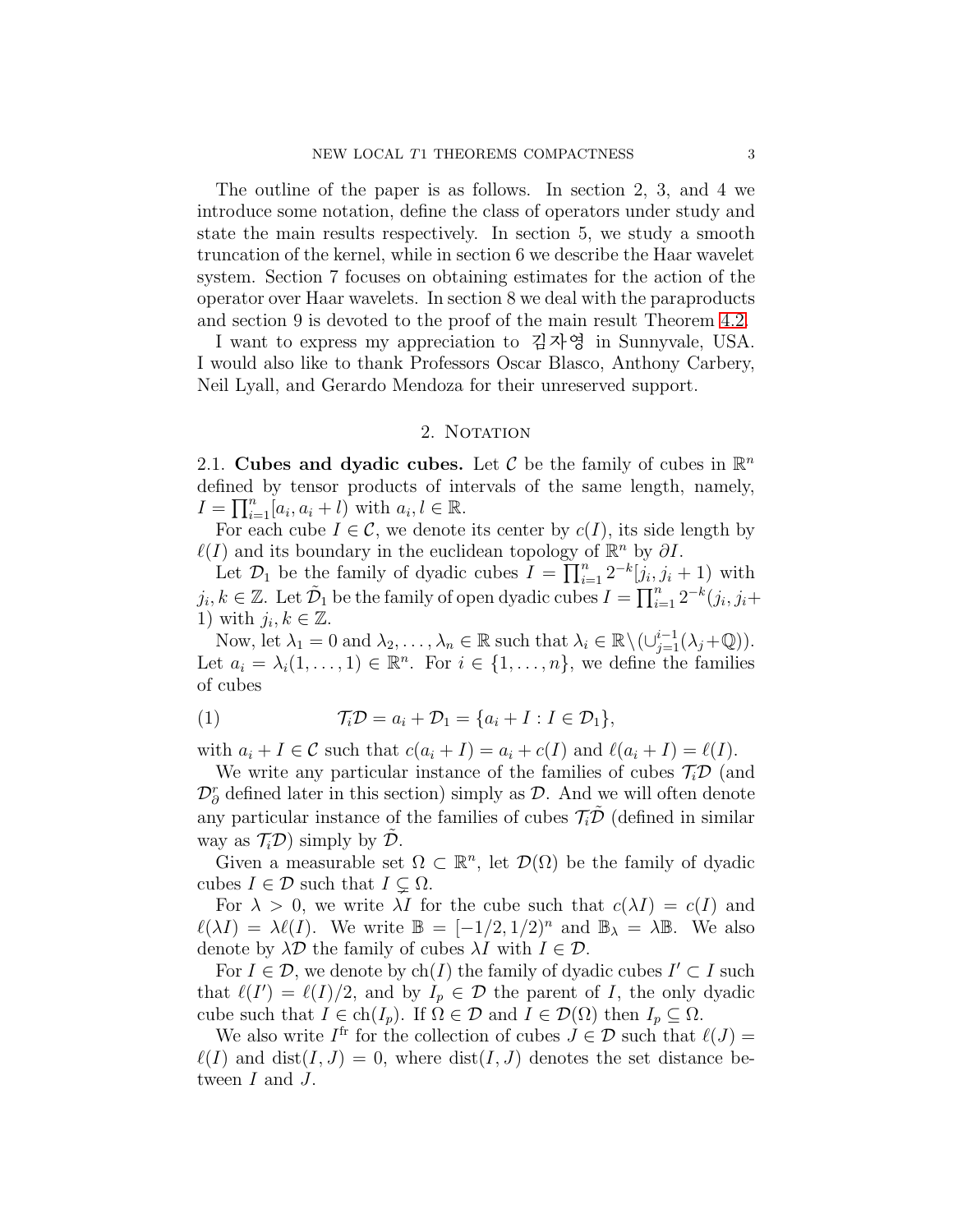The outline of the paper is as follows. In section 2, 3, and 4 we introduce some notation, define the class of operators under study and state the main results respectively. In section 5, we study a smooth truncation of the kernel, while in section 6 we describe the Haar wavelet system. Section 7 focuses on obtaining estimates for the action of the operator over Haar wavelets. In section 8 we deal with the paraproducts and section 9 is devoted to the proof of the main result Theorem 4.2.

I want to express my appreciation to 김자영 in Sunnyvale, USA. I would also like to thank Professors Oscar Blasco, Anthony Carbery, Neil Lyall, and Gerardo Mendoza for their unreserved support.

## 2. Notation

**2.1. Cubes and dyadic cubes.** Let $\mathcal{C}$ be the family of cubes in $\mathbb{R}^n$ defined by tensor products of intervals of the same length, namely, $I = \prod_{i=1}^n [a_i, a_i + l)$ with $a_i, l \in \mathbb{R}$.

For each cube $I \in \mathcal{C}$, we denote its center by $c(I)$, its side length by $\ell(I)$ and its boundary in the euclidean topology of $\mathbb{R}^n$ by $\partial I$.

Let $\mathcal{D}_1$ be the family of dyadic cubes $I = \prod_{i=1}^n 2^{-k}[j_i, j_i + 1)$ with $j_i, k \in \mathbb{Z}$. Let $\tilde{\mathcal{D}}_1$ be the family of open dyadic cubes $I = \prod_{i=1}^n 2^{-k}(j_i, j_i + 1)$ with $j_i, k \in \mathbb{Z}$.

Now, let $\lambda_1 = 0$ and $\lambda_2, \ldots, \lambda_n \in \mathbb{R}$ such that $\lambda_i \in \mathbb{R} \setminus (\cup_{j=1}^{i-1} (\lambda_j + \mathbb{Q}))$. Let $a_i = \lambda_i(1, \ldots, 1) \in \mathbb{R}^n$. For $i \in \{1, \ldots, n\}$, we define the families of cubes

$$\mathcal{T}_i\mathcal{D} = a_i + \mathcal{D}_1 = \{a_i + I : I \in \mathcal{D}_1\}, \tag{1}$$

with $a_i + I \in \mathcal{C}$ such that $c(a_i + I) = a_i + c(I)$ and $\ell(a_i + I) = \ell(I)$.

We write any particular instance of the families of cubes $\mathcal{T}_i\mathcal{D}$ (and $\mathcal{D}_\partial^r$ defined later in this section) simply as $\mathcal{D}$. And we will often denote any particular instance of the families of cubes $\mathcal{T}_i\tilde{\mathcal{D}}$ (defined in similar way as $\mathcal{T}_i\mathcal{D}$) simply by $\tilde{\mathcal{D}}$.

Given a measurable set $\Omega \subset \mathbb{R}^n$, let $\mathcal{D}(\Omega)$ be the family of dyadic cubes $I \in \mathcal{D}$ such that $I \subsetneq \Omega$.

For $\lambda > 0$, we write $\lambda I$ for the cube such that $c(\lambda I) = c(I)$ and $\ell(\lambda I) = \lambda \ell(I)$. We write $\mathbb{B} = [-1/2, 1/2)^n$ and $\mathbb{B}_\lambda = \lambda \mathbb{B}$. We also denote by $\lambda \mathcal{D}$ the family of cubes $\lambda I$ with $I \in \mathcal{D}$.

For $I \in \mathcal{D}$, we denote by $\mathrm{ch}(I)$ the family of dyadic cubes $I' \subset I$ such that $\ell(I') = \ell(I)/2$, and by $I_p \in \mathcal{D}$ the parent of $I$, the only dyadic cube such that $I \in \mathrm{ch}(I_p)$. If $\Omega \in \mathcal{D}$ and $I \in \mathcal{D}(\Omega)$ then $I_p \subseteq \Omega$.

We also write $I^{\mathrm{fr}}$ for the collection of cubes $J \in \mathcal{D}$ such that $\ell(J) = \ell(I)$ and $\mathrm{dist}(I, J) = 0$, where $\mathrm{dist}(I, J)$ denotes the set distance between $I$ and $J$.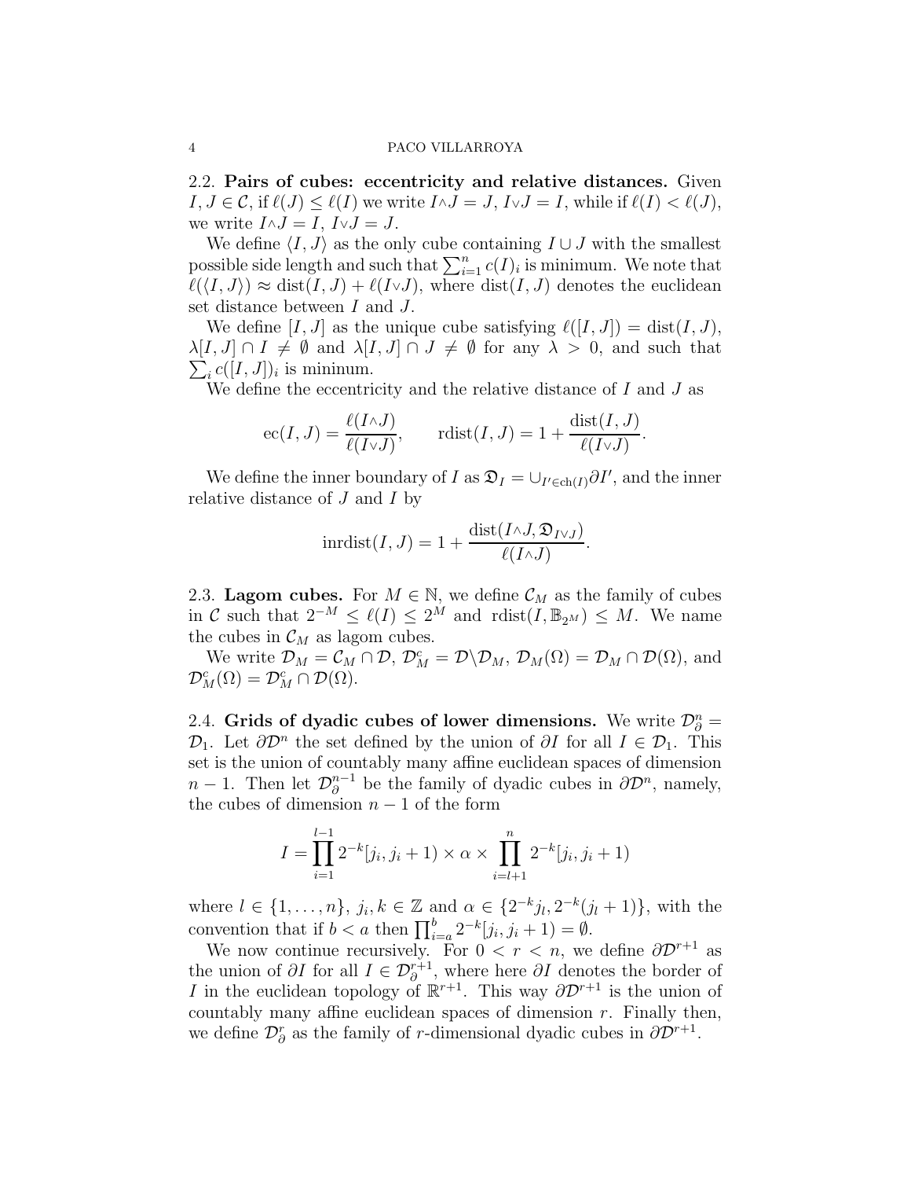### 2.2. Pairs of cubes: eccentricity and relative distances.

Given $I, J \in \mathcal{C}$, if $\ell(J) \leq \ell(I)$ we write $I \wedge J = J$, $I \vee J = I$, while if $\ell(I) < \ell(J)$, we write $I \wedge J = I$, $I \vee J = J$.

We define $\langle I, J \rangle$ as the only cube containing $I \cup J$ with the smallest possible side length and such that $\sum_{i=1}^{n} c(I)_i$ is minimum. We note that $\ell(\langle I, J \rangle) \approx \mathrm{dist}(I, J) + \ell(I \vee J)$, where $\mathrm{dist}(I, J)$ denotes the euclidean set distance between $I$ and $J$.

We define $[I, J]$ as the unique cube satisfying $\ell([I, J]) = \mathrm{dist}(I, J)$, $\lambda[I, J] \cap I \neq \emptyset$ and $\lambda[I, J] \cap J \neq \emptyset$ for any $\lambda > 0$, and such that $\sum_i c([I, J])_i$ is mininum.

We define the eccentricity and the relative distance of $I$ and $J$ as

$$\mathrm{ec}(I, J) = \frac{\ell(I \wedge J)}{\ell(I \vee J)}, \qquad \mathrm{rdist}(I, J) = 1 + \frac{\mathrm{dist}(I, J)}{\ell(I \vee J)}.$$

We define the inner boundary of $I$ as $\mathfrak{D}_I = \cup_{I' \in \mathrm{ch}(I)} \partial I'$, and the inner relative distance of $J$ and $I$ by

$$\mathrm{inrdist}(I, J) = 1 + \frac{\mathrm{dist}(I \wedge J, \mathfrak{D}_{I \vee J})}{\ell(I \wedge J)}.$$

### 2.3. Lagom cubes.

For $M \in \mathbb{N}$, we define $\mathcal{C}_M$ as the family of cubes in $\mathcal{C}$ such that $2^{-M} \leq \ell(I) \leq 2^M$ and $\mathrm{rdist}(I, \mathbb{B}_{2^M}) \leq M$. We name the cubes in $\mathcal{C}_M$ as lagom cubes.

We write $\mathcal{D}_M = \mathcal{C}_M \cap \mathcal{D}$, $\mathcal{D}_M^c = \mathcal{D} \backslash \mathcal{D}_M$, $\mathcal{D}_M(\Omega) = \mathcal{D}_M \cap \mathcal{D}(\Omega)$, and $\mathcal{D}_M^c(\Omega) = \mathcal{D}_M^c \cap \mathcal{D}(\Omega)$.

### 2.4. Grids of dyadic cubes of lower dimensions.

We write $\mathcal{D}_\partial^n = \mathcal{D}_1$. Let $\partial \mathcal{D}^n$ the set defined by the union of $\partial I$ for all $I \in \mathcal{D}_1$. This set is the union of countably many affine euclidean spaces of dimension $n-1$. Then let $\mathcal{D}_\partial^{n-1}$ be the family of dyadic cubes in $\partial \mathcal{D}^n$, namely, the cubes of dimension $n-1$ of the form

$$I = \prod_{i=1}^{l-1} 2^{-k}[j_i, j_i + 1) \times \alpha \times \prod_{i=l+1}^{n} 2^{-k}[j_i, j_i + 1)$$

where $l \in \{1, \ldots, n\}$, $j_i, k \in \mathbb{Z}$ and $\alpha \in \{2^{-k} j_l, 2^{-k}(j_l + 1)\}$, with the convention that if $b < a$ then $\prod_{i=a}^{b} 2^{-k}[j_i, j_i + 1) = \emptyset$.

We now continue recursively. For $0 < r < n$, we define $\partial \mathcal{D}^{r+1}$ as the union of $\partial I$ for all $I \in \mathcal{D}_\partial^{r+1}$, where here $\partial I$ denotes the border of $I$ in the euclidean topology of $\mathbb{R}^{r+1}$. This way $\partial \mathcal{D}^{r+1}$ is the union of countably many affine euclidean spaces of dimension $r$. Finally then, we define $\mathcal{D}_\partial^r$ as the family of $r$-dimensional dyadic cubes in $\partial \mathcal{D}^{r+1}$.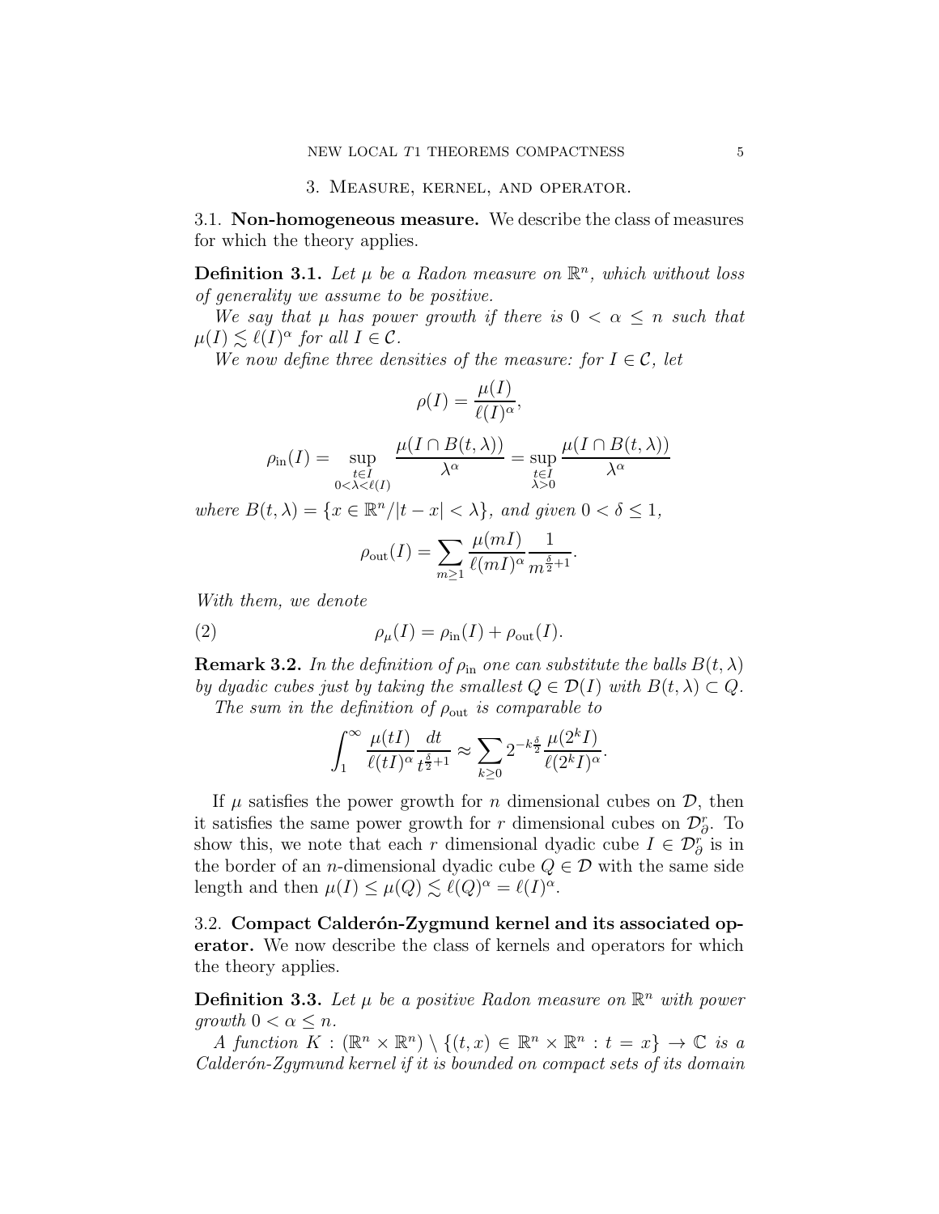## 3. Measure, kernel, and operator.

### 3.1. Non-homogeneous measure.

We describe the class of measures for which the theory applies.

**Definition 3.1.** *Let $\mu$ be a Radon measure on $\mathbb{R}^n$, which without loss of generality we assume to be positive.*

*We say that $\mu$ has power growth if there is $0 < \alpha \leq n$ such that $\mu(I) \lesssim \ell(I)^\alpha$ for all $I \in \mathcal{C}$.*

*We now define three densities of the measure: for $I \in \mathcal{C}$, let*

$$\rho(I) = \frac{\mu(I)}{\ell(I)^\alpha},$$

$$\rho_{\rm in}(I) = \sup_{\substack{t \in I \\ 0<\lambda<\ell(I)}} \frac{\mu(I \cap B(t,\lambda))}{\lambda^\alpha} = \sup_{\substack{t \in I \\ \lambda>0}} \frac{\mu(I \cap B(t,\lambda))}{\lambda^\alpha}$$

*where $B(t,\lambda) = \{x \in \mathbb{R}^n / |t-x| < \lambda\}$, and given $0 < \delta \leq 1$,*

$$\rho_{\rm out}(I) = \sum_{m \geq 1} \frac{\mu(mI)}{\ell(mI)^\alpha} \frac{1}{m^{\frac{\delta}{2}+1}}.$$

*With them, we denote*

$$\rho_\mu(I) = \rho_{\rm in}(I) + \rho_{\rm out}(I). \tag{2}$$

**Remark 3.2.** *In the definition of $\rho_{\rm in}$ one can substitute the balls $B(t,\lambda)$ by dyadic cubes just by taking the smallest $Q \in \mathcal{D}(I)$ with $B(t,\lambda) \subset Q$.*

*The sum in the definition of $\rho_{\rm out}$ is comparable to*

$$\int_1^\infty \frac{\mu(tI)}{\ell(tI)^\alpha} \frac{dt}{t^{\frac{\delta}{2}+1}} \approx \sum_{k \geq 0} 2^{-k\frac{\delta}{2}} \frac{\mu(2^k I)}{\ell(2^k I)^\alpha}.$$

If $\mu$ satisfies the power growth for $n$ dimensional cubes on $\mathcal{D}$, then it satisfies the same power growth for $r$ dimensional cubes on $\mathcal{D}_\partial^r$. To show this, we note that each $r$ dimensional dyadic cube $I \in \mathcal{D}_\partial^r$ is in the border of an $n$-dimensional dyadic cube $Q \in \mathcal{D}$ with the same side length and then $\mu(I) \leq \mu(Q) \lesssim \ell(Q)^\alpha = \ell(I)^\alpha$.

### 3.2. Compact Calderón-Zygmund kernel and its associated operator.

We now describe the class of kernels and operators for which the theory applies.

**Definition 3.3.** *Let $\mu$ be a positive Radon measure on $\mathbb{R}^n$ with power growth $0 < \alpha \leq n$.*

*A function $K : (\mathbb{R}^n \times \mathbb{R}^n) \setminus \{(t,x) \in \mathbb{R}^n \times \mathbb{R}^n : t = x\} \to \mathbb{C}$ is a Calderón-Zygmund kernel if it is bounded on compact sets of its domain*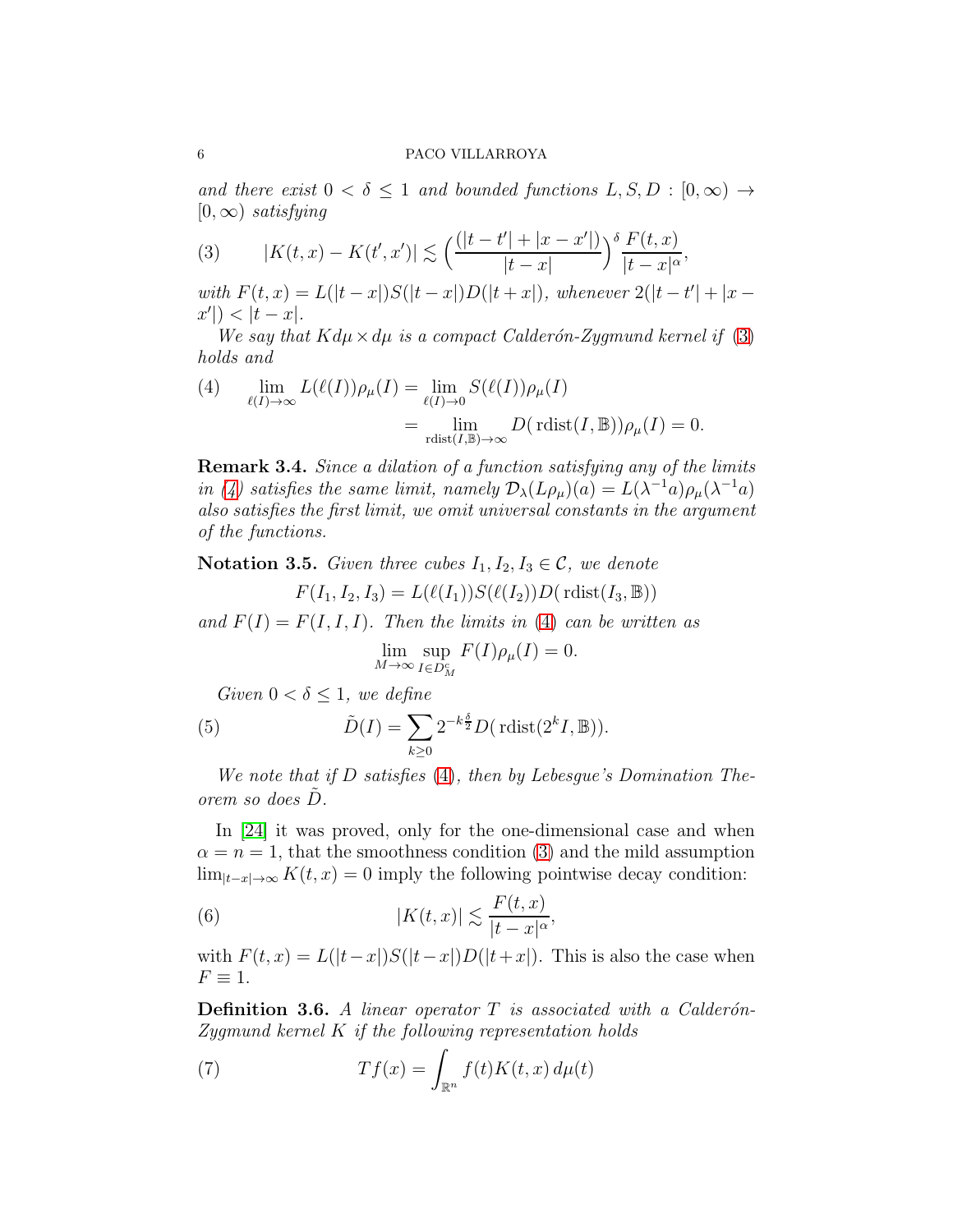*and there exist $0 < \delta \leq 1$ and bounded functions $L, S, D : [0,\infty) \to [0,\infty)$ satisfying*

$$|K(t,x) - K(t',x')| \lesssim \Big(\frac{(|t-t'| + |x-x'|)}{|t-x|}\Big)^{\delta} \frac{F(t,x)}{|t-x|^{\alpha}}, \tag{3}$$

*with $F(t,x) = L(|t-x|)S(|t-x|)D(|t+x|)$, whenever $2(|t-t'| + |x-x'|) < |t-x|$.*

*We say that $K d\mu \times d\mu$ is a compact Calderón-Zygmund kernel if (3) holds and*

$$\begin{aligned} \lim_{\ell(I)\to\infty} L(\ell(I))\rho_\mu(I) &= \lim_{\ell(I)\to 0} S(\ell(I))\rho_\mu(I) \\ &= \lim_{\mathrm{rdist}(I,\mathbb{B})\to\infty} D(\mathrm{rdist}(I,\mathbb{B}))\rho_\mu(I) = 0. \end{aligned} \tag{4}$$

**Remark 3.4.** *Since a dilation of a function satisfying any of the limits in (4) satisfies the same limit, namely $\mathcal{D}_\lambda(L\rho_\mu)(a) = L(\lambda^{-1}a)\rho_\mu(\lambda^{-1}a)$ also satisfies the first limit, we omit universal constants in the argument of the functions.*

**Notation 3.5.** *Given three cubes $I_1, I_2, I_3 \in \mathcal{C}$, we denote*

$$F(I_1, I_2, I_3) = L(\ell(I_1))S(\ell(I_2))D(\mathrm{rdist}(I_3,\mathbb{B}))$$

*and $F(I) = F(I,I,I)$. Then the limits in (4) can be written as*

$$\lim_{M\to\infty} \sup_{I \in D_M^c} F(I)\rho_\mu(I) = 0.$$

*Given $0 < \delta \leq 1$, we define*

$$\tilde{D}(I) = \sum_{k\geq 0} 2^{-k\frac{\delta}{2}} D(\mathrm{rdist}(2^k I, \mathbb{B})). \tag{5}$$

*We note that if $D$ satisfies (4), then by Lebesgue's Domination Theorem so does $\tilde{D}$.*

In [24] it was proved, only for the one-dimensional case and when $\alpha = n = 1$, that the smoothness condition (3) and the mild assumption $\lim_{|t-x|\to\infty} K(t,x) = 0$ imply the following pointwise decay condition:

$$|K(t,x)| \lesssim \frac{F(t,x)}{|t-x|^{\alpha}}, \tag{6}$$

with $F(t,x) = L(|t-x|)S(|t-x|)D(|t+x|)$. This is also the case when $F \equiv 1$.

**Definition 3.6.** *A linear operator $T$ is associated with a Calderón-Zygmund kernel $K$ if the following representation holds*

$$Tf(x) = \int_{\mathbb{R}^n} f(t)K(t,x)\,d\mu(t) \tag{7}$$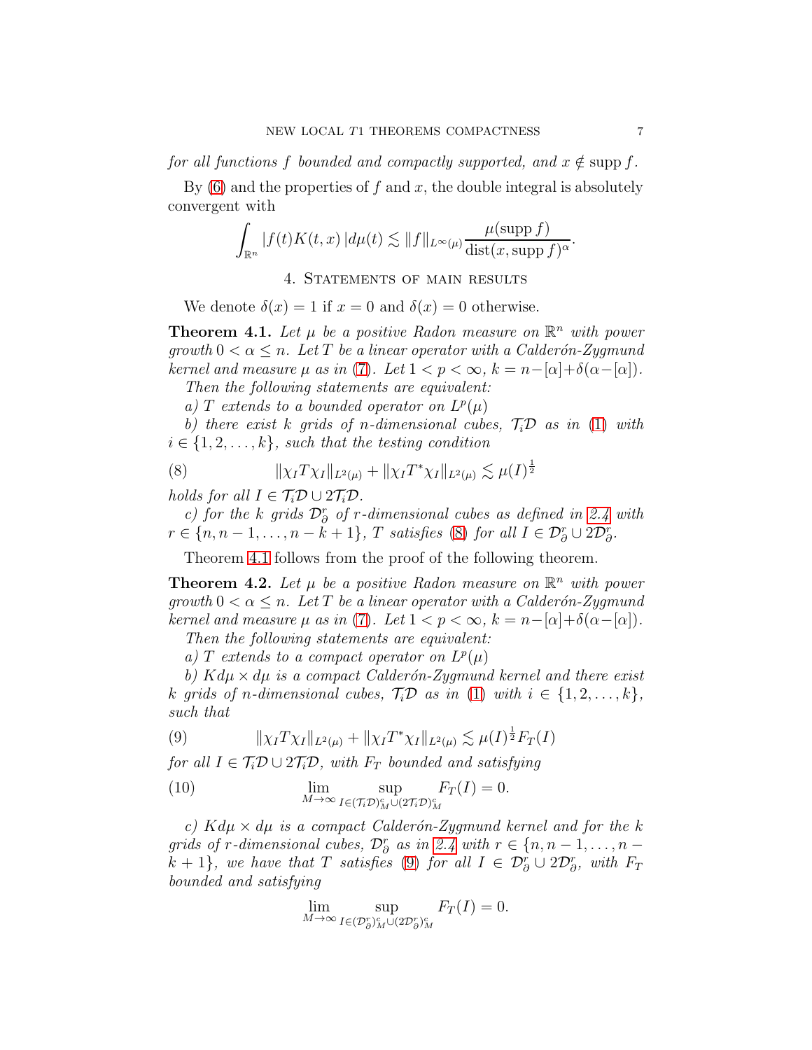*for all functions $f$ bounded and compactly supported, and $x \notin \operatorname{supp} f$.*

By (6) and the properties of $f$ and $x$, the double integral is absolutely convergent with

$$\int_{\mathbb{R}^n} |f(t)K(t,x)|\,d\mu(t) \lesssim \|f\|_{L^\infty(\mu)} \frac{\mu(\operatorname{supp} f)}{\operatorname{dist}(x, \operatorname{supp} f)^\alpha}.$$

## 4. Statements of main results

We denote $\delta(x) = 1$ if $x = 0$ and $\delta(x) = 0$ otherwise.

**Theorem 4.1.** *Let $\mu$ be a positive Radon measure on $\mathbb{R}^n$ with power growth $0 < \alpha \leq n$. Let $T$ be a linear operator with a Calderón-Zygmund kernel and measure $\mu$ as in (7). Let $1 < p < \infty$, $k = n-[\alpha]+\delta(\alpha-[\alpha])$.*

*Then the following statements are equivalent:*

*a) $T$ extends to a bounded operator on $L^p(\mu)$*

*b) there exist $k$ grids of $n$-dimensional cubes, $\mathcal{T}_i\mathcal{D}$ as in (1) with $i \in \{1, 2, \ldots, k\}$, such that the testing condition*

$$\|\chi_I T\chi_I\|_{L^2(\mu)} + \|\chi_I T^*\chi_I\|_{L^2(\mu)} \lesssim \mu(I)^{\frac{1}{2}} \tag{8}$$

*holds for all $I \in \mathcal{T}_i\mathcal{D} \cup 2\mathcal{T}_i\mathcal{D}$.*

*c) for the $k$ grids $\mathcal{D}_\partial^r$ of $r$-dimensional cubes as defined in 2.4 with $r \in \{n, n-1, \ldots, n-k+1\}$, $T$ satisfies (8) for all $I \in \mathcal{D}_\partial^r \cup 2\mathcal{D}_\partial^r$.*

Theorem 4.1 follows from the proof of the following theorem.

**Theorem 4.2.** *Let $\mu$ be a positive Radon measure on $\mathbb{R}^n$ with power growth $0 < \alpha \leq n$. Let $T$ be a linear operator with a Calderón-Zygmund kernel and measure $\mu$ as in (7). Let $1 < p < \infty$, $k = n-[\alpha]+\delta(\alpha-[\alpha])$.*

*Then the following statements are equivalent:*

*a) $T$ extends to a compact operator on $L^p(\mu)$*

*b) $Kd\mu \times d\mu$ is a compact Calderón-Zygmund kernel and there exist $k$ grids of $n$-dimensional cubes, $\mathcal{T}_i\mathcal{D}$ as in (1) with $i \in \{1, 2, \ldots, k\}$, such that*

$$\|\chi_I T\chi_I\|_{L^2(\mu)} + \|\chi_I T^*\chi_I\|_{L^2(\mu)} \lesssim \mu(I)^{\frac{1}{2}} F_T(I) \tag{9}$$

*for all $I \in \mathcal{T}_i\mathcal{D} \cup 2\mathcal{T}_i\mathcal{D}$, with $F_T$ bounded and satisfying*

$$\lim_{M\to\infty} \sup_{I \in (\mathcal{T}_i\mathcal{D})_M^c \cup (2\mathcal{T}_i\mathcal{D})_M^c} F_T(I) = 0. \tag{10}$$

*c) $Kd\mu \times d\mu$ is a compact Calderón-Zygmund kernel and for the $k$ grids of $r$-dimensional cubes, $\mathcal{D}_\partial^r$ as in 2.4 with $r \in \{n, n-1, \ldots, n-k+1\}$, we have that $T$ satisfies (9) for all $I \in \mathcal{D}_\partial^r \cup 2\mathcal{D}_\partial^r$, with $F_T$ bounded and satisfying*

$$\lim_{M\to\infty} \sup_{I \in (\mathcal{D}_\partial^r)_M^c \cup (2\mathcal{D}_\partial^r)_M^c} F_T(I) = 0.$$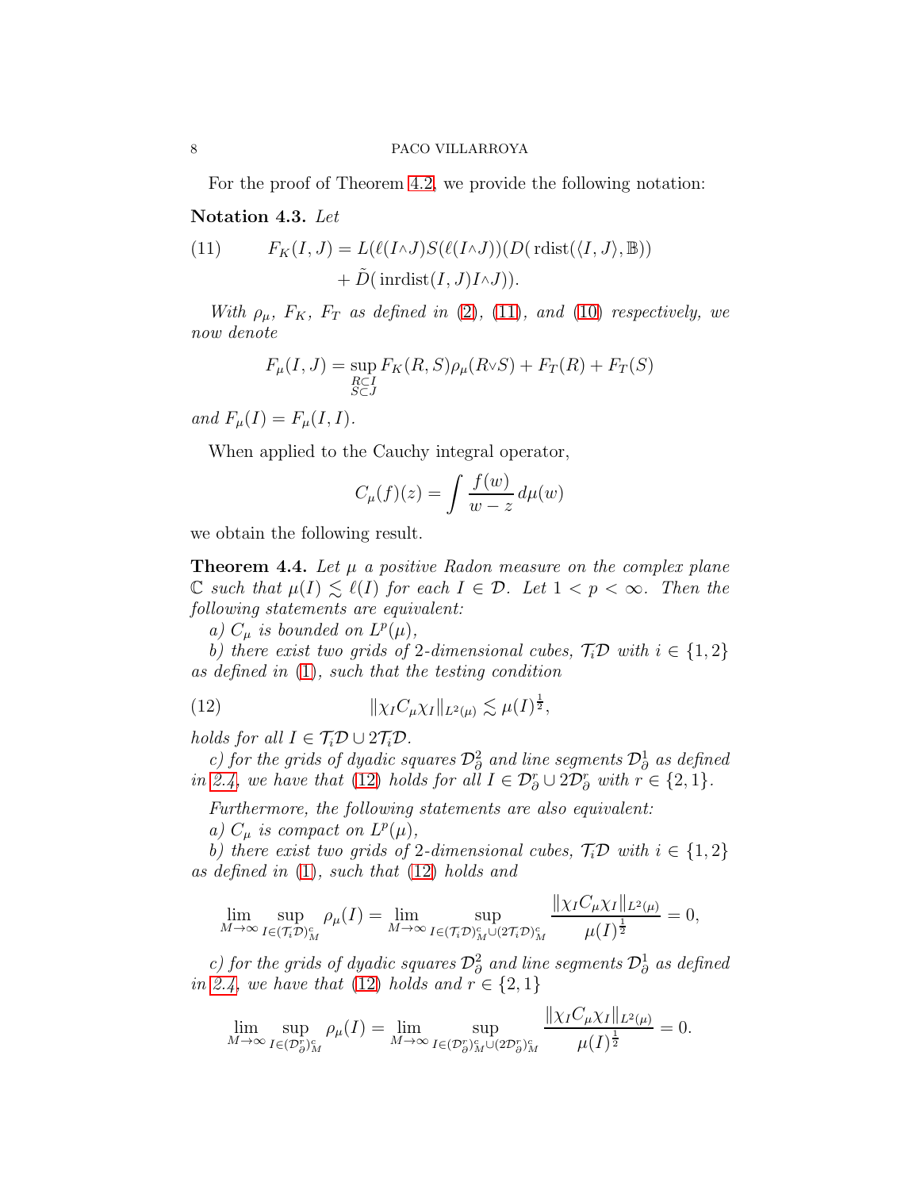For the proof of Theorem 4.2, we provide the following notation:

**Notation 4.3.** *Let*

$$F_K(I,J) = L(\ell(I\wedge J)S(\ell(I\wedge J))(D(\operatorname{rdist}(\langle I,J\rangle,\mathbb{B})) + \tilde{D}(\operatorname{inrdist}(I,J)I\wedge J)). \tag{11}$$

*With $\rho_\mu$, $F_K$, $F_T$ as defined in (2), (11), and (10) respectively, we now denote*

$$F_\mu(I,J) = \sup_{\substack{R\subset I\\ S\subset J}} F_K(R,S)\rho_\mu(R\vee S) + F_T(R) + F_T(S)$$

*and $F_\mu(I) = F_\mu(I,I)$.*

When applied to the Cauchy integral operator,

$$C_\mu(f)(z) = \int \frac{f(w)}{w-z}\, d\mu(w)$$

we obtain the following result.

**Theorem 4.4.** *Let $\mu$ a positive Radon measure on the complex plane $\mathbb{C}$ such that $\mu(I) \lesssim \ell(I)$ for each $I \in \mathcal{D}$. Let $1 < p < \infty$. Then the following statements are equivalent:*

*a) $C_\mu$ is bounded on $L^p(\mu)$,*

*b) there exist two grids of 2-dimensional cubes, $\mathcal{T}_i\mathcal{D}$ with $i \in \{1,2\}$ as defined in (1), such that the testing condition*

$$\|\chi_I C_\mu \chi_I\|_{L^2(\mu)} \lesssim \mu(I)^{\frac{1}{2}}, \tag{12}$$

*holds for all $I \in \mathcal{T}_i\mathcal{D} \cup 2\mathcal{T}_i\mathcal{D}$.*

*c) for the grids of dyadic squares $\mathcal{D}^2_\partial$ and line segments $\mathcal{D}^1_\partial$ as defined in 2.4, we have that (12) holds for all $I \in \mathcal{D}^r_\partial \cup 2\mathcal{D}^r_\partial$ with $r \in \{2,1\}$.*

*Furthermore, the following statements are also equivalent:*

*a) $C_\mu$ is compact on $L^p(\mu)$,*

*b) there exist two grids of 2-dimensional cubes, $\mathcal{T}_i\mathcal{D}$ with $i \in \{1,2\}$ as defined in (1), such that (12) holds and*

$$\lim_{M\to\infty} \sup_{I\in(\mathcal{T}_i\mathcal{D})^c_M} \rho_\mu(I) = \lim_{M\to\infty} \sup_{I\in(\mathcal{T}_i\mathcal{D})^c_M \cup (2\mathcal{T}_i\mathcal{D})^c_M} \frac{\|\chi_I C_\mu \chi_I\|_{L^2(\mu)}}{\mu(I)^{\frac{1}{2}}} = 0,$$

*c) for the grids of dyadic squares $\mathcal{D}^2_\partial$ and line segments $\mathcal{D}^1_\partial$ as defined in 2.4, we have that (12) holds and $r \in \{2,1\}$*

$$\lim_{M\to\infty} \sup_{I\in(\mathcal{D}^r_\partial)^c_M} \rho_\mu(I) = \lim_{M\to\infty} \sup_{I\in(\mathcal{D}^r_\partial)^c_M \cup (2\mathcal{D}^r_\partial)^c_M} \frac{\|\chi_I C_\mu \chi_I\|_{L^2(\mu)}}{\mu(I)^{\frac{1}{2}}} = 0.$$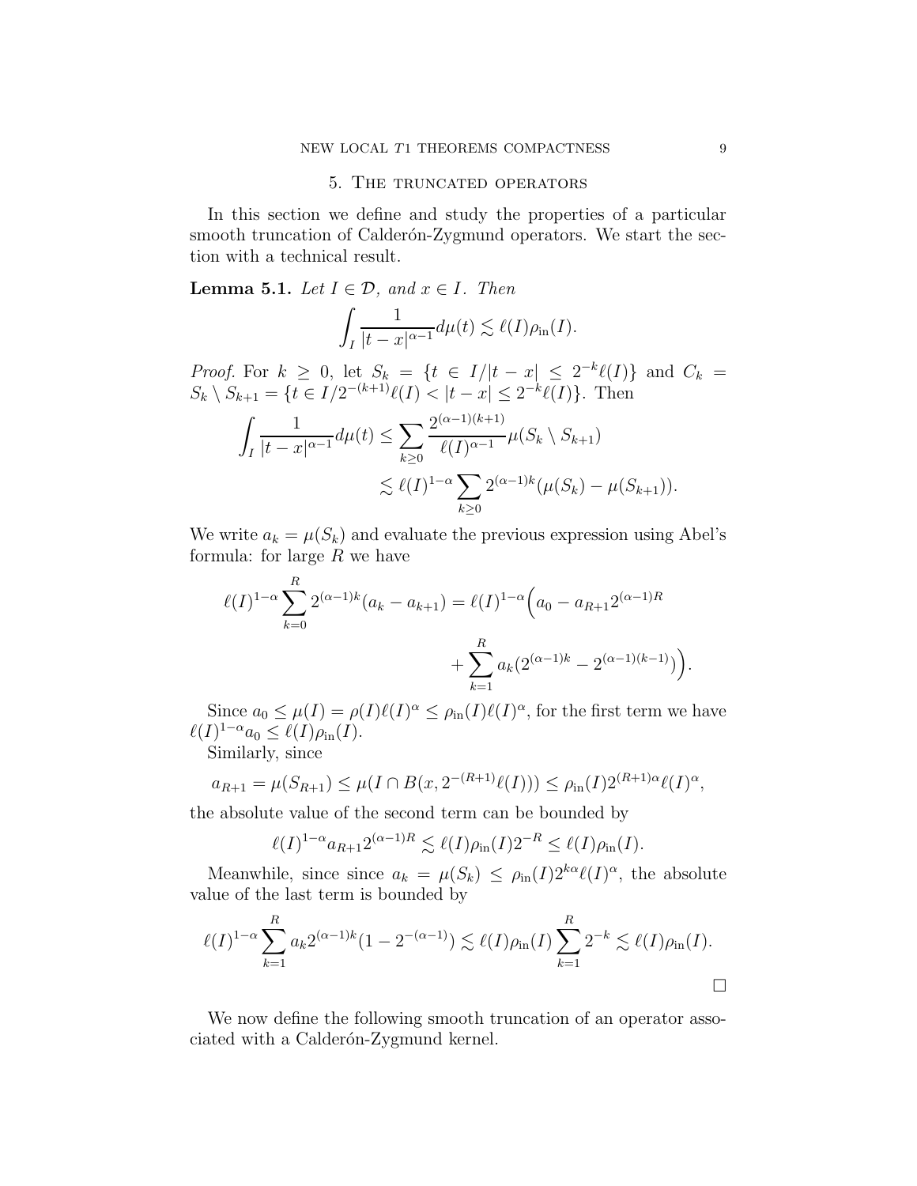## 5. The truncated operators

In this section we define and study the properties of a particular smooth truncation of Calderón-Zygmund operators. We start the section with a technical result.

**Lemma 5.1.** *Let $I \in \mathcal{D}$, and $x \in I$. Then*

$$\int_I \frac{1}{|t-x|^{\alpha-1}} d\mu(t) \lesssim \ell(I)\rho_{\text{in}}(I).$$

*Proof.* For $k \geq 0$, let $S_k = \{t \in I/|t-x| \leq 2^{-k}\ell(I)\}$ and $C_k = S_k \setminus S_{k+1} = \{t \in I/2^{-(k+1)}\ell(I) < |t-x| \leq 2^{-k}\ell(I)\}$. Then

$$\begin{aligned}
\int_I \frac{1}{|t-x|^{\alpha-1}} d\mu(t) &\leq \sum_{k\geq 0} \frac{2^{(\alpha-1)(k+1)}}{\ell(I)^{\alpha-1}} \mu(S_k \setminus S_{k+1}) \\
&\lesssim \ell(I)^{1-\alpha} \sum_{k\geq 0} 2^{(\alpha-1)k}(\mu(S_k) - \mu(S_{k+1})).
\end{aligned}$$

We write $a_k = \mu(S_k)$ and evaluate the previous expression using Abel's formula: for large $R$ we have

$$\begin{aligned}
\ell(I)^{1-\alpha} \sum_{k=0}^{R} 2^{(\alpha-1)k}(a_k - a_{k+1}) = \ell(I)^{1-\alpha}\Big(a_0 - a_{R+1}2^{(\alpha-1)R} \\
+ \sum_{k=1}^{R} a_k(2^{(\alpha-1)k} - 2^{(\alpha-1)(k-1)})\Big).
\end{aligned}$$

Since $a_0 \leq \mu(I) = \rho(I)\ell(I)^\alpha \leq \rho_{\text{in}}(I)\ell(I)^\alpha$, for the first term we have $\ell(I)^{1-\alpha}a_0 \leq \ell(I)\rho_{\text{in}}(I)$.

Similarly, since

$$a_{R+1} = \mu(S_{R+1}) \leq \mu(I \cap B(x, 2^{-(R+1)}\ell(I))) \leq \rho_{\text{in}}(I)2^{(R+1)\alpha}\ell(I)^\alpha,$$

the absolute value of the second term can be bounded by

$$\ell(I)^{1-\alpha}a_{R+1}2^{(\alpha-1)R} \lesssim \ell(I)\rho_{\text{in}}(I)2^{-R} \leq \ell(I)\rho_{\text{in}}(I).$$

Meanwhile, since since $a_k = \mu(S_k) \leq \rho_{\text{in}}(I)2^{k\alpha}\ell(I)^\alpha$, the absolute value of the last term is bounded by

$$\ell(I)^{1-\alpha} \sum_{k=1}^{R} a_k 2^{(\alpha-1)k}(1 - 2^{-(\alpha-1)}) \lesssim \ell(I)\rho_{\text{in}}(I) \sum_{k=1}^{R} 2^{-k} \lesssim \ell(I)\rho_{\text{in}}(I).$$

□

We now define the following smooth truncation of an operator associated with a Calderón-Zygmund kernel.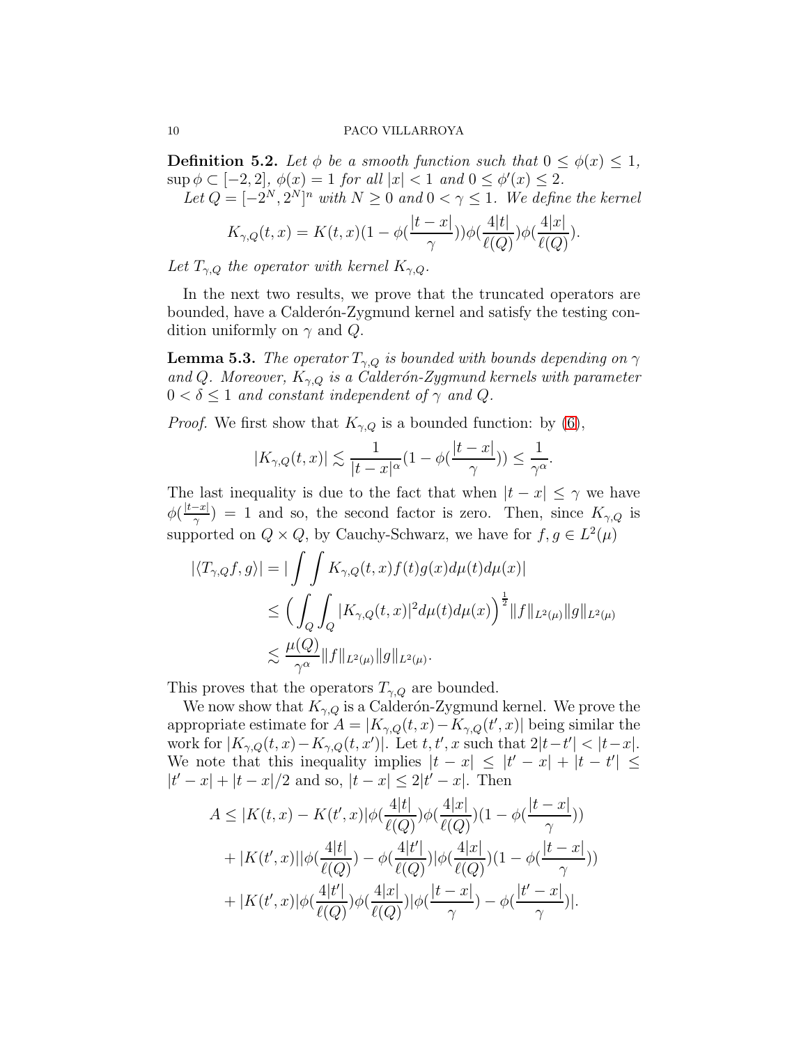**Definition 5.2.** *Let $\phi$ be a smooth function such that $0 \le \phi(x) \le 1$, $\sup \phi \subset [-2, 2]$, $\phi(x) = 1$ for all $|x| < 1$ and $0 \le \phi'(x) \le 2$.*

*Let $Q = [-2^N, 2^N]^n$ with $N \ge 0$ and $0 < \gamma \le 1$. We define the kernel*

$$K_{\gamma,Q}(t, x) = K(t, x)(1 - \phi(\frac{|t - x|}{\gamma}))\phi(\frac{4|t|}{\ell(Q)})\phi(\frac{4|x|}{\ell(Q)}).$$

*Let $T_{\gamma,Q}$ the operator with kernel $K_{\gamma,Q}$.*

In the next two results, we prove that the truncated operators are bounded, have a Calderón-Zygmund kernel and satisfy the testing condition uniformly on $\gamma$ and $Q$.

**Lemma 5.3.** *The operator $T_{\gamma,Q}$ is bounded with bounds depending on $\gamma$ and $Q$. Moreover, $K_{\gamma,Q}$ is a Calderón-Zygmund kernels with parameter $0 < \delta \le 1$ and constant independent of $\gamma$ and $Q$.*

*Proof.* We first show that $K_{\gamma,Q}$ is a bounded function: by (6),

$$|K_{\gamma,Q}(t, x)| \lesssim \frac{1}{|t - x|^{\alpha}}(1 - \phi(\frac{|t - x|}{\gamma})) \le \frac{1}{\gamma^{\alpha}}.$$

The last inequality is due to the fact that when $|t - x| \le \gamma$ we have $\phi(\frac{|t-x|}{\gamma}) = 1$ and so, the second factor is zero. Then, since $K_{\gamma,Q}$ is supported on $Q \times Q$, by Cauchy-Schwarz, we have for $f, g \in L^2(\mu)$

$$\begin{aligned}
|\langle T_{\gamma,Q} f, g\rangle| &= |\int\int K_{\gamma,Q}(t, x)f(t)g(x)d\mu(t)d\mu(x)| \\
&\le \Big(\int_Q\int_Q |K_{\gamma,Q}(t, x)|^2 d\mu(t)d\mu(x)\Big)^{\frac{1}{2}}\|f\|_{L^2(\mu)}\|g\|_{L^2(\mu)} \\
&\lesssim \frac{\mu(Q)}{\gamma^{\alpha}}\|f\|_{L^2(\mu)}\|g\|_{L^2(\mu)}.
\end{aligned}$$

This proves that the operators $T_{\gamma,Q}$ are bounded.

We now show that $K_{\gamma,Q}$ is a Calderón-Zygmund kernel. We prove the appropriate estimate for $A = |K_{\gamma,Q}(t, x) - K_{\gamma,Q}(t', x)|$ being similar the work for $|K_{\gamma,Q}(t, x) - K_{\gamma,Q}(t, x')|$. Let $t, t', x$ such that $2|t-t'| < |t-x|$. We note that this inequality implies $|t - x| \le |t' - x| + |t - t'| \le |t' - x| + |t - x|/2$ and so, $|t - x| \le 2|t' - x|$. Then

$$\begin{aligned}
A \le\ & |K(t, x) - K(t', x)|\phi(\frac{4|t|}{\ell(Q)})\phi(\frac{4|x|}{\ell(Q)})(1 - \phi(\frac{|t - x|}{\gamma})) \\
&+ |K(t', x)||\phi(\frac{4|t|}{\ell(Q)}) - \phi(\frac{4|t'|}{\ell(Q)})|\phi(\frac{4|x|}{\ell(Q)})(1 - \phi(\frac{|t - x|}{\gamma})) \\
&+ |K(t', x)|\phi(\frac{4|t'|}{\ell(Q)})\phi(\frac{4|x|}{\ell(Q)})|\phi(\frac{|t - x|}{\gamma}) - \phi(\frac{|t' - x|}{\gamma})|.
\end{aligned}$$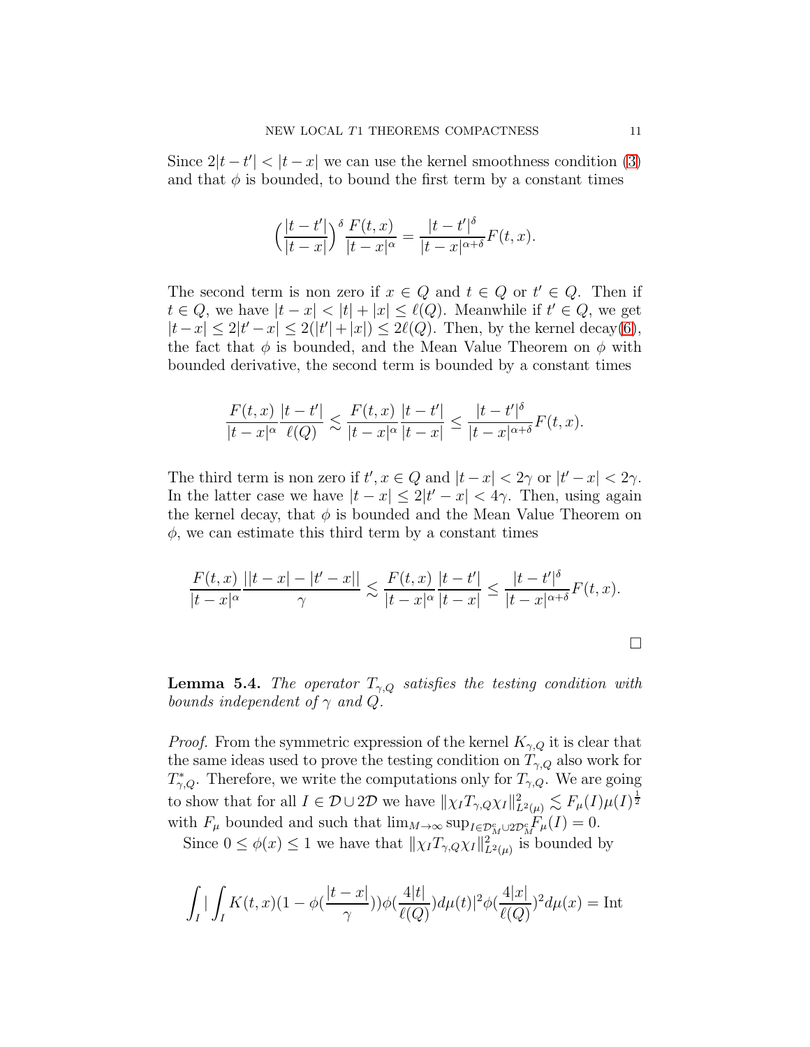Since $2|t-t'|<|t-x|$ we can use the kernel smoothness condition (3) and that $\phi$ is bounded, to bound the first term by a constant times

$$\Big(\frac{|t-t'|}{|t-x|}\Big)^{\delta}\frac{F(t,x)}{|t-x|^{\alpha}}=\frac{|t-t'|^{\delta}}{|t-x|^{\alpha+\delta}}F(t,x).$$

The second term is non zero if $x\in Q$ and $t\in Q$ or $t'\in Q$. Then if $t\in Q$, we have $|t-x|<|t|+|x|\leq \ell(Q)$. Meanwhile if $t'\in Q$, we get $|t-x|\leq 2|t'-x|\leq 2(|t'|+|x|)\leq 2\ell(Q)$. Then, by the kernel decay(6), the fact that $\phi$ is bounded, and the Mean Value Theorem on $\phi$ with bounded derivative, the second term is bounded by a constant times

$$\frac{F(t,x)}{|t-x|^{\alpha}}\frac{|t-t'|}{\ell(Q)}\lesssim \frac{F(t,x)}{|t-x|^{\alpha}}\frac{|t-t'|}{|t-x|}\leq \frac{|t-t'|^{\delta}}{|t-x|^{\alpha+\delta}}F(t,x).$$

The third term is non zero if $t',x\in Q$ and $|t-x|<2\gamma$ or $|t'-x|<2\gamma$. In the latter case we have $|t-x|\leq 2|t'-x|<4\gamma$. Then, using again the kernel decay, that $\phi$ is bounded and the Mean Value Theorem on $\phi$, we can estimate this third term by a constant times

$$\frac{F(t,x)}{|t-x|^{\alpha}}\frac{||t-x|-|t'-x||}{\gamma}\lesssim \frac{F(t,x)}{|t-x|^{\alpha}}\frac{|t-t'|}{|t-x|}\leq \frac{|t-t'|^{\delta}}{|t-x|^{\alpha+\delta}}F(t,x).$$

□

**Lemma 5.4.** *The operator $T_{\gamma,Q}$ satisfies the testing condition with bounds independent of $\gamma$ and $Q$.*

*Proof.* From the symmetric expression of the kernel $K_{\gamma,Q}$ it is clear that the same ideas used to prove the testing condition on $T_{\gamma,Q}$ also work for $T^{*}_{\gamma,Q}$. Therefore, we write the computations only for $T_{\gamma,Q}$. We are going to show that for all $I\in\mathcal{D}\cup 2\mathcal{D}$ we have $\|\chi_I T_{\gamma,Q}\chi_I\|^2_{L^2(\mu)}\lesssim F_\mu(I)\mu(I)^{\frac12}$ with $F_\mu$ bounded and such that $\lim_{M\to\infty}\sup_{I\in\mathcal{D}_M^c\cup 2\mathcal{D}_M^c}F_\mu(I)=0$.

Since $0\leq\phi(x)\leq 1$ we have that $\|\chi_I T_{\gamma,Q}\chi_I\|^2_{L^2(\mu)}$ is bounded by

$$\int_I\Big|\int_I K(t,x)\big(1-\phi(\frac{|t-x|}{\gamma})\big)\phi(\frac{4|t|}{\ell(Q)})d\mu(t)\Big|^2\phi(\frac{4|x|}{\ell(Q)})^2d\mu(x)=\mathrm{Int}$$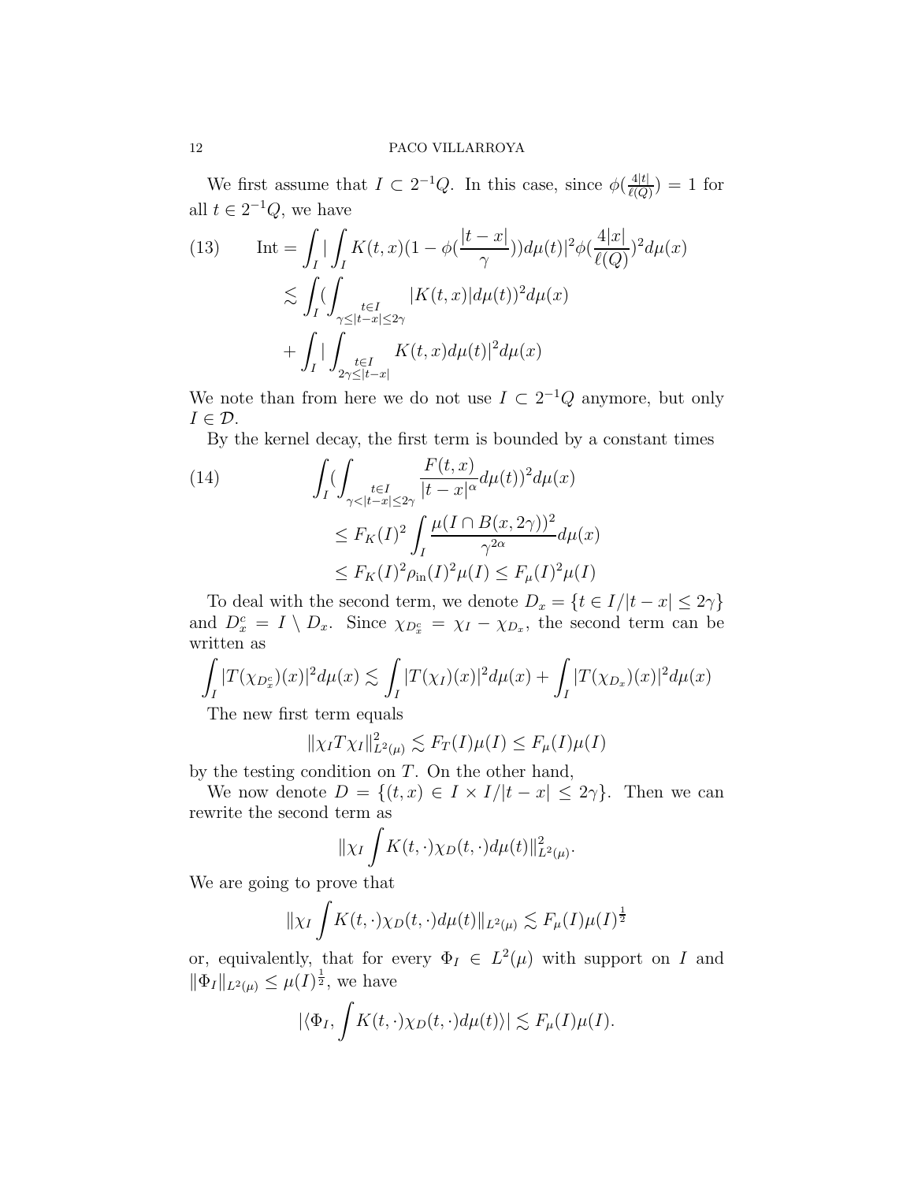We first assume that $I \subset 2^{-1}Q$. In this case, since $\phi(\frac{4|t|}{\ell(Q)}) = 1$ for all $t \in 2^{-1}Q$, we have

$$\text{Int} = \int_I |\int_I K(t,x)(1-\phi(\frac{|t-x|}{\gamma}))d\mu(t)|^2 \phi(\frac{4|x|}{\ell(Q)})^2 d\mu(x) \tag{13}$$
$$\lesssim \int_I (\int_{\substack{t\in I \\ \gamma \leq |t-x| \leq 2\gamma}} |K(t,x)| d\mu(t))^2 d\mu(x)$$
$$+ \int_I |\int_{\substack{t\in I \\ 2\gamma \leq |t-x|}} K(t,x) d\mu(t)|^2 d\mu(x)$$

We note than from here we do not use $I \subset 2^{-1}Q$ anymore, but only $I \in \mathcal{D}$.

By the kernel decay, the first term is bounded by a constant times

$$\int_I (\int_{\substack{t\in I \\ \gamma < |t-x| \leq 2\gamma}} \frac{F(t,x)}{|t-x|^\alpha} d\mu(t))^2 d\mu(x) \tag{14}$$
$$\leq F_K(I)^2 \int_I \frac{\mu(I \cap B(x, 2\gamma))^2}{\gamma^{2\alpha}} d\mu(x)$$
$$\leq F_K(I)^2 \rho_{\rm in}(I)^2 \mu(I) \leq F_\mu(I)^2 \mu(I)$$

To deal with the second term, we denote $D_x = \{t \in I / |t-x| \leq 2\gamma\}$ and $D_x^c = I \setminus D_x$. Since $\chi_{D_x^c} = \chi_I - \chi_{D_x}$, the second term can be written as

$$\int_I |T(\chi_{D_x^c})(x)|^2 d\mu(x) \lesssim \int_I |T(\chi_I)(x)|^2 d\mu(x) + \int_I |T(\chi_{D_x})(x)|^2 d\mu(x)$$

The new first term equals

$$\|\chi_I T \chi_I\|_{L^2(\mu)}^2 \lesssim F_T(I)\mu(I) \leq F_\mu(I)\mu(I)$$

by the testing condition on $T$. On the other hand,

We now denote $D = \{(t,x) \in I \times I / |t-x| \leq 2\gamma\}$. Then we can rewrite the second term as

$$\|\chi_I \int K(t,\cdot)\chi_D(t,\cdot) d\mu(t)\|_{L^2(\mu)}^2.$$

We are going to prove that

$$\|\chi_I \int K(t,\cdot)\chi_D(t,\cdot) d\mu(t)\|_{L^2(\mu)} \lesssim F_\mu(I)\mu(I)^{\frac{1}{2}}$$

or, equivalently, that for every $\Phi_I \in L^2(\mu)$ with support on $I$ and $\|\Phi_I\|_{L^2(\mu)} \leq \mu(I)^{\frac{1}{2}}$, we have

$$|\langle \Phi_I, \int K(t,\cdot)\chi_D(t,\cdot) d\mu(t)\rangle| \lesssim F_\mu(I)\mu(I).$$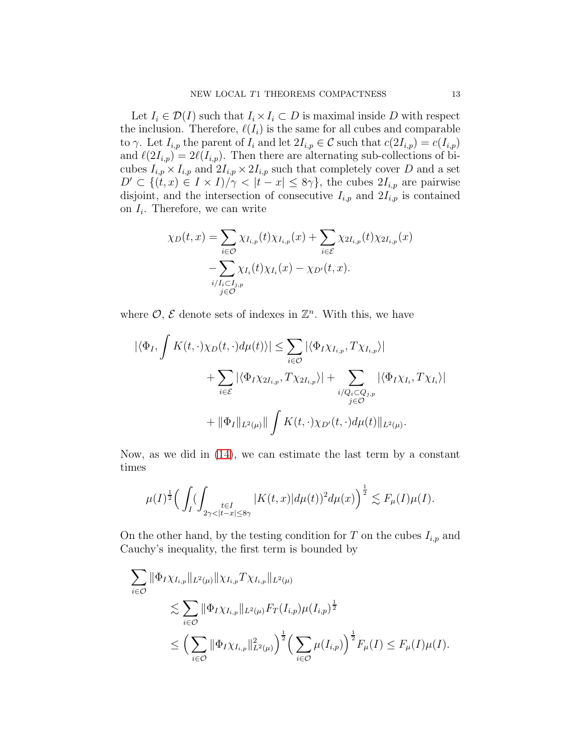Let $I_i \in \mathcal{D}(I)$ such that $I_i \times I_i \subset D$ is maximal inside $D$ with respect the inclusion. Therefore, $\ell(I_i)$ is the same for all cubes and comparable to $\gamma$. Let $I_{i,p}$ the parent of $I_i$ and let $2I_{i,p} \in \mathcal{C}$ such that $c(2I_{i,p}) = c(I_{i,p})$ and $\ell(2I_{i,p}) = 2\ell(I_{i,p})$. Then there are alternating sub-collections of bicubes $I_{i,p} \times I_{i,p}$ and $2I_{i,p} \times 2I_{i,p}$ such that completely cover $D$ and a set $D' \subset \{(t,x) \in I \times I)/\gamma < |t-x| \leq 8\gamma\}$, the cubes $2I_{i,p}$ are pairwise disjoint, and the intersection of consecutive $I_{i,p}$ and $2I_{i,p}$ is contained on $I_i$. Therefore, we can write

$$\chi_D(t,x) = \sum_{i\in\mathcal{O}} \chi_{I_{i,p}}(t)\chi_{I_{i,p}}(x) + \sum_{i\in\mathcal{E}} \chi_{2I_{i,p}}(t)\chi_{2I_{i,p}}(x)$$
$$- \sum_{\substack{i/I_i\subset I_{j,p}\\ j\in\mathcal{O}}} \chi_{I_i}(t)\chi_{I_i}(x) - \chi_{D'}(t,x).$$

where $\mathcal{O}$, $\mathcal{E}$ denote sets of indexes in $\mathbb{Z}^n$. With this, we have

$$|\langle \Phi_I, \int K(t,\cdot)\chi_D(t,\cdot)d\mu(t)\rangle| \leq \sum_{i\in\mathcal{O}} |\langle \Phi_I\chi_{I_{i,p}}, T\chi_{I_{i,p}}\rangle|$$
$$+ \sum_{i\in\mathcal{E}} |\langle \Phi_I\chi_{2I_{i,p}}, T\chi_{2I_{i,p}}\rangle| + \sum_{\substack{i/Q_i\subset Q_{j,p}\\ j\in\mathcal{O}}} |\langle \Phi_I\chi_{I_i}, T\chi_{I_i}\rangle|$$
$$+ \|\Phi_I\|_{L^2(\mu)} \| \int K(t,\cdot)\chi_{D'}(t,\cdot)d\mu(t)\|_{L^2(\mu)}.$$

Now, as we did in (14), we can estimate the last term by a constant times

$$\mu(I)^{\frac{1}{2}}\Big(\int_I (\int_{\substack{t\in I\\ 2\gamma<|t-x|\leq 8\gamma}} |K(t,x)|d\mu(t))^2 d\mu(x)\Big)^{\frac{1}{2}} \lesssim F_\mu(I)\mu(I).$$

On the other hand, by the testing condition for $T$ on the cubes $I_{i,p}$ and Cauchy's inequality, the first term is bounded by

$$\sum_{i\in\mathcal{O}} \|\Phi_I\chi_{I_{i,p}}\|_{L^2(\mu)} \|\chi_{I_{i,p}} T\chi_{I_{i,p}}\|_{L^2(\mu)}$$
$$\lesssim \sum_{i\in\mathcal{O}} \|\Phi_I\chi_{I_{i,p}}\|_{L^2(\mu)} F_T(I_{i,p})\mu(I_{i,p})^{\frac{1}{2}}$$
$$\leq \Big(\sum_{i\in\mathcal{O}} \|\Phi_I\chi_{I_{i,p}}\|^2_{L^2(\mu)}\Big)^{\frac{1}{2}} \Big(\sum_{i\in\mathcal{O}} \mu(I_{i,p})\Big)^{\frac{1}{2}} F_\mu(I) \leq F_\mu(I)\mu(I).$$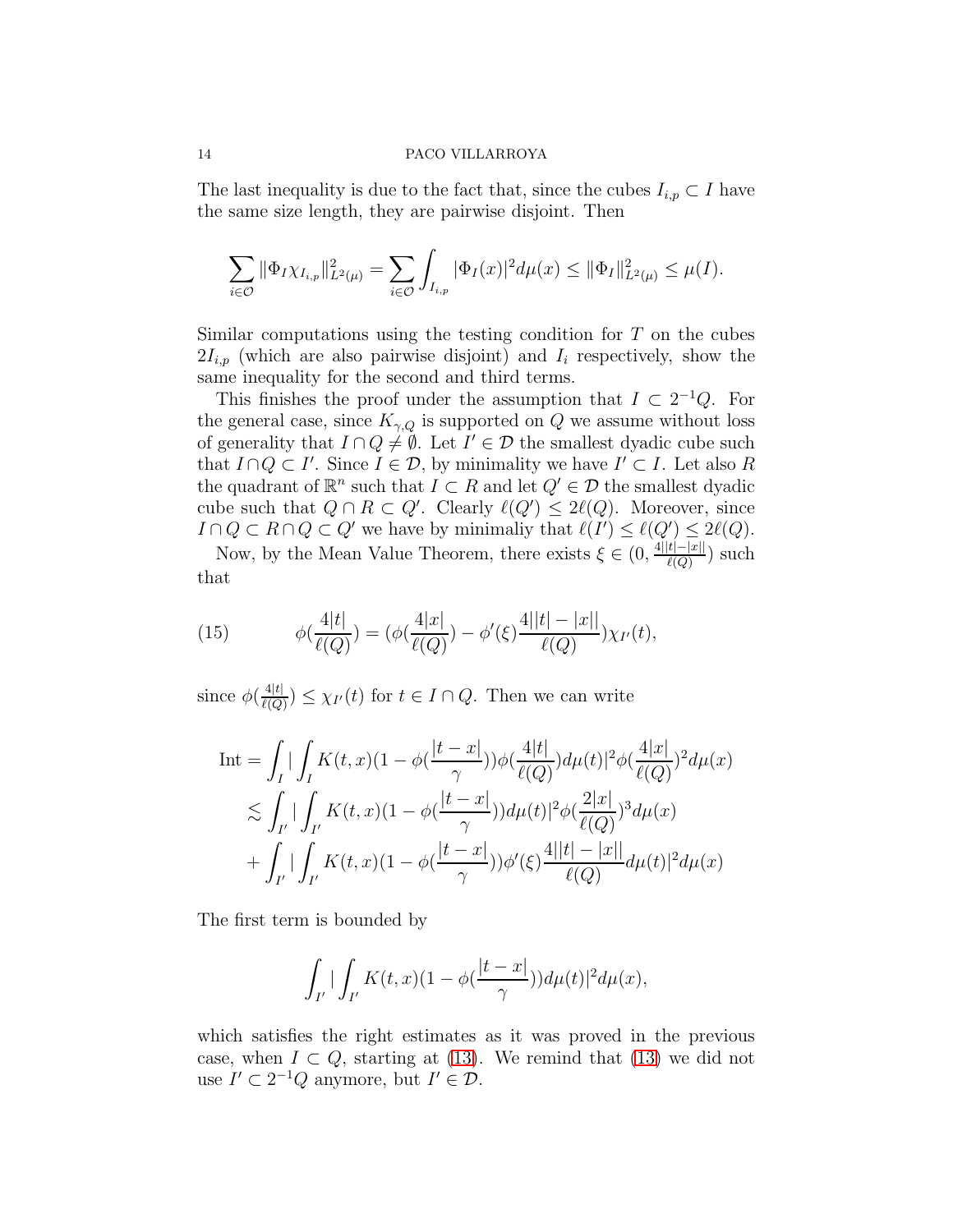The last inequality is due to the fact that, since the cubes $I_{i,p} \subset I$ have the same size length, they are pairwise disjoint. Then

$$\sum_{i\in\mathcal{O}} \|\Phi_I \chi_{I_{i,p}}\|^2_{L^2(\mu)} = \sum_{i\in\mathcal{O}} \int_{I_{i,p}} |\Phi_I(x)|^2 d\mu(x) \leq \|\Phi_I\|^2_{L^2(\mu)} \leq \mu(I).$$

Similar computations using the testing condition for $T$ on the cubes $2I_{i,p}$ (which are also pairwise disjoint) and $I_i$ respectively, show the same inequality for the second and third terms.

This finishes the proof under the assumption that $I \subset 2^{-1}Q$. For the general case, since $K_{\gamma,Q}$ is supported on $Q$ we assume without loss of generality that $I \cap Q \neq \emptyset$. Let $I' \in \mathcal{D}$ the smallest dyadic cube such that $I \cap Q \subset I'$. Since $I \in \mathcal{D}$, by minimality we have $I' \subset I$. Let also $R$ the quadrant of $\mathbb{R}^n$ such that $I \subset R$ and let $Q' \in \mathcal{D}$ the smallest dyadic cube such that $Q \cap R \subset Q'$. Clearly $\ell(Q') \leq 2\ell(Q)$. Moreover, since $I \cap Q \subset R \cap Q \subset Q'$ we have by minimaliy that $\ell(I') \leq \ell(Q') \leq 2\ell(Q)$.

Now, by the Mean Value Theorem, there exists $\xi \in (0, \frac{4||t|-|x||}{\ell(Q)})$ such that

$$\phi(\frac{4|t|}{\ell(Q)}) = (\phi(\frac{4|x|}{\ell(Q)}) - \phi'(\xi)\frac{4||t|-|x||}{\ell(Q)})\chi_{I'}(t), \tag{15}$$

since $\phi(\frac{4|t|}{\ell(Q)}) \leq \chi_{I'}(t)$ for $t \in I \cap Q$. Then we can write

$$\begin{aligned}
\text{Int} &= \int_I |\int_I K(t,x)(1-\phi(\frac{|t-x|}{\gamma}))\phi(\frac{4|t|}{\ell(Q)})d\mu(t)|^2 \phi(\frac{4|x|}{\ell(Q)})^2 d\mu(x) \\
&\lesssim \int_{I'} |\int_{I'} K(t,x)(1-\phi(\frac{|t-x|}{\gamma}))d\mu(t)|^2 \phi(\frac{2|x|}{\ell(Q)})^3 d\mu(x) \\
&+ \int_{I'} |\int_{I'} K(t,x)(1-\phi(\frac{|t-x|}{\gamma}))\phi'(\xi)\frac{4||t|-|x||}{\ell(Q)} d\mu(t)|^2 d\mu(x)
\end{aligned}$$

The first term is bounded by

$$\int_{I'} |\int_{I'} K(t,x)(1-\phi(\frac{|t-x|}{\gamma}))d\mu(t)|^2 d\mu(x),$$

which satisfies the right estimates as it was proved in the previous case, when $I \subset Q$, starting at (13). We remind that (13) we did not use $I' \subset 2^{-1}Q$ anymore, but $I' \in \mathcal{D}$.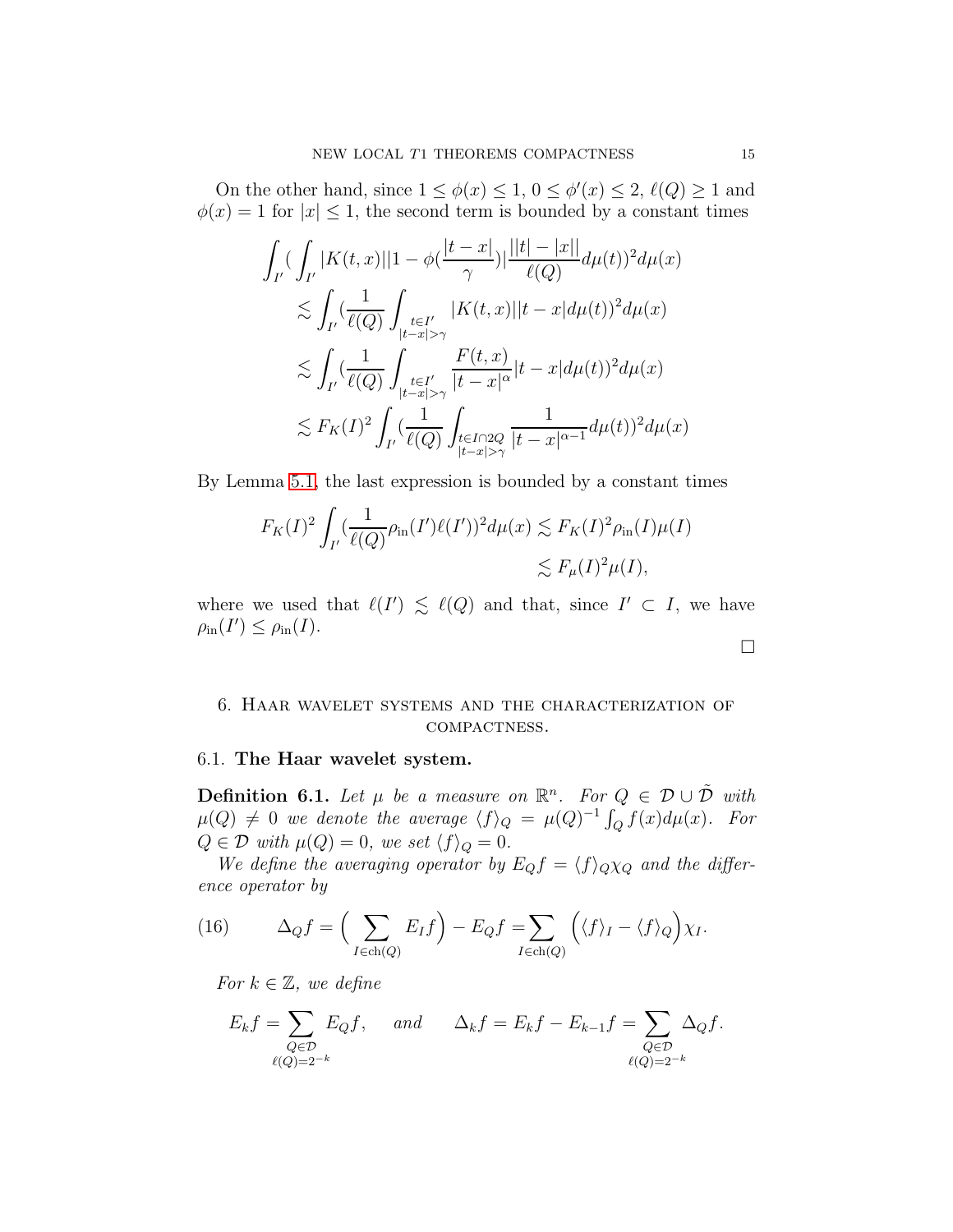On the other hand, since $1 \leq \phi(x) \leq 1$, $0 \leq \phi'(x) \leq 2$, $\ell(Q) \geq 1$ and $\phi(x) = 1$ for $|x| \leq 1$, the second term is bounded by a constant times

$$
\begin{aligned}
\int_{I'} ( \int_{I'} |K(t,x)| |1 - \phi(\frac{|t-x|}{\gamma})| \frac{||t| - |x||}{\ell(Q)} d\mu(t))^2 d\mu(x) \\
\lesssim \int_{I'} (\frac{1}{\ell(Q)} \int_{\substack{t \in I' \\ |t-x| > \gamma}} |K(t,x)| |t-x| d\mu(t))^2 d\mu(x) \\
\lesssim \int_{I'} (\frac{1}{\ell(Q)} \int_{\substack{t \in I' \\ |t-x| > \gamma}} \frac{F(t,x)}{|t-x|^{\alpha}} |t-x| d\mu(t))^2 d\mu(x) \\
\lesssim F_K(I)^2 \int_{I'} (\frac{1}{\ell(Q)} \int_{\substack{t \in I \cap 2Q \\ |t-x| > \gamma}} \frac{1}{|t-x|^{\alpha-1}} d\mu(t))^2 d\mu(x)
\end{aligned}
$$

By Lemma 5.1, the last expression is bounded by a constant times

$$
\begin{aligned}
F_K(I)^2 \int_{I'} (\frac{1}{\ell(Q)} \rho_{\text{in}}(I') \ell(I'))^2 d\mu(x) &\lesssim F_K(I)^2 \rho_{\text{in}}(I) \mu(I) \\
&\lesssim F_\mu(I)^2 \mu(I),
\end{aligned}
$$

where we used that $\ell(I') \lesssim \ell(Q)$ and that, since $I' \subset I$, we have $\rho_{\text{in}}(I') \leq \rho_{\text{in}}(I)$.

□

## 6. Haar wavelet systems and the characterization of compactness.

### 6.1. The Haar wavelet system.

**Definition 6.1.** *Let $\mu$ be a measure on $\mathbb{R}^n$. For $Q \in \mathcal{D} \cup \tilde{\mathcal{D}}$ with $\mu(Q) \neq 0$ we denote the average $\langle f \rangle_Q = \mu(Q)^{-1} \int_Q f(x) d\mu(x)$. For $Q \in \mathcal{D}$ with $\mu(Q) = 0$, we set $\langle f \rangle_Q = 0$.*

*We define the averaging operator by $E_Q f = \langle f \rangle_Q \chi_Q$ and the difference operator by*

$$
\Delta_Q f = \Big( \sum_{I \in \text{ch}(Q)} E_I f \Big) - E_Q f = \sum_{I \in \text{ch}(Q)} \Big( \langle f \rangle_I - \langle f \rangle_Q \Big) \chi_I. \tag{16}
$$

*For $k \in \mathbb{Z}$, we define*

$$
E_k f = \sum_{\substack{Q \in \mathcal{D} \\ \ell(Q) = 2^{-k}}} E_Q f, \quad \text{and} \quad \Delta_k f = E_k f - E_{k-1} f = \sum_{\substack{Q \in \mathcal{D} \\ \ell(Q) = 2^{-k}}} \Delta_Q f.
$$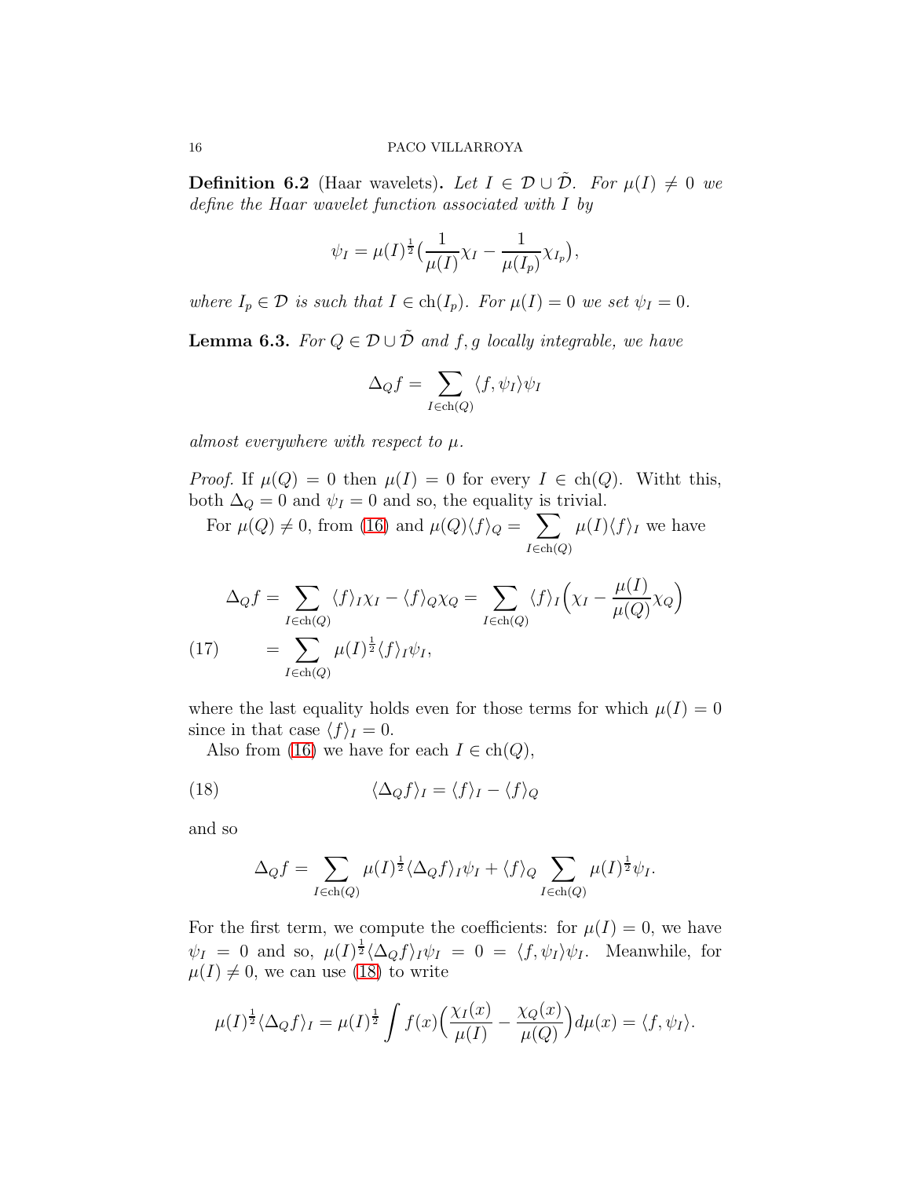**Definition 6.2** (Haar wavelets)**.** *Let $I \in \mathcal{D} \cup \tilde{\mathcal{D}}$. For $\mu(I) \neq 0$ we define the Haar wavelet function associated with $I$ by*

$$\psi_I = \mu(I)^{\frac{1}{2}}\Big(\frac{1}{\mu(I)}\chi_I - \frac{1}{\mu(I_p)}\chi_{I_p}\Big),$$

*where $I_p \in \mathcal{D}$ is such that $I \in \mathrm{ch}(I_p)$. For $\mu(I) = 0$ we set $\psi_I = 0$.*

**Lemma 6.3.** *For $Q \in \mathcal{D} \cup \tilde{\mathcal{D}}$ and $f, g$ locally integrable, we have*

$$\Delta_Q f = \sum_{I \in \mathrm{ch}(Q)} \langle f, \psi_I \rangle \psi_I$$

*almost everywhere with respect to $\mu$.*

*Proof.* If $\mu(Q) = 0$ then $\mu(I) = 0$ for every $I \in \mathrm{ch}(Q)$. Witht this, both $\Delta_Q = 0$ and $\psi_I = 0$ and so, the equality is trivial.

For $\mu(Q) \neq 0$, from (16) and $\mu(Q)\langle f\rangle_Q = \sum_{I \in \mathrm{ch}(Q)} \mu(I)\langle f\rangle_I$ we have

$$\begin{aligned}
\Delta_Q f &= \sum_{I \in \mathrm{ch}(Q)} \langle f\rangle_I \chi_I - \langle f\rangle_Q \chi_Q = \sum_{I \in \mathrm{ch}(Q)} \langle f\rangle_I \Big(\chi_I - \frac{\mu(I)}{\mu(Q)}\chi_Q\Big) \\
&= \sum_{I \in \mathrm{ch}(Q)} \mu(I)^{\frac{1}{2}} \langle f\rangle_I \psi_I, \qquad (17)
\end{aligned}$$

where the last equality holds even for those terms for which $\mu(I) = 0$ since in that case $\langle f\rangle_I = 0$.

Also from (16) we have for each $I \in \mathrm{ch}(Q)$,

$$\langle \Delta_Q f\rangle_I = \langle f\rangle_I - \langle f\rangle_Q \qquad (18)$$

and so

$$\Delta_Q f = \sum_{I \in \mathrm{ch}(Q)} \mu(I)^{\frac{1}{2}} \langle \Delta_Q f\rangle_I \psi_I + \langle f\rangle_Q \sum_{I \in \mathrm{ch}(Q)} \mu(I)^{\frac{1}{2}} \psi_I.$$

For the first term, we compute the coefficients: for $\mu(I) = 0$, we have $\psi_I = 0$ and so, $\mu(I)^{\frac{1}{2}}\langle \Delta_Q f\rangle_I \psi_I = 0 = \langle f, \psi_I\rangle \psi_I$. Meanwhile, for $\mu(I) \neq 0$, we can use (18) to write

$$\mu(I)^{\frac{1}{2}} \langle \Delta_Q f\rangle_I = \mu(I)^{\frac{1}{2}} \int f(x)\Big(\frac{\chi_I(x)}{\mu(I)} - \frac{\chi_Q(x)}{\mu(Q)}\Big) d\mu(x) = \langle f, \psi_I\rangle.$$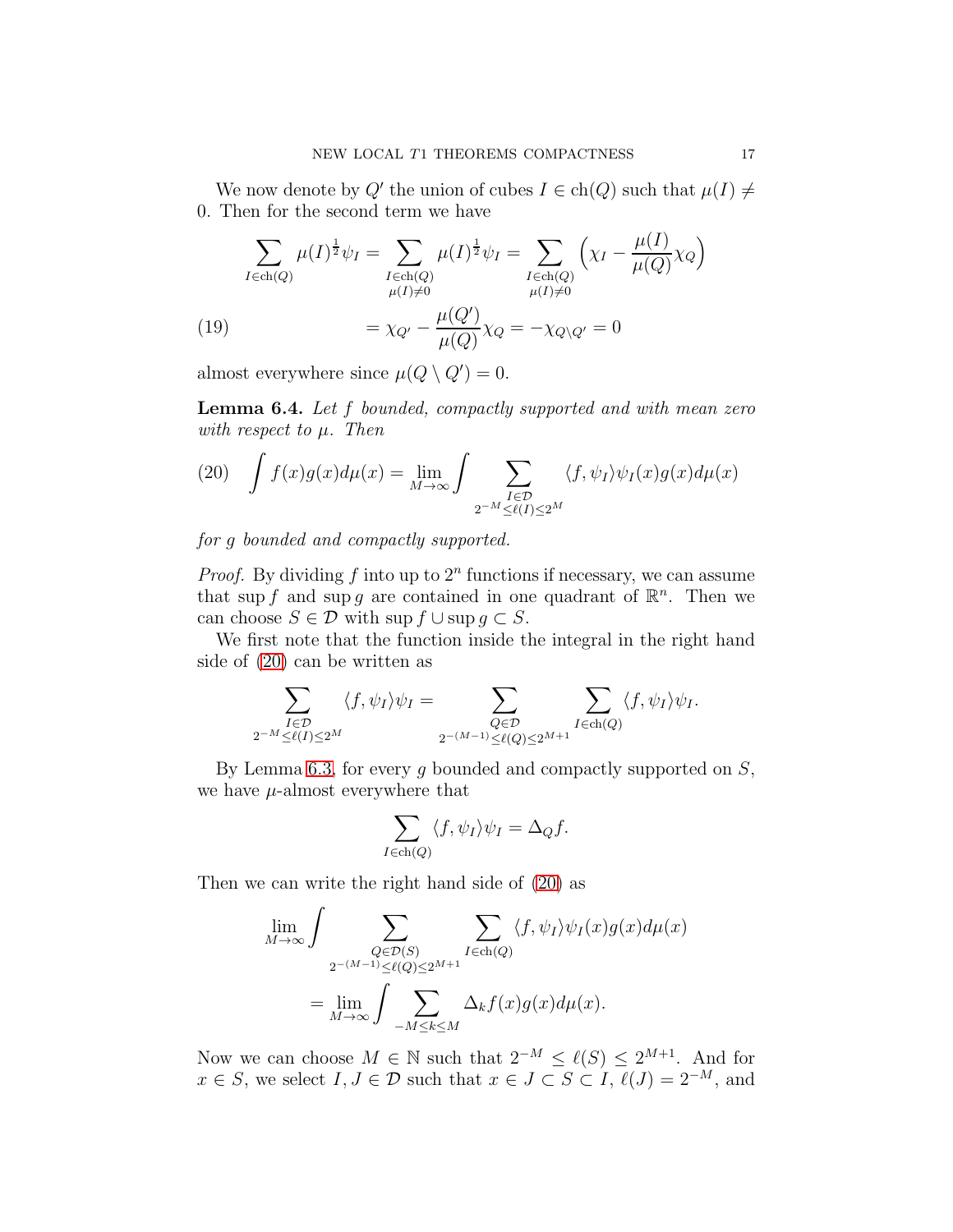We now denote by $Q'$ the union of cubes $I \in \mathrm{ch}(Q)$ such that $\mu(I) \neq 0$. Then for the second term we have

$$
\begin{aligned}
\sum_{I\in \mathrm{ch}(Q)} \mu(I)^{\frac{1}{2}}\psi_I &= \sum_{\substack{I\in \mathrm{ch}(Q)\\ \mu(I)\neq 0}} \mu(I)^{\frac{1}{2}}\psi_I = \sum_{\substack{I\in \mathrm{ch}(Q)\\ \mu(I)\neq 0}} \Big(\chi_I - \frac{\mu(I)}{\mu(Q)}\chi_Q\Big) \\
&= \chi_{Q'} - \frac{\mu(Q')}{\mu(Q)}\chi_Q = -\chi_{Q\setminus Q'} = 0 \qquad (19)
\end{aligned}
$$

almost everywhere since $\mu(Q \setminus Q') = 0$.

**Lemma 6.4.** *Let $f$ bounded, compactly supported and with mean zero with respect to $\mu$. Then*

$$
\int f(x)g(x)d\mu(x) = \lim_{M\to\infty} \int \sum_{\substack{I\in\mathcal{D}\\ 2^{-M}\leq \ell(I)\leq 2^M}} \langle f, \psi_I\rangle \psi_I(x)g(x)d\mu(x) \qquad (20)
$$

*for $g$ bounded and compactly supported.*

*Proof.* By dividing $f$ into up to $2^n$ functions if necessary, we can assume that $\sup f$ and $\sup g$ are contained in one quadrant of $\mathbb{R}^n$. Then we can choose $S \in \mathcal{D}$ with $\sup f \cup \sup g \subset S$.

We first note that the function inside the integral in the right hand side of (20) can be written as

$$
\sum_{\substack{I\in\mathcal{D}\\ 2^{-M}\leq \ell(I)\leq 2^M}} \langle f, \psi_I\rangle \psi_I = \sum_{\substack{Q\in\mathcal{D}\\ 2^{-(M-1)}\leq \ell(Q)\leq 2^{M+1}}} \sum_{I\in \mathrm{ch}(Q)} \langle f, \psi_I\rangle \psi_I.
$$

By Lemma 6.3, for every $g$ bounded and compactly supported on $S$, we have $\mu$-almost everywhere that

$$
\sum_{I\in \mathrm{ch}(Q)} \langle f, \psi_I\rangle \psi_I = \Delta_Q f.
$$

Then we can write the right hand side of (20) as

$$
\begin{aligned}
&\lim_{M\to\infty} \int \sum_{\substack{Q\in\mathcal{D}(S)\\ 2^{-(M-1)}\leq \ell(Q)\leq 2^{M+1}}} \sum_{I\in \mathrm{ch}(Q)} \langle f, \psi_I\rangle \psi_I(x)g(x)d\mu(x) \\
&\qquad = \lim_{M\to\infty} \int \sum_{-M\leq k\leq M} \Delta_k f(x)g(x)d\mu(x).
\end{aligned}
$$

Now we can choose $M \in \mathbb{N}$ such that $2^{-M} \leq \ell(S) \leq 2^{M+1}$. And for $x \in S$, we select $I, J \in \mathcal{D}$ such that $x \in J \subset S \subset I$, $\ell(J) = 2^{-M}$, and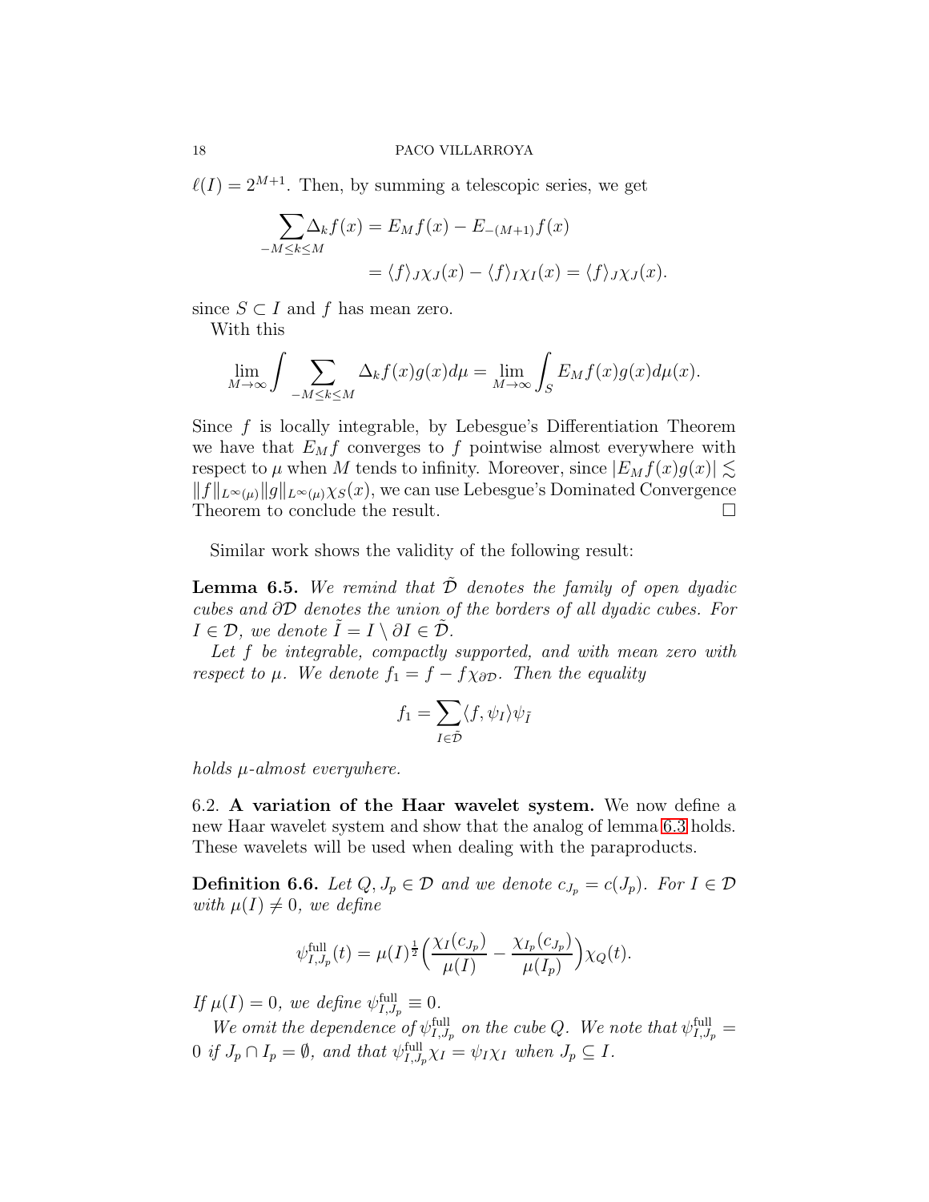$\ell(I) = 2^{M+1}$. Then, by summing a telescopic series, we get

$$\sum_{-M\leq k\leq M} \Delta_k f(x) = E_M f(x) - E_{-(M+1)} f(x)$$
$$= \langle f\rangle_J \chi_J(x) - \langle f\rangle_I \chi_I(x) = \langle f\rangle_J \chi_J(x).$$

since $S \subset I$ and $f$ has mean zero.

With this

$$\lim_{M\to\infty} \int \sum_{-M\leq k\leq M} \Delta_k f(x) g(x) d\mu = \lim_{M\to\infty} \int_S E_M f(x) g(x) d\mu(x).$$

Since $f$ is locally integrable, by Lebesgue's Differentiation Theorem we have that $E_M f$ converges to $f$ pointwise almost everywhere with respect to $\mu$ when $M$ tends to infinity. Moreover, since $|E_M f(x) g(x)| \lesssim \|f\|_{L^\infty(\mu)} \|g\|_{L^\infty(\mu)} \chi_S(x)$, we can use Lebesgue's Dominated Convergence Theorem to conclude the result. □

Similar work shows the validity of the following result:

**Lemma 6.5.** *We remind that $\tilde{\mathcal{D}}$ denotes the family of open dyadic cubes and $\partial\mathcal{D}$ denotes the union of the borders of all dyadic cubes. For $I \in \mathcal{D}$, we denote $\tilde{I} = I \setminus \partial I \in \tilde{\mathcal{D}}$.*

*Let $f$ be integrable, compactly supported, and with mean zero with respect to $\mu$. We denote $f_1 = f - f\chi_{\partial\mathcal{D}}$. Then the equality*

$$f_1 = \sum_{I\in\tilde{\mathcal{D}}} \langle f, \psi_I\rangle \psi_{\tilde{I}}$$

*holds $\mu$-almost everywhere.*

6.2. **A variation of the Haar wavelet system.** We now define a new Haar wavelet system and show that the analog of lemma 6.3 holds. These wavelets will be used when dealing with the paraproducts.

**Definition 6.6.** *Let $Q, J_p \in \mathcal{D}$ and we denote $c_{J_p} = c(J_p)$. For $I \in \mathcal{D}$ with $\mu(I) \neq 0$, we define*

$$\psi^{\rm full}_{I,J_p}(t) = \mu(I)^{\frac{1}{2}} \Big( \frac{\chi_I(c_{J_p})}{\mu(I)} - \frac{\chi_{I_p}(c_{J_p})}{\mu(I_p)} \Big) \chi_Q(t).$$

*If $\mu(I) = 0$, we define $\psi^{\rm full}_{I,J_p} \equiv 0$.*

*We omit the dependence of $\psi^{\rm full}_{I,J_p}$ on the cube $Q$. We note that $\psi^{\rm full}_{I,J_p} = 0$ if $J_p \cap I_p = \emptyset$, and that $\psi^{\rm full}_{I,J_p} \chi_I = \psi_I \chi_I$ when $J_p \subseteq I$.*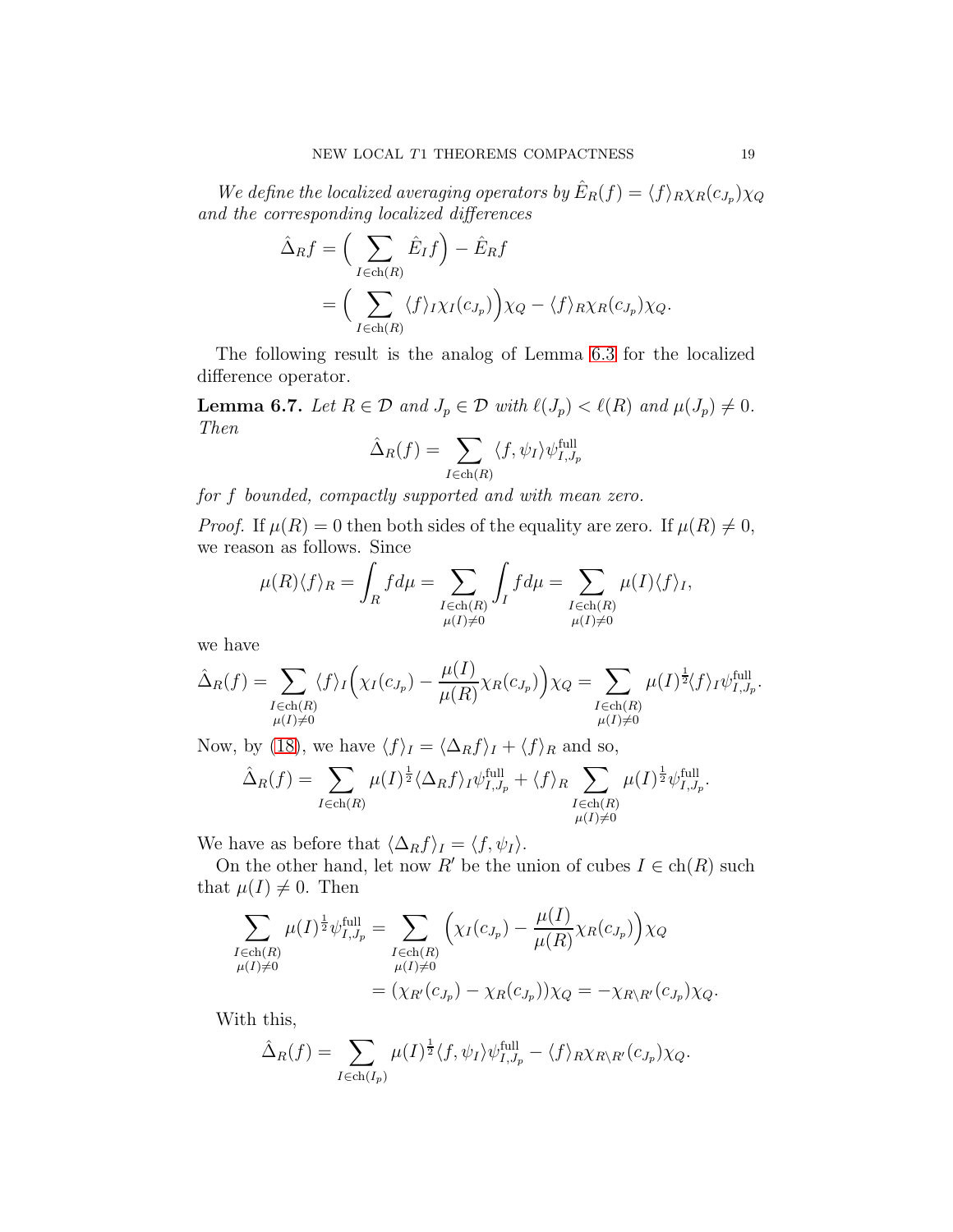*We define the localized averaging operators by* $\hat{E}_R(f) = \langle f\rangle_R \chi_R(c_{J_p})\chi_Q$ *and the corresponding localized differences*

$$\begin{aligned}
\hat{\Delta}_R f &= \Big( \sum_{I\in \mathrm{ch}(R)} \hat{E}_I f\Big) - \hat{E}_R f \\
&= \Big( \sum_{I\in \mathrm{ch}(R)} \langle f\rangle_I \chi_I(c_{J_p})\Big)\chi_Q - \langle f\rangle_R \chi_R(c_{J_p})\chi_Q.
\end{aligned}$$

The following result is the analog of Lemma 6.3 for the localized difference operator.

**Lemma 6.7.** *Let* $R\in\mathcal{D}$ *and* $J_p\in\mathcal{D}$ *with* $\ell(J_p)<\ell(R)$ *and* $\mu(J_p)\neq 0$. *Then*

$$\hat{\Delta}_R(f) = \sum_{I\in \mathrm{ch}(R)} \langle f,\psi_I\rangle \psi^{\mathrm{full}}_{I,J_p}$$

*for* $f$ *bounded, compactly supported and with mean zero.*

*Proof.* If $\mu(R)=0$ then both sides of the equality are zero. If $\mu(R)\neq 0$, we reason as follows. Since

$$\mu(R)\langle f\rangle_R = \int_R f d\mu = \sum_{\substack{I\in \mathrm{ch}(R)\\ \mu(I)\neq 0}} \int_I f d\mu = \sum_{\substack{I\in \mathrm{ch}(R)\\ \mu(I)\neq 0}} \mu(I)\langle f\rangle_I,$$

we have

$$\hat{\Delta}_R(f) = \sum_{\substack{I\in \mathrm{ch}(R)\\ \mu(I)\neq 0}} \langle f\rangle_I \Big(\chi_I(c_{J_p}) - \frac{\mu(I)}{\mu(R)}\chi_R(c_{J_p})\Big)\chi_Q = \sum_{\substack{I\in \mathrm{ch}(R)\\ \mu(I)\neq 0}} \mu(I)^{\frac{1}{2}}\langle f\rangle_I \psi^{\mathrm{full}}_{I,J_p}.$$

Now, by (18), we have $\langle f\rangle_I = \langle \Delta_R f\rangle_I + \langle f\rangle_R$ and so,

$$\hat{\Delta}_R(f) = \sum_{I\in \mathrm{ch}(R)} \mu(I)^{\frac{1}{2}}\langle \Delta_R f\rangle_I \psi^{\mathrm{full}}_{I,J_p} + \langle f\rangle_R \sum_{\substack{I\in \mathrm{ch}(R)\\ \mu(I)\neq 0}} \mu(I)^{\frac{1}{2}}\psi^{\mathrm{full}}_{I,J_p}.$$

We have as before that $\langle \Delta_R f\rangle_I = \langle f,\psi_I\rangle$.

On the other hand, let now $R'$ be the union of cubes $I\in\mathrm{ch}(R)$ such that $\mu(I)\neq 0$. Then

$$\begin{aligned}
\sum_{\substack{I\in \mathrm{ch}(R)\\ \mu(I)\neq 0}} \mu(I)^{\frac{1}{2}}\psi^{\mathrm{full}}_{I,J_p} &= \sum_{\substack{I\in \mathrm{ch}(R)\\ \mu(I)\neq 0}} \Big(\chi_I(c_{J_p}) - \frac{\mu(I)}{\mu(R)}\chi_R(c_{J_p})\Big)\chi_Q \\
&= (\chi_{R'}(c_{J_p}) - \chi_R(c_{J_p}))\chi_Q = -\chi_{R\setminus R'}(c_{J_p})\chi_Q.
\end{aligned}$$

With this,

$$\hat{\Delta}_R(f) = \sum_{I\in \mathrm{ch}(I_p)} \mu(I)^{\frac{1}{2}}\langle f,\psi_I\rangle \psi^{\mathrm{full}}_{I,J_p} - \langle f\rangle_R \chi_{R\setminus R'}(c_{J_p})\chi_Q.$$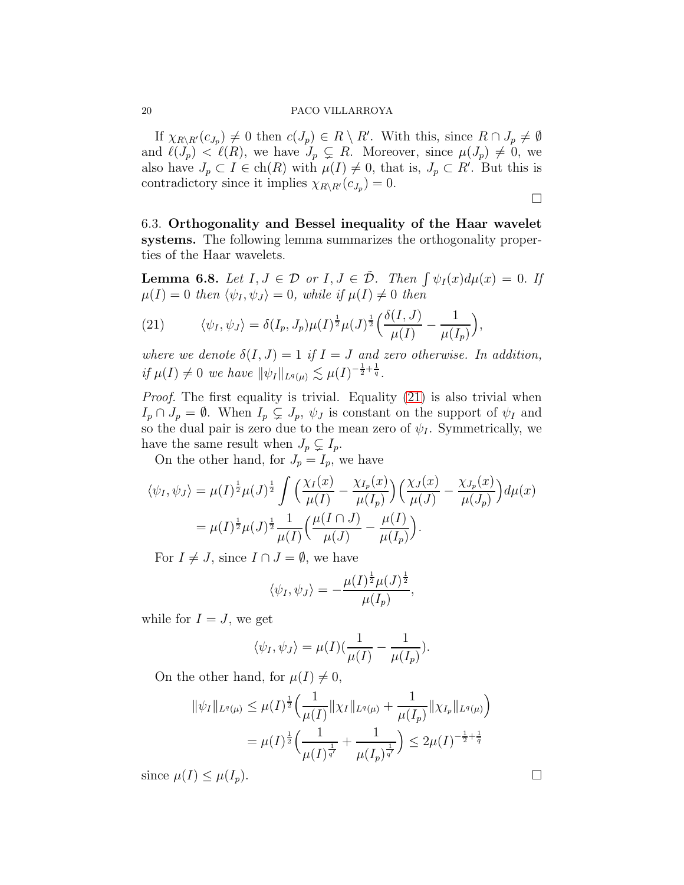If $\chi_{R\setminus R'}(c_{J_p}) \neq 0$ then $c(J_p) \in R \setminus R'$. With this, since $R \cap J_p \neq \emptyset$ and $\ell(J_p) < \ell(R)$, we have $J_p \subsetneq R$. Moreover, since $\mu(J_p) \neq 0$, we also have $J_p \subset I \in \mathrm{ch}(R)$ with $\mu(I) \neq 0$, that is, $J_p \subset R'$. But this is contradictory since it implies $\chi_{R\setminus R'}(c_{J_p}) = 0$.

□

6.3. **Orthogonality and Bessel inequality of the Haar wavelet systems.** The following lemma summarizes the orthogonality properties of the Haar wavelets.

**Lemma 6.8.** *Let $I, J \in \mathcal{D}$ or $I, J \in \tilde{\mathcal{D}}$. Then $\int \psi_I(x)d\mu(x) = 0$. If $\mu(I) = 0$ then $\langle \psi_I, \psi_J \rangle = 0$, while if $\mu(I) \neq 0$ then*

$$\langle \psi_I, \psi_J \rangle = \delta(I_p, J_p)\mu(I)^{\frac{1}{2}}\mu(J)^{\frac{1}{2}}\Big(\frac{\delta(I,J)}{\mu(I)} - \frac{1}{\mu(I_p)}\Big), \tag{21}$$

*where we denote $\delta(I, J) = 1$ if $I = J$ and zero otherwise. In addition, if $\mu(I) \neq 0$ we have $\|\psi_I\|_{L^q(\mu)} \lesssim \mu(I)^{-\frac{1}{2}+\frac{1}{q}}$.*

*Proof.* The first equality is trivial. Equality (21) is also trivial when $I_p \cap J_p = \emptyset$. When $I_p \subsetneq J_p$, $\psi_J$ is constant on the support of $\psi_I$ and so the dual pair is zero due to the mean zero of $\psi_I$. Symmetrically, we have the same result when $J_p \subsetneq I_p$.

On the other hand, for $J_p = I_p$, we have

$$\begin{aligned}
\langle \psi_I, \psi_J \rangle &= \mu(I)^{\frac{1}{2}}\mu(J)^{\frac{1}{2}} \int \Big(\frac{\chi_I(x)}{\mu(I)} - \frac{\chi_{I_p}(x)}{\mu(I_p)}\Big)\Big(\frac{\chi_J(x)}{\mu(J)} - \frac{\chi_{J_p}(x)}{\mu(J_p)}\Big)d\mu(x) \\
&= \mu(I)^{\frac{1}{2}}\mu(J)^{\frac{1}{2}} \frac{1}{\mu(I)}\Big(\frac{\mu(I \cap J)}{\mu(J)} - \frac{\mu(I)}{\mu(I_p)}\Big).
\end{aligned}$$

For $I \neq J$, since $I \cap J = \emptyset$, we have

$$\langle \psi_I, \psi_J \rangle = -\frac{\mu(I)^{\frac{1}{2}}\mu(J)^{\frac{1}{2}}}{\mu(I_p)},$$

while for $I = J$, we get

$$\langle \psi_I, \psi_J \rangle = \mu(I)\Big(\frac{1}{\mu(I)} - \frac{1}{\mu(I_p)}\Big).$$

On the other hand, for $\mu(I) \neq 0$,

$$\begin{aligned}
\|\psi_I\|_{L^q(\mu)} &\leq \mu(I)^{\frac{1}{2}}\Big(\frac{1}{\mu(I)}\|\chi_I\|_{L^q(\mu)} + \frac{1}{\mu(I_p)}\|\chi_{I_p}\|_{L^q(\mu)}\Big) \\
&= \mu(I)^{\frac{1}{2}}\Big(\frac{1}{\mu(I)^{\frac{1}{q'}}} + \frac{1}{\mu(I_p)^{\frac{1}{q'}}}\Big) \leq 2\mu(I)^{-\frac{1}{2}+\frac{1}{q}}
\end{aligned}$$

since $\mu(I) \leq \mu(I_p)$.

□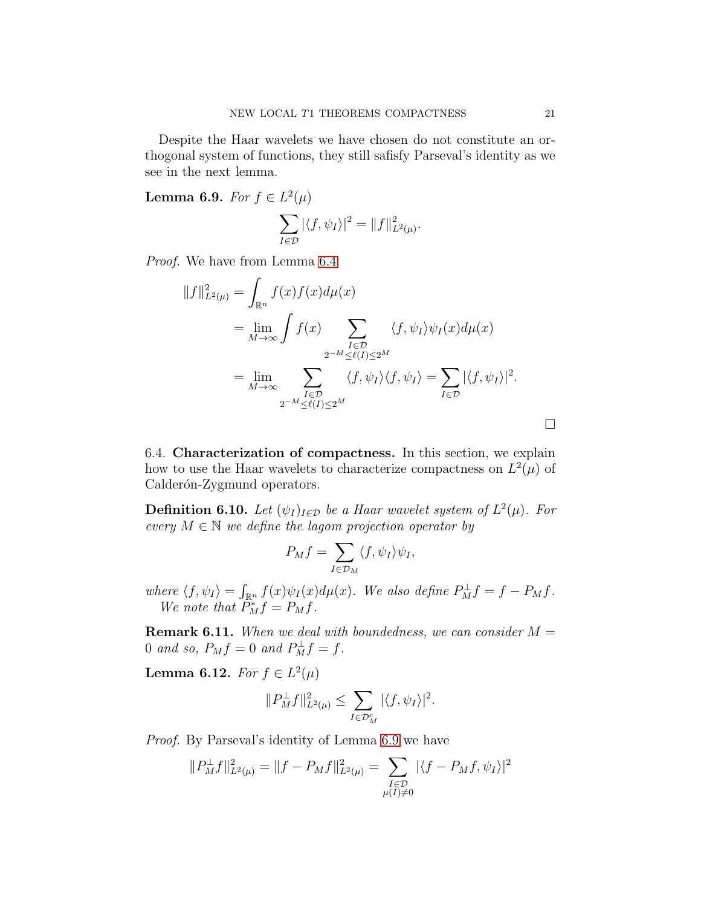Despite the Haar wavelets we have chosen do not constitute an orthogonal system of functions, they still safisfy Parseval's identity as we see in the next lemma.

**Lemma 6.9.** *For $f \in L^2(\mu)$*

$$\sum_{I\in\mathcal{D}} |\langle f, \psi_I\rangle|^2 = \|f\|^2_{L^2(\mu)}.$$

*Proof.* We have from Lemma 6.4

$$\begin{aligned}
\|f\|^2_{L^2(\mu)} &= \int_{\mathbb{R}^n} f(x)f(x)d\mu(x) \\
&= \lim_{M\to\infty} \int f(x) \sum_{\substack{I\in\mathcal{D} \\ 2^{-M}\leq \ell(I)\leq 2^M}} \langle f, \psi_I\rangle \psi_I(x) d\mu(x) \\
&= \lim_{M\to\infty} \sum_{\substack{I\in\mathcal{D} \\ 2^{-M}\leq \ell(I)\leq 2^M}} \langle f, \psi_I\rangle\langle f, \psi_I\rangle = \sum_{I\in\mathcal{D}} |\langle f, \psi_I\rangle|^2.
\end{aligned}$$

□

6.4. **Characterization of compactness.** In this section, we explain how to use the Haar wavelets to characterize compactness on $L^2(\mu)$ of Calderón-Zygmund operators.

**Definition 6.10.** *Let $(\psi_I)_{I\in\mathcal{D}}$ be a Haar wavelet system of $L^2(\mu)$. For every $M \in \mathbb{N}$ we define the lagom projection operator by*

$$P_M f = \sum_{I\in\mathcal{D}_M} \langle f, \psi_I\rangle \psi_I,$$

*where $\langle f, \psi_I\rangle = \int_{\mathbb{R}^n} f(x)\psi_I(x)d\mu(x)$. We also define $P_M^{\perp} f = f - P_M f$.*
*We note that $P_M^* f = P_M f$.*

**Remark 6.11.** *When we deal with boundedness, we can consider $M = 0$ and so, $P_M f = 0$ and $P_M^{\perp} f = f$.*

**Lemma 6.12.** *For $f \in L^2(\mu)$*

$$\|P_M^{\perp} f\|^2_{L^2(\mu)} \leq \sum_{I\in\mathcal{D}_M^c} |\langle f, \psi_I\rangle|^2.$$

*Proof.* By Parseval's identity of Lemma 6.9 we have

$$\|P_M^{\perp} f\|^2_{L^2(\mu)} = \|f - P_M f\|^2_{L^2(\mu)} = \sum_{\substack{I\in\mathcal{D} \\ \mu(I)\neq 0}} |\langle f - P_M f, \psi_I\rangle|^2$$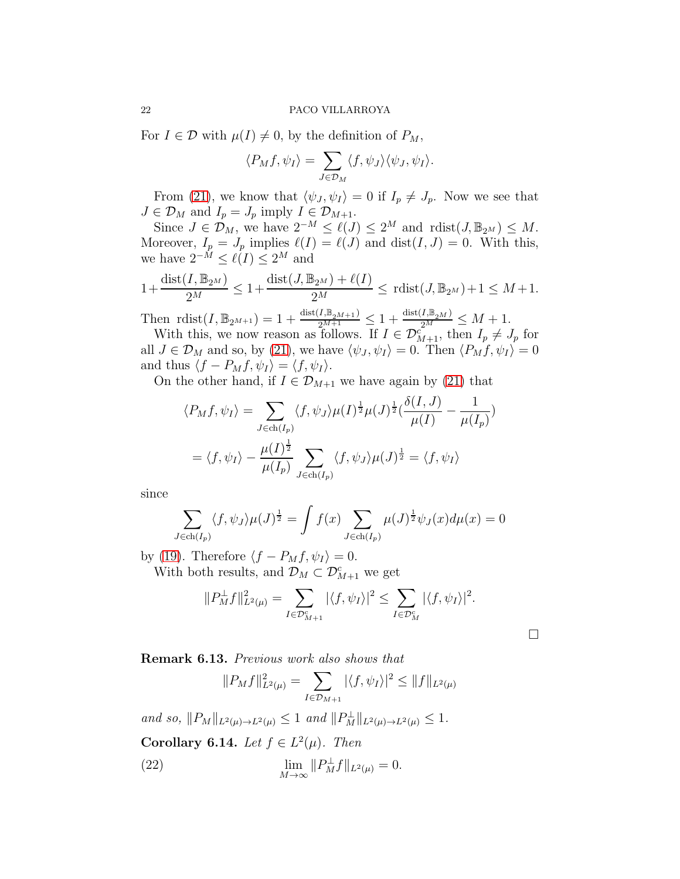For $I \in \mathcal{D}$ with $\mu(I) \neq 0$, by the definition of $P_M$,

$$\langle P_M f, \psi_I \rangle = \sum_{J \in \mathcal{D}_M} \langle f, \psi_J \rangle \langle \psi_J, \psi_I \rangle.$$

From (21), we know that $\langle \psi_J, \psi_I \rangle = 0$ if $I_p \neq J_p$. Now we see that $J \in \mathcal{D}_M$ and $I_p = J_p$ imply $I \in \mathcal{D}_{M+1}$.

Since $J \in \mathcal{D}_M$, we have $2^{-M} \leq \ell(J) \leq 2^M$ and $\mathrm{rdist}(J, \mathbb{B}_{2^M}) \leq M$. Moreover, $I_p = J_p$ implies $\ell(I) = \ell(J)$ and $\mathrm{dist}(I, J) = 0$. With this, we have $2^{-M} \leq \ell(I) \leq 2^M$ and

$$1 + \frac{\mathrm{dist}(I, \mathbb{B}_{2^M})}{2^M} \leq 1 + \frac{\mathrm{dist}(J, \mathbb{B}_{2^M}) + \ell(I)}{2^M} \leq \mathrm{rdist}(J, \mathbb{B}_{2^M}) + 1 \leq M + 1.$$

Then $\mathrm{rdist}(I, \mathbb{B}_{2^{M+1}}) = 1 + \frac{\mathrm{dist}(I, \mathbb{B}_{2^{M+1}})}{2^{M+1}} \leq 1 + \frac{\mathrm{dist}(I, \mathbb{B}_{2^M})}{2^M} \leq M + 1$.

With this, we now reason as follows. If $I \in \mathcal{D}_{M+1}^c$, then $I_p \neq J_p$ for all $J \in \mathcal{D}_M$ and so, by (21), we have $\langle \psi_J, \psi_I \rangle = 0$. Then $\langle P_M f, \psi_I \rangle = 0$ and thus $\langle f - P_M f, \psi_I \rangle = \langle f, \psi_I \rangle$.

On the other hand, if $I \in \mathcal{D}_{M+1}$ we have again by (21) that

$$\begin{aligned}
\langle P_M f, \psi_I \rangle &= \sum_{J \in \mathrm{ch}(I_p)} \langle f, \psi_J \rangle \mu(I)^{\frac{1}{2}} \mu(J)^{\frac{1}{2}} \Big( \frac{\delta(I, J)}{\mu(I)} - \frac{1}{\mu(I_p)} \Big) \\
&= \langle f, \psi_I \rangle - \frac{\mu(I)^{\frac{1}{2}}}{\mu(I_p)} \sum_{J \in \mathrm{ch}(I_p)} \langle f, \psi_J \rangle \mu(J)^{\frac{1}{2}} = \langle f, \psi_I \rangle
\end{aligned}$$

since

$$\sum_{J \in \mathrm{ch}(I_p)} \langle f, \psi_J \rangle \mu(J)^{\frac{1}{2}} = \int f(x) \sum_{J \in \mathrm{ch}(I_p)} \mu(J)^{\frac{1}{2}} \psi_J(x) d\mu(x) = 0$$

by (19). Therefore $\langle f - P_M f, \psi_I \rangle = 0$.

With both results, and $\mathcal{D}_M \subset \mathcal{D}_{M+1}^c$ we get

$$\|P_M^\perp f\|_{L^2(\mu)}^2 = \sum_{I \in \mathcal{D}_{M+1}^c} |\langle f, \psi_I \rangle|^2 \leq \sum_{I \in \mathcal{D}_M^c} |\langle f, \psi_I \rangle|^2.$$

$\square$

**Remark 6.13.** *Previous work also shows that*

$$\|P_M f\|_{L^2(\mu)}^2 = \sum_{I \in \mathcal{D}_{M+1}} |\langle f, \psi_I \rangle|^2 \leq \|f\|_{L^2(\mu)}$$

*and so,* $\|P_M\|_{L^2(\mu) \to L^2(\mu)} \leq 1$ *and* $\|P_M^\perp\|_{L^2(\mu) \to L^2(\mu)} \leq 1$.

**Corollary 6.14.** *Let* $f \in L^2(\mu)$. *Then*

$$\lim_{M \to \infty} \|P_M^\perp f\|_{L^2(\mu)} = 0. \tag{22}$$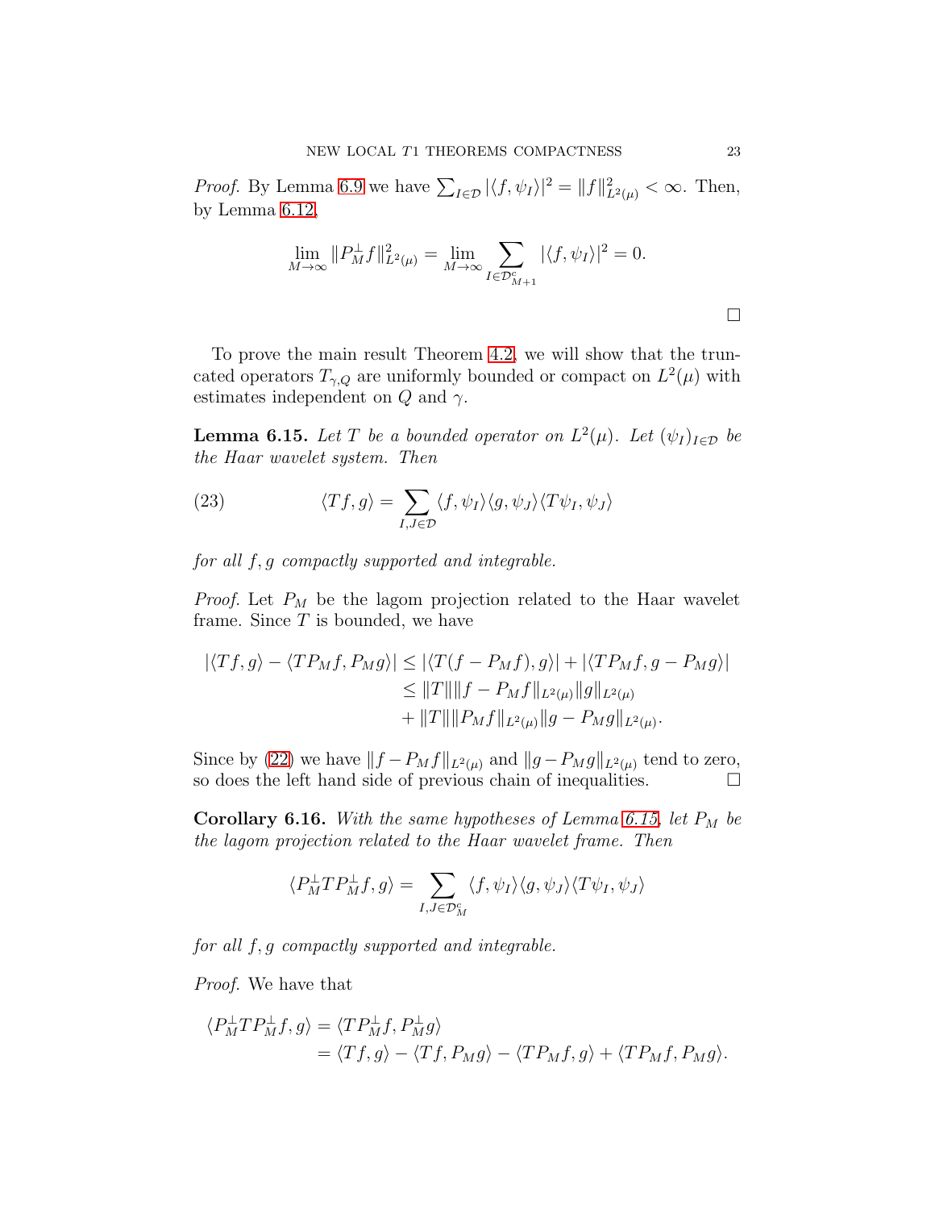*Proof.* By Lemma 6.9 we have $\sum_{I\in\mathcal{D}} |\langle f,\psi_I\rangle|^2 = \|f\|^2_{L^2(\mu)} < \infty$. Then, by Lemma 6.12,

$$\lim_{M\to\infty} \|P_M^\perp f\|^2_{L^2(\mu)} = \lim_{M\to\infty} \sum_{I\in\mathcal{D}^c_{M+1}} |\langle f,\psi_I\rangle|^2 = 0.$$

□

To prove the main result Theorem 4.2, we will show that the truncated operators $T_{\gamma,Q}$ are uniformly bounded or compact on $L^2(\mu)$ with estimates independent on $Q$ and $\gamma$.

**Lemma 6.15.** *Let $T$ be a bounded operator on $L^2(\mu)$. Let $(\psi_I)_{I\in\mathcal{D}}$ be the Haar wavelet system. Then*

$$\langle Tf,g\rangle = \sum_{I,J\in\mathcal{D}} \langle f,\psi_I\rangle\langle g,\psi_J\rangle\langle T\psi_I,\psi_J\rangle \tag{23}$$

*for all $f,g$ compactly supported and integrable.*

*Proof.* Let $P_M$ be the lagom projection related to the Haar wavelet frame. Since $T$ is bounded, we have

$$\begin{aligned}
|\langle Tf,g\rangle - \langle TP_Mf,P_Mg\rangle| &\le |\langle T(f-P_Mf),g\rangle| + |\langle TP_Mf,g-P_Mg\rangle| \\
&\le \|T\|\|f-P_Mf\|_{L^2(\mu)}\|g\|_{L^2(\mu)} \\
&\quad + \|T\|\|P_Mf\|_{L^2(\mu)}\|g-P_Mg\|_{L^2(\mu)}.
\end{aligned}$$

Since by (22) we have $\|f-P_Mf\|_{L^2(\mu)}$ and $\|g-P_Mg\|_{L^2(\mu)}$ tend to zero, so does the left hand side of previous chain of inequalities. □

**Corollary 6.16.** *With the same hypotheses of Lemma 6.15, let $P_M$ be the lagom projection related to the Haar wavelet frame. Then*

$$\langle P_M^\perp TP_M^\perp f,g\rangle = \sum_{I,J\in\mathcal{D}^c_M} \langle f,\psi_I\rangle\langle g,\psi_J\rangle\langle T\psi_I,\psi_J\rangle$$

*for all $f,g$ compactly supported and integrable.*

*Proof.* We have that

$$\begin{aligned}
\langle P_M^\perp TP_M^\perp f,g\rangle &= \langle TP_M^\perp f,P_M^\perp g\rangle \\
&= \langle Tf,g\rangle - \langle Tf,P_Mg\rangle - \langle TP_Mf,g\rangle + \langle TP_Mf,P_Mg\rangle.
\end{aligned}$$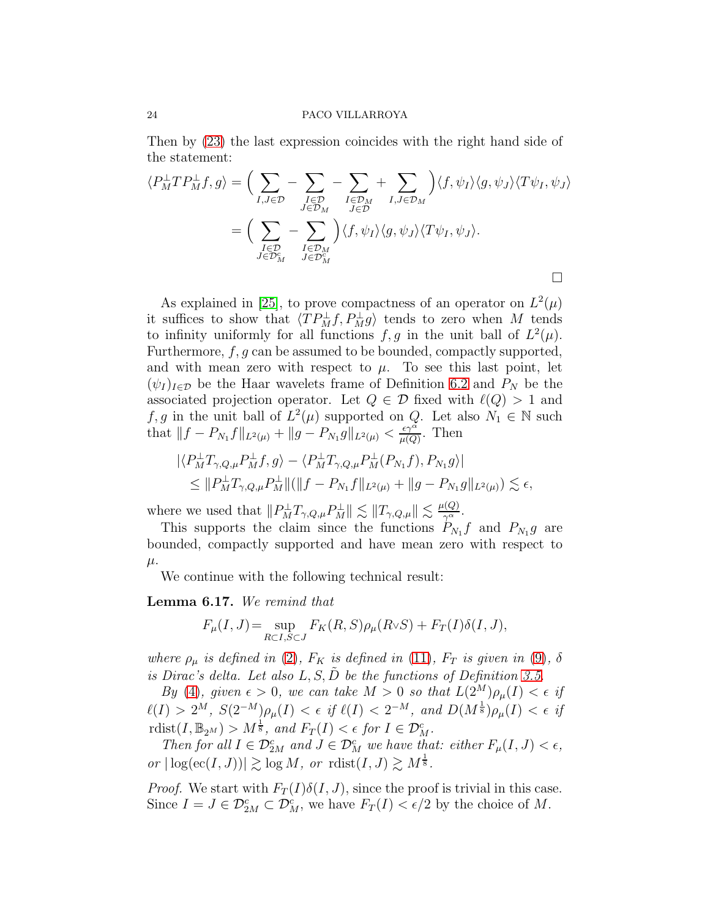Then by (23) the last expression coincides with the right hand side of the statement:

$$
\begin{aligned}
\langle P_M^\perp T P_M^\perp f, g\rangle &= \Big( \sum_{I,J\in\mathcal{D}} - \sum_{\substack{I\in\mathcal{D}\\ J\in\mathcal{D}_M}} - \sum_{\substack{I\in\mathcal{D}_M\\ J\in\mathcal{D}}} + \sum_{I,J\in\mathcal{D}_M} \Big)\langle f,\psi_I\rangle\langle g,\psi_J\rangle\langle T\psi_I,\psi_J\rangle \\
&= \Big( \sum_{\substack{I\in\mathcal{D}\\ J\in\mathcal{D}_M^c}} - \sum_{\substack{I\in\mathcal{D}_M\\ J\in\mathcal{D}_M^c}} \Big)\langle f,\psi_I\rangle\langle g,\psi_J\rangle\langle T\psi_I,\psi_J\rangle.
\end{aligned}
$$

□

As explained in [25], to prove compactness of an operator on $L^2(\mu)$ it suffices to show that $\langle TP_M^\perp f, P_M^\perp g\rangle$ tends to zero when $M$ tends to infinity uniformly for all functions $f, g$ in the unit ball of $L^2(\mu)$. Furthermore, $f, g$ can be assumed to be bounded, compactly supported, and with mean zero with respect to $\mu$. To see this last point, let $(\psi_I)_{I\in\mathcal{D}}$ be the Haar wavelets frame of Definition 6.2 and $P_N$ be the associated projection operator. Let $Q\in\mathcal{D}$ fixed with $\ell(Q)>1$ and $f, g$ in the unit ball of $L^2(\mu)$ supported on $Q$. Let also $N_1\in\mathbb{N}$ such that $\|f-P_{N_1}f\|_{L^2(\mu)} + \|g-P_{N_1}g\|_{L^2(\mu)} < \frac{\epsilon\gamma^\alpha}{\mu(Q)}$. Then

$$
\begin{aligned}
&|\langle P_M^\perp T_{\gamma,Q,\mu} P_M^\perp f, g\rangle - \langle P_M^\perp T_{\gamma,Q,\mu} P_M^\perp (P_{N_1}f), P_{N_1}g\rangle| \\
&\quad \leq \|P_M^\perp T_{\gamma,Q,\mu} P_M^\perp\| (\|f-P_{N_1}f\|_{L^2(\mu)} + \|g-P_{N_1}g\|_{L^2(\mu)}) \lesssim \epsilon,
\end{aligned}
$$

where we used that $\|P_M^\perp T_{\gamma,Q,\mu} P_M^\perp\| \lesssim \|T_{\gamma,Q,\mu}\| \lesssim \frac{\mu(Q)}{\gamma^\alpha}$.

This supports the claim since the functions $P_{N_1}f$ and $P_{N_1}g$ are bounded, compactly supported and have mean zero with respect to $\mu$.

We continue with the following technical result:

**Lemma 6.17.** *We remind that*

$$
F_\mu(I,J) = \sup_{R\subset I, S\subset J} F_K(R,S)\rho_\mu(R\vee S) + F_T(I)\delta(I,J),
$$

*where $\rho_\mu$ is defined in (2), $F_K$ is defined in (11), $F_T$ is given in (9), $\delta$ is Dirac's delta. Let also $L, S, \tilde{D}$ be the functions of Definition 3.5.*

*By (4), given $\epsilon>0$, we can take $M>0$ so that $L(2^M)\rho_\mu(I)<\epsilon$ if $\ell(I)>2^M$, $S(2^{-M})\rho_\mu(I)<\epsilon$ if $\ell(I)<2^{-M}$, and $D(M^{\frac{1}{8}})\rho_\mu(I)<\epsilon$ if $\mathrm{rdist}(I,\mathbb{B}_{2^M})>M^{\frac{1}{8}}$, and $F_T(I)<\epsilon$ for $I\in\mathcal{D}_M^c$.*

*Then for all $I\in\mathcal{D}_{2M}^c$ and $J\in\mathcal{D}_M^c$ we have that: either $F_\mu(I,J)<\epsilon$, or $|\log(\mathrm{ec}(I,J))|\gtrsim \log M$, or $\mathrm{rdist}(I,J)\gtrsim M^{\frac{1}{8}}$.*

*Proof.* We start with $F_T(I)\delta(I,J)$, since the proof is trivial in this case. Since $I=J\in\mathcal{D}_{2M}^c\subset\mathcal{D}_M^c$, we have $F_T(I)<\epsilon/2$ by the choice of $M$.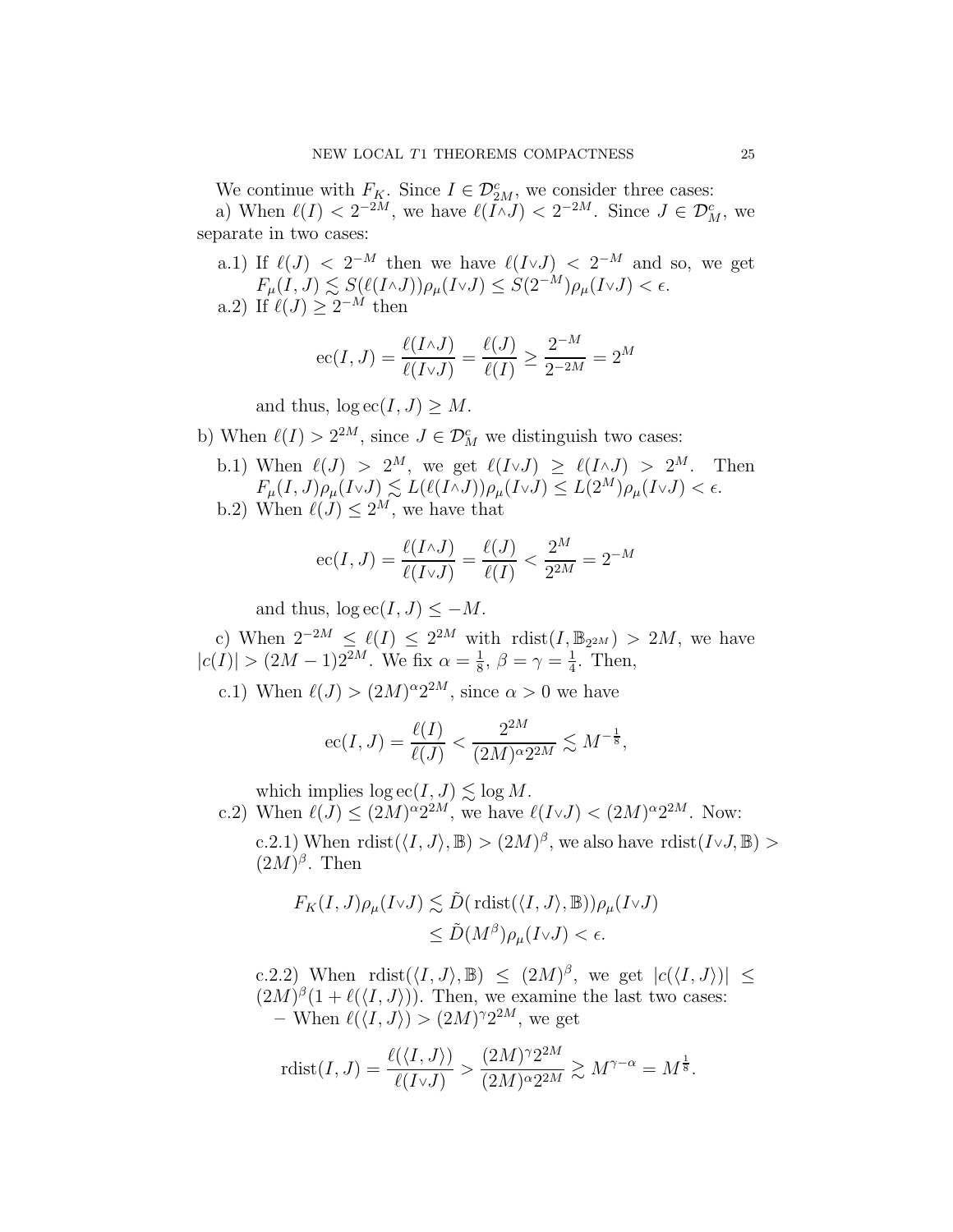We continue with $F_K$. Since $I \in \mathcal{D}_{2M}^c$, we consider three cases:

a) When $\ell(I) < 2^{-2M}$, we have $\ell(I \wedge J) < 2^{-2M}$. Since $J \in \mathcal{D}_M^c$, we separate in two cases:

- a.1) If $\ell(J) < 2^{-M}$ then we have $\ell(I \vee J) < 2^{-M}$ and so, we get $F_\mu(I,J) \lesssim S(\ell(I \wedge J))\rho_\mu(I \vee J) \leq S(2^{-M})\rho_\mu(I \vee J) < \epsilon$.
- a.2) If $\ell(J) \geq 2^{-M}$ then

$$\mathrm{ec}(I,J) = \frac{\ell(I \wedge J)}{\ell(I \vee J)} = \frac{\ell(J)}{\ell(I)} \geq \frac{2^{-M}}{2^{-2M}} = 2^M$$

  and thus, $\log \mathrm{ec}(I,J) \geq M$.

b) When $\ell(I) > 2^{2M}$, since $J \in \mathcal{D}_M^c$ we distinguish two cases:

- b.1) When $\ell(J) > 2^M$, we get $\ell(I \vee J) \geq \ell(I \wedge J) > 2^M$. Then $F_\mu(I,J)\rho_\mu(I \vee J) \lesssim L(\ell(I \wedge J))\rho_\mu(I \vee J) \leq L(2^M)\rho_\mu(I \vee J) < \epsilon$.
- b.2) When $\ell(J) \leq 2^M$, we have that

$$\mathrm{ec}(I,J) = \frac{\ell(I \wedge J)}{\ell(I \vee J)} = \frac{\ell(J)}{\ell(I)} < \frac{2^M}{2^{2M}} = 2^{-M}$$

  and thus, $\log \mathrm{ec}(I,J) \leq -M$.

c) When $2^{-2M} \leq \ell(I) \leq 2^{2M}$ with $\mathrm{rdist}(I, \mathbb{B}_{2^{2M}}) > 2M$, we have $|c(I)| > (2M-1)2^{2M}$. We fix $\alpha = \frac{1}{8}$, $\beta = \gamma = \frac{1}{4}$. Then,

- c.1) When $\ell(J) > (2M)^\alpha 2^{2M}$, since $\alpha > 0$ we have

$$\mathrm{ec}(I,J) = \frac{\ell(I)}{\ell(J)} < \frac{2^{2M}}{(2M)^\alpha 2^{2M}} \lesssim M^{-\frac{1}{8}},$$

  which implies $\log \mathrm{ec}(I,J) \lesssim \log M$.
- c.2) When $\ell(J) \leq (2M)^\alpha 2^{2M}$, we have $\ell(I \vee J) < (2M)^\alpha 2^{2M}$. Now:

  c.2.1) When $\mathrm{rdist}(\langle I,J\rangle, \mathbb{B}) > (2M)^\beta$, we also have $\mathrm{rdist}(I \vee J, \mathbb{B}) > (2M)^\beta$. Then

$$\begin{aligned} F_K(I,J)\rho_\mu(I \vee J) &\lesssim \tilde{D}(\,\mathrm{rdist}(\langle I,J\rangle, \mathbb{B}))\rho_\mu(I \vee J) \\ &\leq \tilde{D}(M^\beta)\rho_\mu(I \vee J) < \epsilon. \end{aligned}$$

  c.2.2) When $\mathrm{rdist}(\langle I,J\rangle, \mathbb{B}) \leq (2M)^\beta$, we get $|c(\langle I,J\rangle)| \leq (2M)^\beta(1 + \ell(\langle I,J\rangle))$. Then, we examine the last two cases:

  – When $\ell(\langle I,J\rangle) > (2M)^\gamma 2^{2M}$, we get

$$\mathrm{rdist}(I,J) = \frac{\ell(\langle I,J\rangle)}{\ell(I \vee J)} > \frac{(2M)^\gamma 2^{2M}}{(2M)^\alpha 2^{2M}} \gtrsim M^{\gamma - \alpha} = M^{\frac{1}{8}}.$$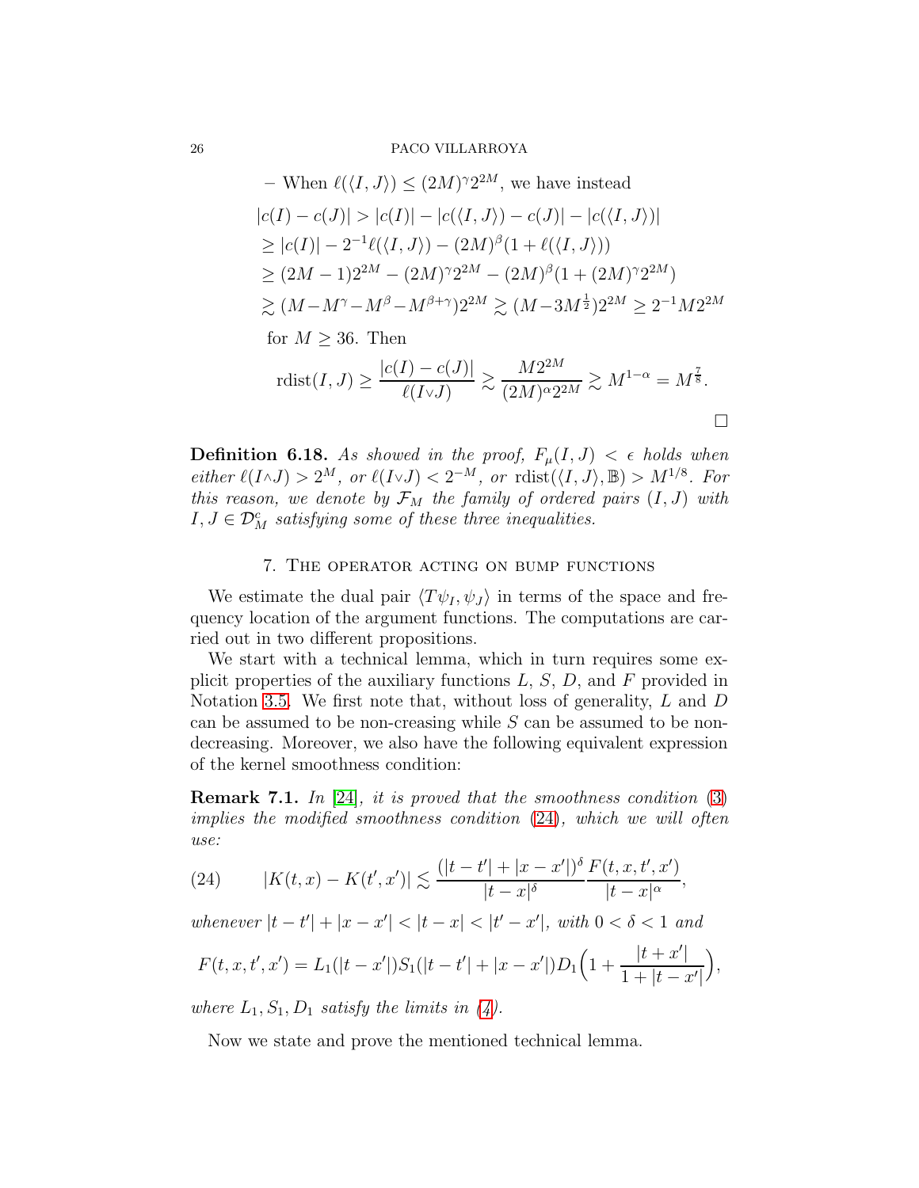– When $\ell(\langle I,J\rangle) \le (2M)^\gamma 2^{2M}$, we have instead

$$
\begin{aligned}
|c(I)-c(J)| &> |c(I)| - |c(\langle I,J\rangle) - c(J)| - |c(\langle I,J\rangle)| \\
&\ge |c(I)| - 2^{-1}\ell(\langle I,J\rangle) - (2M)^\beta(1+\ell(\langle I,J\rangle)) \\
&\ge (2M-1)2^{2M} - (2M)^\gamma 2^{2M} - (2M)^\beta(1+(2M)^\gamma 2^{2M}) \\
&\gtrsim (M - M^\gamma - M^\beta - M^{\beta+\gamma})2^{2M} \gtrsim (M - 3M^{\frac{1}{2}})2^{2M} \ge 2^{-1}M2^{2M}
\end{aligned}
$$

for $M \ge 36$. Then

$$
\operatorname{rdist}(I,J) \ge \frac{|c(I)-c(J)|}{\ell(I\vee J)} \gtrsim \frac{M2^{2M}}{(2M)^\alpha 2^{2M}} \gtrsim M^{1-\alpha} = M^{\frac{7}{8}}.
$$

$\square$

**Definition 6.18.** *As showed in the proof, $F_\mu(I,J) < \epsilon$ holds when either $\ell(I\wedge J) > 2^M$, or $\ell(I\vee J) < 2^{-M}$, or $\operatorname{rdist}(\langle I,J\rangle, \mathbb{B}) > M^{1/8}$. For this reason, we denote by $\mathcal{F}_M$ the family of ordered pairs $(I,J)$ with $I,J \in \mathcal{D}_M^c$ satisfying some of these three inequalities.*

## 7. The operator acting on bump functions

We estimate the dual pair $\langle T\psi_I, \psi_J\rangle$ in terms of the space and frequency location of the argument functions. The computations are carried out in two different propositions.

We start with a technical lemma, which in turn requires some explicit properties of the auxiliary functions $L$, $S$, $D$, and $F$ provided in Notation 3.5. We first note that, without loss of generality, $L$ and $D$ can be assumed to be non-creasing while $S$ can be assumed to be non-decreasing. Moreover, we also have the following equivalent expression of the kernel smoothness condition:

**Remark 7.1.** *In [24], it is proved that the smoothness condition (3) implies the modified smoothness condition (24), which we will often use:*

$$
|K(t,x) - K(t',x')| \lesssim \frac{(|t-t'|+|x-x'|)^\delta}{|t-x|^\delta}\frac{F(t,x,t',x')}{|t-x|^\alpha}, \tag{24}
$$

*whenever $|t-t'|+|x-x'| < |t-x| < |t'-x'|$, with $0<\delta<1$ and*

$$
F(t,x,t',x') = L_1(|t-x'|)S_1(|t-t'|+|x-x'|)D_1\Big(1+\frac{|t+x'|}{1+|t-x'|}\Big),
$$

*where $L_1, S_1, D_1$ satisfy the limits in (4).*

Now we state and prove the mentioned technical lemma.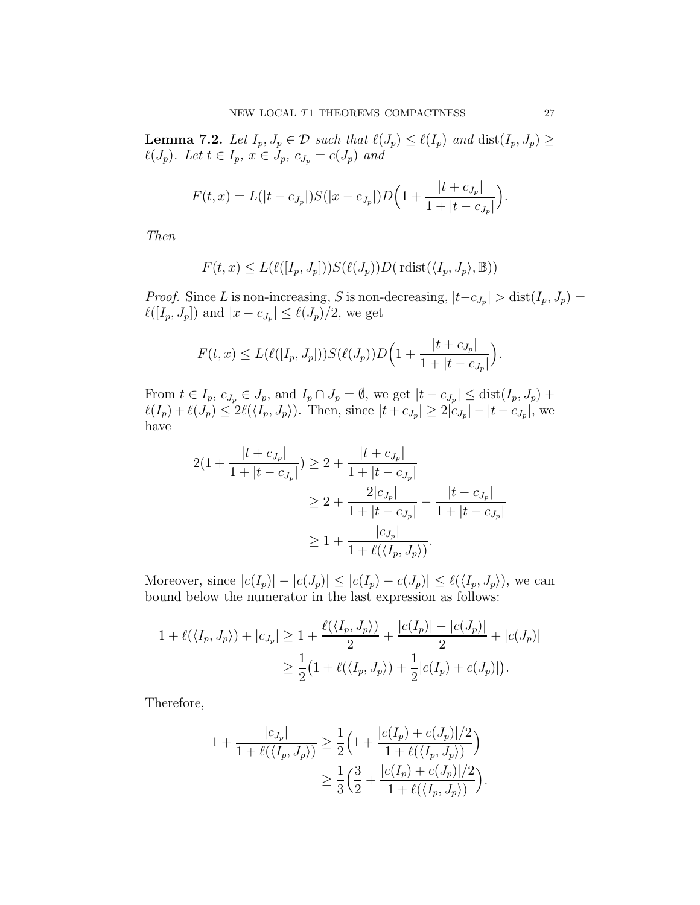**Lemma 7.2.** *Let $I_p, J_p \in \mathcal{D}$ such that $\ell(J_p) \leq \ell(I_p)$ and $\mathrm{dist}(I_p, J_p) \geq \ell(J_p)$. Let $t \in I_p$, $x \in J_p$, $c_{J_p} = c(J_p)$ and*

$$F(t,x) = L(|t - c_{J_p}|)S(|x - c_{J_p}|)D\Big(1 + \frac{|t + c_{J_p}|}{1 + |t - c_{J_p}|}\Big).$$

*Then*

$$F(t,x) \leq L(\ell([I_p, J_p]))S(\ell(J_p))D(\,\mathrm{rdist}(\langle I_p, J_p\rangle, \mathbb{B}))$$

*Proof.* Since $L$ is non-increasing, $S$ is non-decreasing, $|t - c_{J_p}| > \mathrm{dist}(I_p, J_p) = \ell([I_p, J_p])$ and $|x - c_{J_p}| \leq \ell(J_p)/2$, we get

$$F(t,x) \leq L(\ell([I_p, J_p]))S(\ell(J_p))D\Big(1 + \frac{|t + c_{J_p}|}{1 + |t - c_{J_p}|}\Big).$$

From $t \in I_p$, $c_{J_p} \in J_p$, and $I_p \cap J_p = \emptyset$, we get $|t - c_{J_p}| \leq \mathrm{dist}(I_p, J_p) + \ell(I_p) + \ell(J_p) \leq 2\ell(\langle I_p, J_p\rangle)$. Then, since $|t + c_{J_p}| \geq 2|c_{J_p}| - |t - c_{J_p}|$, we have

$$\begin{aligned}
2(1 + \frac{|t + c_{J_p}|}{1 + |t - c_{J_p}|}) &\geq 2 + \frac{|t + c_{J_p}|}{1 + |t - c_{J_p}|} \\
&\geq 2 + \frac{2|c_{J_p}|}{1 + |t - c_{J_p}|} - \frac{|t - c_{J_p}|}{1 + |t - c_{J_p}|} \\
&\geq 1 + \frac{|c_{J_p}|}{1 + \ell(\langle I_p, J_p\rangle)}.
\end{aligned}$$

Moreover, since $|c(I_p)| - |c(J_p)| \leq |c(I_p) - c(J_p)| \leq \ell(\langle I_p, J_p\rangle)$, we can bound below the numerator in the last expression as follows:

$$\begin{aligned}
1 + \ell(\langle I_p, J_p\rangle) + |c_{J_p}| &\geq 1 + \frac{\ell(\langle I_p, J_p\rangle)}{2} + \frac{|c(I_p)| - |c(J_p)|}{2} + |c(J_p)| \\
&\geq \frac{1}{2}\big(1 + \ell(\langle I_p, J_p\rangle) + \frac{1}{2}|c(I_p) + c(J_p)|\big).
\end{aligned}$$

Therefore,

$$\begin{aligned}
1 + \frac{|c_{J_p}|}{1 + \ell(\langle I_p, J_p\rangle)} &\geq \frac{1}{2}\Big(1 + \frac{|c(I_p) + c(J_p)|/2}{1 + \ell(\langle I_p, J_p\rangle)}\Big) \\
&\geq \frac{1}{3}\Big(\frac{3}{2} + \frac{|c(I_p) + c(J_p)|/2}{1 + \ell(\langle I_p, J_p\rangle)}\Big).
\end{aligned}$$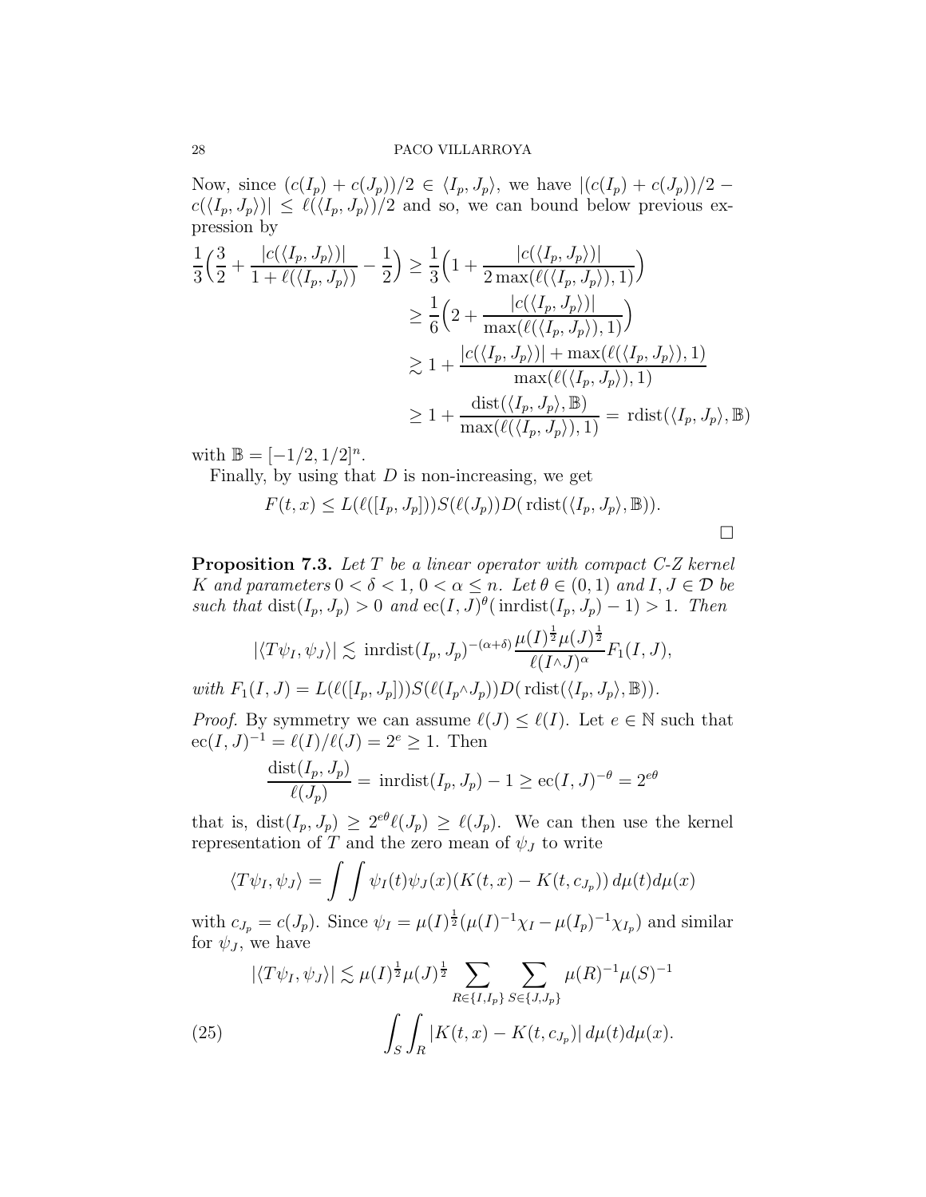Now, since $(c(I_p) + c(J_p))/2 \in \langle I_p, J_p\rangle$, we have $|(c(I_p) + c(J_p))/2 - c(\langle I_p, J_p\rangle)| \leq \ell(\langle I_p, J_p\rangle)/2$ and so, we can bound below previous expression by

$$
\begin{aligned}
\frac{1}{3}\Big(\frac{3}{2} + \frac{|c(\langle I_p, J_p\rangle)|}{1 + \ell(\langle I_p, J_p\rangle)} - \frac{1}{2}\Big) &\geq \frac{1}{3}\Big(1 + \frac{|c(\langle I_p, J_p\rangle)|}{2\max(\ell(\langle I_p, J_p\rangle), 1)}\Big) \\
&\geq \frac{1}{6}\Big(2 + \frac{|c(\langle I_p, J_p\rangle)|}{\max(\ell(\langle I_p, J_p\rangle), 1)}\Big) \\
&\gtrsim 1 + \frac{|c(\langle I_p, J_p\rangle)| + \max(\ell(\langle I_p, J_p\rangle), 1)}{\max(\ell(\langle I_p, J_p\rangle), 1)} \\
&\geq 1 + \frac{\mathrm{dist}(\langle I_p, J_p\rangle, \mathbb{B})}{\max(\ell(\langle I_p, J_p\rangle), 1)} = \mathrm{rdist}(\langle I_p, J_p\rangle, \mathbb{B})
\end{aligned}
$$

with $\mathbb{B} = [-1/2, 1/2]^n$.

Finally, by using that $D$ is non-increasing, we get

$$F(t, x) \leq L(\ell([I_p, J_p]))S(\ell(J_p))D(\mathrm{rdist}(\langle I_p, J_p\rangle, \mathbb{B})).$$

□

**Proposition 7.3.** *Let $T$ be a linear operator with compact C-Z kernel $K$ and parameters $0 < \delta < 1$, $0 < \alpha \leq n$. Let $\theta \in (0, 1)$ and $I, J \in \mathcal{D}$ be such that $\mathrm{dist}(I_p, J_p) > 0$ and $\mathrm{ec}(I, J)^\theta(\mathrm{inrdist}(I_p, J_p) - 1) > 1$. Then*

$$|\langle T\psi_I, \psi_J\rangle| \lesssim \mathrm{inrdist}(I_p, J_p)^{-(\alpha+\delta)}\frac{\mu(I)^{\frac{1}{2}}\mu(J)^{\frac{1}{2}}}{\ell(I\wedge J)^\alpha}F_1(I, J),$$

*with $F_1(I, J) = L(\ell([I_p, J_p]))S(\ell(I_p\wedge J_p))D(\mathrm{rdist}(\langle I_p, J_p\rangle, \mathbb{B}))$.*

*Proof.* By symmetry we can assume $\ell(J) \leq \ell(I)$. Let $e \in \mathbb{N}$ such that $\mathrm{ec}(I, J)^{-1} = \ell(I)/\ell(J) = 2^e \geq 1$. Then

$$\frac{\mathrm{dist}(I_p, J_p)}{\ell(J_p)} = \mathrm{inrdist}(I_p, J_p) - 1 \geq \mathrm{ec}(I, J)^{-\theta} = 2^{e\theta}$$

that is, $\mathrm{dist}(I_p, J_p) \geq 2^{e\theta}\ell(J_p) \geq \ell(J_p)$. We can then use the kernel representation of $T$ and the zero mean of $\psi_J$ to write

$$\langle T\psi_I, \psi_J\rangle = \int\int \psi_I(t)\psi_J(x)(K(t, x) - K(t, c_{J_p}))\, d\mu(t)d\mu(x)$$

with $c_{J_p} = c(J_p)$. Since $\psi_I = \mu(I)^{\frac{1}{2}}(\mu(I)^{-1}\chi_I - \mu(I_p)^{-1}\chi_{I_p})$ and similar for $\psi_J$, we have

$$
\begin{aligned}
|\langle T\psi_I, \psi_J\rangle| &\lesssim \mu(I)^{\frac{1}{2}}\mu(J)^{\frac{1}{2}} \sum_{R\in\{I,I_p\}}\sum_{S\in\{J,J_p\}} \mu(R)^{-1}\mu(S)^{-1} \\
&\qquad \int_S\int_R |K(t, x) - K(t, c_{J_p})|\, d\mu(t)d\mu(x). \qquad (25)
\end{aligned}
$$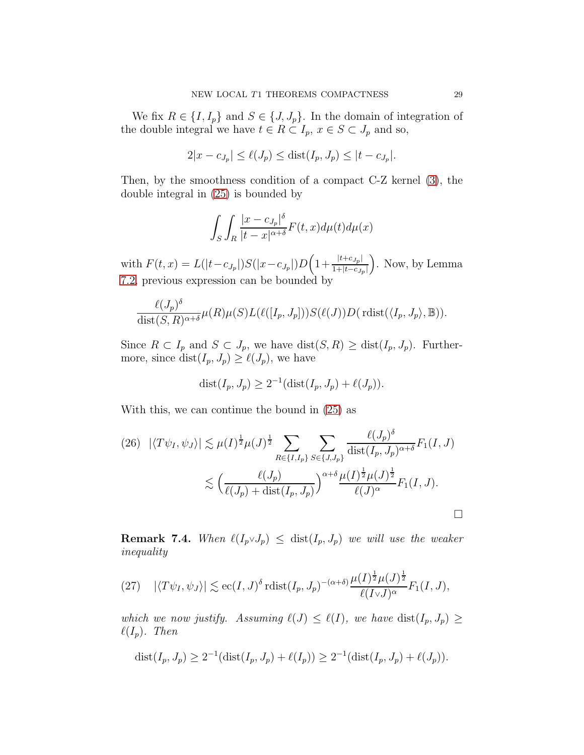We fix $R \in \{I, I_p\}$ and $S \in \{J, J_p\}$. In the domain of integration of the double integral we have $t \in R \subset I_p$, $x \in S \subset J_p$ and so,

$$2|x - c_{J_p}| \leq \ell(J_p) \leq \mathrm{dist}(I_p, J_p) \leq |t - c_{J_p}|.$$

Then, by the smoothness condition of a compact C-Z kernel (3), the double integral in (25) is bounded by

$$\int_S \int_R \frac{|x - c_{J_p}|^\delta}{|t - x|^{\alpha+\delta}} F(t, x) d\mu(t) d\mu(x)$$

with $F(t, x) = L(|t - c_{J_p}|) S(|x - c_{J_p}|) D\Big(1 + \frac{|t + c_{J_p}|}{1 + |t - c_{J_p}|}\Big)$. Now, by Lemma 7.2, previous expression can be bounded by

$$\frac{\ell(J_p)^\delta}{\mathrm{dist}(S, R)^{\alpha+\delta}} \mu(R)\mu(S) L(\ell([I_p, J_p])) S(\ell(J)) D(\,\mathrm{rdist}(\langle I_p, J_p\rangle, \mathbb{B})).$$

Since $R \subset I_p$ and $S \subset J_p$, we have $\mathrm{dist}(S, R) \geq \mathrm{dist}(I_p, J_p)$. Furthermore, since $\mathrm{dist}(I_p, J_p) \geq \ell(J_p)$, we have

$$\mathrm{dist}(I_p, J_p) \geq 2^{-1}(\mathrm{dist}(I_p, J_p) + \ell(J_p)).$$

With this, we can continue the bound in (25) as

$$
\begin{aligned}
(26)\quad |\langle T\psi_I, \psi_J\rangle| &\lesssim \mu(I)^{\frac{1}{2}} \mu(J)^{\frac{1}{2}} \sum_{R \in \{I, I_p\}} \sum_{S \in \{J, J_p\}} \frac{\ell(J_p)^\delta}{\mathrm{dist}(I_p, J_p)^{\alpha+\delta}} F_1(I, J) \\
&\lesssim \Big(\frac{\ell(J_p)}{\ell(J_p) + \mathrm{dist}(I_p, J_p)}\Big)^{\alpha+\delta} \frac{\mu(I)^{\frac{1}{2}} \mu(J)^{\frac{1}{2}}}{\ell(J)^\alpha} F_1(I, J).
\end{aligned}
$$

□

**Remark 7.4.** *When $\ell(I_p \vee J_p) \leq \mathrm{dist}(I_p, J_p)$ we will use the weaker inequality*

$$(27)\quad |\langle T\psi_I, \psi_J\rangle| \lesssim \mathrm{ec}(I, J)^\delta\, \mathrm{rdist}(I_p, J_p)^{-(\alpha+\delta)} \frac{\mu(I)^{\frac{1}{2}} \mu(J)^{\frac{1}{2}}}{\ell(I \vee J)^\alpha} F_1(I, J),$$

*which we now justify. Assuming $\ell(J) \leq \ell(I)$, we have $\mathrm{dist}(I_p, J_p) \geq \ell(I_p)$. Then*

$$\mathrm{dist}(I_p, J_p) \geq 2^{-1}(\mathrm{dist}(I_p, J_p) + \ell(I_p)) \geq 2^{-1}(\mathrm{dist}(I_p, J_p) + \ell(J_p)).$$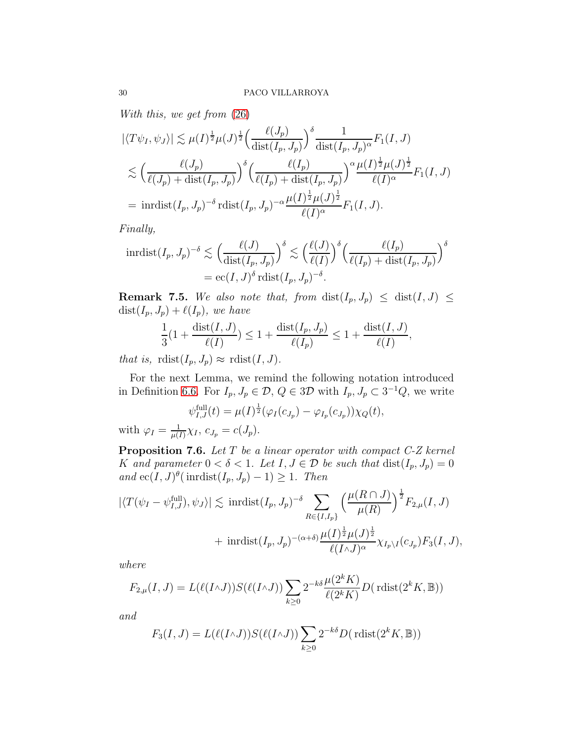*With this, we get from* (26)

$$
\begin{aligned}
|\langle T\psi_I, \psi_J\rangle| &\lesssim \mu(I)^{\frac{1}{2}}\mu(J)^{\frac{1}{2}}\Big(\frac{\ell(J_p)}{\operatorname{dist}(I_p, J_p)}\Big)^{\delta}\frac{1}{\operatorname{dist}(I_p, J_p)^{\alpha}}F_1(I, J)\\
&\lesssim \Big(\frac{\ell(J_p)}{\ell(J_p)+\operatorname{dist}(I_p, J_p)}\Big)^{\delta}\Big(\frac{\ell(I_p)}{\ell(I_p)+\operatorname{dist}(I_p, J_p)}\Big)^{\alpha}\frac{\mu(I)^{\frac{1}{2}}\mu(J)^{\frac{1}{2}}}{\ell(I)^{\alpha}}F_1(I, J)\\
&= \operatorname{inrdist}(I_p, J_p)^{-\delta}\operatorname{rdist}(I_p, J_p)^{-\alpha}\frac{\mu(I)^{\frac{1}{2}}\mu(J)^{\frac{1}{2}}}{\ell(I)^{\alpha}}F_1(I, J).
\end{aligned}
$$

*Finally,*

$$
\begin{aligned}
\operatorname{inrdist}(I_p, J_p)^{-\delta} &\lesssim \Big(\frac{\ell(J)}{\operatorname{dist}(I_p, J_p)}\Big)^{\delta} \lesssim \Big(\frac{\ell(J)}{\ell(I)}\Big)^{\delta}\Big(\frac{\ell(I_p)}{\ell(I_p)+\operatorname{dist}(I_p, J_p)}\Big)^{\delta}\\
&= \operatorname{ec}(I, J)^{\delta}\operatorname{rdist}(I_p, J_p)^{-\delta}.
\end{aligned}
$$

**Remark 7.5.** *We also note that, from* $\operatorname{dist}(I_p, J_p) \leq \operatorname{dist}(I, J) \leq \operatorname{dist}(I_p, J_p) + \ell(I_p)$*, we have*

$$
\frac{1}{3}\Big(1+\frac{\operatorname{dist}(I, J)}{\ell(I)}\Big) \leq 1+\frac{\operatorname{dist}(I_p, J_p)}{\ell(I_p)} \leq 1+\frac{\operatorname{dist}(I, J)}{\ell(I)},
$$

*that is,* $\operatorname{rdist}(I_p, J_p) \approx \operatorname{rdist}(I, J)$.

For the next Lemma, we remind the following notation introduced in Definition 6.6. For $I_p, J_p \in \mathcal{D}$, $Q \in 3\mathcal{D}$ with $I_p, J_p \subset 3^{-1}Q$, we write

$$
\psi_{I,J}^{\rm full}(t) = \mu(I)^{\frac{1}{2}}(\varphi_I(c_{J_p}) - \varphi_{I_p}(c_{J_p}))\chi_Q(t),
$$

with $\varphi_I = \frac{1}{\mu(I)}\chi_I$, $c_{J_p} = c(J_p)$.

**Proposition 7.6.** *Let $T$ be a linear operator with compact C-Z kernel $K$ and parameter $0<\delta<1$. Let $I, J \in \mathcal{D}$ be such that $\operatorname{dist}(I_p, J_p) = 0$ and $\operatorname{ec}(I, J)^{\theta}(\operatorname{inrdist}(I_p, J_p) - 1) \geq 1$. Then*

$$
\begin{aligned}
|\langle T(\psi_I - \psi_{I,J}^{\rm full}), \psi_J\rangle| &\lesssim \operatorname{inrdist}(I_p, J_p)^{-\delta}\sum_{R\in\{I, I_p\}}\Big(\frac{\mu(R\cap J)}{\mu(R)}\Big)^{\frac{1}{2}}F_{2,\mu}(I, J)\\
&\quad + \operatorname{inrdist}(I_p, J_p)^{-(\alpha+\delta)}\frac{\mu(I)^{\frac{1}{2}}\mu(J)^{\frac{1}{2}}}{\ell(I\wedge J)^{\alpha}}\chi_{I_p\setminus I}(c_{J_p})F_3(I, J),
\end{aligned}
$$

*where*

$$
F_{2,\mu}(I, J) = L(\ell(I\wedge J))S(\ell(I\wedge J))\sum_{k\geq 0}2^{-k\delta}\frac{\mu(2^kK)}{\ell(2^kK)}D(\operatorname{rdist}(2^kK, \mathbb{B}))
$$

*and*

$$
F_3(I, J) = L(\ell(I\wedge J))S(\ell(I\wedge J))\sum_{k\geq 0}2^{-k\delta}D(\operatorname{rdist}(2^kK, \mathbb{B}))
$$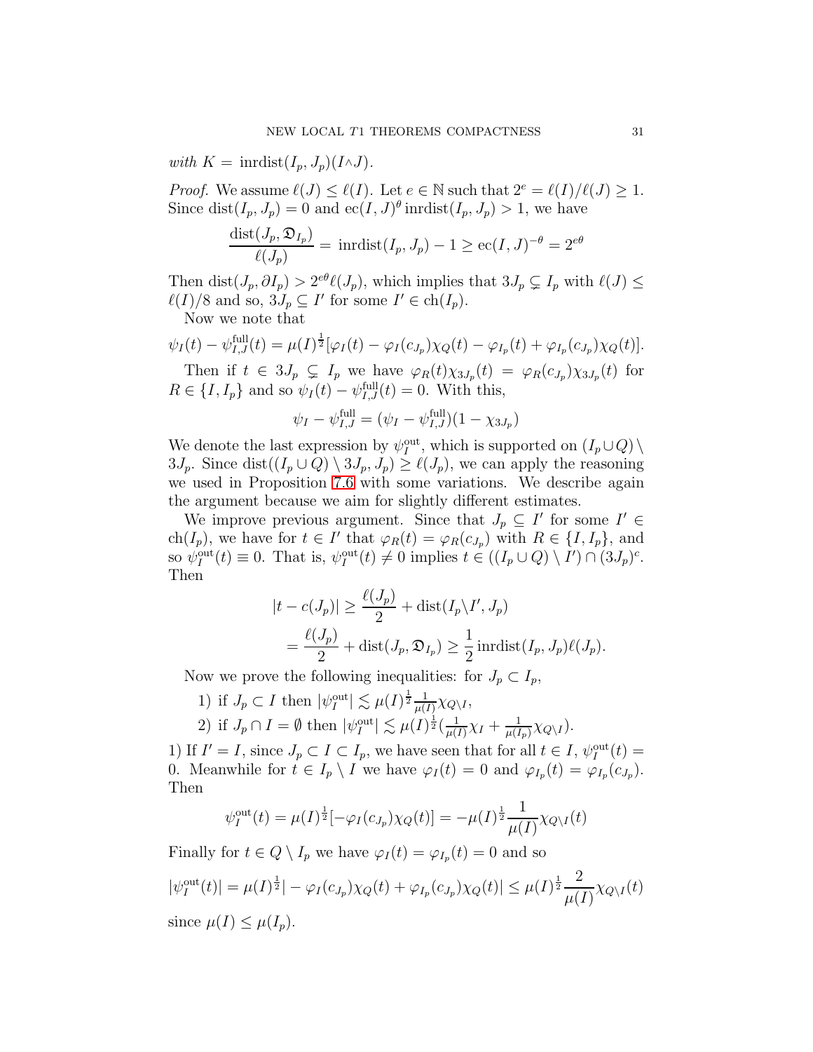*with* $K = \operatorname{inrdist}(I_p, J_p)(I \wedge J)$.

*Proof.* We assume $\ell(J) \leq \ell(I)$. Let $e \in \mathbb{N}$ such that $2^e = \ell(I)/\ell(J) \geq 1$. Since $\operatorname{dist}(I_p, J_p) = 0$ and $\operatorname{ec}(I,J)^\theta \operatorname{inrdist}(I_p, J_p) > 1$, we have

$$\frac{\operatorname{dist}(J_p, \mathfrak{D}_{I_p})}{\ell(J_p)} = \operatorname{inrdist}(I_p, J_p) - 1 \geq \operatorname{ec}(I,J)^{-\theta} = 2^{e\theta}$$

Then $\operatorname{dist}(J_p, \partial I_p) > 2^{e\theta}\ell(J_p)$, which implies that $3J_p \subsetneq I_p$ with $\ell(J) \leq \ell(I)/8$ and so, $3J_p \subseteq I'$ for some $I' \in \operatorname{ch}(I_p)$.

Now we note that

$$\psi_I(t) - \psi_{I,J}^{\text{full}}(t) = \mu(I)^{\frac{1}{2}}[\varphi_I(t) - \varphi_I(c_{J_p})\chi_Q(t) - \varphi_{I_p}(t) + \varphi_{I_p}(c_{J_p})\chi_Q(t)].$$

Then if $t \in 3J_p \subsetneq I_p$ we have $\varphi_R(t)\chi_{3J_p}(t) = \varphi_R(c_{J_p})\chi_{3J_p}(t)$ for $R \in \{I, I_p\}$ and so $\psi_I(t) - \psi_{I,J}^{\text{full}}(t) = 0$. With this,

$$\psi_I - \psi_{I,J}^{\text{full}} = (\psi_I - \psi_{I,J}^{\text{full}})(1 - \chi_{3J_p})$$

We denote the last expression by $\psi_I^{\text{out}}$, which is supported on $(I_p \cup Q) \setminus 3J_p$. Since $\operatorname{dist}((I_p \cup Q) \setminus 3J_p, J_p) \geq \ell(J_p)$, we can apply the reasoning we used in Proposition 7.6 with some variations. We describe again the argument because we aim for slightly different estimates.

We improve previous argument. Since that $J_p \subseteq I'$ for some $I' \in \operatorname{ch}(I_p)$, we have for $t \in I'$ that $\varphi_R(t) = \varphi_R(c_{J_p})$ with $R \in \{I, I_p\}$, and so $\psi_I^{\text{out}}(t) \equiv 0$. That is, $\psi_I^{\text{out}}(t) \neq 0$ implies $t \in ((I_p \cup Q) \setminus I') \cap (3J_p)^c$. Then

$$\begin{aligned}
|t - c(J_p)| &\geq \frac{\ell(J_p)}{2} + \operatorname{dist}(I_p \setminus I', J_p) \\
&= \frac{\ell(J_p)}{2} + \operatorname{dist}(J_p, \mathfrak{D}_{I_p}) \geq \frac{1}{2}\operatorname{inrdist}(I_p, J_p)\ell(J_p).
\end{aligned}$$

Now we prove the following inequalities: for $J_p \subset I_p$,

1) if $J_p \subset I$ then $|\psi_I^{\text{out}}| \lesssim \mu(I)^{\frac{1}{2}} \frac{1}{\mu(I)} \chi_{Q \setminus I}$,
2) if $J_p \cap I = \emptyset$ then $|\psi_I^{\text{out}}| \lesssim \mu(I)^{\frac{1}{2}} (\frac{1}{\mu(I)}\chi_I + \frac{1}{\mu(I_p)}\chi_{Q \setminus I})$.

1) If $I' = I$, since $J_p \subset I \subset I_p$, we have seen that for all $t \in I$, $\psi_I^{\text{out}}(t) = 0$. Meanwhile for $t \in I_p \setminus I$ we have $\varphi_I(t) = 0$ and $\varphi_{I_p}(t) = \varphi_{I_p}(c_{J_p})$. Then

$$\psi_I^{\text{out}}(t) = \mu(I)^{\frac{1}{2}}[-\varphi_I(c_{J_p})\chi_Q(t)] = -\mu(I)^{\frac{1}{2}} \frac{1}{\mu(I)} \chi_{Q \setminus I}(t)$$

Finally for $t \in Q \setminus I_p$ we have $\varphi_I(t) = \varphi_{I_p}(t) = 0$ and so

$$|\psi_I^{\text{out}}(t)| = \mu(I)^{\frac{1}{2}}| - \varphi_I(c_{J_p})\chi_Q(t) + \varphi_{I_p}(c_{J_p})\chi_Q(t)| \leq \mu(I)^{\frac{1}{2}} \frac{2}{\mu(I)} \chi_{Q \setminus I}(t)$$

since $\mu(I) \leq \mu(I_p)$.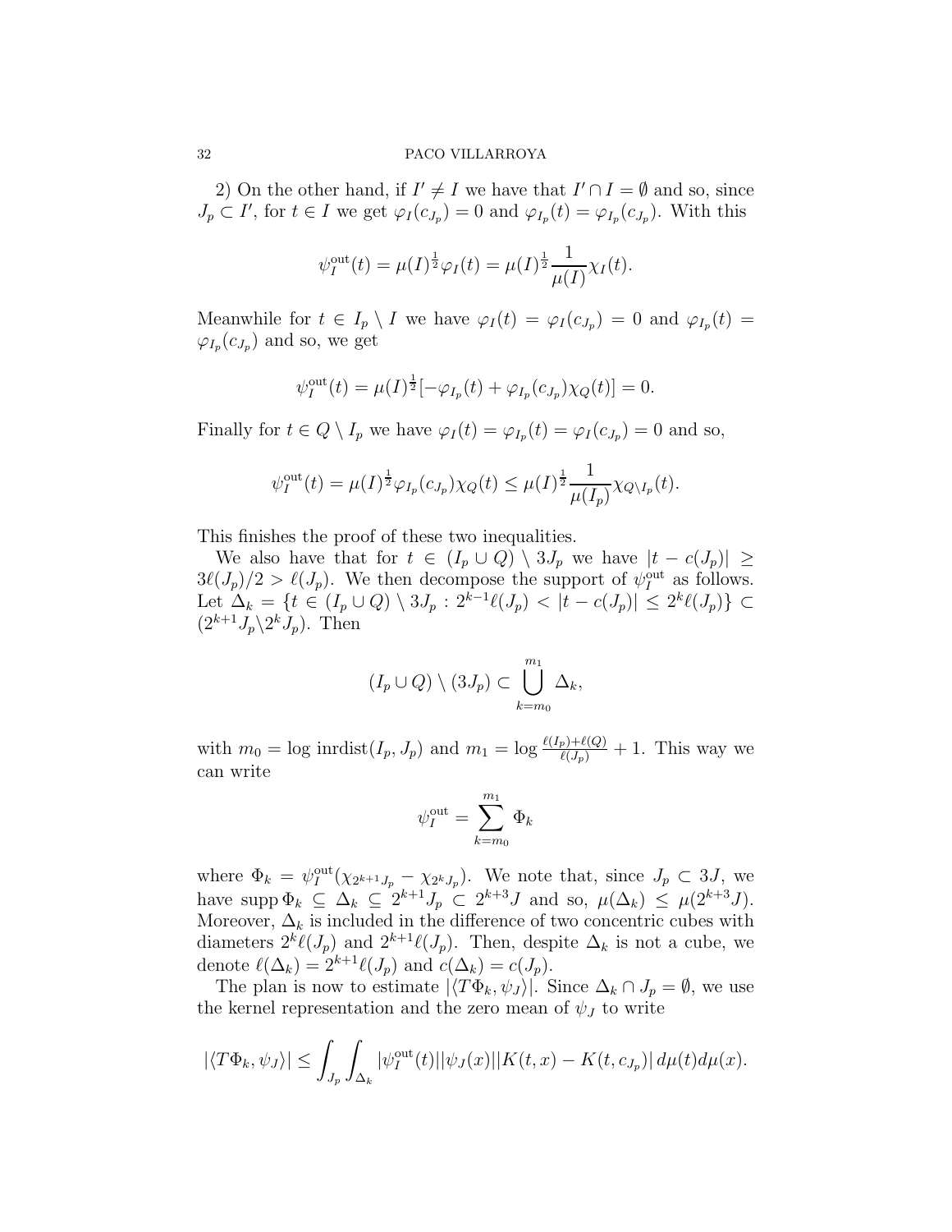2) On the other hand, if $I' \neq I$ we have that $I' \cap I = \emptyset$ and so, since $J_p \subset I'$, for $t \in I$ we get $\varphi_I(c_{J_p}) = 0$ and $\varphi_{I_p}(t) = \varphi_{I_p}(c_{J_p})$. With this

$$\psi_I^{\rm out}(t) = \mu(I)^{\frac{1}{2}}\varphi_I(t) = \mu(I)^{\frac{1}{2}}\frac{1}{\mu(I)}\chi_I(t).$$

Meanwhile for $t \in I_p \setminus I$ we have $\varphi_I(t) = \varphi_I(c_{J_p}) = 0$ and $\varphi_{I_p}(t) = \varphi_{I_p}(c_{J_p})$ and so, we get

$$\psi_I^{\rm out}(t) = \mu(I)^{\frac{1}{2}}[-\varphi_{I_p}(t) + \varphi_{I_p}(c_{J_p})\chi_Q(t)] = 0.$$

Finally for $t \in Q \setminus I_p$ we have $\varphi_I(t) = \varphi_{I_p}(t) = \varphi_I(c_{J_p}) = 0$ and so,

$$\psi_I^{\rm out}(t) = \mu(I)^{\frac{1}{2}}\varphi_{I_p}(c_{J_p})\chi_Q(t) \leq \mu(I)^{\frac{1}{2}}\frac{1}{\mu(I_p)}\chi_{Q\setminus I_p}(t).$$

This finishes the proof of these two inequalities.

We also have that for $t \in (I_p \cup Q) \setminus 3J_p$ we have $|t - c(J_p)| \geq 3\ell(J_p)/2 > \ell(J_p)$. We then decompose the support of $\psi_I^{\rm out}$ as follows. Let $\Delta_k = \{t \in (I_p \cup Q) \setminus 3J_p : 2^{k-1}\ell(J_p) < |t - c(J_p)| \leq 2^k\ell(J_p)\} \subset (2^{k+1}J_p \backslash 2^kJ_p)$. Then

$$(I_p \cup Q) \setminus (3J_p) \subset \bigcup_{k=m_0}^{m_1} \Delta_k,$$

with $m_0 = \log \text{inrdist}(I_p, J_p)$ and $m_1 = \log \frac{\ell(I_p)+\ell(Q)}{\ell(J_p)} + 1$. This way we can write

$$\psi_I^{\rm out} = \sum_{k=m_0}^{m_1} \Phi_k$$

where $\Phi_k = \psi_I^{\rm out}(\chi_{2^{k+1}J_p} - \chi_{2^kJ_p})$. We note that, since $J_p \subset 3J$, we have $\text{supp}\,\Phi_k \subseteq \Delta_k \subseteq 2^{k+1}J_p \subset 2^{k+3}J$ and so, $\mu(\Delta_k) \leq \mu(2^{k+3}J)$. Moreover, $\Delta_k$ is included in the difference of two concentric cubes with diameters $2^k\ell(J_p)$ and $2^{k+1}\ell(J_p)$. Then, despite $\Delta_k$ is not a cube, we denote $\ell(\Delta_k) = 2^{k+1}\ell(J_p)$ and $c(\Delta_k) = c(J_p)$.

The plan is now to estimate $|\langle T\Phi_k, \psi_J\rangle|$. Since $\Delta_k \cap J_p = \emptyset$, we use the kernel representation and the zero mean of $\psi_J$ to write

$$|\langle T\Phi_k, \psi_J\rangle| \leq \int_{J_p}\int_{\Delta_k} |\psi_I^{\rm out}(t)||\psi_J(x)||K(t,x) - K(t,c_{J_p})|\,d\mu(t)d\mu(x).$$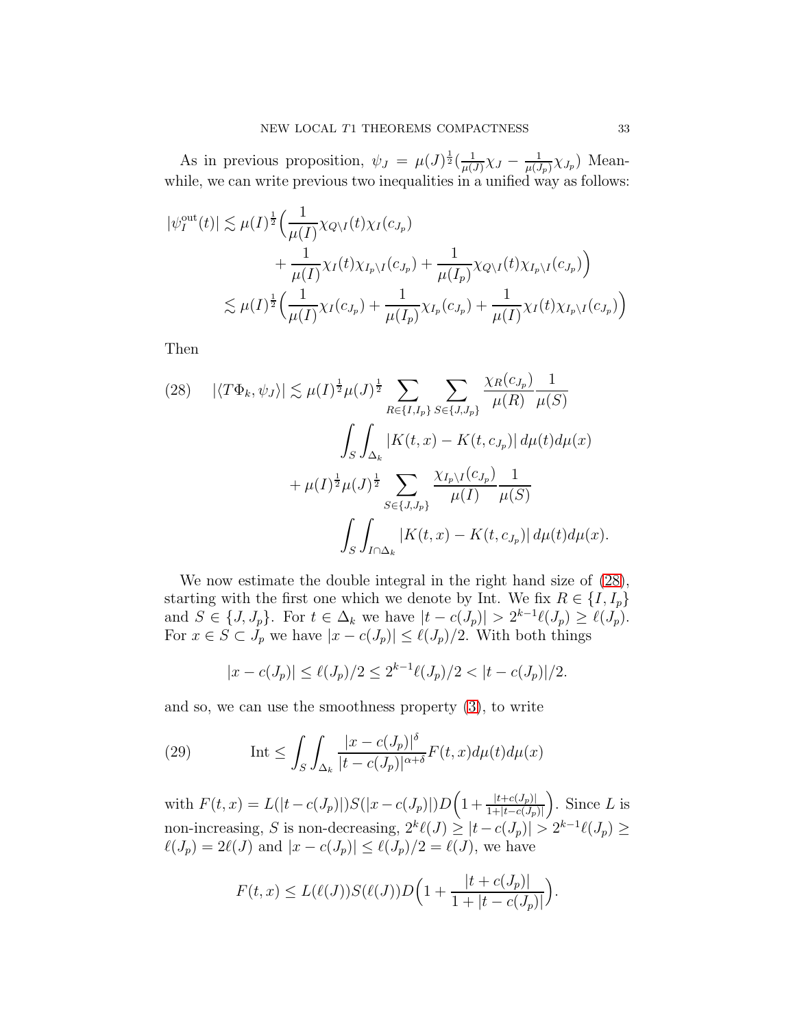As in previous proposition, $\psi_J = \mu(J)^{\frac{1}{2}}(\frac{1}{\mu(J)}\chi_J - \frac{1}{\mu(J_p)}\chi_{J_p})$ Meanwhile, we can write previous two inequalities in a unified way as follows:

$$
\begin{aligned}
|\psi_I^{\rm out}(t)| &\lesssim \mu(I)^{\frac{1}{2}}\Big(\frac{1}{\mu(I)}\chi_{Q\setminus I}(t)\chi_I(c_{J_p}) \\
&\qquad + \frac{1}{\mu(I)}\chi_I(t)\chi_{I_p\setminus I}(c_{J_p}) + \frac{1}{\mu(I_p)}\chi_{Q\setminus I}(t)\chi_{I_p\setminus I}(c_{J_p})\Big) \\
&\lesssim \mu(I)^{\frac{1}{2}}\Big(\frac{1}{\mu(I)}\chi_I(c_{J_p}) + \frac{1}{\mu(I_p)}\chi_{I_p}(c_{J_p}) + \frac{1}{\mu(I)}\chi_I(t)\chi_{I_p\setminus I}(c_{J_p})\Big)
\end{aligned}
$$

Then

$$
\begin{aligned}
(28) \qquad |\langle T\Phi_k, \psi_J\rangle| &\lesssim \mu(I)^{\frac{1}{2}}\mu(J)^{\frac{1}{2}} \sum_{R\in\{I,I_p\}} \sum_{S\in\{J,J_p\}} \frac{\chi_R(c_{J_p})}{\mu(R)}\frac{1}{\mu(S)} \\
&\qquad \int_S\int_{\Delta_k} |K(t,x)-K(t,c_{J_p})|\, d\mu(t)d\mu(x) \\
&\quad + \mu(I)^{\frac{1}{2}}\mu(J)^{\frac{1}{2}} \sum_{S\in\{J,J_p\}} \frac{\chi_{I_p\setminus I}(c_{J_p})}{\mu(I)}\frac{1}{\mu(S)} \\
&\qquad \int_S\int_{I\cap\Delta_k} |K(t,x)-K(t,c_{J_p})|\, d\mu(t)d\mu(x).
\end{aligned}
$$

We now estimate the double integral in the right hand size of (28), starting with the first one which we denote by Int. We fix $R\in\{I,I_p\}$ and $S\in\{J,J_p\}$. For $t\in\Delta_k$ we have $|t-c(J_p)| > 2^{k-1}\ell(J_p) \geq \ell(J_p)$. For $x\in S\subset J_p$ we have $|x-c(J_p)|\leq \ell(J_p)/2$. With both things

$$
|x-c(J_p)| \leq \ell(J_p)/2 \leq 2^{k-1}\ell(J_p)/2 < |t-c(J_p)|/2.
$$

and so, we can use the smoothness property (3), to write

$$
(29) \qquad \text{Int} \leq \int_S\int_{\Delta_k} \frac{|x-c(J_p)|^\delta}{|t-c(J_p)|^{\alpha+\delta}} F(t,x)d\mu(t)d\mu(x)
$$

with $F(t,x) = L(|t-c(J_p)|)S(|x-c(J_p)|)D\Big(1+\frac{|t+c(J_p)|}{1+|t-c(J_p)|}\Big)$. Since $L$ is non-increasing, $S$ is non-decreasing, $2^k\ell(J)\geq |t-c(J_p)| > 2^{k-1}\ell(J_p)\geq \ell(J_p) = 2\ell(J)$ and $|x-c(J_p)|\leq \ell(J_p)/2 = \ell(J)$, we have

$$
F(t,x) \leq L(\ell(J))S(\ell(J))D\Big(1+\frac{|t+c(J_p)|}{1+|t-c(J_p)|}\Big).
$$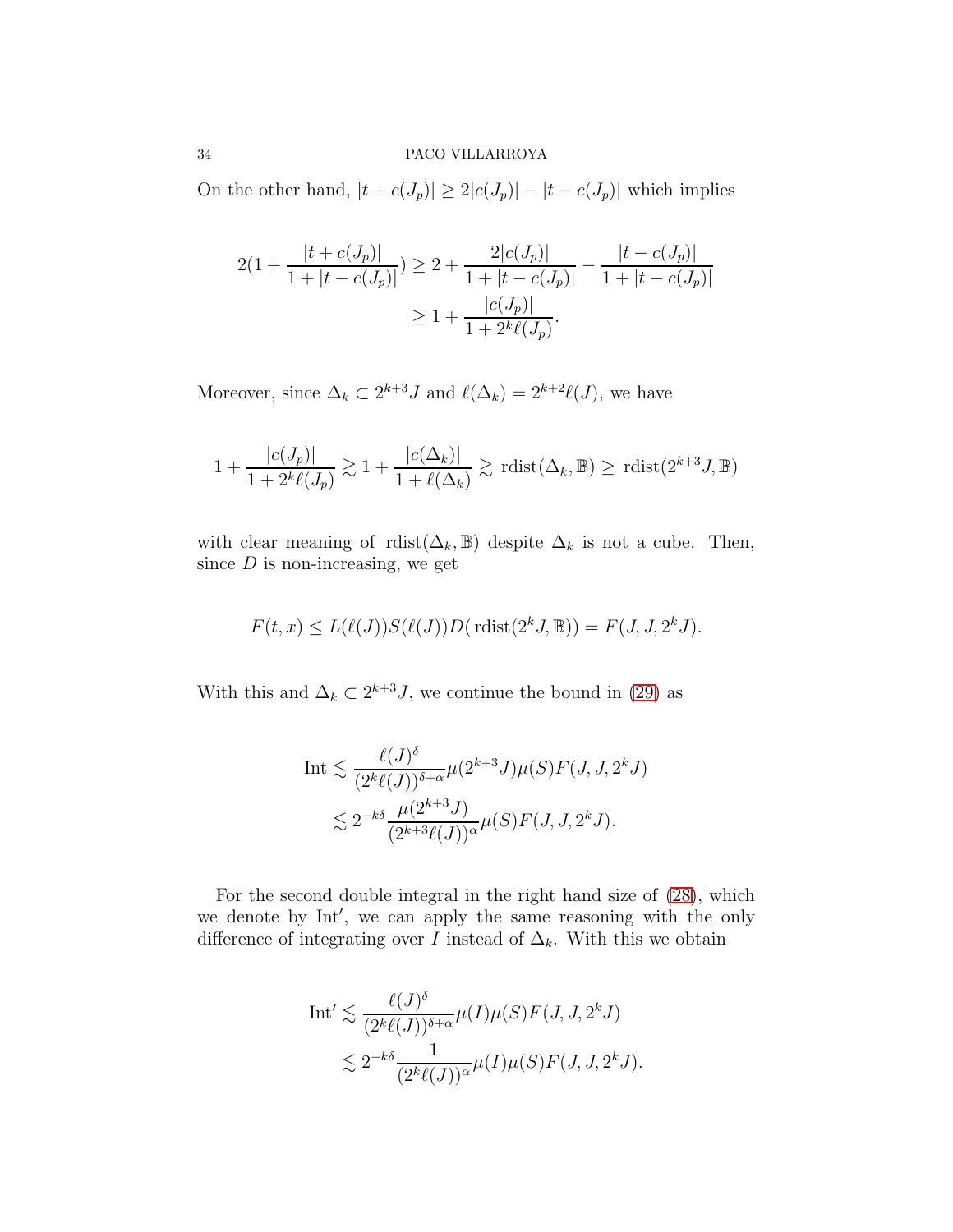On the other hand, $|t + c(J_p)| \geq 2|c(J_p)| - |t - c(J_p)|$ which implies

$$
\begin{aligned}
2(1 + \frac{|t + c(J_p)|}{1 + |t - c(J_p)|}) &\geq 2 + \frac{2|c(J_p)|}{1 + |t - c(J_p)|} - \frac{|t - c(J_p)|}{1 + |t - c(J_p)|} \\
&\geq 1 + \frac{|c(J_p)|}{1 + 2^k \ell(J_p)}.
\end{aligned}
$$

Moreover, since $\Delta_k \subset 2^{k+3}J$ and $\ell(\Delta_k) = 2^{k+2}\ell(J)$, we have

$$
1 + \frac{|c(J_p)|}{1 + 2^k \ell(J_p)} \gtrsim 1 + \frac{|c(\Delta_k)|}{1 + \ell(\Delta_k)} \gtrsim \operatorname{rdist}(\Delta_k, \mathbb{B}) \geq \operatorname{rdist}(2^{k+3}J, \mathbb{B})
$$

with clear meaning of $\operatorname{rdist}(\Delta_k, \mathbb{B})$ despite $\Delta_k$ is not a cube. Then, since $D$ is non-increasing, we get

$$
F(t, x) \leq L(\ell(J))S(\ell(J))D(\operatorname{rdist}(2^k J, \mathbb{B})) = F(J, J, 2^k J).
$$

With this and $\Delta_k \subset 2^{k+3}J$, we continue the bound in (29) as

$$
\begin{aligned}
\operatorname{Int} &\lesssim \frac{\ell(J)^\delta}{(2^k \ell(J))^{\delta+\alpha}} \mu(2^{k+3}J)\mu(S)F(J, J, 2^k J) \\
&\lesssim 2^{-k\delta} \frac{\mu(2^{k+3}J)}{(2^{k+3}\ell(J))^\alpha} \mu(S)F(J, J, 2^k J).
\end{aligned}
$$

For the second double integral in the right hand size of (28), which we denote by $\operatorname{Int}'$, we can apply the same reasoning with the only difference of integrating over $I$ instead of $\Delta_k$. With this we obtain

$$
\begin{aligned}
\operatorname{Int}' &\lesssim \frac{\ell(J)^\delta}{(2^k \ell(J))^{\delta+\alpha}} \mu(I)\mu(S)F(J, J, 2^k J) \\
&\lesssim 2^{-k\delta} \frac{1}{(2^k \ell(J))^\alpha} \mu(I)\mu(S)F(J, J, 2^k J).
\end{aligned}
$$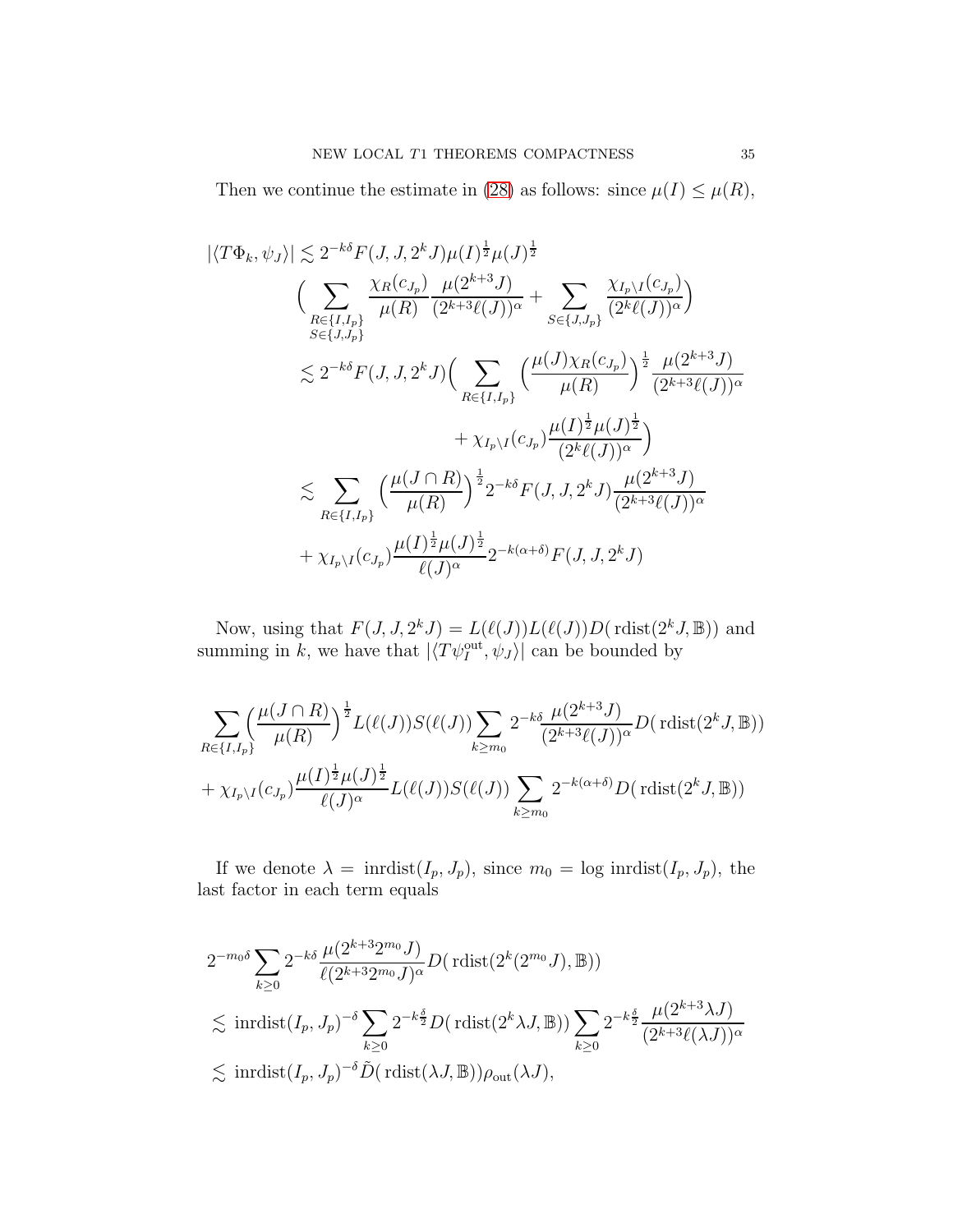Then we continue the estimate in (28) as follows: since $\mu(I) \le \mu(R)$,

$$
\begin{aligned}
|\langle T\Phi_k, \psi_J\rangle| &\lesssim 2^{-k\delta} F(J,J,2^kJ)\mu(I)^{\frac{1}{2}}\mu(J)^{\frac{1}{2}} \\
&\quad \Big( \sum_{\substack{R\in\{I,I_p\}\\ S\in\{J,J_p\}}} \frac{\chi_R(c_{J_p})}{\mu(R)} \frac{\mu(2^{k+3}J)}{(2^{k+3}\ell(J))^{\alpha}} + \sum_{S\in\{J,J_p\}} \frac{\chi_{I_p\setminus I}(c_{J_p})}{(2^k\ell(J))^{\alpha}} \Big) \\
&\lesssim 2^{-k\delta} F(J,J,2^kJ) \Big( \sum_{R\in\{I,I_p\}} \Big( \frac{\mu(J)\chi_R(c_{J_p})}{\mu(R)} \Big)^{\frac{1}{2}} \frac{\mu(2^{k+3}J)}{(2^{k+3}\ell(J))^{\alpha}} \\
&\qquad\qquad + \chi_{I_p\setminus I}(c_{J_p}) \frac{\mu(I)^{\frac{1}{2}}\mu(J)^{\frac{1}{2}}}{(2^k\ell(J))^{\alpha}} \Big) \\
&\lesssim \sum_{R\in\{I,I_p\}} \Big( \frac{\mu(J\cap R)}{\mu(R)} \Big)^{\frac{1}{2}} 2^{-k\delta} F(J,J,2^kJ) \frac{\mu(2^{k+3}J)}{(2^{k+3}\ell(J))^{\alpha}} \\
&\quad + \chi_{I_p\setminus I}(c_{J_p}) \frac{\mu(I)^{\frac{1}{2}}\mu(J)^{\frac{1}{2}}}{\ell(J)^{\alpha}} 2^{-k(\alpha+\delta)} F(J,J,2^kJ)
\end{aligned}
$$

Now, using that $F(J,J,2^kJ) = L(\ell(J))L(\ell(J))D(\,\mathrm{rdist}(2^kJ,\mathbb{B}))$ and summing in $k$, we have that $|\langle T\psi_I^{\mathrm{out}}, \psi_J\rangle|$ can be bounded by

$$
\begin{aligned}
&\sum_{R\in\{I,I_p\}} \Big( \frac{\mu(J\cap R)}{\mu(R)} \Big)^{\frac{1}{2}} L(\ell(J))S(\ell(J)) \sum_{k\ge m_0} 2^{-k\delta} \frac{\mu(2^{k+3}J)}{(2^{k+3}\ell(J))^{\alpha}} D(\,\mathrm{rdist}(2^kJ,\mathbb{B})) \\
&+ \chi_{I_p\setminus I}(c_{J_p}) \frac{\mu(I)^{\frac{1}{2}}\mu(J)^{\frac{1}{2}}}{\ell(J)^{\alpha}} L(\ell(J))S(\ell(J)) \sum_{k\ge m_0} 2^{-k(\alpha+\delta)} D(\,\mathrm{rdist}(2^kJ,\mathbb{B}))
\end{aligned}
$$

If we denote $\lambda = \,\mathrm{inrdist}(I_p,J_p)$, since $m_0 = \log \mathrm{inrdist}(I_p,J_p)$, the last factor in each term equals

$$
\begin{aligned}
&2^{-m_0\delta} \sum_{k\ge 0} 2^{-k\delta} \frac{\mu(2^{k+3}2^{m_0}J)}{\ell(2^{k+3}2^{m_0}J)^{\alpha}} D(\,\mathrm{rdist}(2^k(2^{m_0}J),\mathbb{B})) \\
&\lesssim \mathrm{inrdist}(I_p,J_p)^{-\delta} \sum_{k\ge 0} 2^{-k\frac{\delta}{2}} D(\,\mathrm{rdist}(2^k\lambda J,\mathbb{B})) \sum_{k\ge 0} 2^{-k\frac{\delta}{2}} \frac{\mu(2^{k+3}\lambda J)}{(2^{k+3}\ell(\lambda J))^{\alpha}} \\
&\lesssim \mathrm{inrdist}(I_p,J_p)^{-\delta} \tilde{D}(\,\mathrm{rdist}(\lambda J,\mathbb{B}))\rho_{\mathrm{out}}(\lambda J),
\end{aligned}
$$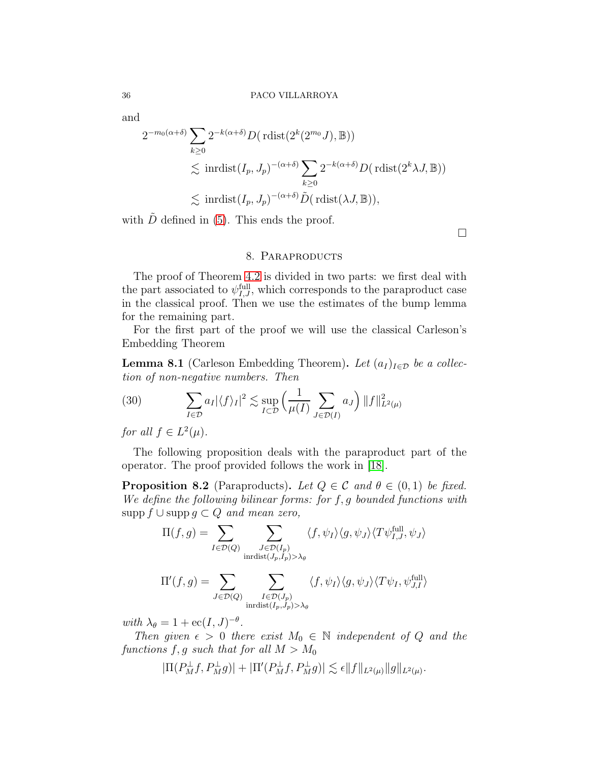and

$$
\begin{aligned}
2^{-m_0(\alpha+\delta)} & \sum_{k\geq 0} 2^{-k(\alpha+\delta)} D(\,\mathrm{rdist}(2^k(2^{m_0}J), \mathbb{B})) \\
&\lesssim \mathrm{inrdist}(I_p, J_p)^{-(\alpha+\delta)} \sum_{k\geq 0} 2^{-k(\alpha+\delta)} D(\,\mathrm{rdist}(2^k \lambda J, \mathbb{B})) \\
&\lesssim \mathrm{inrdist}(I_p, J_p)^{-(\alpha+\delta)} \tilde{D}(\,\mathrm{rdist}(\lambda J, \mathbb{B})),
\end{aligned}
$$

with $\tilde{D}$ defined in (5). This ends the proof.

□

## 8. Paraproducts

The proof of Theorem 4.2 is divided in two parts: we first deal with the part associated to $\psi_{I,J}^{\mathrm{full}}$, which corresponds to the paraproduct case in the classical proof. Then we use the estimates of the bump lemma for the remaining part.

For the first part of the proof we will use the classical Carleson's Embedding Theorem

**Lemma 8.1** (Carleson Embedding Theorem)**.** *Let $(a_I)_{I\in\mathcal{D}}$ be a collection of non-negative numbers. Then*

$$
\sum_{I\in\mathcal{D}} a_I |\langle f\rangle_I|^2 \lesssim \sup_{I\subset\mathcal{D}} \Big( \frac{1}{\mu(I)} \sum_{J\in\mathcal{D}(I)} a_J \Big) \|f\|^2_{L^2(\mu)} \tag{30}
$$

*for all $f \in L^2(\mu)$.*

The following proposition deals with the paraproduct part of the operator. The proof provided follows the work in [18].

**Proposition 8.2** (Paraproducts)**.** *Let $Q \in \mathcal{C}$ and $\theta \in (0,1)$ be fixed. We define the following bilinear forms: for $f, g$ bounded functions with $\operatorname{supp} f \cup \operatorname{supp} g \subset Q$ and mean zero,*

$$
\Pi(f,g) = \sum_{I\in\mathcal{D}(Q)} \sum_{\substack{J\in\mathcal{D}(I_p)\\ \mathrm{inrdist}(J_p,I_p)>\lambda_\theta}} \langle f, \psi_I\rangle \langle g, \psi_J\rangle \langle T\psi_{I,J}^{\mathrm{full}}, \psi_J\rangle
$$

$$
\Pi'(f,g) = \sum_{J\in\mathcal{D}(Q)} \sum_{\substack{I\in\mathcal{D}(J_p)\\ \mathrm{inrdist}(I_p,J_p)>\lambda_\theta}} \langle f, \psi_I\rangle \langle g, \psi_J\rangle \langle T\psi_I, \psi_{J,I}^{\mathrm{full}}\rangle
$$

*with $\lambda_\theta = 1 + \mathrm{ec}(I,J)^{-\theta}$.*

*Then given $\epsilon > 0$ there exist $M_0 \in \mathbb{N}$ independent of $Q$ and the functions $f, g$ such that for all $M > M_0$*

$$
|\Pi(P_M^\perp f, P_M^\perp g)| + |\Pi'(P_M^\perp f, P_M^\perp g)| \lesssim \epsilon \|f\|_{L^2(\mu)} \|g\|_{L^2(\mu)}.
$$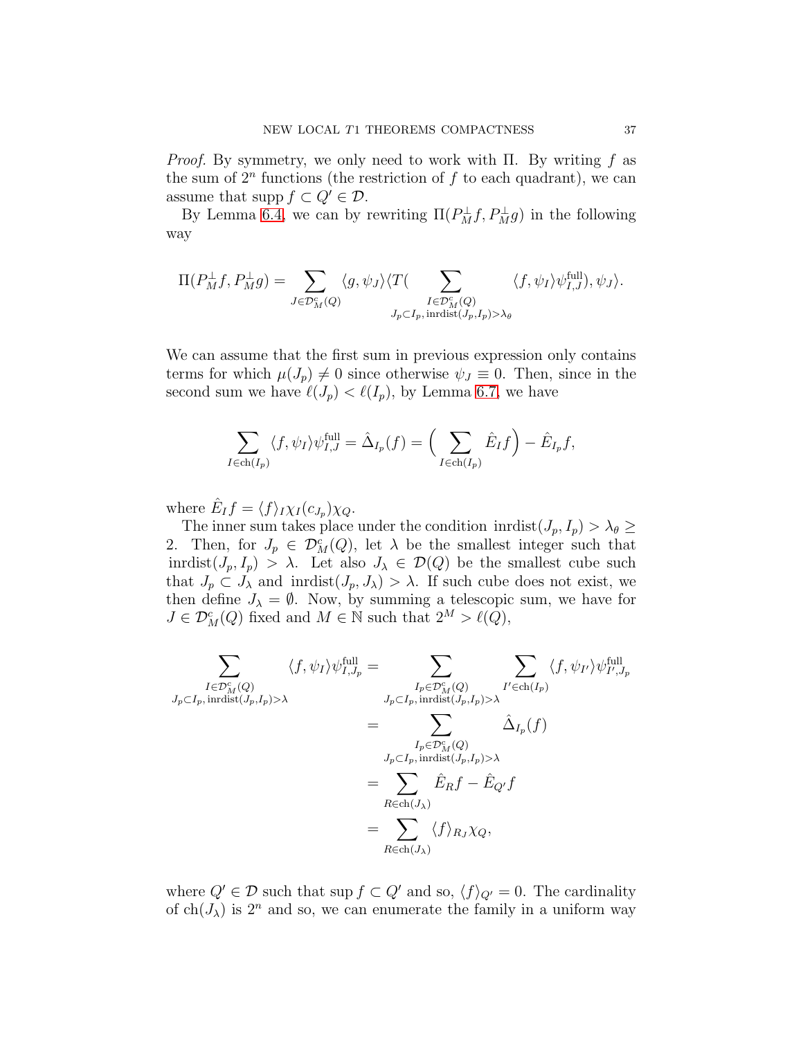*Proof.* By symmetry, we only need to work with $\Pi$. By writing $f$ as the sum of $2^n$ functions (the restriction of $f$ to each quadrant), we can assume that $\operatorname{supp} f \subset Q' \in \mathcal{D}$.

By Lemma 6.4, we can by rewriting $\Pi(P_M^\perp f, P_M^\perp g)$ in the following way

$$\Pi(P_M^\perp f, P_M^\perp g) = \sum_{J\in\mathcal{D}_M^c(Q)} \langle g, \psi_J\rangle \langle T( \sum_{\substack{I\in\mathcal{D}_M^c(Q)\\ J_p\subset I_p,\, \mathrm{inrdist}(J_p,I_p)>\lambda_\theta}} \langle f, \psi_I\rangle \psi_{I,J}^{\mathrm{full}}), \psi_J\rangle.$$

We can assume that the first sum in previous expression only contains terms for which $\mu(J_p)\neq 0$ since otherwise $\psi_J\equiv 0$. Then, since in the second sum we have $\ell(J_p)<\ell(I_p)$, by Lemma 6.7, we have

$$\sum_{I\in \mathrm{ch}(I_p)} \langle f, \psi_I\rangle \psi_{I,J}^{\mathrm{full}} = \hat{\Delta}_{I_p}(f) = \Big(\sum_{I\in\mathrm{ch}(I_p)} \hat{E}_I f\Big) - \hat{E}_{I_p} f,$$

where $\hat{E}_I f = \langle f\rangle_I \chi_I(c_{J_p})\chi_Q$.

The inner sum takes place under the condition $\mathrm{inrdist}(J_p, I_p) > \lambda_\theta \geq 2$. Then, for $J_p \in \mathcal{D}_M^c(Q)$, let $\lambda$ be the smallest integer such that $\mathrm{inrdist}(J_p, I_p) > \lambda$. Let also $J_\lambda \in \mathcal{D}(Q)$ be the smallest cube such that $J_p \subset J_\lambda$ and $\mathrm{inrdist}(J_p, J_\lambda) > \lambda$. If such cube does not exist, we then define $J_\lambda = \emptyset$. Now, by summing a telescopic sum, we have for $J\in\mathcal{D}_M^c(Q)$ fixed and $M\in\mathbb{N}$ such that $2^M > \ell(Q)$,

$$\begin{aligned}
\sum_{\substack{I\in\mathcal{D}_M^c(Q)\\ J_p\subset I_p,\, \mathrm{inrdist}(J_p,I_p)>\lambda}} \langle f, \psi_I\rangle \psi_{I,J_p}^{\mathrm{full}} &= \sum_{\substack{I_p\in\mathcal{D}_M^c(Q)\\ J_p\subset I_p,\, \mathrm{inrdist}(J_p,I_p)>\lambda}} \sum_{I'\in\mathrm{ch}(I_p)} \langle f, \psi_{I'}\rangle \psi_{I',J_p}^{\mathrm{full}} \\
&= \sum_{\substack{I_p\in\mathcal{D}_M^c(Q)\\ J_p\subset I_p,\, \mathrm{inrdist}(J_p,I_p)>\lambda}} \hat{\Delta}_{I_p}(f) \\
&= \sum_{R\in\mathrm{ch}(J_\lambda)} \hat{E}_R f - \hat{E}_{Q'} f \\
&= \sum_{R\in\mathrm{ch}(J_\lambda)} \langle f\rangle_{R_J} \chi_Q,
\end{aligned}$$

where $Q'\in\mathcal{D}$ such that $\sup f\subset Q'$ and so, $\langle f\rangle_{Q'} = 0$. The cardinality of $\mathrm{ch}(J_\lambda)$ is $2^n$ and so, we can enumerate the family in a uniform way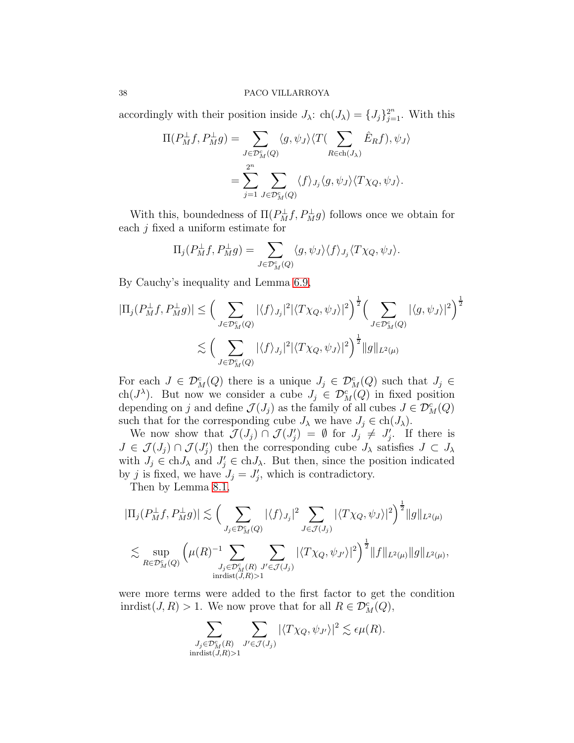accordingly with their position inside $J_\lambda$: $\text{ch}(J_\lambda) = \{J_j\}_{j=1}^{2^n}$. With this

$$\begin{aligned}
\Pi(P_M^\perp f, P_M^\perp g) &= \sum_{J\in\mathcal{D}_M^c(Q)} \langle g, \psi_J\rangle \langle T(\sum_{R\in\text{ch}(J_\lambda)} \hat{E}_R f), \psi_J\rangle \\
&= \sum_{j=1}^{2^n} \sum_{J\in\mathcal{D}_M^c(Q)} \langle f\rangle_{J_j} \langle g, \psi_J\rangle \langle T\chi_Q, \psi_J\rangle.
\end{aligned}$$

With this, boundedness of $\Pi(P_M^\perp f, P_M^\perp g)$ follows once we obtain for each $j$ fixed a uniform estimate for

$$\Pi_j(P_M^\perp f, P_M^\perp g) = \sum_{J\in\mathcal{D}_M^c(Q)} \langle g, \psi_J\rangle \langle f\rangle_{J_j} \langle T\chi_Q, \psi_J\rangle.$$

By Cauchy's inequality and Lemma 6.9,

$$\begin{aligned}
|\Pi_j(P_M^\perp f, P_M^\perp g)| &\le \Big( \sum_{J\in\mathcal{D}_M^c(Q)} |\langle f\rangle_{J_j}|^2 |\langle T\chi_Q, \psi_J\rangle|^2 \Big)^{\frac{1}{2}} \Big( \sum_{J\in\mathcal{D}_M^c(Q)} |\langle g, \psi_J\rangle|^2 \Big)^{\frac{1}{2}} \\
&\lesssim \Big( \sum_{J\in\mathcal{D}_M^c(Q)} |\langle f\rangle_{J_j}|^2 |\langle T\chi_Q, \psi_J\rangle|^2 \Big)^{\frac{1}{2}} \|g\|_{L^2(\mu)}
\end{aligned}$$

For each $J \in \mathcal{D}_M^c(Q)$ there is a unique $J_j \in \mathcal{D}_M^c(Q)$ such that $J_j \in \text{ch}(J^\lambda)$. But now we consider a cube $J_j \in \mathcal{D}_M^c(Q)$ in fixed position depending on $j$ and define $\mathcal{J}(J_j)$ as the family of all cubes $J \in \mathcal{D}_M^c(Q)$ such that for the corresponding cube $J_\lambda$ we have $J_j \in \text{ch}(J_\lambda)$.

We now show that $\mathcal{J}(J_j) \cap \mathcal{J}(J'_j) = \emptyset$ for $J_j \neq J'_j$. If there is $J \in \mathcal{J}(J_j) \cap \mathcal{J}(J'_j)$ then the corresponding cube $J_\lambda$ satisfies $J \subset J_\lambda$ with $J_j \in \text{ch}J_\lambda$ and $J'_j \in \text{ch}J_\lambda$. But then, since the position indicated by $j$ is fixed, we have $J_j = J'_j$, which is contradictory.

Then by Lemma 8.1,

$$\begin{aligned}
|\Pi_j(P_M^\perp f, P_M^\perp g)| &\lesssim \Big( \sum_{J_j\in\mathcal{D}_M^c(Q)} |\langle f\rangle_{J_j}|^2 \sum_{J\in\mathcal{J}(J_j)} |\langle T\chi_Q, \psi_J\rangle|^2 \Big)^{\frac{1}{2}} \|g\|_{L^2(\mu)} \\
&\lesssim \sup_{R\in\mathcal{D}_M^c(Q)} \Big( \mu(R)^{-1} \sum_{\substack{J_j\in\mathcal{D}_M^c(R) \\ \text{inrdist}(J,R)>1}} \sum_{J'\in\mathcal{J}(J_j)} |\langle T\chi_Q, \psi_{J'}\rangle|^2 \Big)^{\frac{1}{2}} \|f\|_{L^2(\mu)} \|g\|_{L^2(\mu)},
\end{aligned}$$

were more terms were added to the first factor to get the condition $\text{inrdist}(J,R) > 1$. We now prove that for all $R \in \mathcal{D}_M^c(Q)$,

$$\sum_{\substack{J_j\in\mathcal{D}_M^c(R) \\ \text{inrdist}(J,R)>1}} \sum_{J'\in\mathcal{J}(J_j)} |\langle T\chi_Q, \psi_{J'}\rangle|^2 \lesssim \epsilon\mu(R).$$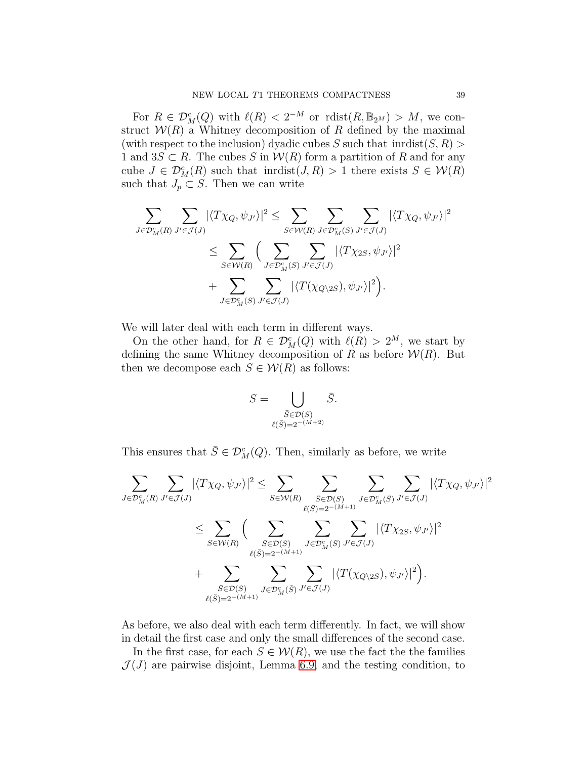For $R \in \mathcal{D}_M^c(Q)$ with $\ell(R) < 2^{-M}$ or $\mathrm{rdist}(R, \mathbb{B}_{2^M}) > M$, we construct $\mathcal{W}(R)$ a Whitney decomposition of $R$ defined by the maximal (with respect to the inclusion) dyadic cubes $S$ such that $\mathrm{inrdist}(S, R) > 1$ and $3S \subset R$. The cubes $S$ in $\mathcal{W}(R)$ form a partition of $R$ and for any cube $J \in \mathcal{D}_M^c(R)$ such that $\mathrm{inrdist}(J, R) > 1$ there exists $S \in \mathcal{W}(R)$ such that $J_p \subset S$. Then we can write

$$
\begin{aligned}
\sum_{J \in \mathcal{D}_M^c(R)} \sum_{J' \in \mathcal{J}(J)} |\langle T\chi_Q, \psi_{J'}\rangle|^2 &\leq \sum_{S \in \mathcal{W}(R)} \sum_{J \in \mathcal{D}_M^c(S)} \sum_{J' \in \mathcal{J}(J)} |\langle T\chi_Q, \psi_{J'}\rangle|^2 \\
&\leq \sum_{S \in \mathcal{W}(R)} \Big( \sum_{J \in \mathcal{D}_M^c(S)} \sum_{J' \in \mathcal{J}(J)} |\langle T\chi_{2S}, \psi_{J'}\rangle|^2 \\
&\quad + \sum_{J \in \mathcal{D}_M^c(S)} \sum_{J' \in \mathcal{J}(J)} |\langle T(\chi_{Q\setminus 2S}), \psi_{J'}\rangle|^2 \Big).
\end{aligned}
$$

We will later deal with each term in different ways.

On the other hand, for $R \in \mathcal{D}_M^c(Q)$ with $\ell(R) > 2^M$, we start by defining the same Whitney decomposition of $R$ as before $\mathcal{W}(R)$. But then we decompose each $S \in \mathcal{W}(R)$ as follows:

$$
S = \bigcup_{\substack{\bar{S} \in \mathcal{D}(S) \\ \ell(\bar{S}) = 2^{-(M+2)}}} \bar{S}.
$$

This ensures that $\bar{S} \in \mathcal{D}_M^c(Q)$. Then, similarly as before, we write

$$
\begin{aligned}
\sum_{J \in \mathcal{D}_M^c(R)} \sum_{J' \in \mathcal{J}(J)} |\langle T\chi_Q, \psi_{J'}\rangle|^2 &\leq \sum_{S \in \mathcal{W}(R)} \sum_{\substack{\bar{S} \in \mathcal{D}(S) \\ \ell(\bar{S}) = 2^{-(M+1)}}} \sum_{J \in \mathcal{D}_M^c(\bar{S})} \sum_{J' \in \mathcal{J}(J)} |\langle T\chi_Q, \psi_{J'}\rangle|^2 \\
&\leq \sum_{S \in \mathcal{W}(R)} \Big( \sum_{\substack{\bar{S} \in \mathcal{D}(S) \\ \ell(\bar{S}) = 2^{-(M+1)}}} \sum_{J \in \mathcal{D}_M^c(\bar{S})} \sum_{J' \in \mathcal{J}(J)} |\langle T\chi_{2\bar{S}}, \psi_{J'}\rangle|^2 \\
&\quad + \sum_{\substack{\bar{S} \in \mathcal{D}(S) \\ \ell(\bar{S}) = 2^{-(M+1)}}} \sum_{J \in \mathcal{D}_M^c(\bar{S})} \sum_{J' \in \mathcal{J}(J)} |\langle T(\chi_{Q\setminus 2\bar{S}}), \psi_{J'}\rangle|^2 \Big).
\end{aligned}
$$

As before, we also deal with each term differently. In fact, we will show in detail the first case and only the small differences of the second case.

In the first case, for each $S \in \mathcal{W}(R)$, we use the fact the the families $\mathcal{J}(J)$ are pairwise disjoint, Lemma 6.9, and the testing condition, to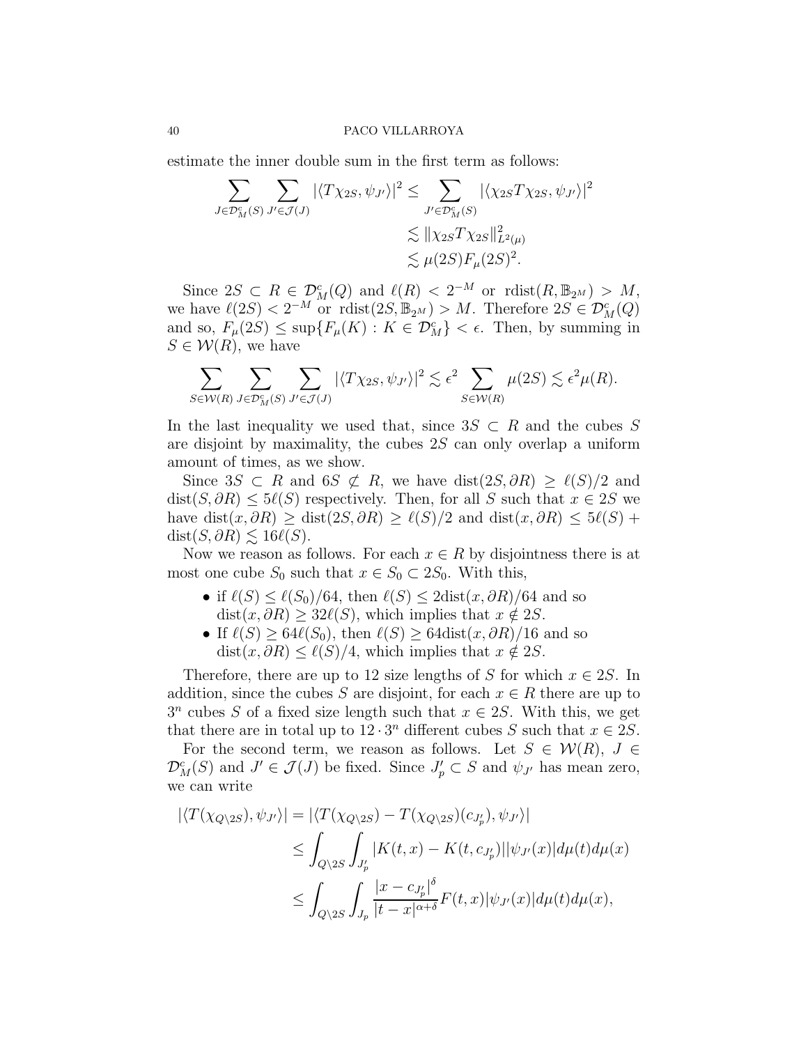estimate the inner double sum in the first term as follows:

$$
\begin{aligned}
\sum_{J\in\mathcal{D}_M^c(S)}\sum_{J'\in\mathcal{J}(J)}|\langle T\chi_{2S},\psi_{J'}\rangle|^2 &\leq \sum_{J'\in\mathcal{D}_M^c(S)}|\langle \chi_{2S}T\chi_{2S},\psi_{J'}\rangle|^2\\
&\lesssim \|\chi_{2S}T\chi_{2S}\|_{L^2(\mu)}^2\\
&\lesssim \mu(2S)F_\mu(2S)^2.
\end{aligned}
$$

Since $2S\subset R\in\mathcal{D}_M^c(Q)$ and $\ell(R)<2^{-M}$ or $\mathrm{rdist}(R,\mathbb{B}_{2^M})>M$, we have $\ell(2S)<2^{-M}$ or $\mathrm{rdist}(2S,\mathbb{B}_{2^M})>M$. Therefore $2S\in\mathcal{D}_M^c(Q)$ and so, $F_\mu(2S)\leq\sup\{F_\mu(K):K\in\mathcal{D}_M^c\}<\epsilon$. Then, by summing in $S\in\mathcal{W}(R)$, we have

$$
\sum_{S\in\mathcal{W}(R)}\sum_{J\in\mathcal{D}_M^c(S)}\sum_{J'\in\mathcal{J}(J)}|\langle T\chi_{2S},\psi_{J'}\rangle|^2\lesssim\epsilon^2\sum_{S\in\mathcal{W}(R)}\mu(2S)\lesssim\epsilon^2\mu(R).
$$

In the last inequality we used that, since $3S\subset R$ and the cubes $S$ are disjoint by maximality, the cubes $2S$ can only overlap a uniform amount of times, as we show.

Since $3S\subset R$ and $6S\not\subset R$, we have $\mathrm{dist}(2S,\partial R)\geq\ell(S)/2$ and $\mathrm{dist}(S,\partial R)\leq 5\ell(S)$ respectively. Then, for all $S$ such that $x\in 2S$ we have $\mathrm{dist}(x,\partial R)\geq\mathrm{dist}(2S,\partial R)\geq\ell(S)/2$ and $\mathrm{dist}(x,\partial R)\leq 5\ell(S)+\mathrm{dist}(S,\partial R)\lesssim 16\ell(S)$.

Now we reason as follows. For each $x\in R$ by disjointness there is at most one cube $S_0$ such that $x\in S_0\subset 2S_0$. With this,

- if $\ell(S)\leq\ell(S_0)/64$, then $\ell(S)\leq 2\mathrm{dist}(x,\partial R)/64$ and so $\mathrm{dist}(x,\partial R)\geq 32\ell(S)$, which implies that $x\notin 2S$.
- If $\ell(S)\geq 64\ell(S_0)$, then $\ell(S)\geq 64\mathrm{dist}(x,\partial R)/16$ and so $\mathrm{dist}(x,\partial R)\leq\ell(S)/4$, which implies that $x\notin 2S$.

Therefore, there are up to 12 size lengths of $S$ for which $x\in 2S$. In addition, since the cubes $S$ are disjoint, for each $x\in R$ there are up to $3^n$ cubes $S$ of a fixed size length such that $x\in 2S$. With this, we get that there are in total up to $12\cdot 3^n$ different cubes $S$ such that $x\in 2S$.

For the second term, we reason as follows. Let $S\in\mathcal{W}(R)$, $J\in\mathcal{D}_M^c(S)$ and $J'\in\mathcal{J}(J)$ be fixed. Since $J'_p\subset S$ and $\psi_{J'}$ has mean zero, we can write

$$
\begin{aligned}
|\langle T(\chi_{Q\setminus 2S}),\psi_{J'}\rangle| &= |\langle T(\chi_{Q\setminus 2S})-T(\chi_{Q\setminus 2S})(c_{J'_p}),\psi_{J'}\rangle|\\
&\leq\int_{Q\setminus 2S}\int_{J'_p}|K(t,x)-K(t,c_{J'_p})||\psi_{J'}(x)|d\mu(t)d\mu(x)\\
&\leq\int_{Q\setminus 2S}\int_{J_p}\frac{|x-c_{J'_p}|^\delta}{|t-x|^{\alpha+\delta}}F(t,x)|\psi_{J'}(x)|d\mu(t)d\mu(x),
\end{aligned}
$$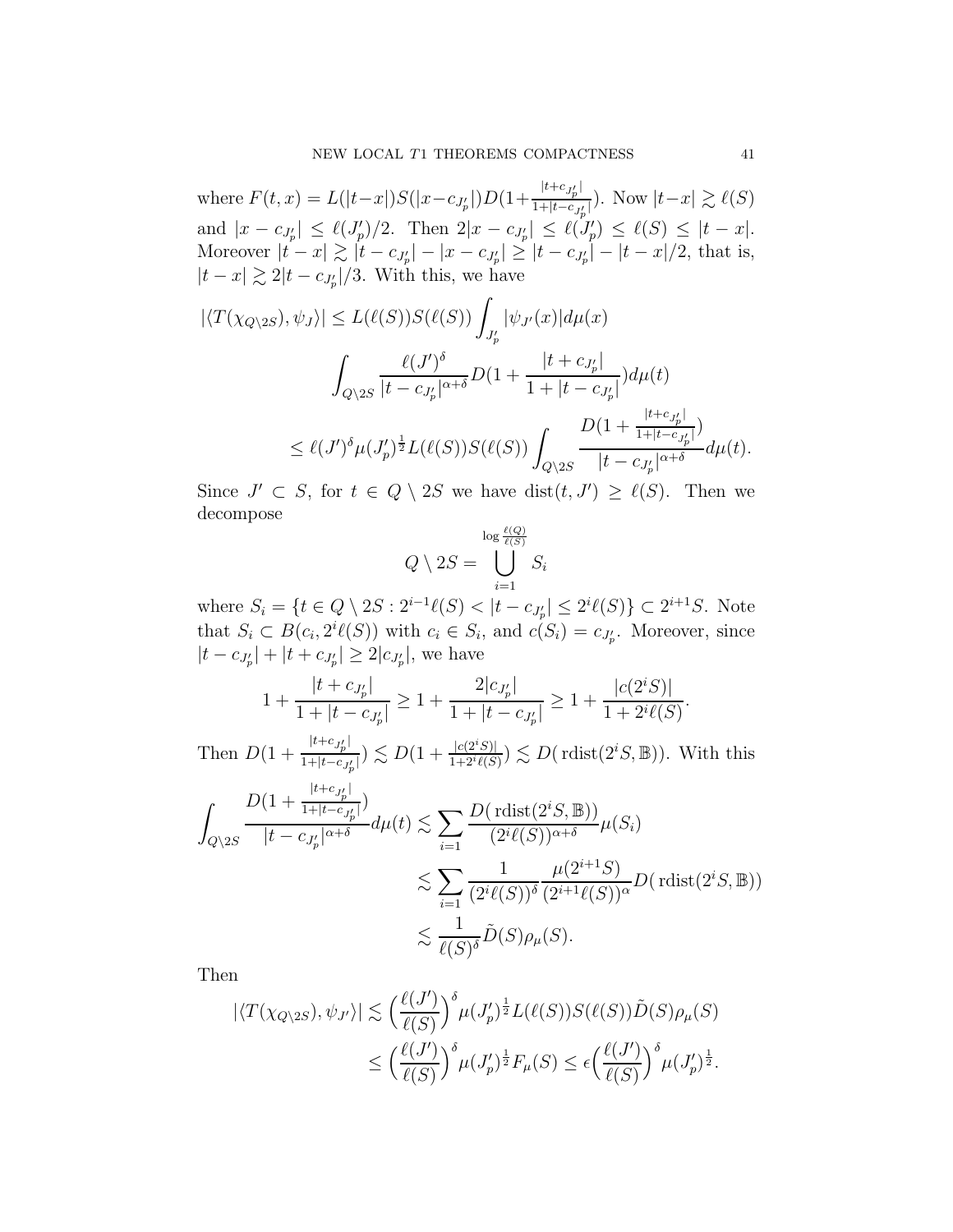where $F(t,x) = L(|t-x|)S(|x-c_{J'_p}|)D(1+\frac{|t+c_{J'_p}|}{1+|t-c_{J'_p}|})$. Now $|t-x| \gtrsim \ell(S)$ and $|x - c_{J'_p}| \leq \ell(J'_p)/2$. Then $2|x - c_{J'_p}| \leq \ell(J'_p) \leq \ell(S) \leq |t-x|$. Moreover $|t-x| \gtrsim |t - c_{J'_p}| - |x - c_{J'_p}| \geq |t - c_{J'_p}| - |t-x|/2$, that is, $|t-x| \gtrsim 2|t-c_{J'_p}|/3$. With this, we have

$$
\begin{aligned}
|\langle T(\chi_{Q\setminus 2S}), \psi_J\rangle| &\leq L(\ell(S))S(\ell(S)) \int_{J'_p} |\psi_{J'}(x)| d\mu(x) \\
&\qquad \int_{Q\setminus 2S} \frac{\ell(J')^\delta}{|t-c_{J'_p}|^{\alpha+\delta}} D(1 + \frac{|t+c_{J'_p}|}{1+|t-c_{J'_p}|}) d\mu(t) \\
&\leq \ell(J')^\delta \mu(J'_p)^{\frac{1}{2}} L(\ell(S))S(\ell(S)) \int_{Q\setminus 2S} \frac{D(1+\frac{|t+c_{J'_p}|}{1+|t-c_{J'_p}|})}{|t-c_{J'_p}|^{\alpha+\delta}} d\mu(t).
\end{aligned}
$$

Since $J' \subset S$, for $t \in Q \setminus 2S$ we have $\mathrm{dist}(t, J') \geq \ell(S)$. Then we decompose

$$
Q \setminus 2S = \bigcup_{i=1}^{\log \frac{\ell(Q)}{\ell(S)}} S_i
$$

where $S_i = \{t \in Q \setminus 2S : 2^{i-1}\ell(S) < |t - c_{J'_p}| \leq 2^i \ell(S)\} \subset 2^{i+1}S$. Note that $S_i \subset B(c_i, 2^i\ell(S))$ with $c_i \in S_i$, and $c(S_i) = c_{J'_p}$. Moreover, since $|t - c_{J'_p}| + |t + c_{J'_p}| \geq 2|c_{J'_p}|$, we have

$$
1 + \frac{|t+c_{J'_p}|}{1+|t-c_{J'_p}|} \geq 1 + \frac{2|c_{J'_p}|}{1+|t-c_{J'_p}|} \geq 1 + \frac{|c(2^iS)|}{1+2^i\ell(S)}.
$$

Then $D(1+\frac{|t+c_{J'_p}|}{1+|t-c_{J'_p}|}) \lesssim D(1+\frac{|c(2^iS)|}{1+2^i\ell(S)}) \lesssim D(\,\mathrm{rdist}(2^iS, \mathbb{B}))$. With this

$$
\begin{aligned}
\int_{Q\setminus 2S} \frac{D(1+\frac{|t+c_{J'_p}|}{1+|t-c_{J'_p}|})}{|t-c_{J'_p}|^{\alpha+\delta}} d\mu(t) &\lesssim \sum_{i=1} \frac{D(\,\mathrm{rdist}(2^iS,\mathbb{B}))}{(2^i\ell(S))^{\alpha+\delta}} \mu(S_i) \\
&\lesssim \sum_{i=1} \frac{1}{(2^i\ell(S))^\delta} \frac{\mu(2^{i+1}S)}{(2^{i+1}\ell(S))^\alpha} D(\,\mathrm{rdist}(2^iS,\mathbb{B})) \\
&\lesssim \frac{1}{\ell(S)^\delta} \tilde{D}(S)\rho_\mu(S).
\end{aligned}
$$

Then

$$
\begin{aligned}
|\langle T(\chi_{Q\setminus 2S}), \psi_{J'}\rangle| &\lesssim \Big(\frac{\ell(J')}{\ell(S)}\Big)^\delta \mu(J'_p)^{\frac{1}{2}} L(\ell(S))S(\ell(S))\tilde{D}(S)\rho_\mu(S) \\
&\leq \Big(\frac{\ell(J')}{\ell(S)}\Big)^\delta \mu(J'_p)^{\frac{1}{2}} F_\mu(S) \leq \epsilon \Big(\frac{\ell(J')}{\ell(S)}\Big)^\delta \mu(J'_p)^{\frac{1}{2}}.
\end{aligned}
$$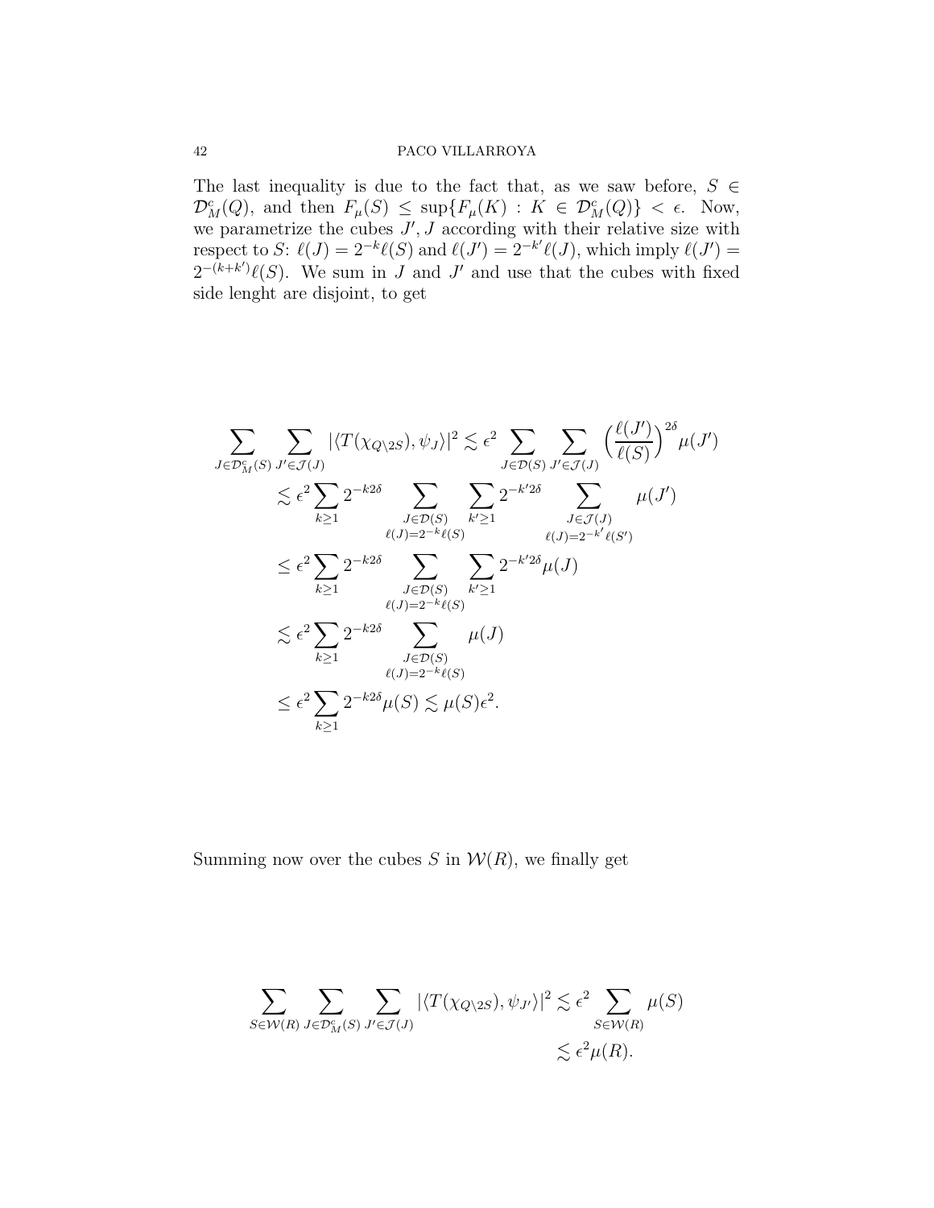The last inequality is due to the fact that, as we saw before, $S \in \mathcal{D}_M^c(Q)$, and then $F_\mu(S) \leq \sup\{F_\mu(K) : K \in \mathcal{D}_M^c(Q)\} < \epsilon$. Now, we parametrize the cubes $J', J$ according with their relative size with respect to $S$: $\ell(J) = 2^{-k}\ell(S)$ and $\ell(J') = 2^{-k'}\ell(J)$, which imply $\ell(J') = 2^{-(k+k')}\ell(S)$. We sum in $J$ and $J'$ and use that the cubes with fixed side lenght are disjoint, to get

$$
\begin{aligned}
\sum_{J \in \mathcal{D}_M^c(S)} \sum_{J' \in \mathcal{J}(J)} |\langle T(\chi_{Q\setminus 2S}), \psi_J \rangle|^2 &\lesssim \epsilon^2 \sum_{J \in \mathcal{D}(S)} \sum_{J' \in \mathcal{J}(J)} \Big(\frac{\ell(J')}{\ell(S)}\Big)^{2\delta} \mu(J') \\
&\lesssim \epsilon^2 \sum_{k \geq 1} 2^{-k2\delta} \sum_{\substack{J \in \mathcal{D}(S) \\ \ell(J) = 2^{-k}\ell(S)}} \sum_{k' \geq 1} 2^{-k'2\delta} \sum_{\substack{J \in \mathcal{J}(J) \\ \ell(J) = 2^{-k'}\ell(S')}} \mu(J') \\
&\leq \epsilon^2 \sum_{k \geq 1} 2^{-k2\delta} \sum_{\substack{J \in \mathcal{D}(S) \\ \ell(J) = 2^{-k}\ell(S)}} \sum_{k' \geq 1} 2^{-k'2\delta} \mu(J) \\
&\lesssim \epsilon^2 \sum_{k \geq 1} 2^{-k2\delta} \sum_{\substack{J \in \mathcal{D}(S) \\ \ell(J) = 2^{-k}\ell(S)}} \mu(J) \\
&\leq \epsilon^2 \sum_{k \geq 1} 2^{-k2\delta} \mu(S) \lesssim \mu(S)\epsilon^2.
\end{aligned}
$$

Summing now over the cubes $S$ in $\mathcal{W}(R)$, we finally get

$$
\begin{aligned}
\sum_{S \in \mathcal{W}(R)} \sum_{J \in \mathcal{D}_M^c(S)} \sum_{J' \in \mathcal{J}(J)} |\langle T(\chi_{Q\setminus 2S}), \psi_{J'} \rangle|^2 &\lesssim \epsilon^2 \sum_{S \in \mathcal{W}(R)} \mu(S) \\
&\lesssim \epsilon^2 \mu(R).
\end{aligned}
$$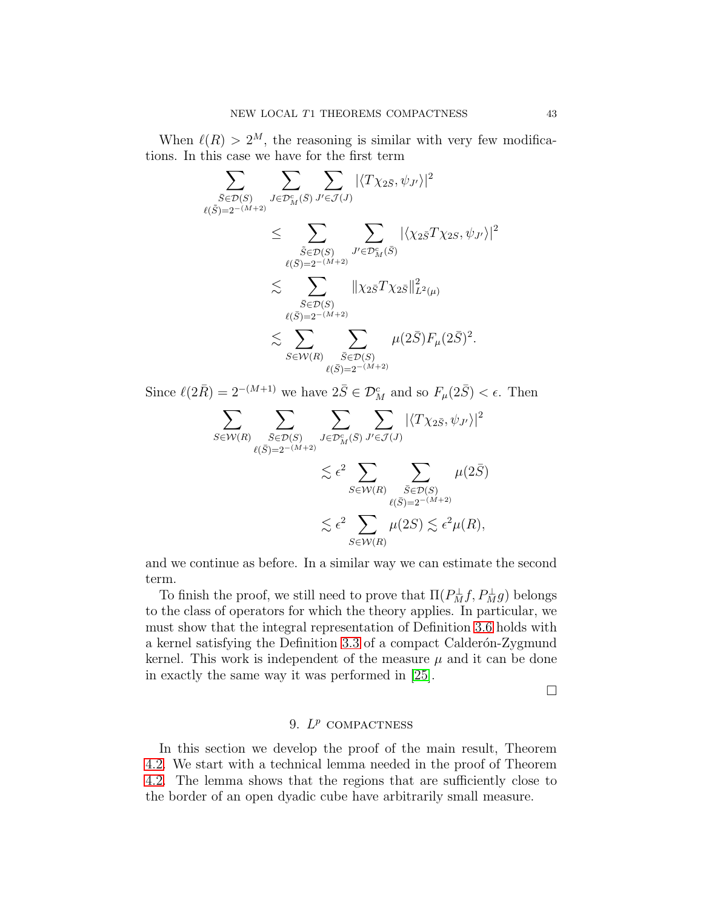When $\ell(R) > 2^M$, the reasoning is similar with very few modifications. In this case we have for the first term

$$
\begin{aligned}
\sum_{\substack{\bar{S}\in\mathcal{D}(S)\\ \ell(\bar{S})=2^{-(M+2)}}} \sum_{J\in\mathcal{D}_M^c(\bar{S})} \sum_{J'\in\mathcal{J}(J)} |\langle T\chi_{2\bar{S}}, \psi_{J'}\rangle|^2
&\leq \sum_{\substack{\bar{S}\in\mathcal{D}(S)\\ \ell(\bar{S})=2^{-(M+2)}}} \sum_{J'\in\mathcal{D}_M^c(\bar{S})} |\langle \chi_{2\bar{S}} T\chi_{2S}, \psi_{J'}\rangle|^2 \\
&\lesssim \sum_{\substack{\bar{S}\in\mathcal{D}(S)\\ \ell(\bar{S})=2^{-(M+2)}}} \|\chi_{2\bar{S}} T\chi_{2\bar{S}}\|_{L^2(\mu)}^2 \\
&\lesssim \sum_{S\in\mathcal{W}(R)} \sum_{\substack{\bar{S}\in\mathcal{D}(S)\\ \ell(\bar{S})=2^{-(M+2)}}} \mu(2\bar{S}) F_\mu(2\bar{S})^2.
\end{aligned}
$$

Since $\ell(2\bar{R}) = 2^{-(M+1)}$ we have $2\bar{S}\in\mathcal{D}_M^c$ and so $F_\mu(2\bar{S}) < \epsilon$. Then

$$
\begin{aligned}
\sum_{S\in\mathcal{W}(R)} \sum_{\substack{\bar{S}\in\mathcal{D}(S)\\ \ell(\bar{S})=2^{-(M+2)}}} \sum_{J\in\mathcal{D}_M^c(\bar{S})} \sum_{J'\in\mathcal{J}(J)} |\langle T\chi_{2\bar{S}}, \psi_{J'}\rangle|^2
&\lesssim \epsilon^2 \sum_{S\in\mathcal{W}(R)} \sum_{\substack{\bar{S}\in\mathcal{D}(S)\\ \ell(\bar{S})=2^{-(M+2)}}} \mu(2\bar{S}) \\
&\lesssim \epsilon^2 \sum_{S\in\mathcal{W}(R)} \mu(2S) \lesssim \epsilon^2 \mu(R),
\end{aligned}
$$

and we continue as before. In a similar way we can estimate the second term.

To finish the proof, we still need to prove that $\Pi(P_M^\perp f, P_M^\perp g)$ belongs to the class of operators for which the theory applies. In particular, we must show that the integral representation of Definition 3.6 holds with a kernel satisfying the Definition 3.3 of a compact Calderón-Zygmund kernel. This work is independent of the measure $\mu$ and it can be done in exactly the same way it was performed in [25].

□

## 9. $L^p$ compactness

In this section we develop the proof of the main result, Theorem 4.2. We start with a technical lemma needed in the proof of Theorem 4.2. The lemma shows that the regions that are sufficiently close to the border of an open dyadic cube have arbitrarily small measure.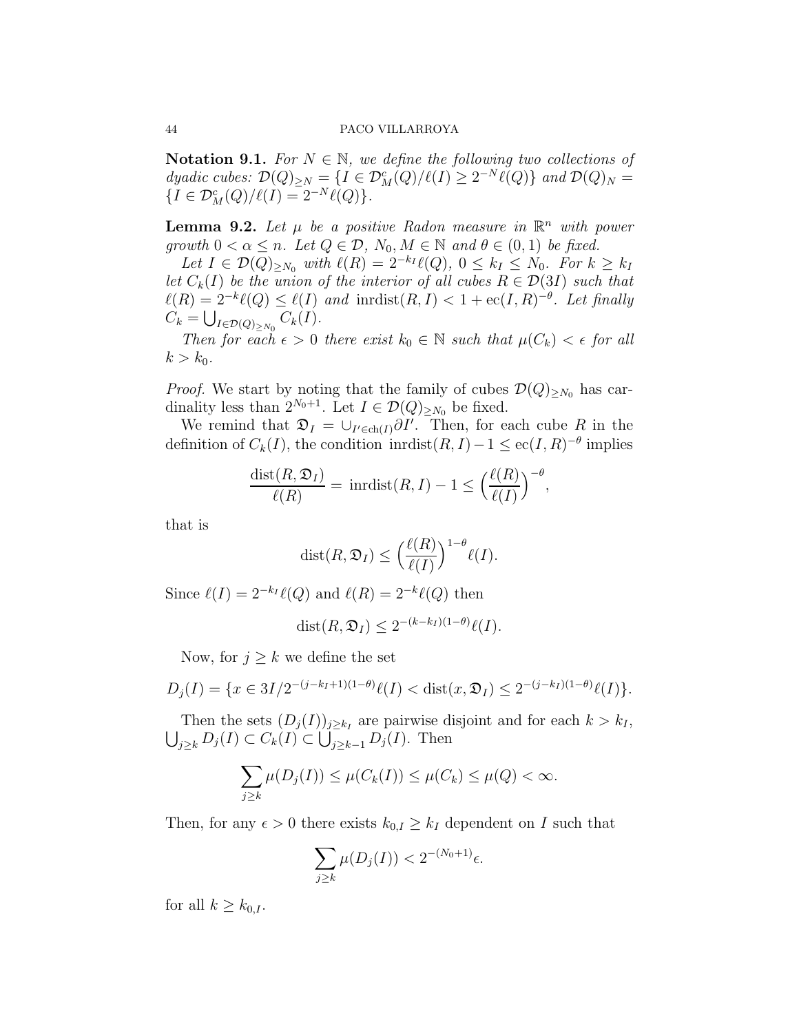**Notation 9.1.** *For $N \in \mathbb{N}$, we define the following two collections of dyadic cubes: $\mathcal{D}(Q)_{\geq N} = \{I \in \mathcal{D}_M^c(Q)/\ell(I) \geq 2^{-N}\ell(Q)\}$ and $\mathcal{D}(Q)_N = \{I \in \mathcal{D}_M^c(Q)/\ell(I) = 2^{-N}\ell(Q)\}$.*

**Lemma 9.2.** *Let $\mu$ be a positive Radon measure in $\mathbb{R}^n$ with power growth $0 < \alpha \leq n$. Let $Q \in \mathcal{D}$, $N_0, M \in \mathbb{N}$ and $\theta \in (0, 1)$ be fixed.*

*Let $I \in \mathcal{D}(Q)_{\geq N_0}$ with $\ell(R) = 2^{-k_I}\ell(Q)$, $0 \leq k_I \leq N_0$. For $k \geq k_I$ let $C_k(I)$ be the union of the interior of all cubes $R \in \mathcal{D}(3I)$ such that $\ell(R) = 2^{-k}\ell(Q) \leq \ell(I)$ and $\text{inrdist}(R, I) < 1 + \text{ec}(I, R)^{-\theta}$. Let finally $C_k = \bigcup_{I \in \mathcal{D}(Q)_{\geq N_0}} C_k(I)$.*

*Then for each $\epsilon > 0$ there exist $k_0 \in \mathbb{N}$ such that $\mu(C_k) < \epsilon$ for all $k > k_0$.*

*Proof.* We start by noting that the family of cubes $\mathcal{D}(Q)_{\geq N_0}$ has cardinality less than $2^{N_0+1}$. Let $I \in \mathcal{D}(Q)_{\geq N_0}$ be fixed.

We remind that $\mathfrak{D}_I = \cup_{I' \in \text{ch}(I)} \partial I'$. Then, for each cube $R$ in the definition of $C_k(I)$, the condition $\text{inrdist}(R, I) - 1 \leq \text{ec}(I, R)^{-\theta}$ implies

$$\frac{\text{dist}(R, \mathfrak{D}_I)}{\ell(R)} = \text{inrdist}(R, I) - 1 \leq \Big(\frac{\ell(R)}{\ell(I)}\Big)^{-\theta},$$

that is

$$\text{dist}(R, \mathfrak{D}_I) \leq \Big(\frac{\ell(R)}{\ell(I)}\Big)^{1-\theta} \ell(I).$$

Since $\ell(I) = 2^{-k_I}\ell(Q)$ and $\ell(R) = 2^{-k}\ell(Q)$ then

$$\text{dist}(R, \mathfrak{D}_I) \leq 2^{-(k-k_I)(1-\theta)}\ell(I).$$

Now, for $j \geq k$ we define the set

$$D_j(I) = \{x \in 3I/2^{-(j-k_I+1)(1-\theta)}\ell(I) < \text{dist}(x, \mathfrak{D}_I) \leq 2^{-(j-k_I)(1-\theta)}\ell(I)\}.$$

Then the sets $(D_j(I))_{j \geq k_I}$ are pairwise disjoint and for each $k > k_I$, $\bigcup_{j \geq k} D_j(I) \subset C_k(I) \subset \bigcup_{j \geq k-1} D_j(I)$. Then

$$\sum_{j \geq k} \mu(D_j(I)) \leq \mu(C_k(I)) \leq \mu(C_k) \leq \mu(Q) < \infty.$$

Then, for any $\epsilon > 0$ there exists $k_{0,I} \geq k_I$ dependent on $I$ such that

$$\sum_{j \geq k} \mu(D_j(I)) < 2^{-(N_0+1)}\epsilon.$$

for all $k \geq k_{0,I}$.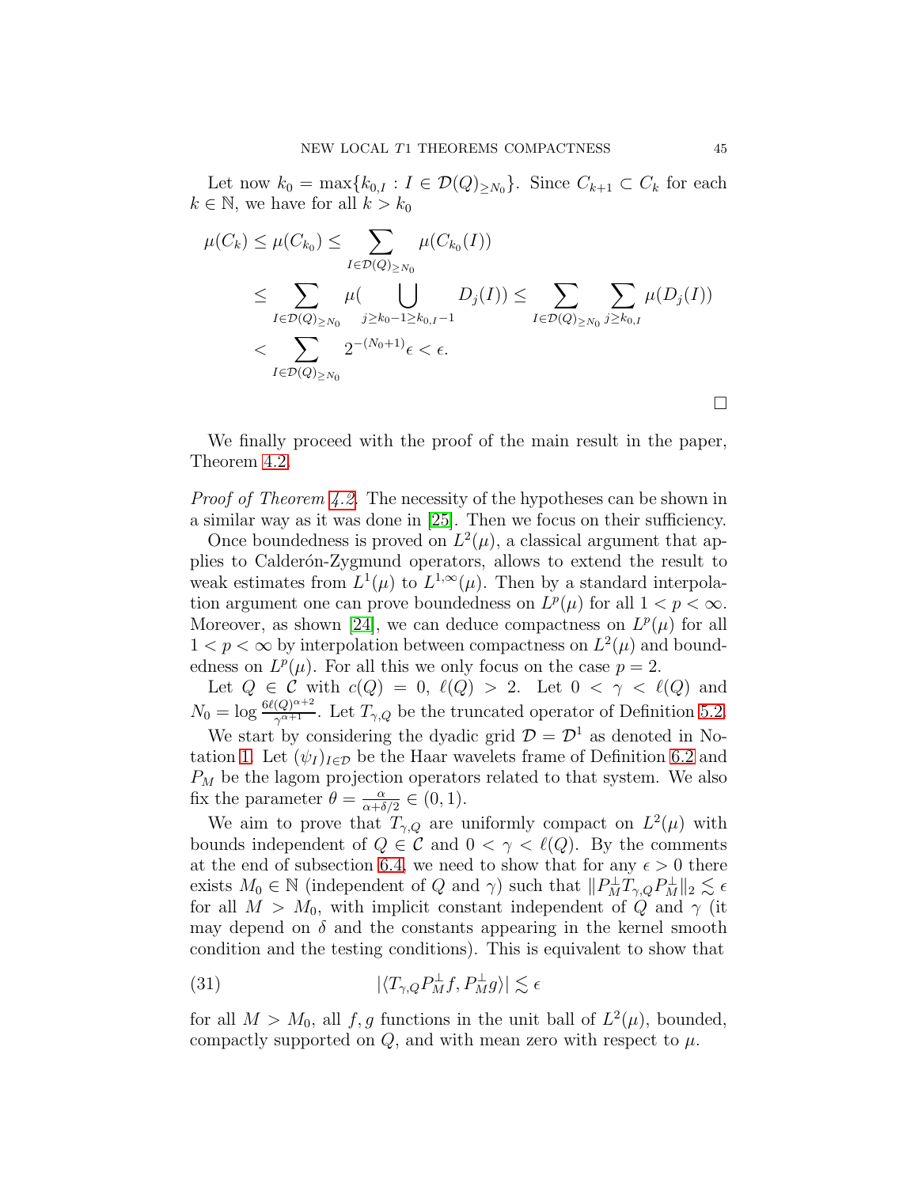Let now $k_0 = \max\{k_{0,I} : I \in \mathcal{D}(Q)_{\geq N_0}\}$. Since $C_{k+1} \subset C_k$ for each $k \in \mathbb{N}$, we have for all $k > k_0$

$$
\begin{aligned}
\mu(C_k) \leq \mu(C_{k_0}) &\leq \sum_{I \in \mathcal{D}(Q)_{\geq N_0}} \mu(C_{k_0}(I)) \\
&\leq \sum_{I \in \mathcal{D}(Q)_{\geq N_0}} \mu\Big( \bigcup_{j \geq k_0 - 1 \geq k_{0,I} - 1} D_j(I)\Big) \leq \sum_{I \in \mathcal{D}(Q)_{\geq N_0}} \sum_{j \geq k_{0,I}} \mu(D_j(I)) \\
&< \sum_{I \in \mathcal{D}(Q)_{\geq N_0}} 2^{-(N_0+1)} \epsilon < \epsilon.
\end{aligned}
$$

□

We finally proceed with the proof of the main result in the paper, Theorem 4.2.

*Proof of Theorem 4.2.* The necessity of the hypotheses can be shown in a similar way as it was done in [25]. Then we focus on their sufficiency.

Once boundedness is proved on $L^2(\mu)$, a classical argument that applies to Calderón-Zygmund operators, allows to extend the result to weak estimates from $L^1(\mu)$ to $L^{1,\infty}(\mu)$. Then by a standard interpolation argument one can prove boundedness on $L^p(\mu)$ for all $1 < p < \infty$. Moreover, as shown [24], we can deduce compactness on $L^p(\mu)$ for all $1 < p < \infty$ by interpolation between compactness on $L^2(\mu)$ and boundedness on $L^p(\mu)$. For all this we only focus on the case $p = 2$.

Let $Q \in \mathcal{C}$ with $c(Q) = 0$, $\ell(Q) > 2$. Let $0 < \gamma < \ell(Q)$ and $N_0 = \log \frac{6\ell(Q)^{\alpha+2}}{\gamma^{\alpha+1}}$. Let $T_{\gamma,Q}$ be the truncated operator of Definition 5.2.

We start by considering the dyadic grid $\mathcal{D} = \mathcal{D}^1$ as denoted in Notation 1. Let $(\psi_I)_{I \in \mathcal{D}}$ be the Haar wavelets frame of Definition 6.2 and $P_M$ be the lagom projection operators related to that system. We also fix the parameter $\theta = \frac{\alpha}{\alpha + \delta/2} \in (0, 1)$.

We aim to prove that $T_{\gamma,Q}$ are uniformly compact on $L^2(\mu)$ with bounds independent of $Q \in \mathcal{C}$ and $0 < \gamma < \ell(Q)$. By the comments at the end of subsection 6.4, we need to show that for any $\epsilon > 0$ there exists $M_0 \in \mathbb{N}$ (independent of $Q$ and $\gamma$) such that $\|P_M^\perp T_{\gamma,Q} P_M^\perp\|_2 \lesssim \epsilon$ for all $M > M_0$, with implicit constant independent of $Q$ and $\gamma$ (it may depend on $\delta$ and the constants appearing in the kernel smooth condition and the testing conditions). This is equivalent to show that

$$
|\langle T_{\gamma,Q} P_M^\perp f, P_M^\perp g\rangle| \lesssim \epsilon \tag{31}
$$

for all $M > M_0$, all $f, g$ functions in the unit ball of $L^2(\mu)$, bounded, compactly supported on $Q$, and with mean zero with respect to $\mu$.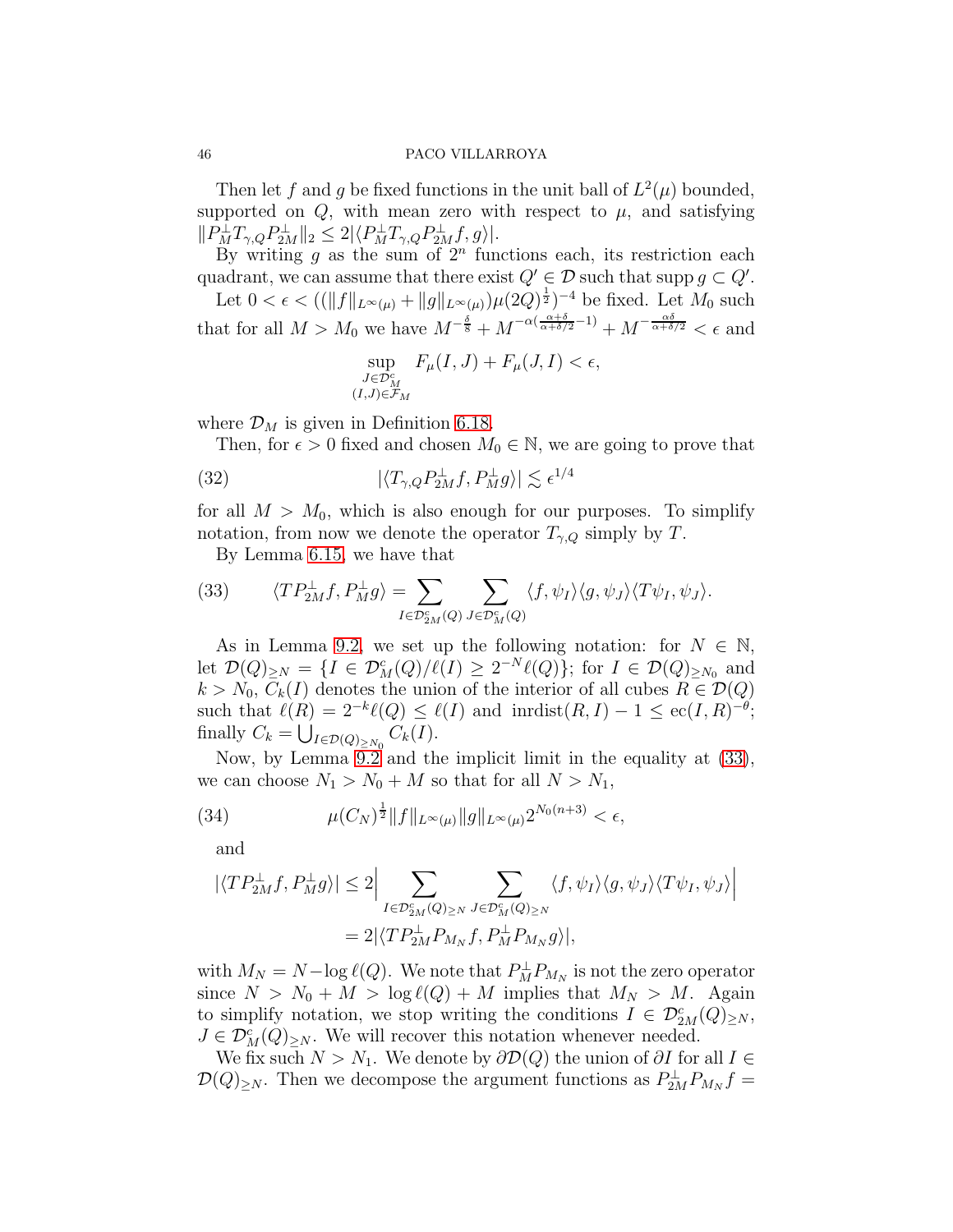Then let $f$ and $g$ be fixed functions in the unit ball of $L^2(\mu)$ bounded, supported on $Q$, with mean zero with respect to $\mu$, and satisfying $\|P_M^\perp T_{\gamma,Q} P_{2M}^\perp\|_2 \leq 2|\langle P_M^\perp T_{\gamma,Q} P_{2M}^\perp f, g\rangle|$.

By writing $g$ as the sum of $2^n$ functions each, its restriction each quadrant, we can assume that there exist $Q' \in \mathcal{D}$ such that $\operatorname{supp} g \subset Q'$.

Let $0 < \epsilon < ((\|f\|_{L^\infty(\mu)} + \|g\|_{L^\infty(\mu)})\mu(2Q)^{\frac{1}{2}})^{-4}$ be fixed. Let $M_0$ such that for all $M > M_0$ we have $M^{-\frac{\delta}{8}} + M^{-\alpha(\frac{\alpha+\delta}{\alpha+\delta/2}-1)} + M^{-\frac{\alpha\delta}{\alpha+\delta/2}} < \epsilon$ and

$$\sup_{\substack{J \in \mathcal{D}_M^c \\ (I,J) \in \mathcal{F}_M}} F_\mu(I,J) + F_\mu(J,I) < \epsilon,$$

where $\mathcal{D}_M$ is given in Definition 6.18.

Then, for $\epsilon > 0$ fixed and chosen $M_0 \in \mathbb{N}$, we are going to prove that

$$|\langle T_{\gamma,Q} P_{2M}^\perp f, P_M^\perp g\rangle| \lesssim \epsilon^{1/4} \tag{32}$$

for all $M > M_0$, which is also enough for our purposes. To simplify notation, from now we denote the operator $T_{\gamma,Q}$ simply by $T$.

By Lemma 6.15, we have that

$$\langle T P_{2M}^\perp f, P_M^\perp g\rangle = \sum_{I \in \mathcal{D}_{2M}^c(Q)} \sum_{J \in \mathcal{D}_M^c(Q)} \langle f, \psi_I\rangle \langle g, \psi_J\rangle \langle T\psi_I, \psi_J\rangle. \tag{33}$$

As in Lemma 9.2, we set up the following notation: for $N \in \mathbb{N}$, let $\mathcal{D}(Q)_{\geq N} = \{I \in \mathcal{D}_M^c(Q) / \ell(I) \geq 2^{-N}\ell(Q)\}$; for $I \in \mathcal{D}(Q)_{\geq N_0}$ and $k > N_0$, $C_k(I)$ denotes the union of the interior of all cubes $R \in \mathcal{D}(Q)$ such that $\ell(R) = 2^{-k}\ell(Q) \leq \ell(I)$ and $\operatorname{inrdist}(R, I) - 1 \leq \operatorname{ec}(I,R)^{-\theta}$; finally $C_k = \bigcup_{I \in \mathcal{D}(Q)_{\geq N_0}} C_k(I)$.

Now, by Lemma 9.2 and the implicit limit in the equality at (33), we can choose $N_1 > N_0 + M$ so that for all $N > N_1$,

$$\mu(C_N)^{\frac{1}{2}} \|f\|_{L^\infty(\mu)} \|g\|_{L^\infty(\mu)} 2^{N_0(n+3)} < \epsilon, \tag{34}$$

and

$$\begin{aligned}
|\langle T P_{2M}^\perp f, P_M^\perp g\rangle| &\leq 2\Big| \sum_{I \in \mathcal{D}_{2M}^c(Q)_{\geq N}} \sum_{J \in \mathcal{D}_M^c(Q)_{\geq N}} \langle f, \psi_I\rangle \langle g, \psi_J\rangle \langle T\psi_I, \psi_J\rangle \Big| \\
&= 2|\langle T P_{2M}^\perp P_{M_N} f, P_M^\perp P_{M_N} g\rangle|,
\end{aligned}$$

with $M_N = N - \log \ell(Q)$. We note that $P_M^\perp P_{M_N}$ is not the zero operator since $N > N_0 + M > \log \ell(Q) + M$ implies that $M_N > M$. Again to simplify notation, we stop writing the conditions $I \in \mathcal{D}_{2M}^c(Q)_{\geq N}$, $J \in \mathcal{D}_M^c(Q)_{\geq N}$. We will recover this notation whenever needed.

We fix such $N > N_1$. We denote by $\partial\mathcal{D}(Q)$ the union of $\partial I$ for all $I \in \mathcal{D}(Q)_{\geq N}$. Then we decompose the argument functions as $P_{2M}^\perp P_{M_N} f =$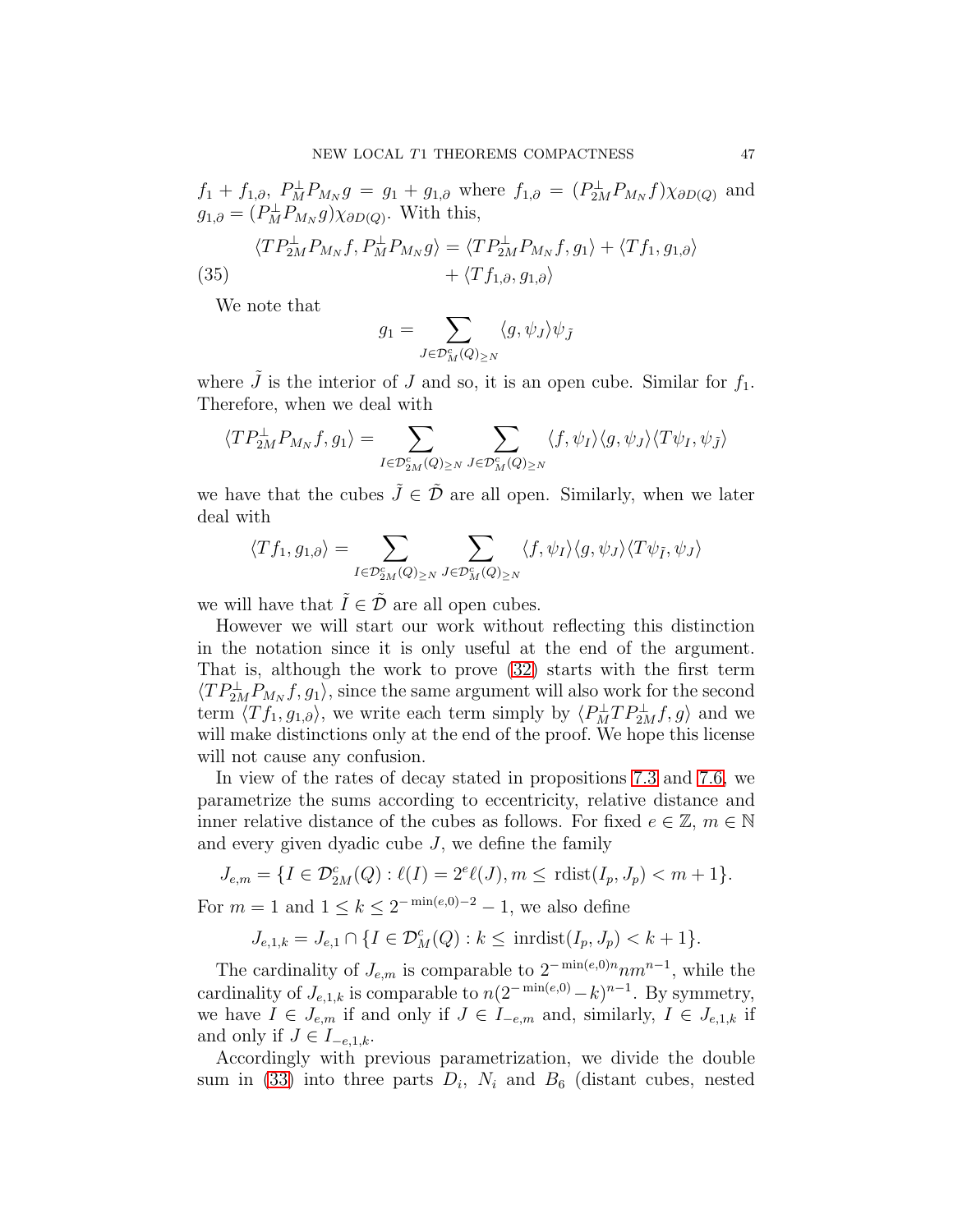$f_1 + f_{1,\partial}$, $P_M^\perp P_{M_N} g = g_1 + g_{1,\partial}$ where $f_{1,\partial} = (P_{2M}^\perp P_{M_N} f)\chi_{\partial D(Q)}$ and $g_{1,\partial} = (P_M^\perp P_{M_N} g)\chi_{\partial D(Q)}$. With this,

$$
\begin{aligned}
\langle T P_{2M}^\perp P_{M_N} f, P_M^\perp P_{M_N} g\rangle &= \langle T P_{2M}^\perp P_{M_N} f, g_1\rangle + \langle T f_1, g_{1,\partial}\rangle \\
&\quad + \langle T f_{1,\partial}, g_{1,\partial}\rangle
\end{aligned}
\tag{35}
$$

We note that

$$
g_1 = \sum_{J\in \mathcal{D}_M^c(Q)_{\geq N}} \langle g, \psi_J\rangle \psi_{\tilde{J}}
$$

where $\tilde{J}$ is the interior of $J$ and so, it is an open cube. Similar for $f_1$. Therefore, when we deal with

$$
\langle T P_{2M}^\perp P_{M_N} f, g_1\rangle = \sum_{I\in \mathcal{D}_{2M}^c(Q)_{\geq N}} \sum_{J\in \mathcal{D}_M^c(Q)_{\geq N}} \langle f, \psi_I\rangle \langle g, \psi_J\rangle \langle T\psi_I, \psi_{\tilde{J}}\rangle
$$

we have that the cubes $\tilde{J} \in \tilde{\mathcal{D}}$ are all open. Similarly, when we later deal with

$$
\langle T f_1, g_{1,\partial}\rangle = \sum_{I\in \mathcal{D}_{2M}^c(Q)_{\geq N}} \sum_{J\in \mathcal{D}_M^c(Q)_{\geq N}} \langle f, \psi_I\rangle \langle g, \psi_J\rangle \langle T\psi_{\tilde{I}}, \psi_J\rangle
$$

we will have that $\tilde{I} \in \tilde{\mathcal{D}}$ are all open cubes.

However we will start our work without reflecting this distinction in the notation since it is only useful at the end of the argument. That is, although the work to prove (32) starts with the first term $\langle T P_{2M}^\perp P_{M_N} f, g_1\rangle$, since the same argument will also work for the second term $\langle T f_1, g_{1,\partial}\rangle$, we write each term simply by $\langle P_M^\perp T P_{2M}^\perp f, g\rangle$ and we will make distinctions only at the end of the proof. We hope this license will not cause any confusion.

In view of the rates of decay stated in propositions 7.3 and 7.6, we parametrize the sums according to eccentricity, relative distance and inner relative distance of the cubes as follows. For fixed $e \in \mathbb{Z}$, $m \in \mathbb{N}$ and every given dyadic cube $J$, we define the family

$$
J_{e,m} = \{I \in \mathcal{D}_{2M}^c(Q) : \ell(I) = 2^e \ell(J), m \leq \operatorname{rdist}(I_p, J_p) < m+1\}.
$$

For $m = 1$ and $1 \leq k \leq 2^{-\min(e,0)-2} - 1$, we also define

$$
J_{e,1,k} = J_{e,1} \cap \{I \in \mathcal{D}_M^c(Q) : k \leq \operatorname{inrdist}(I_p, J_p) < k+1\}.
$$

The cardinality of $J_{e,m}$ is comparable to $2^{-\min(e,0)n} n m^{n-1}$, while the cardinality of $J_{e,1,k}$ is comparable to $n(2^{-\min(e,0)} - k)^{n-1}$. By symmetry, we have $I \in J_{e,m}$ if and only if $J \in I_{-e,m}$ and, similarly, $I \in J_{e,1,k}$ if and only if $J \in I_{-e,1,k}$.

Accordingly with previous parametrization, we divide the double sum in (33) into three parts $D_i$, $N_i$ and $B_6$ (distant cubes, nested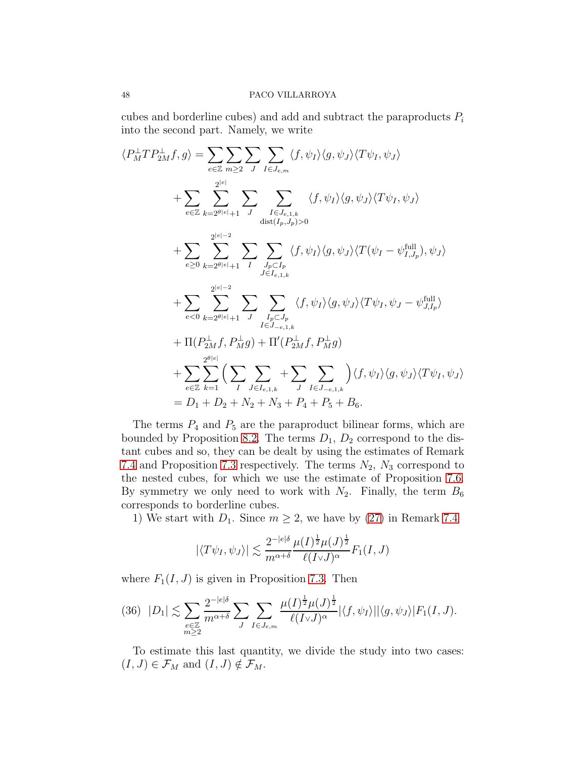cubes and borderline cubes) and add and subtract the paraproducts $P_i$ into the second part. Namely, we write

$$
\begin{aligned}
\langle P_M^\perp T P_{2M}^\perp f, g\rangle &= \sum_{e\in\mathbb{Z}}\sum_{m\geq 2}\sum_{J}\sum_{I\in J_{e,m}} \langle f,\psi_I\rangle\langle g,\psi_J\rangle\langle T\psi_I,\psi_J\rangle \\
&+ \sum_{e\in\mathbb{Z}}\sum_{k=2^{\theta|e|}+1}^{2^{|e|}}\sum_{J}\sum_{\substack{I\in J_{e,1,k}\\ \mathrm{dist}(I_p,J_p)>0}} \langle f,\psi_I\rangle\langle g,\psi_J\rangle\langle T\psi_I,\psi_J\rangle \\
&+ \sum_{e\geq 0}\sum_{k=2^{\theta|e|}+1}^{2^{|e|-2}}\sum_{I}\sum_{\substack{J_p\subset I_p\\ J\in I_{e,1,k}}} \langle f,\psi_I\rangle\langle g,\psi_J\rangle\langle T(\psi_I-\psi_{I,J_p}^{\rm full}),\psi_J\rangle \\
&+ \sum_{e<0}\sum_{k=2^{\theta|e|}+1}^{2^{|e|-2}}\sum_{J}\sum_{\substack{I_p\subset J_p\\ I\in J_{-e,1,k}}} \langle f,\psi_I\rangle\langle g,\psi_J\rangle\langle T\psi_I,\psi_J-\psi_{J,I_p}^{\rm full}\rangle \\
&+ \Pi(P_{2M}^\perp f, P_M^\perp g) + \Pi'(P_{2M}^\perp f, P_M^\perp g) \\
&+ \sum_{e\in\mathbb{Z}}\sum_{k=1}^{2^{\theta|e|}}\Big(\sum_{I}\sum_{J\in I_{e,1,k}} + \sum_{J}\sum_{I\in J_{-e,1,k}}\Big)\langle f,\psi_I\rangle\langle g,\psi_J\rangle\langle T\psi_I,\psi_J\rangle \\
&= D_1 + D_2 + N_2 + N_3 + P_4 + P_5 + B_6.
\end{aligned}
$$

The terms $P_4$ and $P_5$ are the paraproduct bilinear forms, which are bounded by Proposition 8.2. The terms $D_1$, $D_2$ correspond to the distant cubes and so, they can be dealt by using the estimates of Remark 7.4 and Proposition 7.3 respectively. The terms $N_2$, $N_3$ correspond to the nested cubes, for which we use the estimate of Proposition 7.6. By symmetry we only need to work with $N_2$. Finally, the term $B_6$ corresponds to borderline cubes.

1) We start with $D_1$. Since $m\geq 2$, we have by (27) in Remark 7.4

$$
|\langle T\psi_I,\psi_J\rangle| \lesssim \frac{2^{-|e|\delta}}{m^{\alpha+\delta}}\frac{\mu(I)^{\frac12}\mu(J)^{\frac12}}{\ell(I\vee J)^\alpha}F_1(I,J)
$$

where $F_1(I,J)$ is given in Proposition 7.3. Then

$$
|D_1| \lesssim \sum_{\substack{e\in\mathbb{Z}\\ m\geq 2}}\frac{2^{-|e|\delta}}{m^{\alpha+\delta}}\sum_{J}\sum_{I\in J_{e,m}}\frac{\mu(I)^{\frac12}\mu(J)^{\frac12}}{\ell(I\vee J)^\alpha}|\langle f,\psi_I\rangle||\langle g,\psi_J\rangle|F_1(I,J). \tag{36}
$$

To estimate this last quantity, we divide the study into two cases: $(I,J)\in\mathcal{F}_M$ and $(I,J)\notin\mathcal{F}_M$.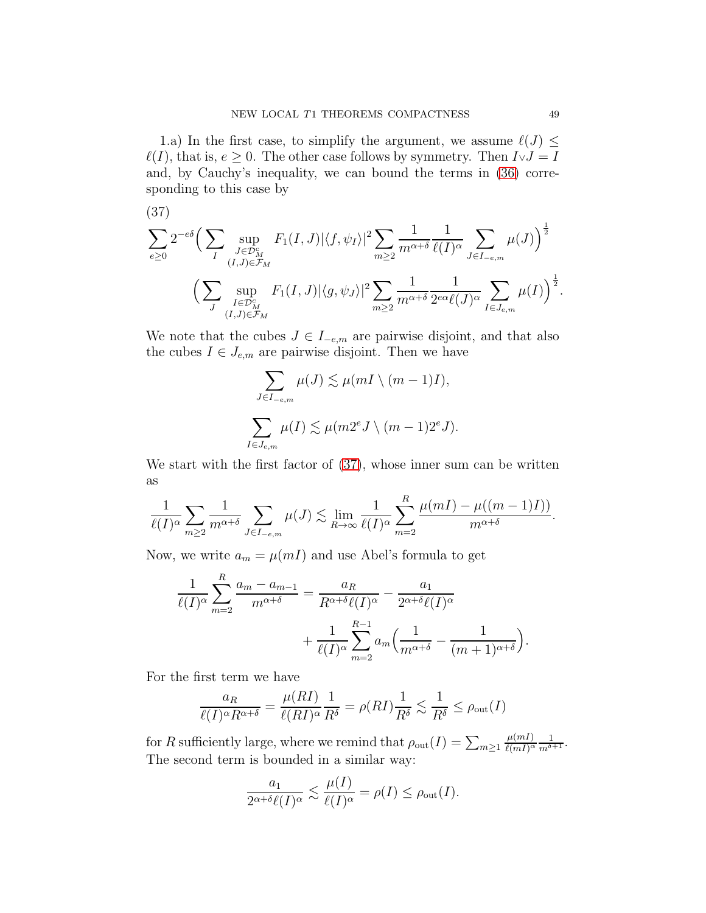1.a) In the first case, to simplify the argument, we assume $\ell(J) \leq \ell(I)$, that is, $e \geq 0$. The other case follows by symmetry. Then $I \vee J = I$ and, by Cauchy's inequality, we can bound the terms in (36) corresponding to this case by

(37)

$$
\sum_{e\geq 0} 2^{-e\delta}\Big( \sum_{I} \sup_{\substack{J\in \mathcal{D}_M^c \\ (I,J)\in \mathcal{F}_M}} F_1(I,J)|\langle f,\psi_I\rangle|^2 \sum_{m\geq 2} \frac{1}{m^{\alpha+\delta}} \frac{1}{\ell(I)^\alpha} \sum_{J\in I_{-e,m}} \mu(J)\Big)^{\frac{1}{2}}
$$

$$
\Big( \sum_{J} \sup_{\substack{I\in \mathcal{D}_M^c \\ (I,J)\in \mathcal{F}_M}} F_1(I,J)|\langle g,\psi_J\rangle|^2 \sum_{m\geq 2} \frac{1}{m^{\alpha+\delta}} \frac{1}{2^{e\alpha}\ell(J)^\alpha} \sum_{I\in J_{e,m}} \mu(I)\Big)^{\frac{1}{2}}.
$$

We note that the cubes $J \in I_{-e,m}$ are pairwise disjoint, and that also the cubes $I \in J_{e,m}$ are pairwise disjoint. Then we have

$$
\sum_{J\in I_{-e,m}} \mu(J) \lesssim \mu(mI \setminus (m-1)I),
$$

$$
\sum_{I\in J_{e,m}} \mu(I) \lesssim \mu(m2^e J \setminus (m-1)2^e J).
$$

We start with the first factor of (37), whose inner sum can be written as

$$
\frac{1}{\ell(I)^\alpha} \sum_{m\geq 2} \frac{1}{m^{\alpha+\delta}} \sum_{J\in I_{-e,m}} \mu(J) \lesssim \lim_{R\to\infty} \frac{1}{\ell(I)^\alpha} \sum_{m=2}^{R} \frac{\mu(mI)-\mu((m-1)I))}{m^{\alpha+\delta}}.
$$

Now, we write $a_m = \mu(mI)$ and use Abel's formula to get

$$
\frac{1}{\ell(I)^\alpha} \sum_{m=2}^{R} \frac{a_m - a_{m-1}}{m^{\alpha+\delta}} = \frac{a_R}{R^{\alpha+\delta}\ell(I)^\alpha} - \frac{a_1}{2^{\alpha+\delta}\ell(I)^\alpha}
$$

$$
+ \frac{1}{\ell(I)^\alpha} \sum_{m=2}^{R-1} a_m \Big( \frac{1}{m^{\alpha+\delta}} - \frac{1}{(m+1)^{\alpha+\delta}} \Big).
$$

For the first term we have

$$
\frac{a_R}{\ell(I)^\alpha R^{\alpha+\delta}} = \frac{\mu(RI)}{\ell(RI)^\alpha} \frac{1}{R^\delta} = \rho(RI)\frac{1}{R^\delta} \lesssim \frac{1}{R^\delta} \leq \rho_{\rm out}(I)
$$

for $R$ sufficiently large, where we remind that $\rho_{\rm out}(I) = \sum_{m\geq 1} \frac{\mu(mI)}{\ell(mI)^\alpha} \frac{1}{m^{\delta+1}}$. The second term is bounded in a similar way:

$$
\frac{a_1}{2^{\alpha+\delta}\ell(I)^\alpha} \lesssim \frac{\mu(I)}{\ell(I)^\alpha} = \rho(I) \leq \rho_{\rm out}(I).
$$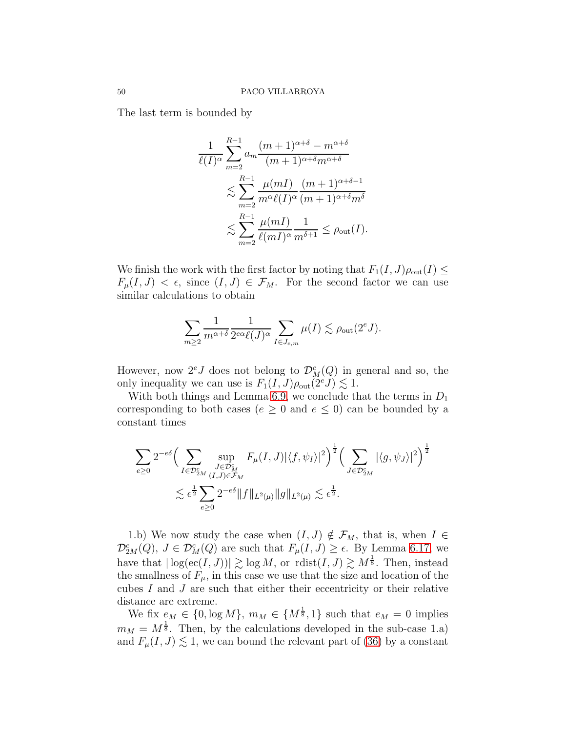The last term is bounded by

$$
\begin{aligned}
\frac{1}{\ell(I)^\alpha}\sum_{m=2}^{R-1} a_m \frac{(m+1)^{\alpha+\delta}-m^{\alpha+\delta}}{(m+1)^{\alpha+\delta}m^{\alpha+\delta}}
&\lesssim \sum_{m=2}^{R-1}\frac{\mu(mI)}{m^\alpha \ell(I)^\alpha}\frac{(m+1)^{\alpha+\delta-1}}{(m+1)^{\alpha+\delta}m^\delta}\\
&\lesssim \sum_{m=2}^{R-1}\frac{\mu(mI)}{\ell(mI)^\alpha}\frac{1}{m^{\delta+1}} \leq \rho_{\rm out}(I).
\end{aligned}
$$

We finish the work with the first factor by noting that $F_1(I,J)\rho_{\rm out}(I) \leq F_\mu(I,J) < \epsilon$, since $(I,J) \in \mathcal{F}_M$. For the second factor we can use similar calculations to obtain

$$
\sum_{m\geq 2}\frac{1}{m^{\alpha+\delta}}\frac{1}{2^{e\alpha}\ell(J)^\alpha}\sum_{I\in J_{e,m}}\mu(I) \lesssim \rho_{\rm out}(2^e J).
$$

However, now $2^e J$ does not belong to $\mathcal{D}_M^c(Q)$ in general and so, the only inequality we can use is $F_1(I,J)\rho_{\rm out}(2^e J) \lesssim 1$.

With both things and Lemma 6.9, we conclude that the terms in $D_1$ corresponding to both cases ($e \geq 0$ and $e \leq 0$) can be bounded by a constant times

$$
\begin{aligned}
\sum_{e\geq 0} 2^{-e\delta}\Big(\sum_{I\in\mathcal{D}_{2M}^c}\sup_{\substack{J\in\mathcal{D}_M^c\\ (I,J)\in\mathcal{F}_M}} F_\mu(I,J)|\langle f,\psi_I\rangle|^2\Big)^{\frac12}\Big(\sum_{J\in\mathcal{D}_{2M}^c}|\langle g,\psi_J\rangle|^2\Big)^{\frac12}&\\
\lesssim \epsilon^{\frac12}\sum_{e\geq 0}2^{-e\delta}\|f\|_{L^2(\mu)}\|g\|_{L^2(\mu)} \lesssim \epsilon^{\frac12}.&
\end{aligned}
$$

1.b) We now study the case when $(I,J)\notin\mathcal{F}_M$, that is, when $I\in\mathcal{D}_{2M}^c(Q)$, $J\in\mathcal{D}_M^c(Q)$ are such that $F_\mu(I,J)\geq\epsilon$. By Lemma 6.17, we have that $|\log({\rm ec}(I,J))| \gtrsim \log M$, or ${\rm rdist}(I,J)\gtrsim M^{\frac18}$. Then, instead the smallness of $F_\mu$, in this case we use that the size and location of the cubes $I$ and $J$ are such that either their eccentricity or their relative distance are extreme.

We fix $e_M\in\{0,\log M\}$, $m_M\in\{M^{\frac18},1\}$ such that $e_M=0$ implies $m_M=M^{\frac18}$. Then, by the calculations developed in the sub-case 1.a) and $F_\mu(I,J)\lesssim 1$, we can bound the relevant part of (36) by a constant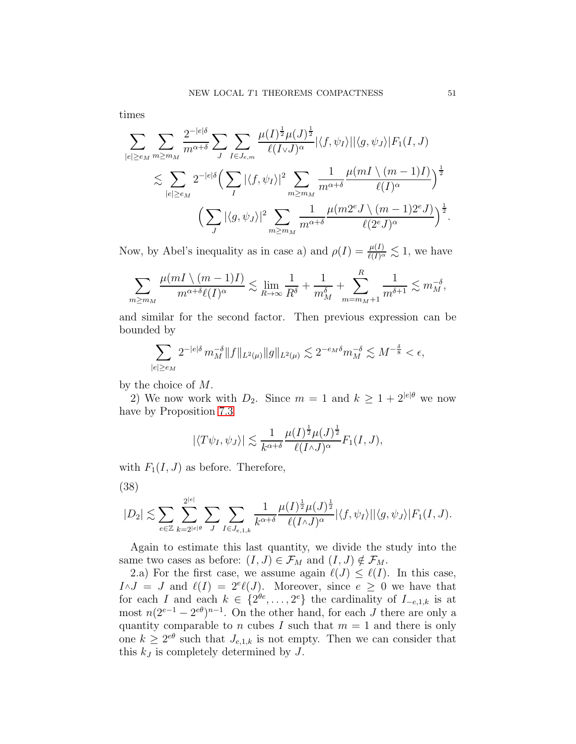times

$$\sum_{|e|\geq e_M} \sum_{m\geq m_M} \frac{2^{-|e|\delta}}{m^{\alpha+\delta}} \sum_{J} \sum_{I\in J_{e,m}} \frac{\mu(I)^{\frac{1}{2}}\mu(J)^{\frac{1}{2}}}{\ell(I\vee J)^{\alpha}} |\langle f,\psi_I\rangle||\langle g,\psi_J\rangle| F_1(I,J)$$

$$\lesssim \sum_{|e|\geq e_M} 2^{-|e|\delta}\Big(\sum_{I} |\langle f,\psi_I\rangle|^2 \sum_{m\geq m_M} \frac{1}{m^{\alpha+\delta}} \frac{\mu(mI\setminus(m-1)I)}{\ell(I)^{\alpha}}\Big)^{\frac{1}{2}}$$

$$\Big(\sum_{J} |\langle g,\psi_J\rangle|^2 \sum_{m\geq m_M} \frac{1}{m^{\alpha+\delta}} \frac{\mu(m2^eJ\setminus(m-1)2^eJ)}{\ell(2^eJ)^{\alpha}}\Big)^{\frac{1}{2}}.$$

Now, by Abel's inequality as in case a) and $\rho(I) = \frac{\mu(I)}{\ell(I)^{\alpha}} \lesssim 1$, we have

$$\sum_{m\geq m_M} \frac{\mu(mI\setminus(m-1)I)}{m^{\alpha+\delta}\ell(I)^{\alpha}} \lesssim \lim_{R\to\infty} \frac{1}{R^{\delta}} + \frac{1}{m_M^{\delta}} + \sum_{m=m_M+1}^{R} \frac{1}{m^{\delta+1}} \lesssim m_M^{-\delta},$$

and similar for the second factor. Then previous expression can be bounded by

$$\sum_{|e|\geq e_M} 2^{-|e|\delta} m_M^{-\delta} \|f\|_{L^2(\mu)} \|g\|_{L^2(\mu)} \lesssim 2^{-e_M\delta} m_M^{-\delta} \lesssim M^{-\frac{\delta}{8}} < \epsilon,$$

by the choice of $M$.

2) We now work with $D_2$. Since $m = 1$ and $k \geq 1 + 2^{|e|\theta}$ we now have by Proposition 7.3

$$|\langle T\psi_I,\psi_J\rangle| \lesssim \frac{1}{k^{\alpha+\delta}} \frac{\mu(I)^{\frac{1}{2}}\mu(J)^{\frac{1}{2}}}{\ell(I\wedge J)^{\alpha}} F_1(I,J),$$

with $F_1(I,J)$ as before. Therefore,

(38)

$$|D_2| \lesssim \sum_{e\in\mathbb{Z}} \sum_{k=2^{|e|\theta}}^{2^{|e|}} \sum_{J} \sum_{I\in J_{e,1,k}} \frac{1}{k^{\alpha+\delta}} \frac{\mu(I)^{\frac{1}{2}}\mu(J)^{\frac{1}{2}}}{\ell(I\wedge J)^{\alpha}} |\langle f,\psi_I\rangle||\langle g,\psi_J\rangle| F_1(I,J).$$

Again to estimate this last quantity, we divide the study into the same two cases as before: $(I,J) \in \mathcal{F}_M$ and $(I,J) \notin \mathcal{F}_M$.

2.a) For the first case, we assume again $\ell(J) \leq \ell(I)$. In this case, $I\wedge J = J$ and $\ell(I) = 2^e\ell(J)$. Moreover, since $e \geq 0$ we have that for each $I$ and each $k \in \{2^{\theta e}, \ldots, 2^e\}$ the cardinality of $I_{-e,1,k}$ is at most $n(2^{e-1} - 2^{e\theta})^{n-1}$. On the other hand, for each $J$ there are only a quantity comparable to $n$ cubes $I$ such that $m = 1$ and there is only one $k \geq 2^{e\theta}$ such that $J_{e,1,k}$ is not empty. Then we can consider that this $k_J$ is completely determined by $J$.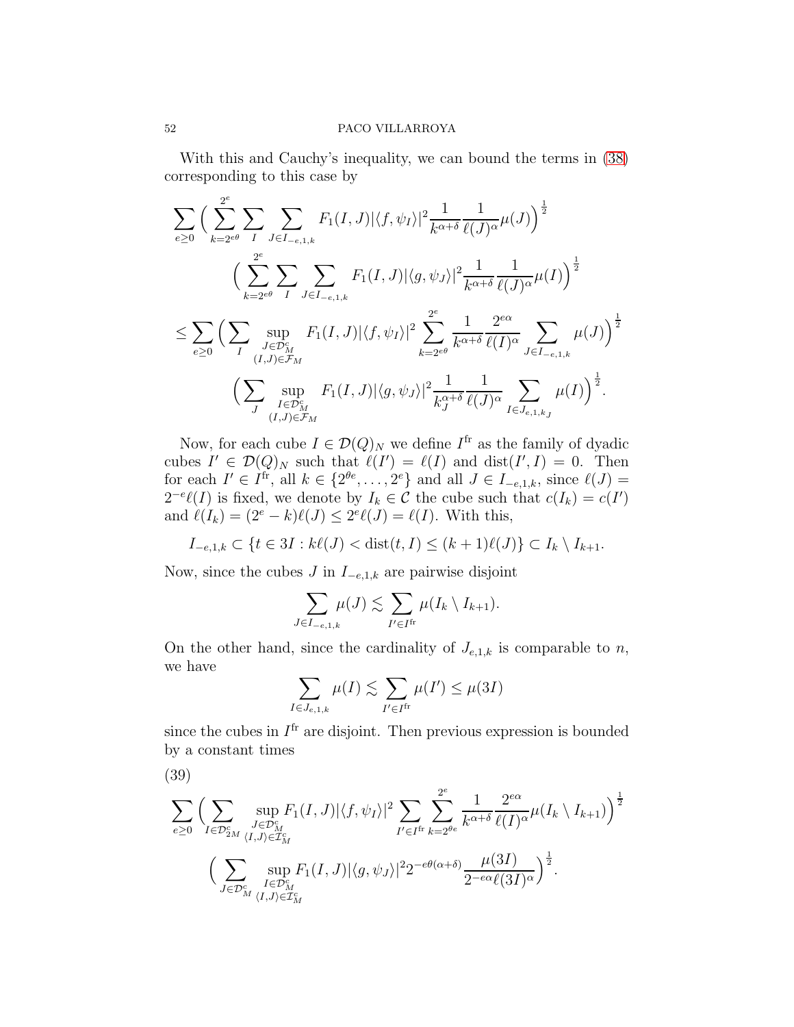With this and Cauchy's inequality, we can bound the terms in (38) corresponding to this case by

$$
\begin{aligned}
&\sum_{e\geq 0}\Big(\sum_{k=2^{e\theta}}^{2^e}\sum_{I}\sum_{J\in I_{-e,1,k}}F_1(I,J)|\langle f,\psi_I\rangle|^2\frac{1}{k^{\alpha+\delta}}\frac{1}{\ell(J)^\alpha}\mu(J)\Big)^{\frac{1}{2}}\\
&\qquad\Big(\sum_{k=2^{e\theta}}^{2^e}\sum_{I}\sum_{J\in I_{-e,1,k}}F_1(I,J)|\langle g,\psi_J\rangle|^2\frac{1}{k^{\alpha+\delta}}\frac{1}{\ell(J)^\alpha}\mu(I)\Big)^{\frac{1}{2}}\\
&\leq \sum_{e\geq 0}\Big(\sum_{I}\sup_{\substack{J\in\mathcal{D}_M^c\\ (I,J)\in\mathcal{F}_M}}F_1(I,J)|\langle f,\psi_I\rangle|^2\sum_{k=2^{e\theta}}^{2^e}\frac{1}{k^{\alpha+\delta}}\frac{2^{e\alpha}}{\ell(I)^\alpha}\sum_{J\in I_{-e,1,k}}\mu(J)\Big)^{\frac{1}{2}}\\
&\qquad\Big(\sum_{J}\sup_{\substack{I\in\mathcal{D}_M^c\\ (I,J)\in\mathcal{F}_M}}F_1(I,J)|\langle g,\psi_J\rangle|^2\frac{1}{k_J^{\alpha+\delta}}\frac{1}{\ell(J)^\alpha}\sum_{I\in J_{e,1,k_J}}\mu(I)\Big)^{\frac{1}{2}}.
\end{aligned}
$$

Now, for each cube $I\in\mathcal{D}(Q)_N$ we define $I^{\rm fr}$ as the family of dyadic cubes $I'\in\mathcal{D}(Q)_N$ such that $\ell(I')=\ell(I)$ and $\mathrm{dist}(I',I)=0$. Then for each $I'\in I^{\rm fr}$, all $k\in\{2^{\theta e},\ldots,2^e\}$ and all $J\in I_{-e,1,k}$, since $\ell(J)=2^{-e}\ell(I)$ is fixed, we denote by $I_k\in\mathcal{C}$ the cube such that $c(I_k)=c(I')$ and $\ell(I_k)=(2^e-k)\ell(J)\leq 2^e\ell(J)=\ell(I)$. With this,

$$
I_{-e,1,k}\subset\{t\in 3I: k\ell(J)<\mathrm{dist}(t,I)\leq(k+1)\ell(J)\}\subset I_k\setminus I_{k+1}.
$$

Now, since the cubes $J$ in $I_{-e,1,k}$ are pairwise disjoint

$$
\sum_{J\in I_{-e,1,k}}\mu(J)\lesssim\sum_{I'\in I^{\rm fr}}\mu(I_k\setminus I_{k+1}).
$$

On the other hand, since the cardinality of $J_{e,1,k}$ is comparable to $n$, we have

$$
\sum_{I\in J_{e,1,k}}\mu(I)\lesssim\sum_{I'\in I^{\rm fr}}\mu(I')\leq\mu(3I)
$$

since the cubes in $I^{\rm fr}$ are disjoint. Then previous expression is bounded by a constant times

(39)

$$
\begin{aligned}
&\sum_{e\geq 0}\Big(\sum_{I\in\mathcal{D}_{2M}^c}\sup_{\substack{J\in\mathcal{D}_M^c\\ \langle I,J\rangle\in\mathcal{I}_M^c}}F_1(I,J)|\langle f,\psi_I\rangle|^2\sum_{I'\in I^{\rm fr}}\sum_{k=2^{\theta e}}^{2^e}\frac{1}{k^{\alpha+\delta}}\frac{2^{e\alpha}}{\ell(I)^\alpha}\mu(I_k\setminus I_{k+1})\Big)^{\frac{1}{2}}\\
&\qquad\Big(\sum_{J\in\mathcal{D}_M^c}\sup_{\substack{I\in\mathcal{D}_M^c\\ \langle I,J\rangle\in\mathcal{I}_M^c}}F_1(I,J)|\langle g,\psi_J\rangle|^2 2^{-e\theta(\alpha+\delta)}\frac{\mu(3I)}{2^{-e\alpha}\ell(3I)^\alpha}\Big)^{\frac{1}{2}}.
\end{aligned}
$$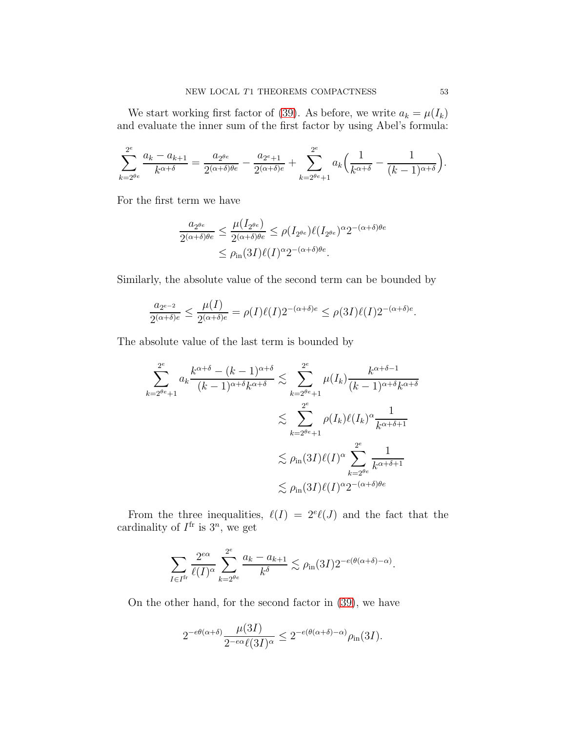We start working first factor of (39). As before, we write $a_k = \mu(I_k)$ and evaluate the inner sum of the first factor by using Abel's formula:

$$\sum_{k=2^{\theta e}}^{2^e} \frac{a_k - a_{k+1}}{k^{\alpha+\delta}} = \frac{a_{2^{\theta e}}}{2^{(\alpha+\delta)\theta e}} - \frac{a_{2^e+1}}{2^{(\alpha+\delta)e}} + \sum_{k=2^{\theta e}+1}^{2^e} a_k \Big( \frac{1}{k^{\alpha+\delta}} - \frac{1}{(k-1)^{\alpha+\delta}} \Big).$$

For the first term we have

$$\begin{aligned} \frac{a_{2^{\theta e}}}{2^{(\alpha+\delta)\theta e}} &\leq \frac{\mu(I_{2^{\theta e}})}{2^{(\alpha+\delta)\theta e}} \leq \rho(I_{2^{\theta e}}) \ell(I_{2^{\theta e}})^{\alpha} 2^{-(\alpha+\delta)\theta e} \\ &\leq \rho_{\text{in}}(3I) \ell(I)^{\alpha} 2^{-(\alpha+\delta)\theta e}. \end{aligned}$$

Similarly, the absolute value of the second term can be bounded by

$$\frac{a_{2^{e-2}}}{2^{(\alpha+\delta)e}} \leq \frac{\mu(I)}{2^{(\alpha+\delta)e}} = \rho(I)\ell(I) 2^{-(\alpha+\delta)e} \leq \rho(3I)\ell(I) 2^{-(\alpha+\delta)e}.$$

The absolute value of the last term is bounded by

$$\begin{aligned} \sum_{k=2^{\theta e}+1}^{2^e} a_k \frac{k^{\alpha+\delta} - (k-1)^{\alpha+\delta}}{(k-1)^{\alpha+\delta} k^{\alpha+\delta}} &\lesssim \sum_{k=2^{\theta e}+1}^{2^e} \mu(I_k) \frac{k^{\alpha+\delta-1}}{(k-1)^{\alpha+\delta} k^{\alpha+\delta}} \\ &\lesssim \sum_{k=2^{\theta e}+1}^{2^e} \rho(I_k) \ell(I_k)^{\alpha} \frac{1}{k^{\alpha+\delta+1}} \\ &\lesssim \rho_{\text{in}}(3I) \ell(I)^{\alpha} \sum_{k=2^{\theta e}}^{2^e} \frac{1}{k^{\alpha+\delta+1}} \\ &\lesssim \rho_{\text{in}}(3I) \ell(I)^{\alpha} 2^{-(\alpha+\delta)\theta e} \end{aligned}$$

From the three inequalities, $\ell(I) = 2^e \ell(J)$ and the fact that the cardinality of $I^{\text{fr}}$ is $3^n$, we get

$$\sum_{I \in I^{\text{fr}}} \frac{2^{e\alpha}}{\ell(I)^{\alpha}} \sum_{k=2^{\theta e}}^{2^e} \frac{a_k - a_{k+1}}{k^{\delta}} \lesssim \rho_{\text{in}}(3I) 2^{-e(\theta(\alpha+\delta)-\alpha)}.$$

On the other hand, for the second factor in (39), we have

$$2^{-e\theta(\alpha+\delta)} \frac{\mu(3I)}{2^{-e\alpha}\ell(3I)^{\alpha}} \leq 2^{-e(\theta(\alpha+\delta)-\alpha)} \rho_{\text{in}}(3I).$$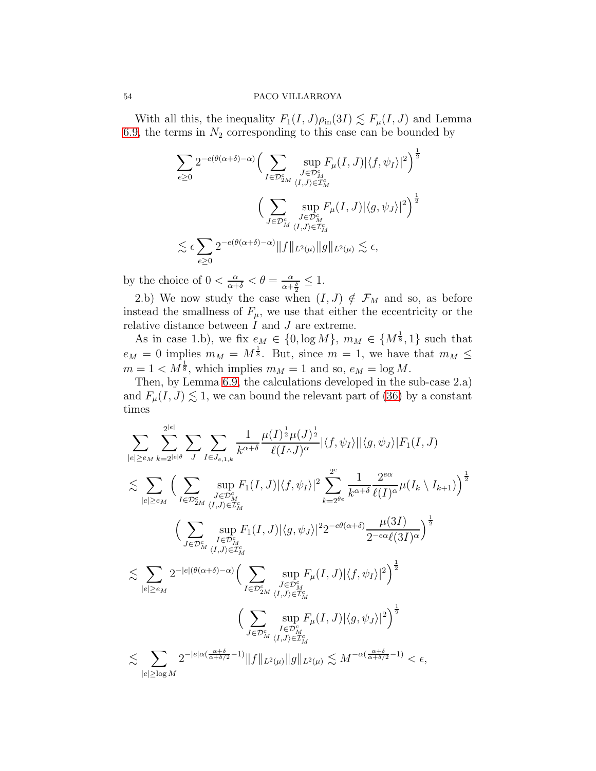With all this, the inequality $F_1(I,J)\rho_{\rm in}(3I)\lesssim F_\mu(I,J)$ and Lemma 6.9, the terms in $N_2$ corresponding to this case can be bounded by

$$\sum_{e\geq 0} 2^{-e(\theta(\alpha+\delta)-\alpha)}\Big(\sum_{I\in\mathcal{D}_{2M}^c}\sup_{\substack{J\in\mathcal{D}_M^c\\ \langle I,J\rangle\in\mathcal{I}_M^c}} F_\mu(I,J)|\langle f,\psi_I\rangle|^2\Big)^{\frac{1}{2}}$$

$$\Big(\sum_{J\in\mathcal{D}_M^c}\sup_{\substack{J\in\mathcal{D}_M^c\\ \langle I,J\rangle\in\mathcal{I}_M^c}} F_\mu(I,J)|\langle g,\psi_J\rangle|^2\Big)^{\frac{1}{2}}$$

$$\lesssim \epsilon\sum_{e\geq 0}2^{-e(\theta(\alpha+\delta)-\alpha)}\|f\|_{L^2(\mu)}\|g\|_{L^2(\mu)}\lesssim\epsilon,$$

by the choice of $0<\frac{\alpha}{\alpha+\delta}<\theta=\frac{\alpha}{\alpha+\frac{\delta}{2}}\leq 1$.

2.b) We now study the case when $(I,J)\notin\mathcal{F}_M$ and so, as before instead the smallness of $F_\mu$, we use that either the eccentricity or the relative distance between $I$ and $J$ are extreme.

As in case 1.b), we fix $e_M\in\{0,\log M\}$, $m_M\in\{M^{\frac{1}{8}},1\}$ such that $e_M=0$ implies $m_M=M^{\frac{1}{8}}$. But, since $m=1$, we have that $m_M\leq m=1<M^{\frac{1}{8}}$, which implies $m_M=1$ and so, $e_M=\log M$.

Then, by Lemma 6.9, the calculations developed in the sub-case 2.a) and $F_\mu(I,J)\lesssim 1$, we can bound the relevant part of (36) by a constant times

$$\sum_{|e|\geq e_M}\sum_{k=2^{|e|\theta}}^{2^{|e|}}\sum_{J}\sum_{I\in J_{e,1,k}}\frac{1}{k^{\alpha+\delta}}\frac{\mu(I)^{\frac{1}{2}}\mu(J)^{\frac{1}{2}}}{\ell(I\wedge J)^\alpha}|\langle f,\psi_I\rangle||\langle g,\psi_J\rangle|F_1(I,J)$$

$$\lesssim\sum_{|e|\geq e_M}\Big(\sum_{I\in\mathcal{D}_{2M}^c}\sup_{\substack{J\in\mathcal{D}_M^c\\ \langle I,J\rangle\in\mathcal{I}_M^c}}F_1(I,J)|\langle f,\psi_I\rangle|^2\sum_{k=2^{\theta e}}^{2^e}\frac{1}{k^{\alpha+\delta}}\frac{2^{e\alpha}}{\ell(I)^\alpha}\mu(I_k\setminus I_{k+1})\Big)^{\frac{1}{2}}$$

$$\Big(\sum_{J\in\mathcal{D}_M^c}\sup_{\substack{I\in\mathcal{D}_M^c\\ \langle I,J\rangle\in\mathcal{I}_M^c}}F_1(I,J)|\langle g,\psi_J\rangle|^2 2^{-e\theta(\alpha+\delta)}\frac{\mu(3I)}{2^{-e\alpha}\ell(3I)^\alpha}\Big)^{\frac{1}{2}}$$

$$\lesssim\sum_{|e|\geq e_M}2^{-|e|(\theta(\alpha+\delta)-\alpha)}\Big(\sum_{I\in\mathcal{D}_{2M}^c}\sup_{\substack{J\in\mathcal{D}_M^c\\ \langle I,J\rangle\in\mathcal{I}_M^c}}F_\mu(I,J)|\langle f,\psi_I\rangle|^2\Big)^{\frac{1}{2}}$$

$$\Big(\sum_{J\in\mathcal{D}_M^c}\sup_{\substack{I\in\mathcal{D}_M^c\\ \langle I,J\rangle\in\mathcal{I}_M^c}}F_\mu(I,J)|\langle g,\psi_J\rangle|^2\Big)^{\frac{1}{2}}$$

$$\lesssim\sum_{|e|\geq\log M}2^{-|e|\alpha(\frac{\alpha+\delta}{\alpha+\delta/2}-1)}\|f\|_{L^2(\mu)}\|g\|_{L^2(\mu)}\lesssim M^{-\alpha(\frac{\alpha+\delta}{\alpha+\delta/2}-1)}<\epsilon,$$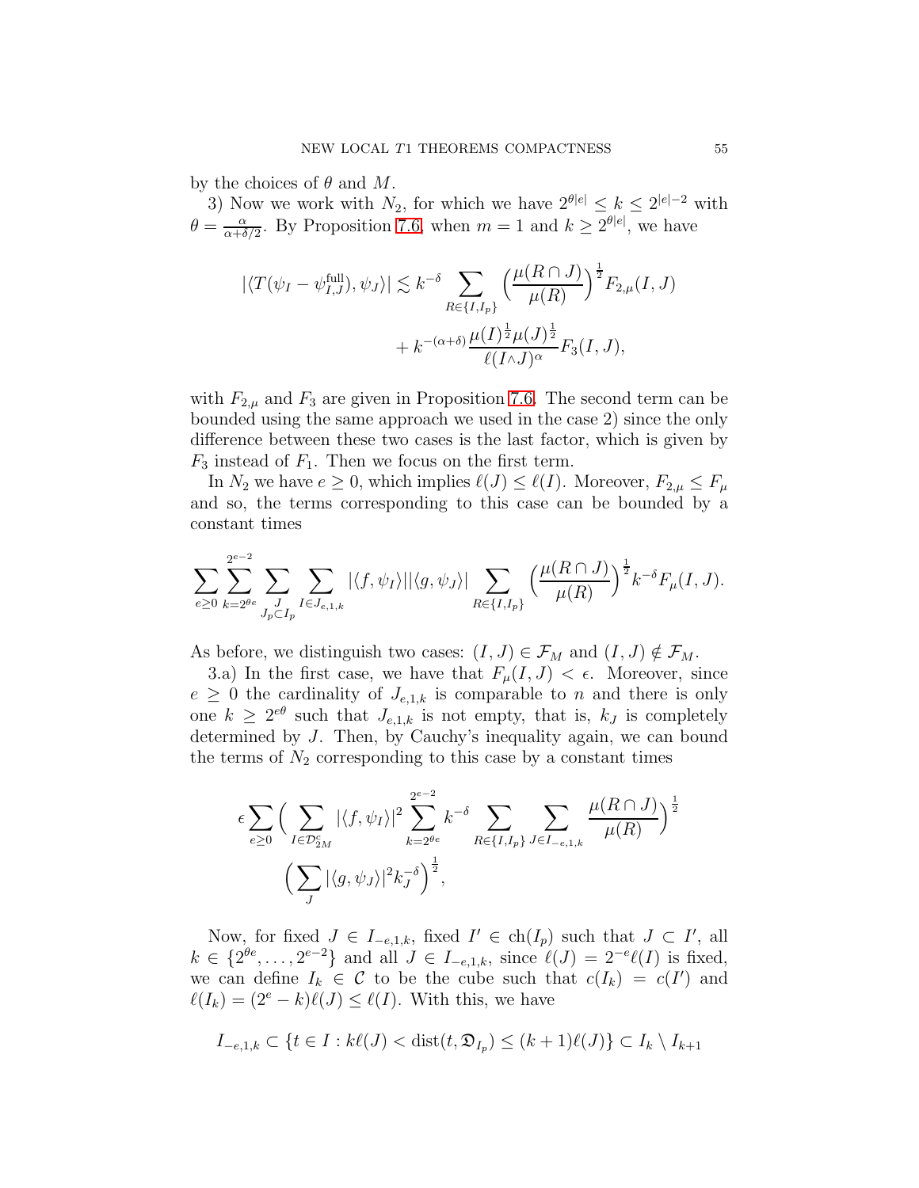by the choices of $\theta$ and $M$.

3) Now we work with $N_2$, for which we have $2^{\theta|e|} \leq k \leq 2^{|e|-2}$ with $\theta = \frac{\alpha}{\alpha+\delta/2}$. By Proposition 7.6, when $m = 1$ and $k \geq 2^{\theta|e|}$, we have

$$|\langle T(\psi_I - \psi_{I,J}^{\text{full}}), \psi_J \rangle| \lesssim k^{-\delta} \sum_{R \in \{I, I_p\}} \Big( \frac{\mu(R \cap J)}{\mu(R)} \Big)^{\frac{1}{2}} F_{2,\mu}(I,J)$$
$$+ k^{-(\alpha+\delta)} \frac{\mu(I)^{\frac{1}{2}} \mu(J)^{\frac{1}{2}}}{\ell(I \wedge J)^{\alpha}} F_3(I,J),$$

with $F_{2,\mu}$ and $F_3$ are given in Proposition 7.6. The second term can be bounded using the same approach we used in the case 2) since the only difference between these two cases is the last factor, which is given by $F_3$ instead of $F_1$. Then we focus on the first term.

In $N_2$ we have $e \geq 0$, which implies $\ell(J) \leq \ell(I)$. Moreover, $F_{2,\mu} \leq F_\mu$ and so, the terms corresponding to this case can be bounded by a constant times

$$\sum_{e \geq 0} \sum_{k=2^{\theta e}}^{2^{e-2}} \sum_{\substack{J \\ J_p \subset I_p}} \sum_{I \in J_{e,1,k}} |\langle f, \psi_I \rangle| |\langle g, \psi_J \rangle| \sum_{R \in \{I, I_p\}} \Big( \frac{\mu(R \cap J)}{\mu(R)} \Big)^{\frac{1}{2}} k^{-\delta} F_\mu(I,J).$$

As before, we distinguish two cases: $(I,J) \in \mathcal{F}_M$ and $(I,J) \notin \mathcal{F}_M$.

3.a) In the first case, we have that $F_\mu(I,J) < \epsilon$. Moreover, since $e \geq 0$ the cardinality of $J_{e,1,k}$ is comparable to $n$ and there is only one $k \geq 2^{e\theta}$ such that $J_{e,1,k}$ is not empty, that is, $k_J$ is completely determined by $J$. Then, by Cauchy's inequality again, we can bound the terms of $N_2$ corresponding to this case by a constant times

$$\epsilon \sum_{e \geq 0} \Big( \sum_{I \in \mathcal{D}_{2M}^c} |\langle f, \psi_I \rangle|^2 \sum_{k=2^{\theta e}}^{2^{e-2}} k^{-\delta} \sum_{R \in \{I, I_p\}} \sum_{J \in I_{-e,1,k}} \frac{\mu(R \cap J)}{\mu(R)} \Big)^{\frac{1}{2}}$$
$$\Big( \sum_J |\langle g, \psi_J \rangle|^2 k_J^{-\delta} \Big)^{\frac{1}{2}},$$

Now, for fixed $J \in I_{-e,1,k}$, fixed $I' \in \text{ch}(I_p)$ such that $J \subset I'$, all $k \in \{2^{\theta e}, \dots, 2^{e-2}\}$ and all $J \in I_{-e,1,k}$, since $\ell(J) = 2^{-e}\ell(I)$ is fixed, we can define $I_k \in \mathcal{C}$ to be the cube such that $c(I_k) = c(I')$ and $\ell(I_k) = (2^e - k)\ell(J) \leq \ell(I)$. With this, we have

$$I_{-e,1,k} \subset \{ t \in I : k\ell(J) < \text{dist}(t, \mathfrak{D}_{I_p}) \leq (k+1)\ell(J) \} \subset I_k \setminus I_{k+1}$$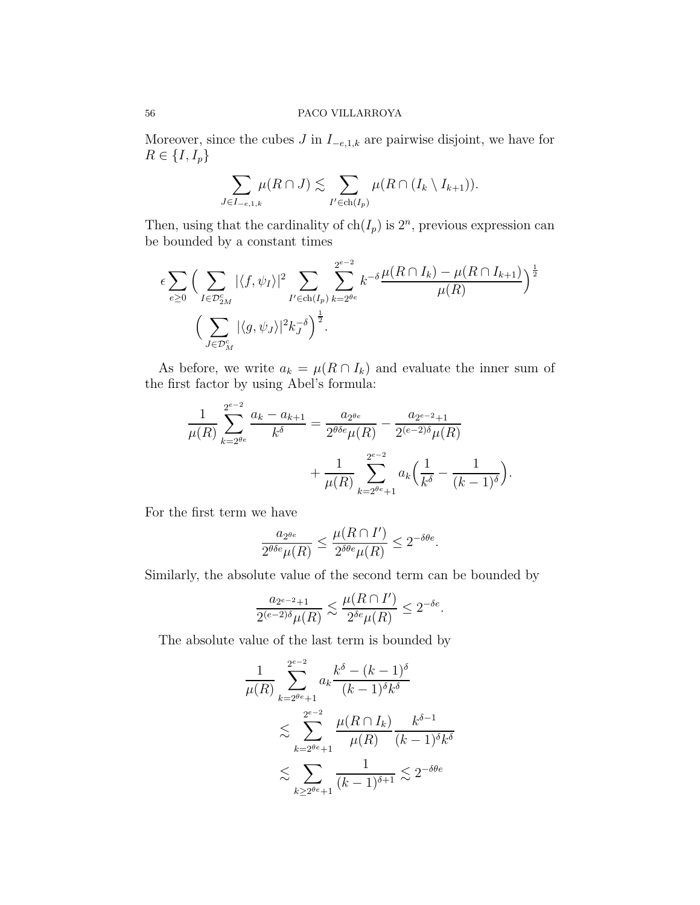Moreover, since the cubes $J$ in $I_{-e,1,k}$ are pairwise disjoint, we have for $R \in \{I, I_p\}$

$$\sum_{J \in I_{-e,1,k}} \mu(R \cap J) \lesssim \sum_{I' \in \mathrm{ch}(I_p)} \mu(R \cap (I_k \setminus I_{k+1})).$$

Then, using that the cardinality of $\mathrm{ch}(I_p)$ is $2^n$, previous expression can be bounded by a constant times

$$\epsilon \sum_{e \geq 0} \Big( \sum_{I \in \mathcal{D}_{2M}^c} |\langle f, \psi_I \rangle|^2 \sum_{I' \in \mathrm{ch}(I_p)} \sum_{k=2^{\theta e}}^{2^{e-2}} k^{-\delta} \frac{\mu(R \cap I_k) - \mu(R \cap I_{k+1})}{\mu(R)} \Big)^{\frac{1}{2}}$$
$$\Big( \sum_{J \in \mathcal{D}_M^c} |\langle g, \psi_J \rangle|^2 k_J^{-\delta} \Big)^{\frac{1}{2}}.$$

As before, we write $a_k = \mu(R \cap I_k)$ and evaluate the inner sum of the first factor by using Abel's formula:

$$\frac{1}{\mu(R)} \sum_{k=2^{\theta e}}^{2^{e-2}} \frac{a_k - a_{k+1}}{k^\delta} = \frac{a_{2^{\theta e}}}{2^{\theta \delta e} \mu(R)} - \frac{a_{2^{e-2}+1}}{2^{(e-2)\delta} \mu(R)}$$
$$+ \frac{1}{\mu(R)} \sum_{k=2^{\theta e}+1}^{2^{e-2}} a_k \Big( \frac{1}{k^\delta} - \frac{1}{(k-1)^\delta} \Big).$$

For the first term we have

$$\frac{a_{2^{\theta e}}}{2^{\theta \delta e} \mu(R)} \leq \frac{\mu(R \cap I')}{2^{\delta \theta e} \mu(R)} \leq 2^{-\delta \theta e}.$$

Similarly, the absolute value of the second term can be bounded by

$$\frac{a_{2^{e-2}+1}}{2^{(e-2)\delta} \mu(R)} \lesssim \frac{\mu(R \cap I')}{2^{\delta e} \mu(R)} \leq 2^{-\delta e}.$$

The absolute value of the last term is bounded by

$$\frac{1}{\mu(R)} \sum_{k=2^{\theta e}+1}^{2^{e-2}} a_k \frac{k^\delta - (k-1)^\delta}{(k-1)^\delta k^\delta}$$
$$\lesssim \sum_{k=2^{\theta e}+1}^{2^{e-2}} \frac{\mu(R \cap I_k)}{\mu(R)} \frac{k^{\delta-1}}{(k-1)^\delta k^\delta}$$
$$\lesssim \sum_{k \geq 2^{\theta e}+1} \frac{1}{(k-1)^{\delta+1}} \lesssim 2^{-\delta \theta e}$$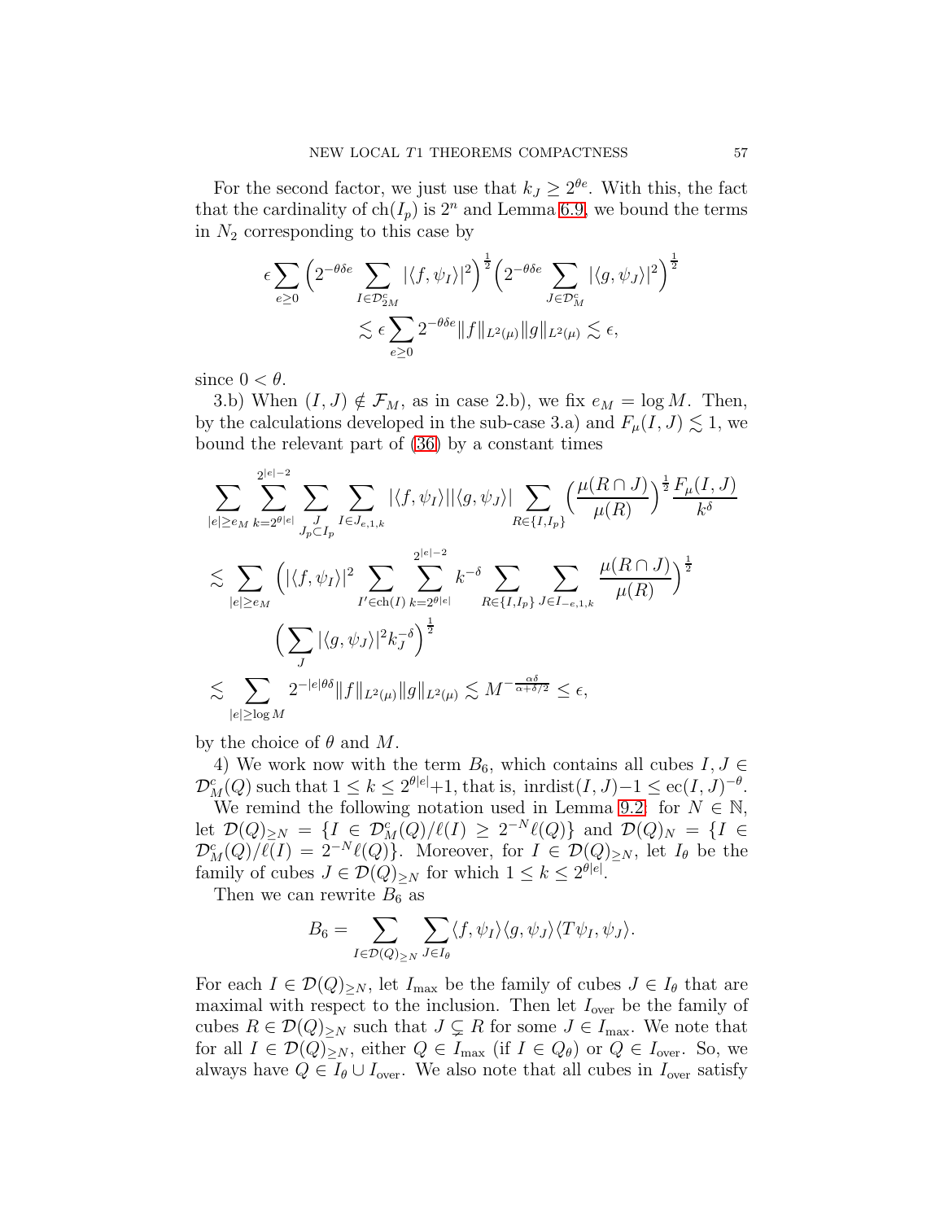For the second factor, we just use that $k_J \geq 2^{\theta e}$. With this, the fact that the cardinality of $\mathrm{ch}(I_p)$ is $2^n$ and Lemma 6.9, we bound the terms in $N_2$ corresponding to this case by

$$\epsilon \sum_{e\geq 0} \Big(2^{-\theta\delta e} \sum_{I\in\mathcal{D}_{2M}^c} |\langle f, \psi_I\rangle|^2\Big)^{\frac{1}{2}} \Big(2^{-\theta\delta e} \sum_{J\in\mathcal{D}_M^c} |\langle g, \psi_J\rangle|^2\Big)^{\frac{1}{2}}$$
$$\lesssim \epsilon \sum_{e\geq 0} 2^{-\theta\delta e}\|f\|_{L^2(\mu)}\|g\|_{L^2(\mu)} \lesssim \epsilon,$$

since $0 < \theta$.

3.b) When $(I, J) \notin \mathcal{F}_M$, as in case 2.b), we fix $e_M = \log M$. Then, by the calculations developed in the sub-case 3.a) and $F_\mu(I, J) \lesssim 1$, we bound the relevant part of (36) by a constant times

$$\sum_{|e|\geq e_M} \sum_{k=2^{\theta|e|}}^{2^{|e|-2}} \sum_{\substack{J\\ J_p\subset I_p}} \sum_{I\in J_{e,1,k}} |\langle f, \psi_I\rangle||\langle g, \psi_J\rangle| \sum_{R\in\{I,I_p\}} \Big(\frac{\mu(R\cap J)}{\mu(R)}\Big)^{\frac{1}{2}} \frac{F_\mu(I,J)}{k^\delta}$$

$$\lesssim \sum_{|e|\geq e_M} \Big(|\langle f, \psi_I\rangle|^2 \sum_{I'\in\mathrm{ch}(I)} \sum_{k=2^{\theta|e|}}^{2^{|e|-2}} k^{-\delta} \sum_{R\in\{I,I_p\}} \sum_{J\in I_{-e,1,k}} \frac{\mu(R\cap J)}{\mu(R)}\Big)^{\frac{1}{2}}$$
$$\Big(\sum_J |\langle g, \psi_J\rangle|^2 k_J^{-\delta}\Big)^{\frac{1}{2}}$$

$$\lesssim \sum_{|e|\geq \log M} 2^{-|e|\theta\delta}\|f\|_{L^2(\mu)}\|g\|_{L^2(\mu)} \lesssim M^{-\frac{\alpha\delta}{\alpha+\delta/2}} \leq \epsilon,$$

by the choice of $\theta$ and $M$.

4) We work now with the term $B_6$, which contains all cubes $I, J \in \mathcal{D}_M^c(Q)$ such that $1 \leq k \leq 2^{\theta|e|}+1$, that is, $\mathrm{inrdist}(I, J) - 1 \leq \mathrm{ec}(I, J)^{-\theta}$.

We remind the following notation used in Lemma 9.2: for $N \in \mathbb{N}$, let $\mathcal{D}(Q)_{\geq N} = \{I \in \mathcal{D}_M^c(Q)/\ell(I) \geq 2^{-N}\ell(Q)\}$ and $\mathcal{D}(Q)_N = \{I \in \mathcal{D}_M^c(Q)/\ell(I) = 2^{-N}\ell(Q)\}$. Moreover, for $I \in \mathcal{D}(Q)_{\geq N}$, let $I_\theta$ be the family of cubes $J \in \mathcal{D}(Q)_{\geq N}$ for which $1 \leq k \leq 2^{\theta|e|}$.

Then we can rewrite $B_6$ as

$$B_6 = \sum_{I\in\mathcal{D}(Q)_{\geq N}} \sum_{J\in I_\theta} \langle f, \psi_I\rangle\langle g, \psi_J\rangle\langle T\psi_I, \psi_J\rangle.$$

For each $I \in \mathcal{D}(Q)_{\geq N}$, let $I_{\max}$ be the family of cubes $J \in I_\theta$ that are maximal with respect to the inclusion. Then let $I_{\mathrm{over}}$ be the family of cubes $R \in \mathcal{D}(Q)_{\geq N}$ such that $J \subsetneq R$ for some $J \in I_{\max}$. We note that for all $I \in \mathcal{D}(Q)_{\geq N}$, either $Q \in I_{\max}$ (if $I \in Q_\theta$) or $Q \in I_{\mathrm{over}}$. So, we always have $Q \in I_\theta \cup I_{\mathrm{over}}$. We also note that all cubes in $I_{\mathrm{over}}$ satisfy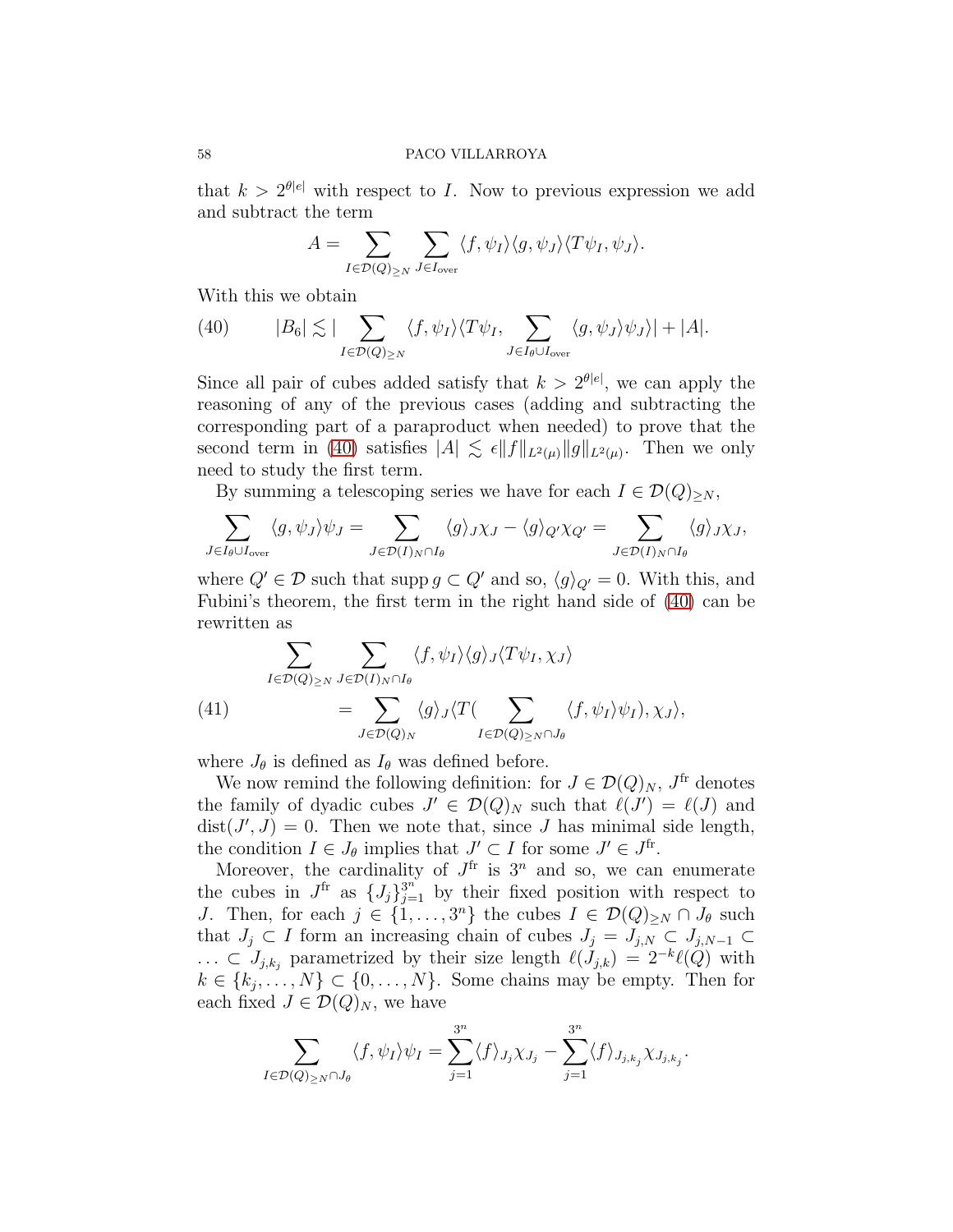that $k > 2^{\theta|e|}$ with respect to $I$. Now to previous expression we add and subtract the term

$$A = \sum_{I\in\mathcal{D}(Q)_{\geq N}} \sum_{J\in I_{\rm over}} \langle f,\psi_I\rangle\langle g,\psi_J\rangle\langle T\psi_I,\psi_J\rangle.$$

With this we obtain

$$|B_6| \lesssim |\sum_{I\in\mathcal{D}(Q)_{\geq N}} \langle f,\psi_I\rangle\langle T\psi_I, \sum_{J\in I_\theta\cup I_{\rm over}} \langle g,\psi_J\rangle\psi_J\rangle| + |A|. \tag{40}$$

Since all pair of cubes added satisfy that $k > 2^{\theta|e|}$, we can apply the reasoning of any of the previous cases (adding and subtracting the corresponding part of a paraproduct when needed) to prove that the second term in (40) satisfies $|A| \lesssim \epsilon\|f\|_{L^2(\mu)}\|g\|_{L^2(\mu)}$. Then we only need to study the first term.

By summing a telescoping series we have for each $I\in\mathcal{D}(Q)_{\geq N}$,

$$\sum_{J\in I_\theta\cup I_{\rm over}} \langle g,\psi_J\rangle\psi_J = \sum_{J\in\mathcal{D}(I)_N\cap I_\theta} \langle g\rangle_J\chi_J - \langle g\rangle_{Q'}\chi_{Q'} = \sum_{J\in\mathcal{D}(I)_N\cap I_\theta} \langle g\rangle_J\chi_J,$$

where $Q'\in\mathcal{D}$ such that $\operatorname{supp} g\subset Q'$ and so, $\langle g\rangle_{Q'} = 0$. With this, and Fubini's theorem, the first term in the right hand side of (40) can be rewritten as

$$\begin{aligned}\sum_{I\in\mathcal{D}(Q)_{\geq N}} &\sum_{J\in\mathcal{D}(I)_N\cap I_\theta} \langle f,\psi_I\rangle\langle g\rangle_J\langle T\psi_I,\chi_J\rangle\\ &= \sum_{J\in\mathcal{D}(Q)_N} \langle g\rangle_J\langle T(\sum_{I\in\mathcal{D}(Q)_{\geq N}\cap J_\theta} \langle f,\psi_I\rangle\psi_I),\chi_J\rangle,\end{aligned} \tag{41}$$

where $J_\theta$ is defined as $I_\theta$ was defined before.

We now remind the following definition: for $J\in\mathcal{D}(Q)_N$, $J^{\rm fr}$ denotes the family of dyadic cubes $J'\in\mathcal{D}(Q)_N$ such that $\ell(J') = \ell(J)$ and $\operatorname{dist}(J',J) = 0$. Then we note that, since $J$ has minimal side length, the condition $I\in J_\theta$ implies that $J'\subset I$ for some $J'\in J^{\rm fr}$.

Moreover, the cardinality of $J^{\rm fr}$ is $3^n$ and so, we can enumerate the cubes in $J^{\rm fr}$ as $\{J_j\}_{j=1}^{3^n}$ by their fixed position with respect to $J$. Then, for each $j\in\{1,\ldots,3^n\}$ the cubes $I\in\mathcal{D}(Q)_{\geq N}\cap J_\theta$ such that $J_j\subset I$ form an increasing chain of cubes $J_j = J_{j,N}\subset J_{j,N-1}\subset \ldots\subset J_{j,k_j}$ parametrized by their size length $\ell(J_{j,k}) = 2^{-k}\ell(Q)$ with $k\in\{k_j,\ldots,N\}\subset\{0,\ldots,N\}$. Some chains may be empty. Then for each fixed $J\in\mathcal{D}(Q)_N$, we have

$$\sum_{I\in\mathcal{D}(Q)_{\geq N}\cap J_\theta} \langle f,\psi_I\rangle\psi_I = \sum_{j=1}^{3^n}\langle f\rangle_{J_j}\chi_{J_j} - \sum_{j=1}^{3^n}\langle f\rangle_{J_{j,k_j}}\chi_{J_{j,k_j}}.$$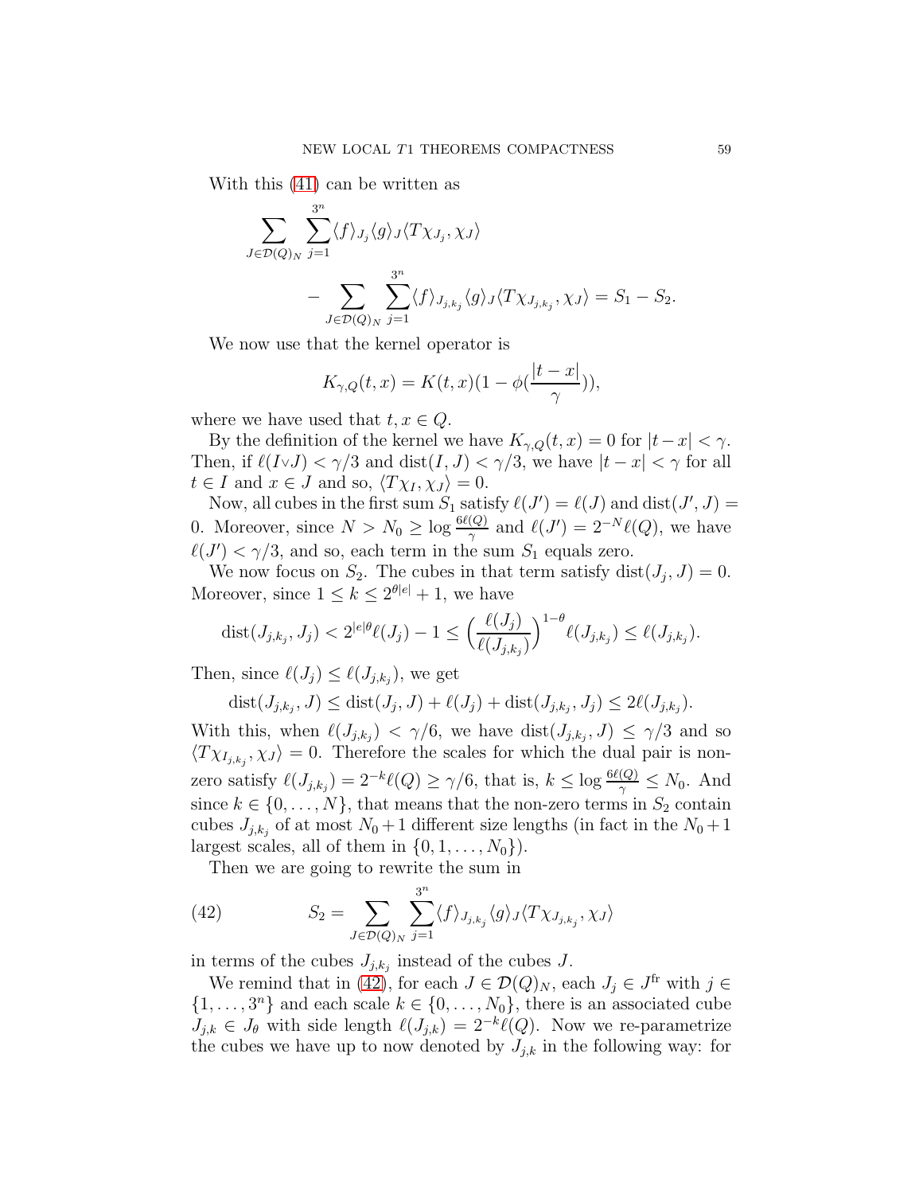With this (41) can be written as

$$\sum_{J\in\mathcal{D}(Q)_N}\sum_{j=1}^{3^n}\langle f\rangle_{J_j}\langle g\rangle_J\langle T\chi_{J_j},\chi_J\rangle$$
$$-\sum_{J\in\mathcal{D}(Q)_N}\sum_{j=1}^{3^n}\langle f\rangle_{J_{j,k_j}}\langle g\rangle_J\langle T\chi_{J_{j,k_j}},\chi_J\rangle = S_1 - S_2.$$

We now use that the kernel operator is

$$K_{\gamma,Q}(t,x)=K(t,x)(1-\phi(\frac{|t-x|}{\gamma})),$$

where we have used that $t,x\in Q$.

By the definition of the kernel we have $K_{\gamma,Q}(t,x)=0$ for $|t-x|<\gamma$. Then, if $\ell(I\vee J)<\gamma/3$ and $\mathrm{dist}(I,J)<\gamma/3$, we have $|t-x|<\gamma$ for all $t\in I$ and $x\in J$ and so, $\langle T\chi_I,\chi_J\rangle=0$.

Now, all cubes in the first sum $S_1$ satisfy $\ell(J')=\ell(J)$ and $\mathrm{dist}(J',J)=0$. Moreover, since $N>N_0\geq \log\frac{6\ell(Q)}{\gamma}$ and $\ell(J')=2^{-N}\ell(Q)$, we have $\ell(J')<\gamma/3$, and so, each term in the sum $S_1$ equals zero.

We now focus on $S_2$. The cubes in that term satisfy $\mathrm{dist}(J_j,J)=0$. Moreover, since $1\leq k\leq 2^{\theta|e|}+1$, we have

$$\mathrm{dist}(J_{j,k_j},J_j)<2^{|e|\theta}\ell(J_j)-1\leq\Big(\frac{\ell(J_j)}{\ell(J_{j,k_j})}\Big)^{1-\theta}\ell(J_{j,k_j})\leq\ell(J_{j,k_j}).$$

Then, since $\ell(J_j)\leq\ell(J_{j,k_j})$, we get

$$\mathrm{dist}(J_{j,k_j},J)\leq\mathrm{dist}(J_j,J)+\ell(J_j)+\mathrm{dist}(J_{j,k_j},J_j)\leq 2\ell(J_{j,k_j}).$$

With this, when $\ell(J_{j,k_j})<\gamma/6$, we have $\mathrm{dist}(J_{j,k_j},J)\leq\gamma/3$ and so $\langle T\chi_{I_{j,k_j}},\chi_J\rangle=0$. Therefore the scales for which the dual pair is non-zero satisfy $\ell(J_{j,k_j})=2^{-k}\ell(Q)\geq\gamma/6$, that is, $k\leq\log\frac{6\ell(Q)}{\gamma}\leq N_0$. And since $k\in\{0,\dots,N\}$, that means that the non-zero terms in $S_2$ contain cubes $J_{j,k_j}$ of at most $N_0+1$ different size lengths (in fact in the $N_0+1$ largest scales, all of them in $\{0,1,\dots,N_0\}$).

Then we are going to rewrite the sum in

$$S_2=\sum_{J\in\mathcal{D}(Q)_N}\sum_{j=1}^{3^n}\langle f\rangle_{J_{j,k_j}}\langle g\rangle_J\langle T\chi_{J_{j,k_j}},\chi_J\rangle \tag{42}$$

in terms of the cubes $J_{j,k_j}$ instead of the cubes $J$.

We remind that in (42), for each $J\in\mathcal{D}(Q)_N$, each $J_j\in J^{\mathrm{fr}}$ with $j\in\{1,\dots,3^n\}$ and each scale $k\in\{0,\dots,N_0\}$, there is an associated cube $J_{j,k}\in J_\theta$ with side length $\ell(J_{j,k})=2^{-k}\ell(Q)$. Now we re-parametrize the cubes we have up to now denoted by $J_{j,k}$ in the following way: for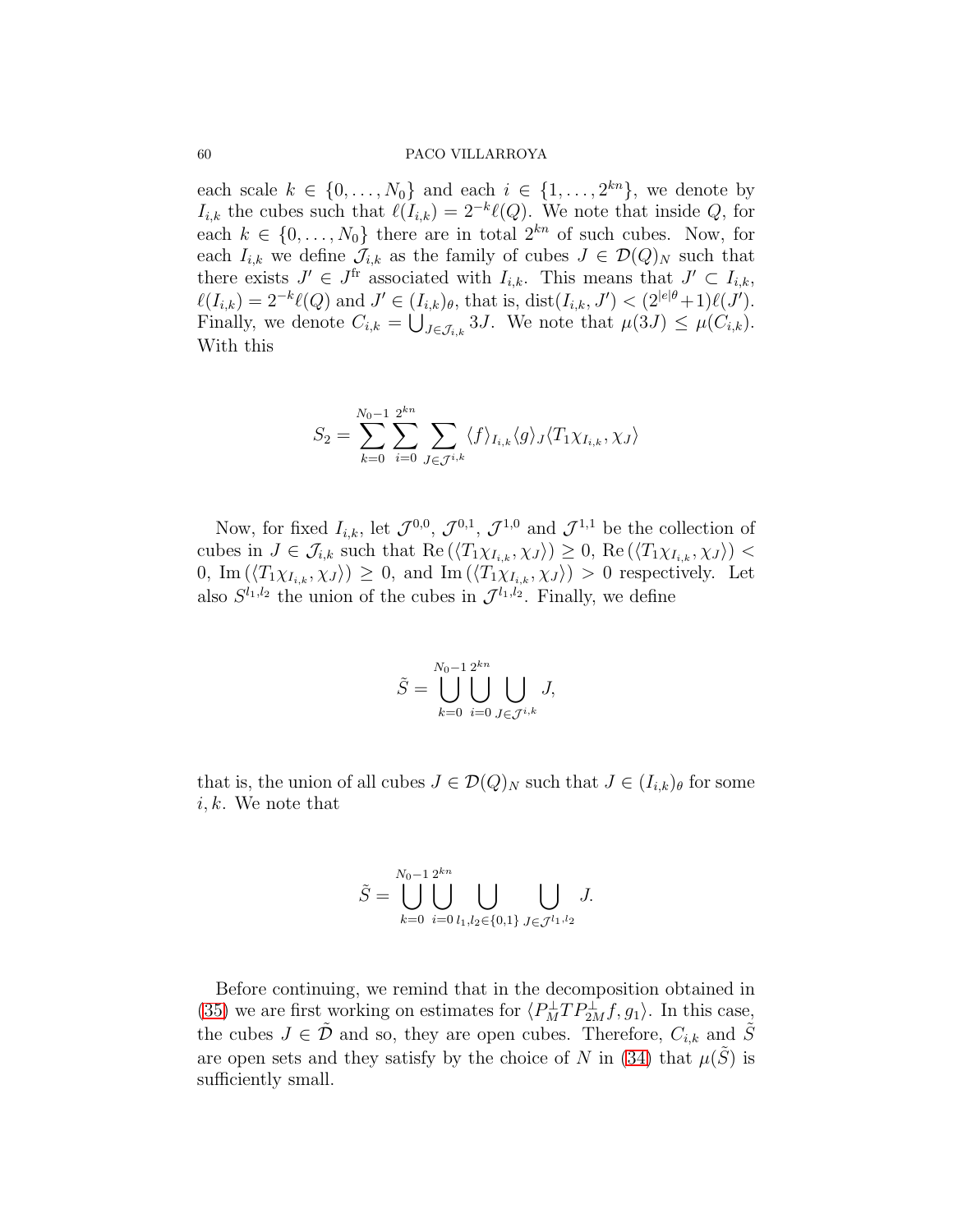each scale $k \in \{0, \ldots, N_0\}$ and each $i \in \{1, \ldots, 2^{kn}\}$, we denote by $I_{i,k}$ the cubes such that $\ell(I_{i,k}) = 2^{-k}\ell(Q)$. We note that inside $Q$, for each $k \in \{0, \ldots, N_0\}$ there are in total $2^{kn}$ of such cubes. Now, for each $I_{i,k}$ we define $\mathcal{J}_{i,k}$ as the family of cubes $J \in \mathcal{D}(Q)_N$ such that there exists $J' \in J^{\rm fr}$ associated with $I_{i,k}$. This means that $J' \subset I_{i,k}$, $\ell(I_{i,k}) = 2^{-k}\ell(Q)$ and $J' \in (I_{i,k})_\theta$, that is, $\text{dist}(I_{i,k}, J') < (2^{|e|\theta}+1)\ell(J')$. Finally, we denote $C_{i,k} = \bigcup_{J \in \mathcal{J}_{i,k}} 3J$. We note that $\mu(3J) \leq \mu(C_{i,k})$. With this

$$
S_2 = \sum_{k=0}^{N_0-1} \sum_{i=0}^{2^{kn}} \sum_{J \in \mathcal{J}^{i,k}} \langle f \rangle_{I_{i,k}} \langle g \rangle_J \langle T_1 \chi_{I_{i,k}}, \chi_J \rangle
$$

Now, for fixed $I_{i,k}$, let $\mathcal{J}^{0,0}$, $\mathcal{J}^{0,1}$, $\mathcal{J}^{1,0}$ and $\mathcal{J}^{1,1}$ be the collection of cubes in $J \in \mathcal{J}_{i,k}$ such that $\text{Re}\left(\langle T_1 \chi_{I_{i,k}}, \chi_J \rangle\right) \geq 0$, $\text{Re}\left(\langle T_1 \chi_{I_{i,k}}, \chi_J \rangle\right) < 0$, $\text{Im}\left(\langle T_1 \chi_{I_{i,k}}, \chi_J \rangle\right) \geq 0$, and $\text{Im}\left(\langle T_1 \chi_{I_{i,k}}, \chi_J \rangle\right) > 0$ respectively. Let also $S^{l_1,l_2}$ the union of the cubes in $\mathcal{J}^{l_1,l_2}$. Finally, we define

$$
\tilde{S} = \bigcup_{k=0}^{N_0-1} \bigcup_{i=0}^{2^{kn}} \bigcup_{J \in \mathcal{J}^{i,k}} J,
$$

that is, the union of all cubes $J \in \mathcal{D}(Q)_N$ such that $J \in (I_{i,k})_\theta$ for some $i, k$. We note that

$$
\tilde{S} = \bigcup_{k=0}^{N_0-1} \bigcup_{i=0}^{2^{kn}} \bigcup_{l_1,l_2 \in \{0,1\}} \bigcup_{J \in \mathcal{J}^{l_1,l_2}} J.
$$

Before continuing, we remind that in the decomposition obtained in (35) we are first working on estimates for $\langle P_M^\perp T P_{2M}^\perp f, g_1 \rangle$. In this case, the cubes $J \in \tilde{\mathcal{D}}$ and so, they are open cubes. Therefore, $C_{i,k}$ and $\tilde{S}$ are open sets and they satisfy by the choice of $N$ in (34) that $\mu(\tilde{S})$ is sufficiently small.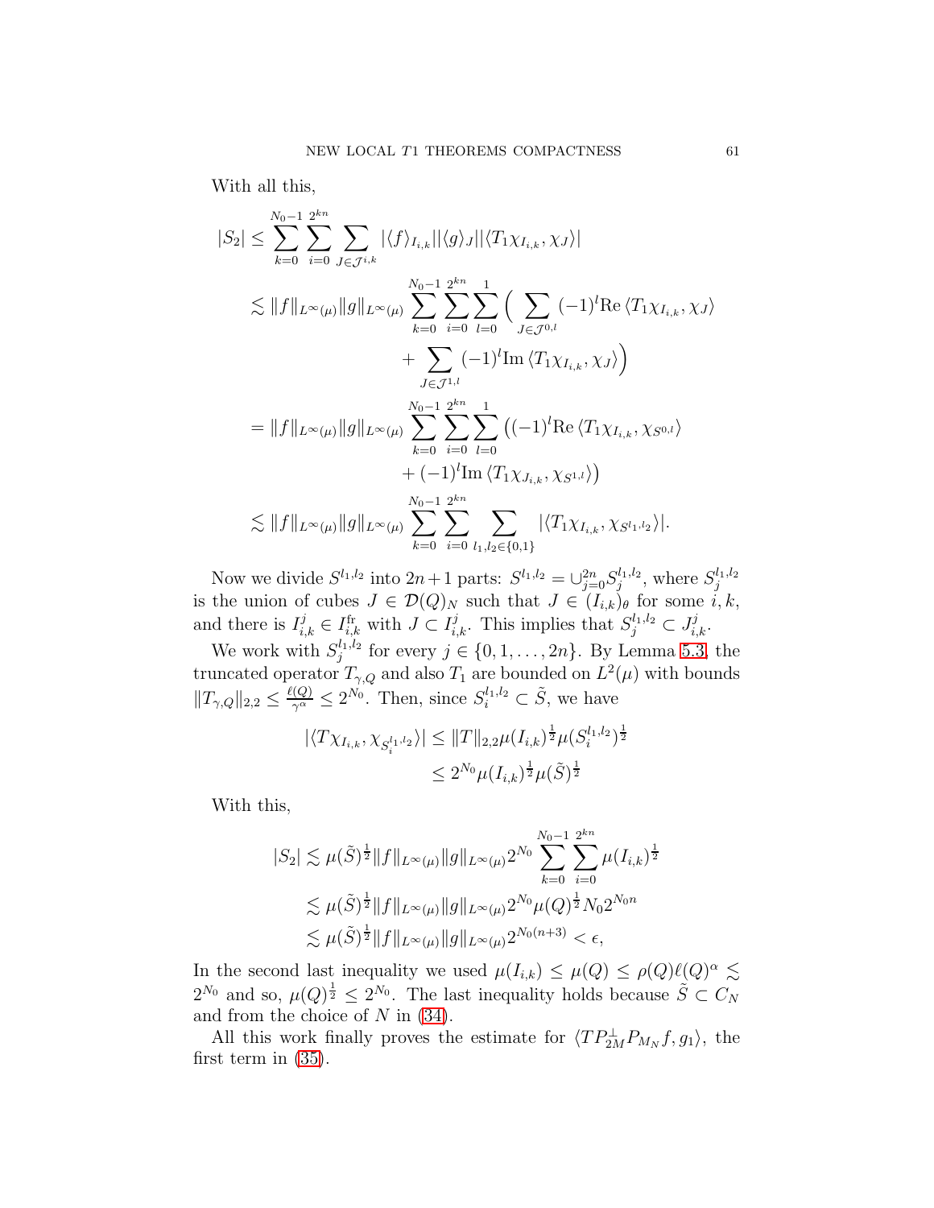With all this,

$$
\begin{aligned}
|S_2| &\leq \sum_{k=0}^{N_0-1}\sum_{i=0}^{2^{kn}}\sum_{J\in\mathcal{J}^{i,k}} |\langle f\rangle_{I_{i,k}}||\langle g\rangle_J||\langle T_1\chi_{I_{i,k}},\chi_J\rangle| \\
&\lesssim \|f\|_{L^\infty(\mu)}\|g\|_{L^\infty(\mu)} \sum_{k=0}^{N_0-1}\sum_{i=0}^{2^{kn}}\sum_{l=0}^{1}\Big(\sum_{J\in\mathcal{J}^{0,l}}(-1)^l\mathrm{Re}\,\langle T_1\chi_{I_{i,k}},\chi_J\rangle \\
&\qquad + \sum_{J\in\mathcal{J}^{1,l}}(-1)^l\mathrm{Im}\,\langle T_1\chi_{I_{i,k}},\chi_J\rangle\Big) \\
&= \|f\|_{L^\infty(\mu)}\|g\|_{L^\infty(\mu)} \sum_{k=0}^{N_0-1}\sum_{i=0}^{2^{kn}}\sum_{l=0}^{1}\big((-1)^l\mathrm{Re}\,\langle T_1\chi_{I_{i,k}},\chi_{S^{0,l}}\rangle \\
&\qquad + (-1)^l\mathrm{Im}\,\langle T_1\chi_{J_{i,k}},\chi_{S^{1,l}}\rangle\big) \\
&\lesssim \|f\|_{L^\infty(\mu)}\|g\|_{L^\infty(\mu)} \sum_{k=0}^{N_0-1}\sum_{i=0}^{2^{kn}}\sum_{l_1,l_2\in\{0,1\}} |\langle T_1\chi_{I_{i,k}},\chi_{S^{l_1,l_2}}\rangle|.
\end{aligned}
$$

Now we divide $S^{l_1,l_2}$ into $2n+1$ parts: $S^{l_1,l_2}=\cup_{j=0}^{2n}S_j^{l_1,l_2}$, where $S_j^{l_1,l_2}$ is the union of cubes $J\in\mathcal{D}(Q)_N$ such that $J\in(I_{i,k})_\theta$ for some $i,k$, and there is $I_{i,k}^j\in I_{i,k}^{\rm fr}$ with $J\subset I_{i,k}^j$. This implies that $S_j^{l_1,l_2}\subset J_{i,k}^j$.

We work with $S_j^{l_1,l_2}$ for every $j\in\{0,1,\ldots,2n\}$. By Lemma 5.3, the truncated operator $T_{\gamma,Q}$ and also $T_1$ are bounded on $L^2(\mu)$ with bounds $\|T_{\gamma,Q}\|_{2,2}\leq\frac{\ell(Q)}{\gamma^\alpha}\leq 2^{N_0}$. Then, since $S_i^{l_1,l_2}\subset\tilde S$, we have

$$
\begin{aligned}
|\langle T\chi_{I_{i,k}},\chi_{S_i^{l_1,l_2}}\rangle| &\leq \|T\|_{2,2}\mu(I_{i,k})^{\frac12}\mu(S_i^{l_1,l_2})^{\frac12} \\
&\leq 2^{N_0}\mu(I_{i,k})^{\frac12}\mu(\tilde S)^{\frac12}
\end{aligned}
$$

With this,

$$
\begin{aligned}
|S_2| &\lesssim \mu(\tilde S)^{\frac12}\|f\|_{L^\infty(\mu)}\|g\|_{L^\infty(\mu)}2^{N_0}\sum_{k=0}^{N_0-1}\sum_{i=0}^{2^{kn}}\mu(I_{i,k})^{\frac12} \\
&\lesssim \mu(\tilde S)^{\frac12}\|f\|_{L^\infty(\mu)}\|g\|_{L^\infty(\mu)}2^{N_0}\mu(Q)^{\frac12}N_0 2^{N_0 n} \\
&\lesssim \mu(\tilde S)^{\frac12}\|f\|_{L^\infty(\mu)}\|g\|_{L^\infty(\mu)}2^{N_0(n+3)} < \epsilon,
\end{aligned}
$$

In the second last inequality we used $\mu(I_{i,k})\leq\mu(Q)\leq\rho(Q)\ell(Q)^\alpha\lesssim 2^{N_0}$ and so, $\mu(Q)^{\frac12}\leq 2^{N_0}$. The last inequality holds because $\tilde S\subset C_N$ and from the choice of $N$ in (34).

All this work finally proves the estimate for $\langle TP_{2M}^\perp P_{M_N}f,g_1\rangle$, the first term in (35).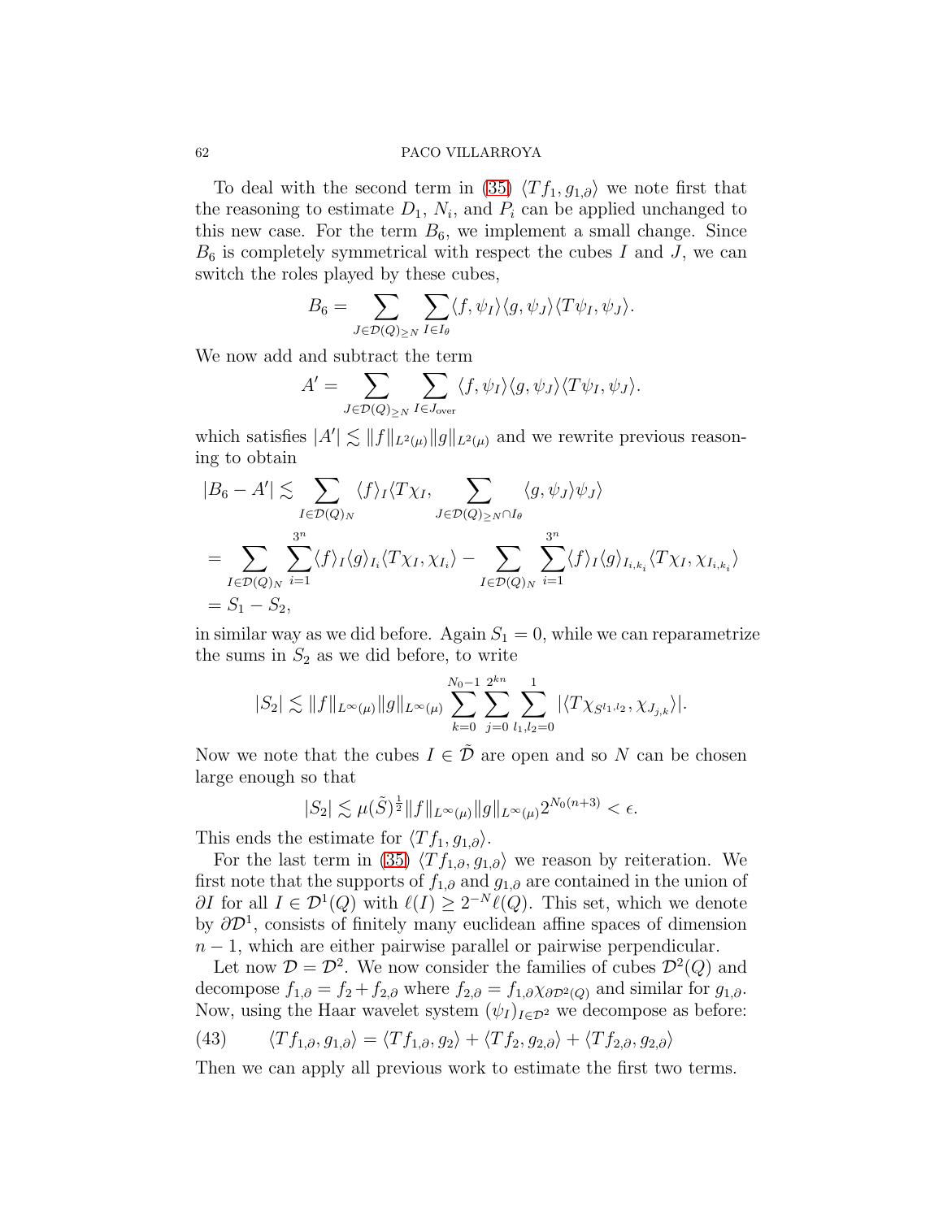To deal with the second term in (35) $\langle Tf_1, g_{1,\partial}\rangle$ we note first that the reasoning to estimate $D_1$, $N_i$, and $P_i$ can be applied unchanged to this new case. For the term $B_6$, we implement a small change. Since $B_6$ is completely symmetrical with respect the cubes $I$ and $J$, we can switch the roles played by these cubes,

$$B_6 = \sum_{J\in\mathcal{D}(Q)_{\geq N}} \sum_{I\in I_\theta} \langle f, \psi_I\rangle\langle g, \psi_J\rangle\langle T\psi_I, \psi_J\rangle.$$

We now add and subtract the term

$$A' = \sum_{J\in\mathcal{D}(Q)_{\geq N}} \sum_{I\in J_{\text{over}}} \langle f, \psi_I\rangle\langle g, \psi_J\rangle\langle T\psi_I, \psi_J\rangle.$$

which satisfies $|A'| \lesssim \|f\|_{L^2(\mu)}\|g\|_{L^2(\mu)}$ and we rewrite previous reasoning to obtain

$$\begin{aligned}
|B_6 - A'| &\lesssim \sum_{I\in\mathcal{D}(Q)_N} \langle f\rangle_I \langle T\chi_I, \sum_{J\in\mathcal{D}(Q)_{\geq N}\cap I_\theta} \langle g, \psi_J\rangle\psi_J\rangle \\
&= \sum_{I\in\mathcal{D}(Q)_N} \sum_{i=1}^{3^n} \langle f\rangle_I\langle g\rangle_{I_i}\langle T\chi_I, \chi_{I_i}\rangle - \sum_{I\in\mathcal{D}(Q)_N} \sum_{i=1}^{3^n} \langle f\rangle_I\langle g\rangle_{I_{i,k_i}}\langle T\chi_I, \chi_{I_{i,k_i}}\rangle \\
&= S_1 - S_2,
\end{aligned}$$

in similar way as we did before. Again $S_1 = 0$, while we can reparametrize the sums in $S_2$ as we did before, to write

$$|S_2| \lesssim \|f\|_{L^\infty(\mu)}\|g\|_{L^\infty(\mu)} \sum_{k=0}^{N_0-1}\sum_{j=0}^{2^{kn}}\sum_{l_1,l_2=0}^{1} |\langle T\chi_{S^{l_1,l_2}}, \chi_{J_{j,k}}\rangle|.$$

Now we note that the cubes $I \in \tilde{\mathcal{D}}$ are open and so $N$ can be chosen large enough so that

$$|S_2| \lesssim \mu(\tilde{S})^{\frac{1}{2}}\|f\|_{L^\infty(\mu)}\|g\|_{L^\infty(\mu)}2^{N_0(n+3)} < \epsilon.$$

This ends the estimate for $\langle Tf_1, g_{1,\partial}\rangle$.

For the last term in (35) $\langle Tf_{1,\partial}, g_{1,\partial}\rangle$ we reason by reiteration. We first note that the supports of $f_{1,\partial}$ and $g_{1,\partial}$ are contained in the union of $\partial I$ for all $I \in \mathcal{D}^1(Q)$ with $\ell(I) \geq 2^{-N}\ell(Q)$. This set, which we denote by $\partial\mathcal{D}^1$, consists of finitely many euclidean affine spaces of dimension $n-1$, which are either pairwise parallel or pairwise perpendicular.

Let now $\mathcal{D} = \mathcal{D}^2$. We now consider the families of cubes $\mathcal{D}^2(Q)$ and decompose $f_{1,\partial} = f_2 + f_{2,\partial}$ where $f_{2,\partial} = f_{1,\partial}\chi_{\partial\mathcal{D}^2(Q)}$ and similar for $g_{1,\partial}$. Now, using the Haar wavelet system $(\psi_I)_{I\in\mathcal{D}^2}$ we decompose as before:

$$\langle Tf_{1,\partial}, g_{1,\partial}\rangle = \langle Tf_{1,\partial}, g_2\rangle + \langle Tf_2, g_{2,\partial}\rangle + \langle Tf_{2,\partial}, g_{2,\partial}\rangle \tag{43}$$

Then we can apply all previous work to estimate the first two terms.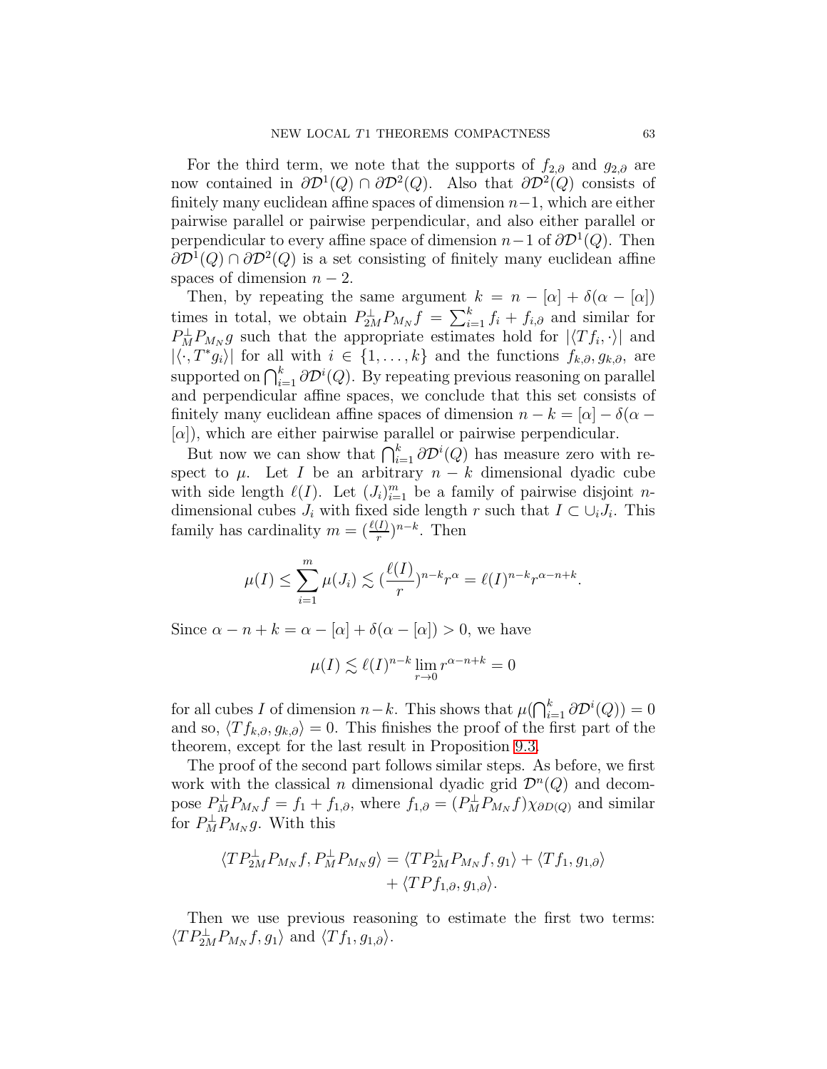For the third term, we note that the supports of $f_{2,\partial}$ and $g_{2,\partial}$ are now contained in $\partial\mathcal{D}^1(Q) \cap \partial\mathcal{D}^2(Q)$. Also that $\partial\mathcal{D}^2(Q)$ consists of finitely many euclidean affine spaces of dimension $n-1$, which are either pairwise parallel or pairwise perpendicular, and also either parallel or perpendicular to every affine space of dimension $n-1$ of $\partial\mathcal{D}^1(Q)$. Then $\partial\mathcal{D}^1(Q) \cap \partial\mathcal{D}^2(Q)$ is a set consisting of finitely many euclidean affine spaces of dimension $n-2$.

Then, by repeating the same argument $k = n - [\alpha] + \delta(\alpha - [\alpha])$ times in total, we obtain $P_{2M}^{\perp} P_{M_N} f = \sum_{i=1}^{k} f_i + f_{i,\partial}$ and similar for $P_M^{\perp} P_{M_N} g$ such that the appropriate estimates hold for $|\langle Tf_i, \cdot\rangle|$ and $|\langle \cdot, T^* g_i\rangle|$ for all with $i \in \{1, \ldots, k\}$ and the functions $f_{k,\partial}, g_{k,\partial}$, are supported on $\bigcap_{i=1}^{k} \partial\mathcal{D}^i(Q)$. By repeating previous reasoning on parallel and perpendicular affine spaces, we conclude that this set consists of finitely many euclidean affine spaces of dimension $n - k = [\alpha] - \delta(\alpha - [\alpha])$, which are either pairwise parallel or pairwise perpendicular.

But now we can show that $\bigcap_{i=1}^{k} \partial\mathcal{D}^i(Q)$ has measure zero with respect to $\mu$. Let $I$ be an arbitrary $n-k$ dimensional dyadic cube with side length $\ell(I)$. Let $(J_i)_{i=1}^{m}$ be a family of pairwise disjoint $n$-dimensional cubes $J_i$ with fixed side length $r$ such that $I \subset \cup_i J_i$. This family has cardinality $m = (\frac{\ell(I)}{r})^{n-k}$. Then

$$\mu(I) \leq \sum_{i=1}^{m} \mu(J_i) \lesssim (\frac{\ell(I)}{r})^{n-k} r^{\alpha} = \ell(I)^{n-k} r^{\alpha-n+k}.$$

Since $\alpha - n + k = \alpha - [\alpha] + \delta(\alpha - [\alpha]) > 0$, we have

$$\mu(I) \lesssim \ell(I)^{n-k} \lim_{r\to 0} r^{\alpha-n+k} = 0$$

for all cubes $I$ of dimension $n-k$. This shows that $\mu(\bigcap_{i=1}^{k} \partial\mathcal{D}^i(Q)) = 0$ and so, $\langle Tf_{k,\partial}, g_{k,\partial}\rangle = 0$. This finishes the proof of the first part of the theorem, except for the last result in Proposition 9.3.

The proof of the second part follows similar steps. As before, we first work with the classical $n$ dimensional dyadic grid $\mathcal{D}^n(Q)$ and decompose $P_M^{\perp} P_{M_N} f = f_1 + f_{1,\partial}$, where $f_{1,\partial} = (P_M^{\perp} P_{M_N} f)\chi_{\partial D(Q)}$ and similar for $P_M^{\perp} P_{M_N} g$. With this

$$\begin{aligned}\langle TP_{2M}^{\perp} P_{M_N} f, P_M^{\perp} P_{M_N} g\rangle &= \langle TP_{2M}^{\perp} P_{M_N} f, g_1\rangle + \langle Tf_1, g_{1,\partial}\rangle \\ &\quad + \langle TPf_{1,\partial}, g_{1,\partial}\rangle.\end{aligned}$$

Then we use previous reasoning to estimate the first two terms: $\langle TP_{2M}^{\perp} P_{M_N} f, g_1\rangle$ and $\langle Tf_1, g_{1,\partial}\rangle$.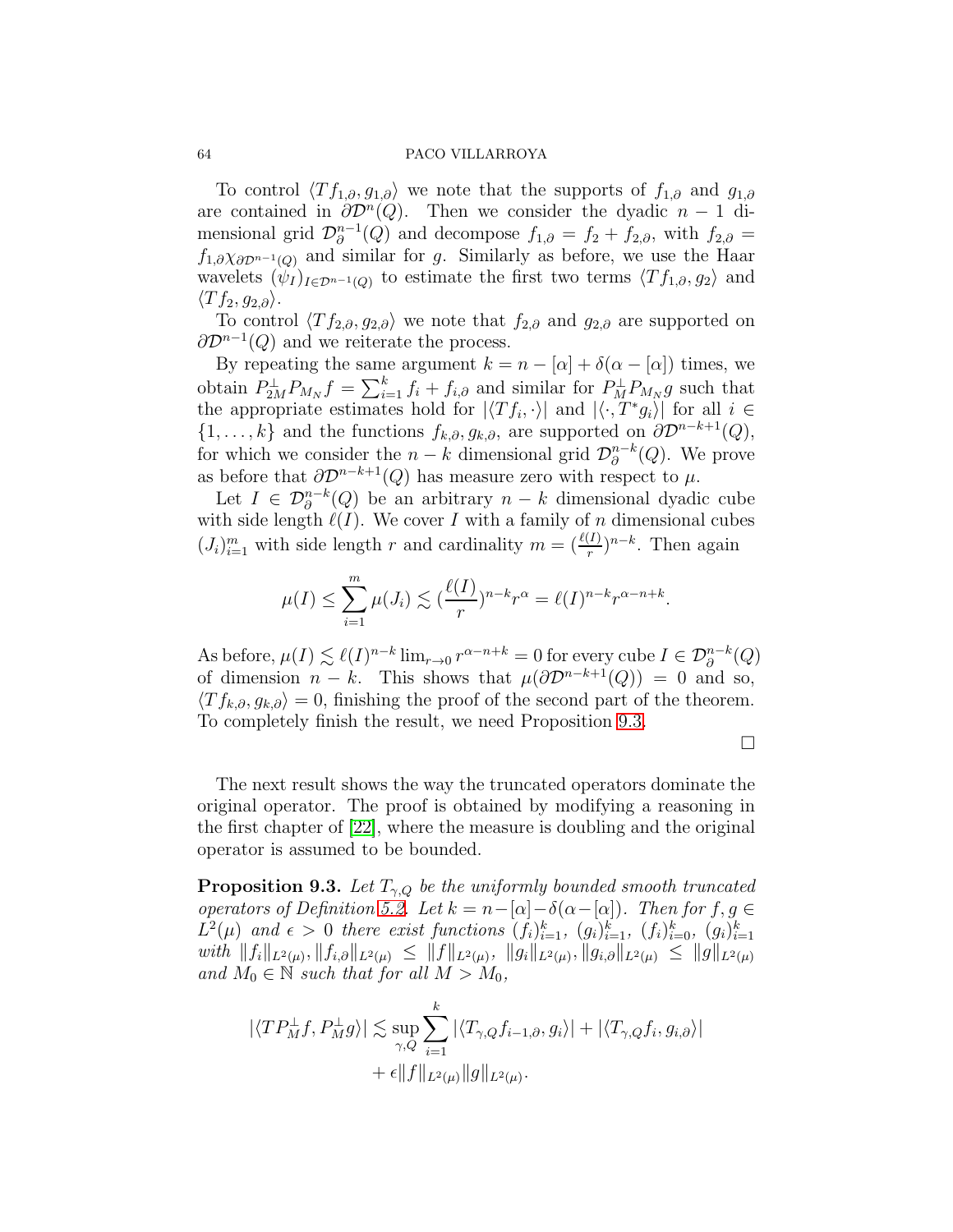To control $\langle Tf_{1,\partial}, g_{1,\partial}\rangle$ we note that the supports of $f_{1,\partial}$ and $g_{1,\partial}$ are contained in $\partial\mathcal{D}^n(Q)$. Then we consider the dyadic $n-1$ dimensional grid $\mathcal{D}_\partial^{n-1}(Q)$ and decompose $f_{1,\partial} = f_2 + f_{2,\partial}$, with $f_{2,\partial} = f_{1,\partial}\chi_{\partial\mathcal{D}^{n-1}(Q)}$ and similar for $g$. Similarly as before, we use the Haar wavelets $(\psi_I)_{I\in\mathcal{D}^{n-1}(Q)}$ to estimate the first two terms $\langle Tf_{1,\partial}, g_2\rangle$ and $\langle Tf_2, g_{2,\partial}\rangle$.

To control $\langle Tf_{2,\partial}, g_{2,\partial}\rangle$ we note that $f_{2,\partial}$ and $g_{2,\partial}$ are supported on $\partial\mathcal{D}^{n-1}(Q)$ and we reiterate the process.

By repeating the same argument $k = n-[\alpha]+\delta(\alpha-[\alpha])$ times, we obtain $P_{2M}^{\perp}P_{M_N}f = \sum_{i=1}^{k} f_i + f_{i,\partial}$ and similar for $P_{M}^{\perp}P_{M_N}g$ such that the appropriate estimates hold for $|\langle Tf_i, \cdot\rangle|$ and $|\langle \cdot, T^*g_i\rangle|$ for all $i \in \{1,\ldots,k\}$ and the functions $f_{k,\partial}, g_{k,\partial}$, are supported on $\partial\mathcal{D}^{n-k+1}(Q)$, for which we consider the $n-k$ dimensional grid $\mathcal{D}_\partial^{n-k}(Q)$. We prove as before that $\partial\mathcal{D}^{n-k+1}(Q)$ has measure zero with respect to $\mu$.

Let $I \in \mathcal{D}_\partial^{n-k}(Q)$ be an arbitrary $n-k$ dimensional dyadic cube with side length $\ell(I)$. We cover $I$ with a family of $n$ dimensional cubes $(J_i)_{i=1}^m$ with side length $r$ and cardinality $m = (\frac{\ell(I)}{r})^{n-k}$. Then again

$$\mu(I) \leq \sum_{i=1}^{m}\mu(J_i) \lesssim (\frac{\ell(I)}{r})^{n-k}r^{\alpha} = \ell(I)^{n-k}r^{\alpha-n+k}.$$

As before, $\mu(I) \lesssim \ell(I)^{n-k}\lim_{r\to 0} r^{\alpha-n+k} = 0$ for every cube $I \in \mathcal{D}_\partial^{n-k}(Q)$ of dimension $n-k$. This shows that $\mu(\partial\mathcal{D}^{n-k+1}(Q)) = 0$ and so, $\langle Tf_{k,\partial}, g_{k,\partial}\rangle = 0$, finishing the proof of the second part of the theorem. To completely finish the result, we need Proposition 9.3.

□

The next result shows the way the truncated operators dominate the original operator. The proof is obtained by modifying a reasoning in the first chapter of [22], where the measure is doubling and the original operator is assumed to be bounded.

**Proposition 9.3.** *Let $T_{\gamma,Q}$ be the uniformly bounded smooth truncated operators of Definition 5.2. Let $k = n-[\alpha]-\delta(\alpha-[\alpha])$. Then for $f, g \in L^2(\mu)$ and $\epsilon > 0$ there exist functions $(f_i)_{i=1}^k$, $(g_i)_{i=1}^k$, $(f_i)_{i=0}^k$, $(g_i)_{i=1}^k$ with $\|f_i\|_{L^2(\mu)}, \|f_{i,\partial}\|_{L^2(\mu)} \leq \|f\|_{L^2(\mu)}$, $\|g_i\|_{L^2(\mu)}, \|g_{i,\partial}\|_{L^2(\mu)} \leq \|g\|_{L^2(\mu)}$ and $M_0 \in \mathbb{N}$ such that for all $M > M_0$,*

$$|\langle TP_M^{\perp}f, P_M^{\perp}g\rangle| \lesssim \sup_{\gamma,Q}\sum_{i=1}^{k}|\langle T_{\gamma,Q}f_{i-1,\partial}, g_i\rangle| + |\langle T_{\gamma,Q}f_i, g_{i,\partial}\rangle| + \epsilon\|f\|_{L^2(\mu)}\|g\|_{L^2(\mu)}.$$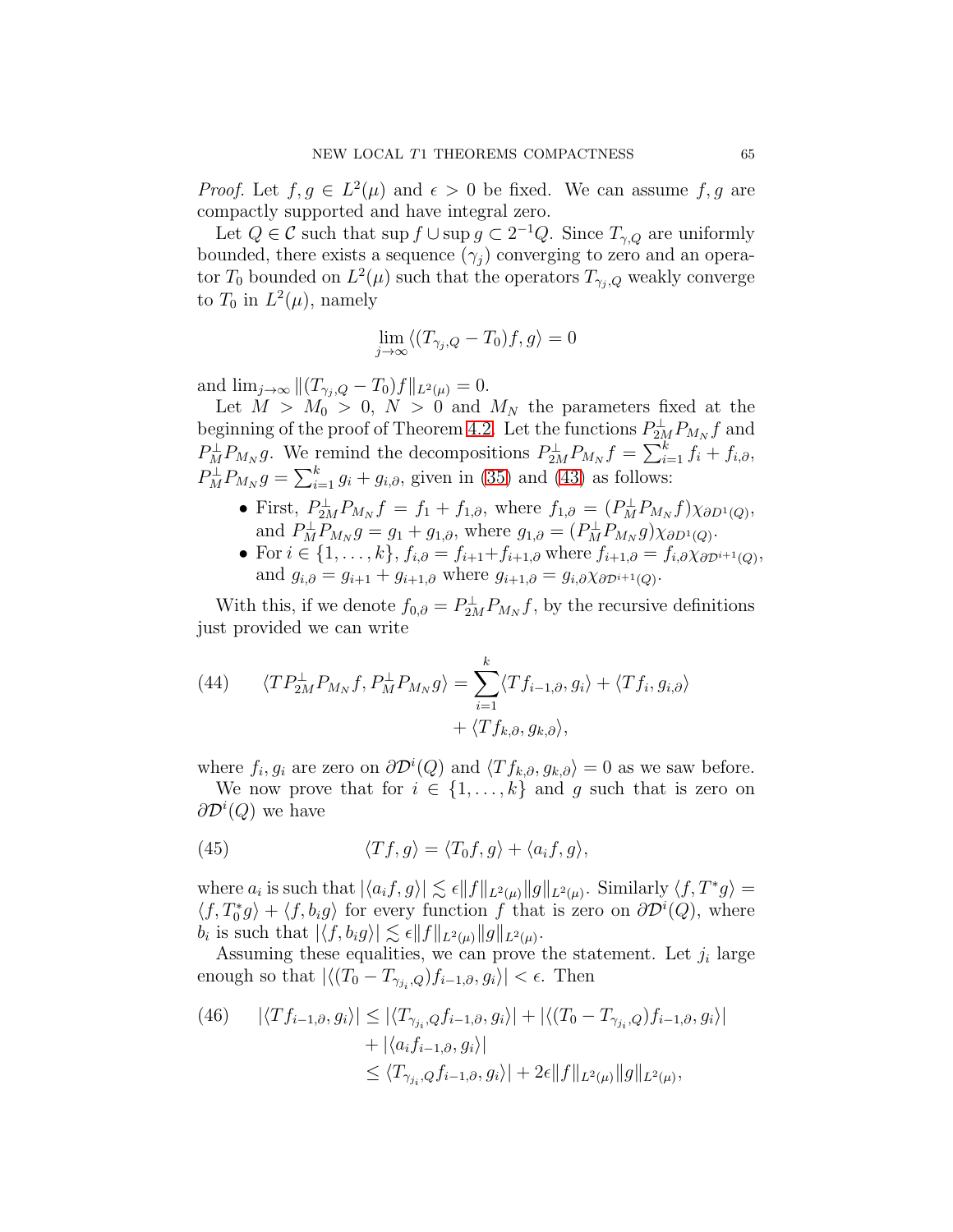*Proof.* Let $f, g \in L^2(\mu)$ and $\epsilon > 0$ be fixed. We can assume $f, g$ are compactly supported and have integral zero.

Let $Q \in \mathcal{C}$ such that $\sup f \cup \sup g \subset 2^{-1}Q$. Since $T_{\gamma,Q}$ are uniformly bounded, there exists a sequence $(\gamma_j)$ converging to zero and an operator $T_0$ bounded on $L^2(\mu)$ such that the operators $T_{\gamma_j,Q}$ weakly converge to $T_0$ in $L^2(\mu)$, namely

$$\lim_{j\to\infty} \langle (T_{\gamma_j,Q} - T_0)f, g\rangle = 0$$

and $\lim_{j\to\infty} \|(T_{\gamma_j,Q} - T_0)f\|_{L^2(\mu)} = 0$.

Let $M > M_0 > 0$, $N > 0$ and $M_N$ the parameters fixed at the beginning of the proof of Theorem 4.2. Let the functions $P_{2M}^{\perp} P_{M_N} f$ and $P_M^{\perp} P_{M_N} g$. We remind the decompositions $P_{2M}^{\perp} P_{M_N} f = \sum_{i=1}^{k} f_i + f_{i,\partial}$, $P_M^{\perp} P_{M_N} g = \sum_{i=1}^{k} g_i + g_{i,\partial}$, given in (35) and (43) as follows:

- First, $P_{2M}^{\perp} P_{M_N} f = f_1 + f_{1,\partial}$, where $f_{1,\partial} = (P_M^{\perp} P_{M_N} f)\chi_{\partial D^1(Q)}$, and $P_M^{\perp} P_{M_N} g = g_1 + g_{1,\partial}$, where $g_{1,\partial} = (P_M^{\perp} P_{M_N} g)\chi_{\partial D^1(Q)}$.
- For $i \in \{1,\ldots,k\}$, $f_{i,\partial} = f_{i+1} + f_{i+1,\partial}$ where $f_{i+1,\partial} = f_{i,\partial}\chi_{\partial\mathcal{D}^{i+1}(Q)}$, and $g_{i,\partial} = g_{i+1} + g_{i+1,\partial}$ where $g_{i+1,\partial} = g_{i,\partial}\chi_{\partial\mathcal{D}^{i+1}(Q)}$.

With this, if we denote $f_{0,\partial} = P_{2M}^{\perp} P_{M_N} f$, by the recursive definitions just provided we can write

$$\begin{aligned}
(44) \qquad \langle T P_{2M}^{\perp} P_{M_N} f, P_M^{\perp} P_{M_N} g\rangle = \sum_{i=1}^{k} &\langle T f_{i-1,\partial}, g_i\rangle + \langle T f_i, g_{i,\partial}\rangle \\
&+ \langle T f_{k,\partial}, g_{k,\partial}\rangle,
\end{aligned}$$

where $f_i, g_i$ are zero on $\partial\mathcal{D}^i(Q)$ and $\langle T f_{k,\partial}, g_{k,\partial}\rangle = 0$ as we saw before.

We now prove that for $i \in \{1,\ldots,k\}$ and $g$ such that is zero on $\partial\mathcal{D}^i(Q)$ we have

$$(45) \qquad \langle Tf, g\rangle = \langle T_0 f, g\rangle + \langle a_i f, g\rangle,$$

where $a_i$ is such that $|\langle a_i f, g\rangle| \lesssim \epsilon\|f\|_{L^2(\mu)}\|g\|_{L^2(\mu)}$. Similarly $\langle f, T^* g\rangle = \langle f, T_0^* g\rangle + \langle f, b_i g\rangle$ for every function $f$ that is zero on $\partial\mathcal{D}^i(Q)$, where $b_i$ is such that $|\langle f, b_i g\rangle| \lesssim \epsilon\|f\|_{L^2(\mu)}\|g\|_{L^2(\mu)}$.

Assuming these equalities, we can prove the statement. Let $j_i$ large enough so that $|\langle (T_0 - T_{\gamma_{j_i},Q})f_{i-1,\partial}, g_i\rangle| < \epsilon$. Then

$$\begin{aligned}
(46) \qquad |\langle T f_{i-1,\partial}, g_i\rangle| &\le |\langle T_{\gamma_{j_i},Q} f_{i-1,\partial}, g_i\rangle| + |\langle (T_0 - T_{\gamma_{j_i},Q})f_{i-1,\partial}, g_i\rangle| \\
&\quad + |\langle a_i f_{i-1,\partial}, g_i\rangle| \\
&\le \langle T_{\gamma_{j_i},Q} f_{i-1,\partial}, g_i\rangle| + 2\epsilon\|f\|_{L^2(\mu)}\|g\|_{L^2(\mu)},
\end{aligned}$$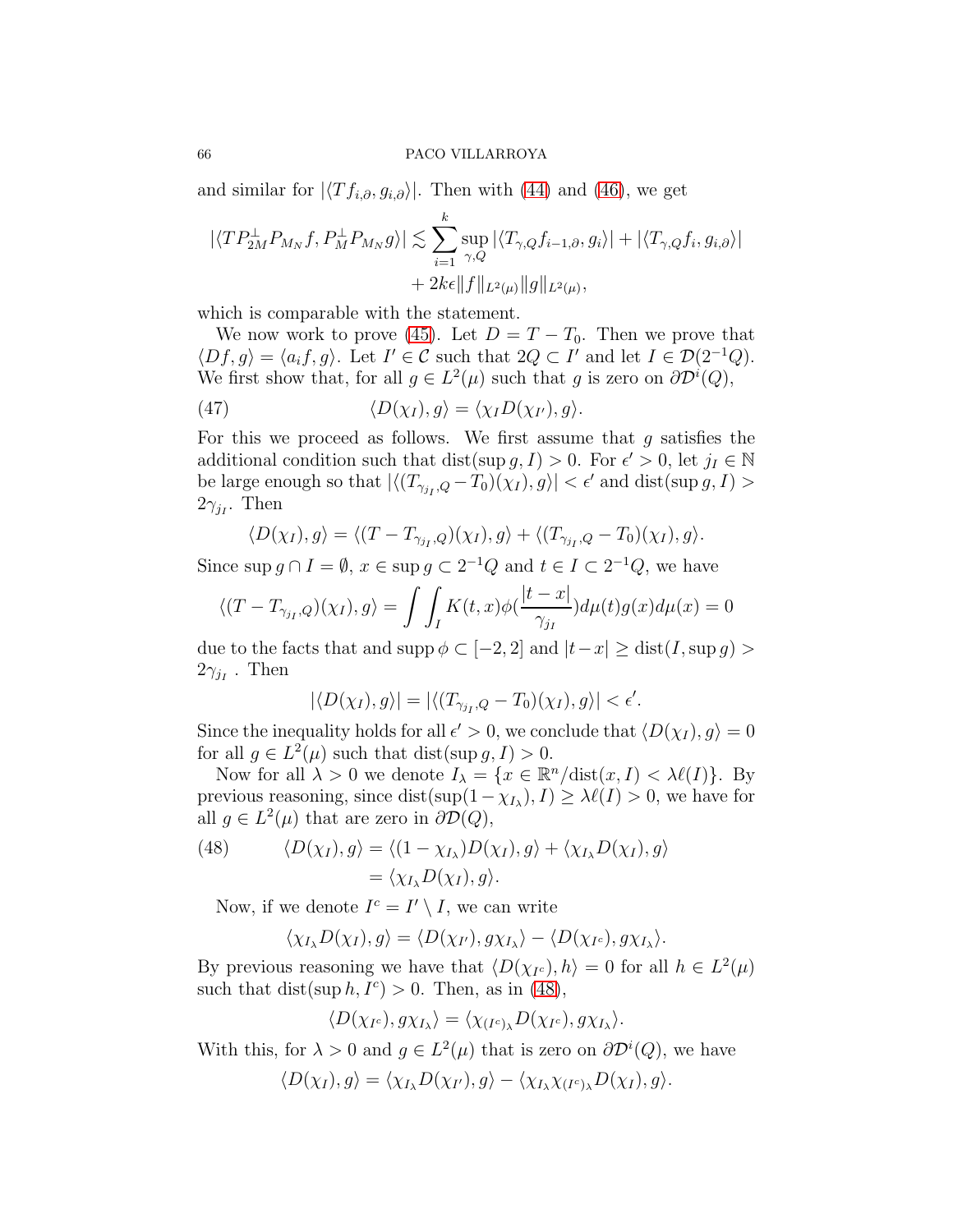and similar for $|\langle Tf_{i,\partial}, g_{i,\partial}\rangle|$. Then with (44) and (46), we get

$$|\langle TP_{2M}^{\perp}P_{M_N}f, P_M^{\perp}P_{M_N}g\rangle| \lesssim \sum_{i=1}^{k} \sup_{\gamma,Q} |\langle T_{\gamma,Q}f_{i-1,\partial}, g_i\rangle| + |\langle T_{\gamma,Q}f_i, g_{i,\partial}\rangle| + 2k\epsilon \|f\|_{L^2(\mu)}\|g\|_{L^2(\mu)},$$

which is comparable with the statement.

We now work to prove (45). Let $D = T - T_0$. Then we prove that $\langle Df, g\rangle = \langle a_i f, g\rangle$. Let $I' \in \mathcal{C}$ such that $2Q \subset I'$ and let $I \in \mathcal{D}(2^{-1}Q)$. We first show that, for all $g \in L^2(\mu)$ such that $g$ is zero on $\partial\mathcal{D}^i(Q)$,

$$\langle D(\chi_I), g\rangle = \langle \chi_I D(\chi_{I'}), g\rangle. \tag{47}$$

For this we proceed as follows. We first assume that $g$ satisfies the additional condition such that $\mathrm{dist}(\sup g, I) > 0$. For $\epsilon' > 0$, let $j_I \in \mathbb{N}$ be large enough so that $|\langle (T_{\gamma_{j_I},Q} - T_0)(\chi_I), g\rangle| < \epsilon'$ and $\mathrm{dist}(\sup g, I) > 2\gamma_{j_I}$. Then

$$\langle D(\chi_I), g\rangle = \langle (T - T_{\gamma_{j_I},Q})(\chi_I), g\rangle + \langle (T_{\gamma_{j_I},Q} - T_0)(\chi_I), g\rangle.$$

Since $\sup g \cap I = \emptyset$, $x \in \sup g \subset 2^{-1}Q$ and $t \in I \subset 2^{-1}Q$, we have

$$\langle (T - T_{\gamma_{j_I},Q})(\chi_I), g\rangle = \int \int_I K(t,x)\phi(\frac{|t-x|}{\gamma_{j_I}})d\mu(t)g(x)d\mu(x) = 0$$

due to the facts that and $\mathrm{supp}\,\phi \subset [-2,2]$ and $|t-x| \geq \mathrm{dist}(I, \sup g) > 2\gamma_{j_I}$ . Then

$$|\langle D(\chi_I), g\rangle| = |\langle (T_{\gamma_{j_I},Q} - T_0)(\chi_I), g\rangle| < \epsilon'.$$

Since the inequality holds for all $\epsilon' > 0$, we conclude that $\langle D(\chi_I), g\rangle = 0$ for all $g \in L^2(\mu)$ such that $\mathrm{dist}(\sup g, I) > 0$.

Now for all $\lambda > 0$ we denote $I_\lambda = \{x \in \mathbb{R}^n / \mathrm{dist}(x, I) < \lambda\ell(I)\}$. By previous reasoning, since $\mathrm{dist}(\sup(1-\chi_{I_\lambda}), I) \geq \lambda\ell(I) > 0$, we have for all $g \in L^2(\mu)$ that are zero in $\partial\mathcal{D}(Q)$,

$$\begin{aligned} \langle D(\chi_I), g\rangle &= \langle (1-\chi_{I_\lambda})D(\chi_I), g\rangle + \langle \chi_{I_\lambda}D(\chi_I), g\rangle \\ &= \langle \chi_{I_\lambda}D(\chi_I), g\rangle. \end{aligned} \tag{48}$$

Now, if we denote $I^c = I' \setminus I$, we can write

$$\langle \chi_{I_\lambda}D(\chi_I), g\rangle = \langle D(\chi_{I'}), g\chi_{I_\lambda}\rangle - \langle D(\chi_{I^c}), g\chi_{I_\lambda}\rangle.$$

By previous reasoning we have that $\langle D(\chi_{I^c}), h\rangle = 0$ for all $h \in L^2(\mu)$ such that $\mathrm{dist}(\sup h, I^c) > 0$. Then, as in (48),

$$\langle D(\chi_{I^c}), g\chi_{I_\lambda}\rangle = \langle \chi_{(I^c)_\lambda}D(\chi_{I^c}), g\chi_{I_\lambda}\rangle.$$

With this, for $\lambda > 0$ and $g \in L^2(\mu)$ that is zero on $\partial\mathcal{D}^i(Q)$, we have

$$\langle D(\chi_I), g\rangle = \langle \chi_{I_\lambda}D(\chi_{I'}), g\rangle - \langle \chi_{I_\lambda}\chi_{(I^c)_\lambda}D(\chi_I), g\rangle.$$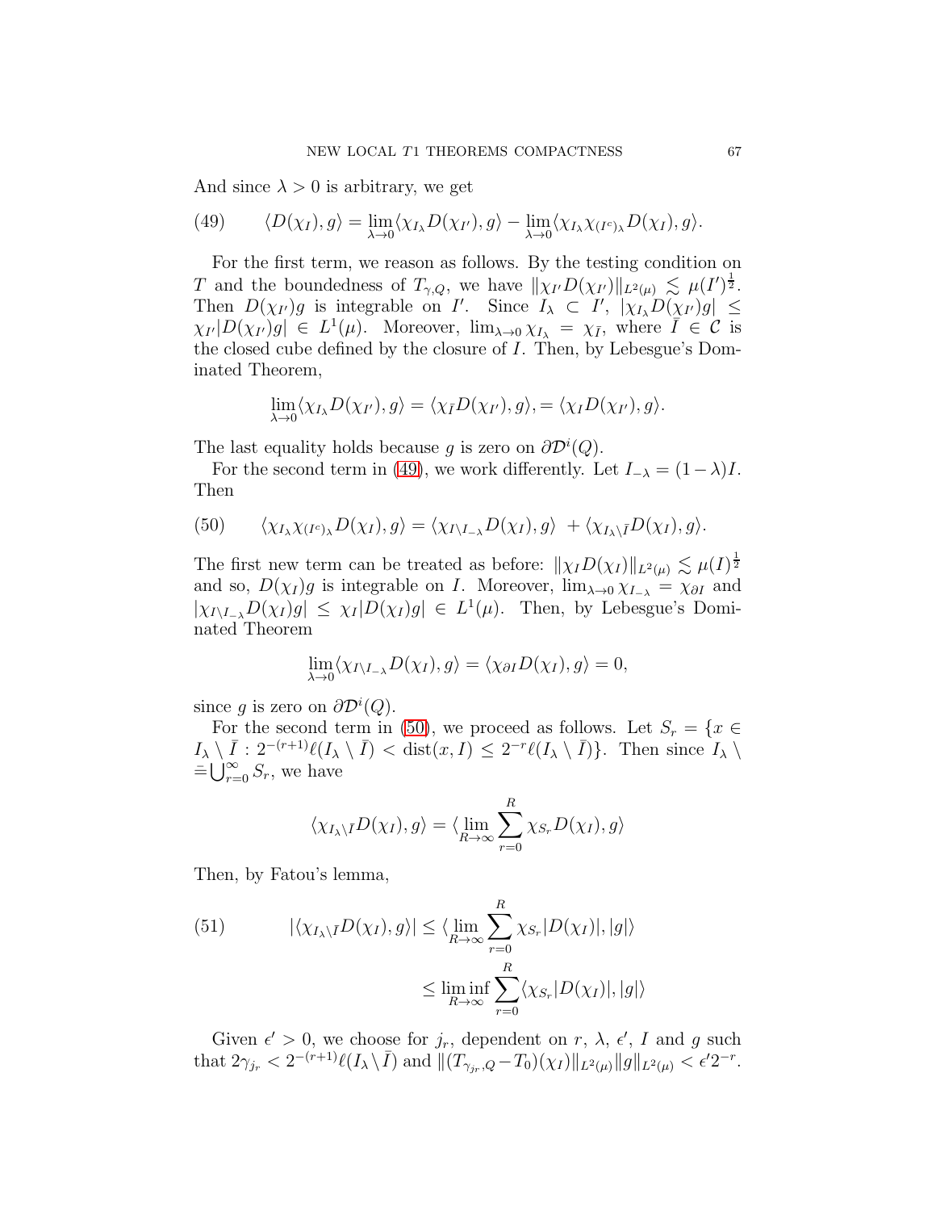And since $\lambda > 0$ is arbitrary, we get

$$\langle D(\chi_I), g\rangle = \lim_{\lambda\to 0}\langle \chi_{I_\lambda} D(\chi_{I'}), g\rangle - \lim_{\lambda\to 0}\langle \chi_{I_\lambda}\chi_{(I^c)_\lambda} D(\chi_I), g\rangle. \tag{49}$$

For the first term, we reason as follows. By the testing condition on $T$ and the boundedness of $T_{\gamma,Q}$, we have $\|\chi_{I'} D(\chi_{I'})\|_{L^2(\mu)} \lesssim \mu(I')^{\frac{1}{2}}$. Then $D(\chi_{I'})g$ is integrable on $I'$. Since $I_\lambda \subset I'$, $|\chi_{I_\lambda} D(\chi_{I'})g| \leq \chi_{I'}|D(\chi_{I'})g| \in L^1(\mu)$. Moreover, $\lim_{\lambda\to 0}\chi_{I_\lambda} = \chi_{\bar{I}}$, where $\bar{I} \in \mathcal{C}$ is the closed cube defined by the closure of $I$. Then, by Lebesgue's Dominated Theorem,

$$\lim_{\lambda\to 0}\langle \chi_{I_\lambda} D(\chi_{I'}), g\rangle = \langle \chi_{\bar{I}} D(\chi_{I'}), g\rangle, = \langle \chi_I D(\chi_{I'}), g\rangle.$$

The last equality holds because $g$ is zero on $\partial\mathcal{D}^i(Q)$.

For the second term in (49), we work differently. Let $I_{-\lambda} = (1-\lambda)I$. Then

$$\langle \chi_{I_\lambda}\chi_{(I^c)_\lambda} D(\chi_I), g\rangle = \langle \chi_{I\setminus I_{-\lambda}} D(\chi_I), g\rangle \ + \langle \chi_{I_\lambda\setminus \bar{I}} D(\chi_I), g\rangle. \tag{50}$$

The first new term can be treated as before: $\|\chi_I D(\chi_I)\|_{L^2(\mu)} \lesssim \mu(I)^{\frac{1}{2}}$ and so, $D(\chi_I)g$ is integrable on $I$. Moreover, $\lim_{\lambda\to 0}\chi_{I_{-\lambda}} = \chi_{\partial I}$ and $|\chi_{I\setminus I_{-\lambda}} D(\chi_I)g| \leq \chi_I|D(\chi_I)g| \in L^1(\mu)$. Then, by Lebesgue's Dominated Theorem

$$\lim_{\lambda\to 0}\langle \chi_{I\setminus I_{-\lambda}} D(\chi_I), g\rangle = \langle \chi_{\partial I} D(\chi_I), g\rangle = 0,$$

since $g$ is zero on $\partial\mathcal{D}^i(Q)$.

For the second term in (50), we proceed as follows. Let $S_r = \{x \in I_\lambda \setminus \bar{I} : 2^{-(r+1)}\ell(I_\lambda \setminus \bar{I}) < \mathrm{dist}(x, I) \leq 2^{-r}\ell(I_\lambda \setminus \bar{I})\}$. Then since $I_\lambda \setminus \bar{=}\bigcup_{r=0}^\infty S_r$, we have

$$\langle \chi_{I_\lambda\setminus \bar{I}} D(\chi_I), g\rangle = \langle \lim_{R\to\infty}\sum_{r=0}^R \chi_{S_r} D(\chi_I), g\rangle$$

Then, by Fatou's lemma,

$$\begin{aligned} |\langle \chi_{I_\lambda\setminus \bar{I}} D(\chi_I), g\rangle| &\leq \langle \lim_{R\to\infty}\sum_{r=0}^R \chi_{S_r}|D(\chi_I)|, |g|\rangle \\ &\leq \liminf_{R\to\infty}\sum_{r=0}^R \langle \chi_{S_r}|D(\chi_I)|, |g|\rangle \end{aligned} \tag{51}$$

Given $\epsilon' > 0$, we choose for $j_r$, dependent on $r$, $\lambda$, $\epsilon'$, $I$ and $g$ such that $2\gamma_{j_r} < 2^{-(r+1)}\ell(I_\lambda \setminus \bar{I})$ and $\|(T_{\gamma_{j_r},Q} - T_0)(\chi_I)\|_{L^2(\mu)}\|g\|_{L^2(\mu)} < \epsilon' 2^{-r}$.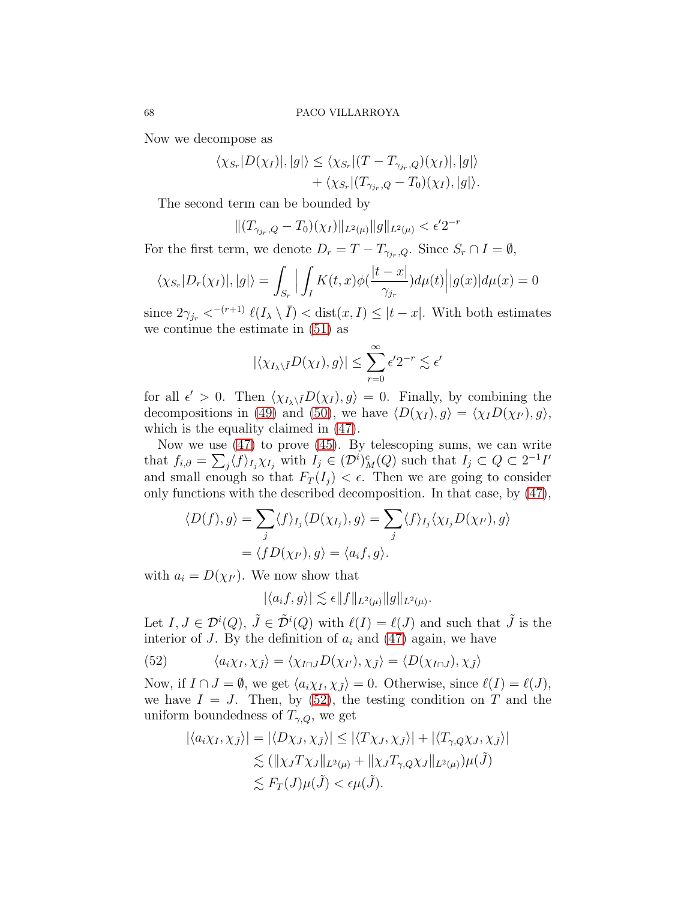Now we decompose as

$$\langle \chi_{S_r}|D(\chi_I)|, |g|\rangle \leq \langle \chi_{S_r}|(T - T_{\gamma_{j_r},Q})(\chi_I)|, |g|\rangle + \langle \chi_{S_r}|(T_{\gamma_{j_r},Q} - T_0)(\chi_I), |g|\rangle.$$

The second term can be bounded by

$$\|(T_{\gamma_{j_r},Q} - T_0)(\chi_I)\|_{L^2(\mu)}\|g\|_{L^2(\mu)} < \epsilon' 2^{-r}$$

For the first term, we denote $D_r = T - T_{\gamma_{j_r},Q}$. Since $S_r \cap I = \emptyset$,

$$\langle \chi_{S_r}|D_r(\chi_I)|, |g|\rangle = \int_{S_r} \Big| \int_I K(t,x)\phi(\frac{|t-x|}{\gamma_{j_r}})d\mu(t)\Big| |g(x)|d\mu(x) = 0$$

since $2\gamma_{j_r} <^{-(r+1)} \ell(I_\lambda \setminus \bar{I}) < \mathrm{dist}(x, I) \leq |t - x|$. With both estimates we continue the estimate in (51) as

$$|\langle \chi_{I_\lambda \setminus \bar{I}} D(\chi_I), g\rangle| \leq \sum_{r=0}^{\infty} \epsilon' 2^{-r} \lesssim \epsilon'$$

for all $\epsilon' > 0$. Then $\langle \chi_{I_\lambda \setminus \bar{I}} D(\chi_I), g\rangle = 0$. Finally, by combining the decompositions in (49) and (50), we have $\langle D(\chi_I), g\rangle = \langle \chi_I D(\chi_{I'}), g\rangle$, which is the equality claimed in (47).

Now we use (47) to prove (45). By telescoping sums, we can write that $f_{i,\partial} = \sum_j \langle f\rangle_{I_j}\chi_{I_j}$ with $I_j \in (\mathcal{D}^i)^c_M(Q)$ such that $I_j \subset Q \subset 2^{-1}I'$ and small enough so that $F_T(I_j) < \epsilon$. Then we are going to consider only functions with the described decomposition. In that case, by (47),

$$\begin{aligned}
\langle D(f), g\rangle &= \sum_j \langle f\rangle_{I_j}\langle D(\chi_{I_j}), g\rangle = \sum_j \langle f\rangle_{I_j}\langle \chi_{I_j} D(\chi_{I'}), g\rangle \\
&= \langle f D(\chi_{I'}), g\rangle = \langle a_i f, g\rangle.
\end{aligned}$$

with $a_i = D(\chi_{I'})$. We now show that

$$|\langle a_i f, g\rangle| \lesssim \epsilon \|f\|_{L^2(\mu)}\|g\|_{L^2(\mu)}.$$

Let $I, J \in \mathcal{D}^i(Q)$, $\tilde{J} \in \tilde{\mathcal{D}}^i(Q)$ with $\ell(I) = \ell(J)$ and such that $\tilde{J}$ is the interior of $J$. By the definition of $a_i$ and (47) again, we have

$$\langle a_i \chi_I, \chi_{\tilde{J}}\rangle = \langle \chi_{I\cap J} D(\chi_{I'}), \chi_{\tilde{J}}\rangle = \langle D(\chi_{I\cap J}), \chi_{\tilde{J}}\rangle \tag{52}$$

Now, if $I \cap J = \emptyset$, we get $\langle a_i \chi_I, \chi_{\tilde{J}}\rangle = 0$. Otherwise, since $\ell(I) = \ell(J)$, we have $I = J$. Then, by (52), the testing condition on $T$ and the uniform boundedness of $T_{\gamma,Q}$, we get

$$\begin{aligned}
|\langle a_i \chi_I, \chi_{\tilde{J}}\rangle| &= |\langle D\chi_J, \chi_{\tilde{J}}\rangle| \leq |\langle T\chi_J, \chi_{\tilde{J}}\rangle| + |\langle T_{\gamma,Q}\chi_J, \chi_{\tilde{J}}\rangle| \\
&\lesssim (\|\chi_J T\chi_J\|_{L^2(\mu)} + \|\chi_J T_{\gamma,Q}\chi_J\|_{L^2(\mu)})\mu(\tilde{J}) \\
&\lesssim F_T(J)\mu(\tilde{J}) < \epsilon\mu(\tilde{J}).
\end{aligned}$$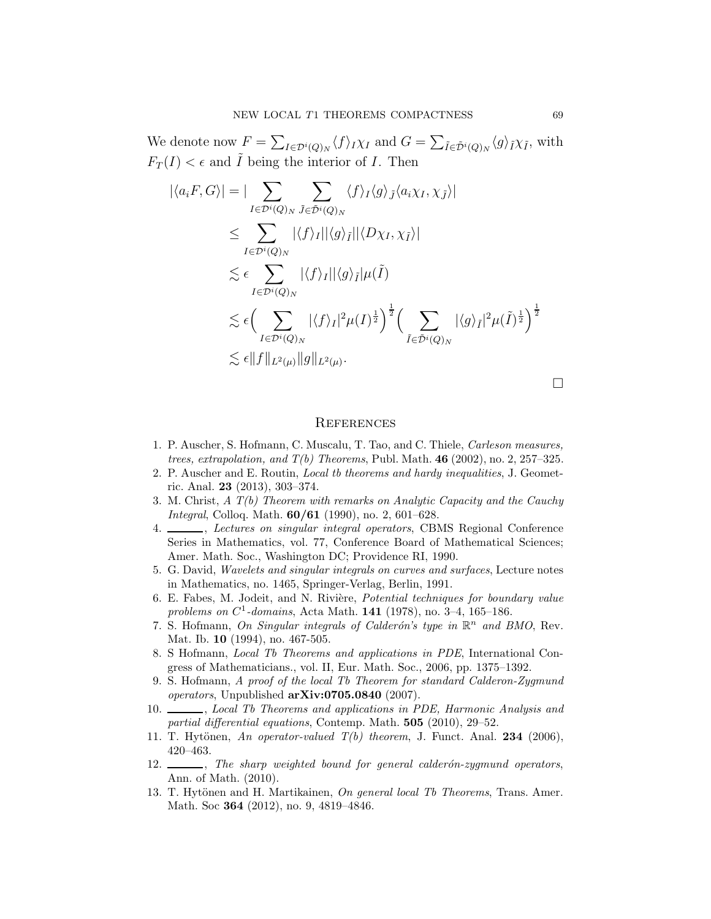We denote now $F = \sum_{I \in \mathcal{D}^i(Q)_N} \langle f \rangle_I \chi_I$ and $G = \sum_{\tilde{I} \in \tilde{\mathcal{D}}^i(Q)_N} \langle g \rangle_{\tilde{I}} \chi_{\tilde{I}}$, with $F_T(I) < \epsilon$ and $\tilde{I}$ being the interior of $I$. Then

$$
\begin{aligned}
|\langle a_i F, G \rangle| &= | \sum_{I \in \mathcal{D}^i(Q)_N} \sum_{\tilde{J} \in \tilde{\mathcal{D}}^i(Q)_N} \langle f \rangle_I \langle g \rangle_{\tilde{J}} \langle a_i \chi_I, \chi_{\tilde{J}} \rangle | \\
&\leq \sum_{I \in \mathcal{D}^i(Q)_N} |\langle f \rangle_I| |\langle g \rangle_{\tilde{I}}| |\langle D \chi_I, \chi_{\tilde{I}} \rangle| \\
&\lesssim \epsilon \sum_{I \in \mathcal{D}^i(Q)_N} |\langle f \rangle_I| |\langle g \rangle_{\tilde{I}}| \mu(\tilde{I}) \\
&\lesssim \epsilon \Big( \sum_{I \in \mathcal{D}^i(Q)_N} |\langle f \rangle_I|^2 \mu(I)^{\frac{1}{2}} \Big)^{\frac{1}{2}} \Big( \sum_{\tilde{I} \in \tilde{\mathcal{D}}^i(Q)_N} |\langle g \rangle_{\tilde{I}}|^2 \mu(\tilde{I})^{\frac{1}{2}} \Big)^{\frac{1}{2}} \\
&\lesssim \epsilon \|f\|_{L^2(\mu)} \|g\|_{L^2(\mu)}.
\end{aligned}
$$

□

## References

1. P. Auscher, S. Hofmann, C. Muscalu, T. Tao, and C. Thiele, *Carleson measures, trees, extrapolation, and T(b) Theorems*, Publ. Math. **46** (2002), no. 2, 257–325.
2. P. Auscher and E. Routin, *Local tb theorems and hardy inequalities*, J. Geometric. Anal. **23** (2013), 303–374.
3. M. Christ, *A T(b) Theorem with remarks on Analytic Capacity and the Cauchy Integral*, Colloq. Math. **60/61** (1990), no. 2, 601–628.
4. ______, *Lectures on singular integral operators*, CBMS Regional Conference Series in Mathematics, vol. 77, Conference Board of Mathematical Sciences; Amer. Math. Soc., Washington DC; Providence RI, 1990.
5. G. David, *Wavelets and singular integrals on curves and surfaces*, Lecture notes in Mathematics, no. 1465, Springer-Verlag, Berlin, 1991.
6. E. Fabes, M. Jodeit, and N. Rivière, *Potential techniques for boundary value problems on $C^1$-domains*, Acta Math. **141** (1978), no. 3–4, 165–186.
7. S. Hofmann, *On Singular integrals of Calderón's type in $\mathbb{R}^n$ and BMO*, Rev. Mat. Ib. **10** (1994), no. 467-505.
8. S Hofmann, *Local Tb Theorems and applications in PDE*, International Congress of Mathematicians., vol. II, Eur. Math. Soc., 2006, pp. 1375–1392.
9. S. Hofmann, *A proof of the local Tb Theorem for standard Calderon-Zygmund operators*, Unpublished **arXiv:0705.0840** (2007).
10. ______, *Local Tb Theorems and applications in PDE, Harmonic Analysis and partial differential equations*, Contemp. Math. **505** (2010), 29–52.
11. T. Hytönen, *An operator-valued T(b) theorem*, J. Funct. Anal. **234** (2006), 420–463.
12. ______, *The sharp weighted bound for general calderón-zygmund operators*, Ann. of Math. (2010).
13. T. Hytönen and H. Martikainen, *On general local Tb Theorems*, Trans. Amer. Math. Soc **364** (2012), no. 9, 4819–4846.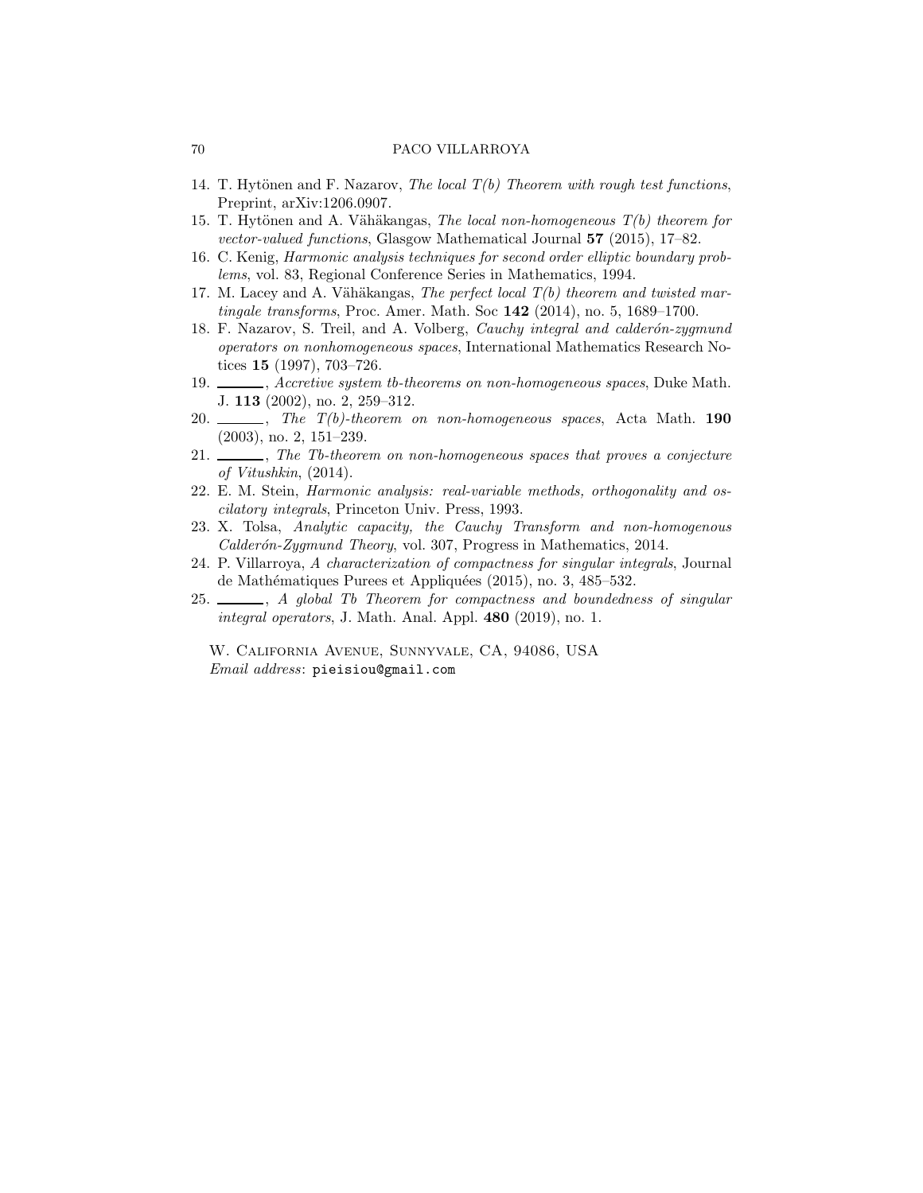14. T. Hytönen and F. Nazarov, *The local T(b) Theorem with rough test functions*, Preprint, arXiv:1206.0907.
15. T. Hytönen and A. Vähäkangas, *The local non-homogeneous T(b) theorem for vector-valued functions*, Glasgow Mathematical Journal **57** (2015), 17–82.
16. C. Kenig, *Harmonic analysis techniques for second order elliptic boundary problems*, vol. 83, Regional Conference Series in Mathematics, 1994.
17. M. Lacey and A. Vähäkangas, *The perfect local T(b) theorem and twisted martingale transforms*, Proc. Amer. Math. Soc **142** (2014), no. 5, 1689–1700.
18. F. Nazarov, S. Treil, and A. Volberg, *Cauchy integral and calderón-zygmund operators on nonhomogeneous spaces*, International Mathematics Research Notices **15** (1997), 703–726.
19. ______, *Accretive system tb-theorems on non-homogeneous spaces*, Duke Math. J. **113** (2002), no. 2, 259–312.
20. ______, *The T(b)-theorem on non-homogeneous spaces*, Acta Math. **190** (2003), no. 2, 151–239.
21. ______, *The Tb-theorem on non-homogeneous spaces that proves a conjecture of Vitushkin*, (2014).
22. E. M. Stein, *Harmonic analysis: real-variable methods, orthogonality and oscilatory integrals*, Princeton Univ. Press, 1993.
23. X. Tolsa, *Analytic capacity, the Cauchy Transform and non-homogenous Calderón-Zygmund Theory*, vol. 307, Progress in Mathematics, 2014.
24. P. Villarroya, *A characterization of compactness for singular integrals*, Journal de Mathématiques Purees et Appliquées (2015), no. 3, 485–532.
25. ______, *A global Tb Theorem for compactness and boundedness of singular integral operators*, J. Math. Anal. Appl. **480** (2019), no. 1.

W. California Avenue, Sunnyvale, CA, 94086, USA
*Email address*: pieisiou@gmail.com